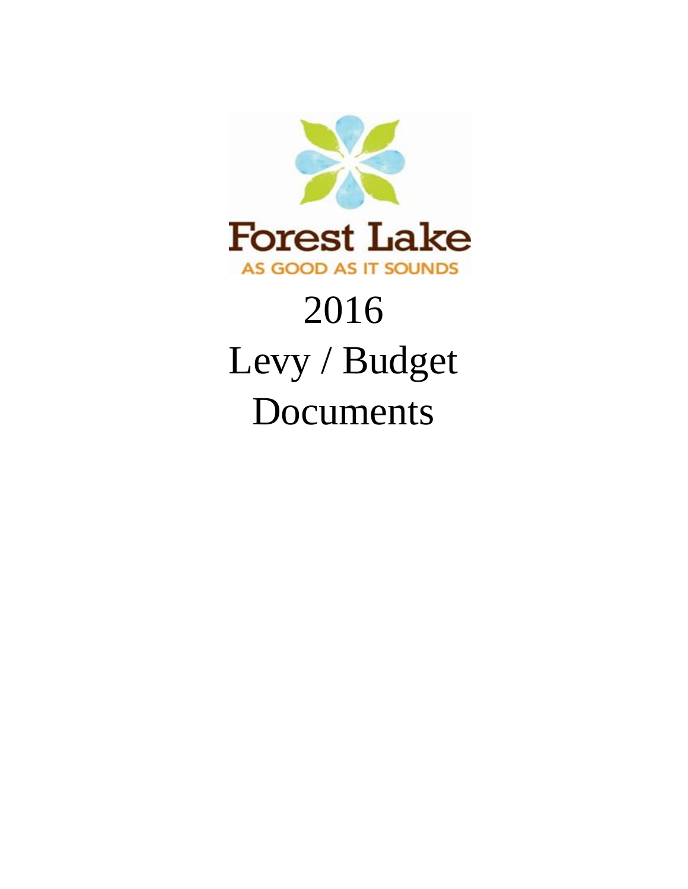Forest Lake

AS GOOD AS IT SOUNDS

# 2016
# Levy / Budget
# Documents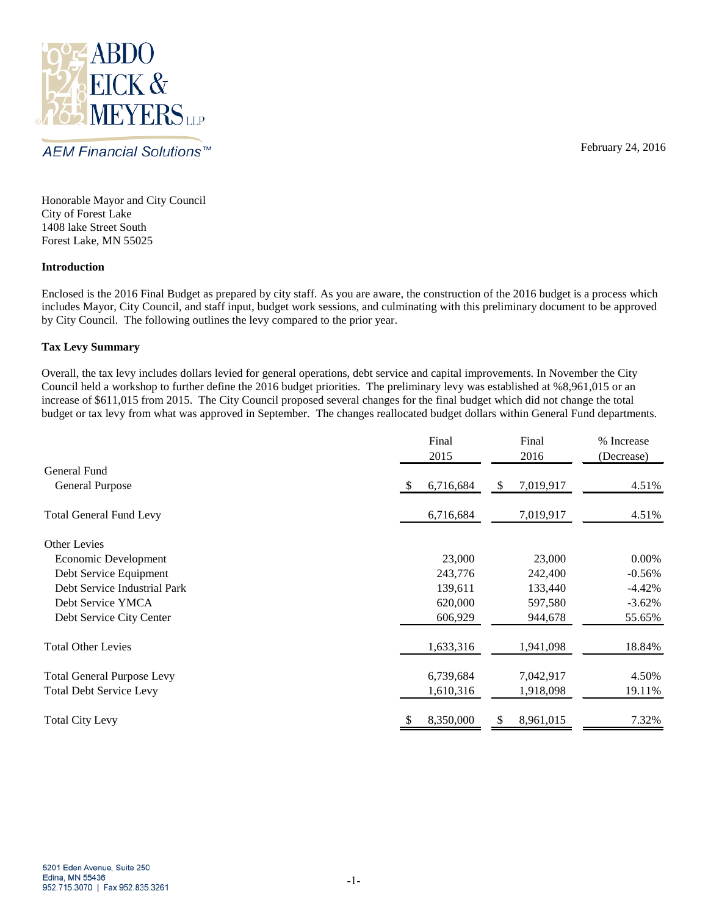February 24, 2016

Honorable Mayor and City Council
City of Forest Lake
1408 lake Street South
Forest Lake, MN 55025

**Introduction**

Enclosed is the 2016 Final Budget as prepared by city staff. As you are aware, the construction of the 2016 budget is a process which includes Mayor, City Council, and staff input, budget work sessions, and culminating with this preliminary document to be approved by City Council. The following outlines the levy compared to the prior year.

**Tax Levy Summary**

Overall, the tax levy includes dollars levied for general operations, debt service and capital improvements. In November the City Council held a workshop to further define the 2016 budget priorities. The preliminary levy was established at %8,961,015 or an increase of $611,015 from 2015. The City Council proposed several changes for the final budget which did not change the total budget or tax levy from what was approved in September. The changes reallocated budget dollars within General Fund departments.

| | Final 2015 | Final 2016 | % Increase (Decrease) |
|---|---|---|---|
| General Fund | | | |
| General Purpose | $ 6,716,684 | $ 7,019,917 | 4.51% |
| Total General Fund Levy | 6,716,684 | 7,019,917 | 4.51% |
| Other Levies | | | |
| Economic Development | 23,000 | 23,000 | 0.00% |
| Debt Service Equipment | 243,776 | 242,400 | -0.56% |
| Debt Service Industrial Park | 139,611 | 133,440 | -4.42% |
| Debt Service YMCA | 620,000 | 597,580 | -3.62% |
| Debt Service City Center | 606,929 | 944,678 | 55.65% |
| Total Other Levies | 1,633,316 | 1,941,098 | 18.84% |
| Total General Purpose Levy | 6,739,684 | 7,042,917 | 4.50% |
| Total Debt Service Levy | 1,610,316 | 1,918,098 | 19.11% |
| Total City Levy | $ 8,350,000 | $ 8,961,015 | 7.32% |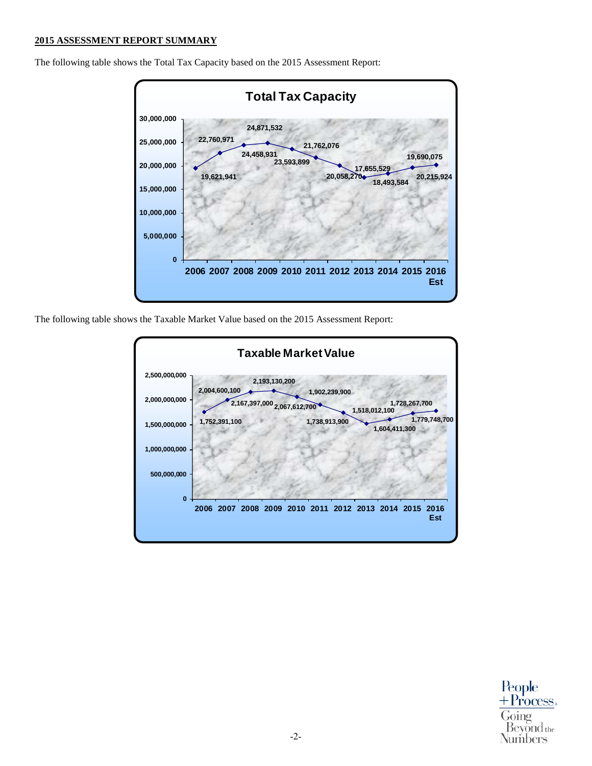**2015 ASSESSMENT REPORT SUMMARY**

The following table shows the Total Tax Capacity based on the 2015 Assessment Report:

**Total Tax Capacity**

| Year | Total Tax Capacity |
|---|---|
| 2006 | 19,621,941 |
| 2007 | 22,760,971 |
| 2008 | 24,458,931 |
| 2009 | 24,871,532 |
| 2010 | 23,593,899 |
| 2011 | 21,762,076 |
| 2012 | 20,058,270 |
| 2013 | 17,655,529 |
| 2014 | 18,493,584 |
| 2015 | 19,690,075 |
| 2016 Est | 20,215,924 |

The following table shows the Taxable Market Value based on the 2015 Assessment Report:

**Taxable Market Value**

| Year | Taxable Market Value |
|---|---|
| 2006 | 1,752,391,100 |
| 2007 | 2,004,600,100 |
| 2008 | 2,167,397,000 |
| 2009 | 2,193,130,200 |
| 2010 | 2,067,612,700 |
| 2011 | 1,902,239,900 |
| 2012 | 1,738,913,900 |
| 2013 | 1,518,012,100 |
| 2014 | 1,604,411,300 |
| 2015 | 1,728,267,700 |
| 2016 Est | 1,779,748,700 |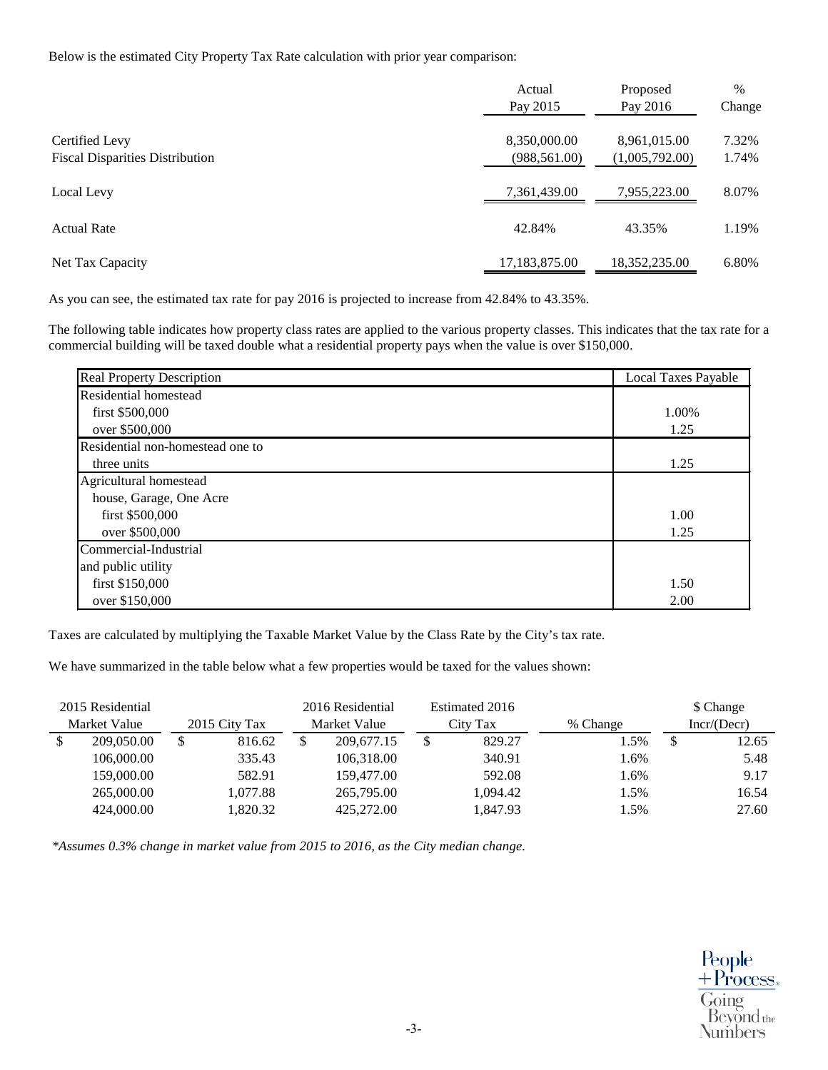Below is the estimated City Property Tax Rate calculation with prior year comparison:

| | Actual Pay 2015 | Proposed Pay 2016 | % Change |
|---|---|---|---|
| Certified Levy | 8,350,000.00 | 8,961,015.00 | 7.32% |
| Fiscal Disparities Distribution | (988,561.00) | (1,005,792.00) | 1.74% |
| Local Levy | 7,361,439.00 | 7,955,223.00 | 8.07% |
| Actual Rate | 42.84% | 43.35% | 1.19% |
| Net Tax Capacity | 17,183,875.00 | 18,352,235.00 | 6.80% |

As you can see, the estimated tax rate for pay 2016 is projected to increase from 42.84% to 43.35%.

The following table indicates how property class rates are applied to the various property classes. This indicates that the tax rate for a commercial building will be taxed double what a residential property pays when the value is over $150,000.

| Real Property Description | Local Taxes Payable |
|---|---|
| Residential homestead | |
| first $500,000 | 1.00% |
| over $500,000 | 1.25 |
| Residential non-homestead one to three units | 1.25 |
| Agricultural homestead | |
| house, Garage, One Acre | |
| first $500,000 | 1.00 |
| over $500,000 | 1.25 |
| Commercial-Industrial and public utility | |
| first $150,000 | 1.50 |
| over $150,000 | 2.00 |

Taxes are calculated by multiplying the Taxable Market Value by the Class Rate by the City's tax rate.

We have summarized in the table below what a few properties would be taxed for the values shown:

| 2015 Residential Market Value | 2015 City Tax | 2016 Residential Market Value | Estimated 2016 City Tax | % Change | $ Change Incr/(Decr) |
|---|---|---|---|---|---|
| $ 209,050.00 | $ 816.62 | $ 209,677.15 | $ 829.27 | 1.5% | $ 12.65 |
| 106,000.00 | 335.43 | 106,318.00 | 340.91 | 1.6% | 5.48 |
| 159,000.00 | 582.91 | 159,477.00 | 592.08 | 1.6% | 9.17 |
| 265,000.00 | 1,077.88 | 265,795.00 | 1,094.42 | 1.5% | 16.54 |
| 424,000.00 | 1,820.32 | 425,272.00 | 1,847.93 | 1.5% | 27.60 |

*\*Assumes 0.3% change in market value from 2015 to 2016, as the City median change.*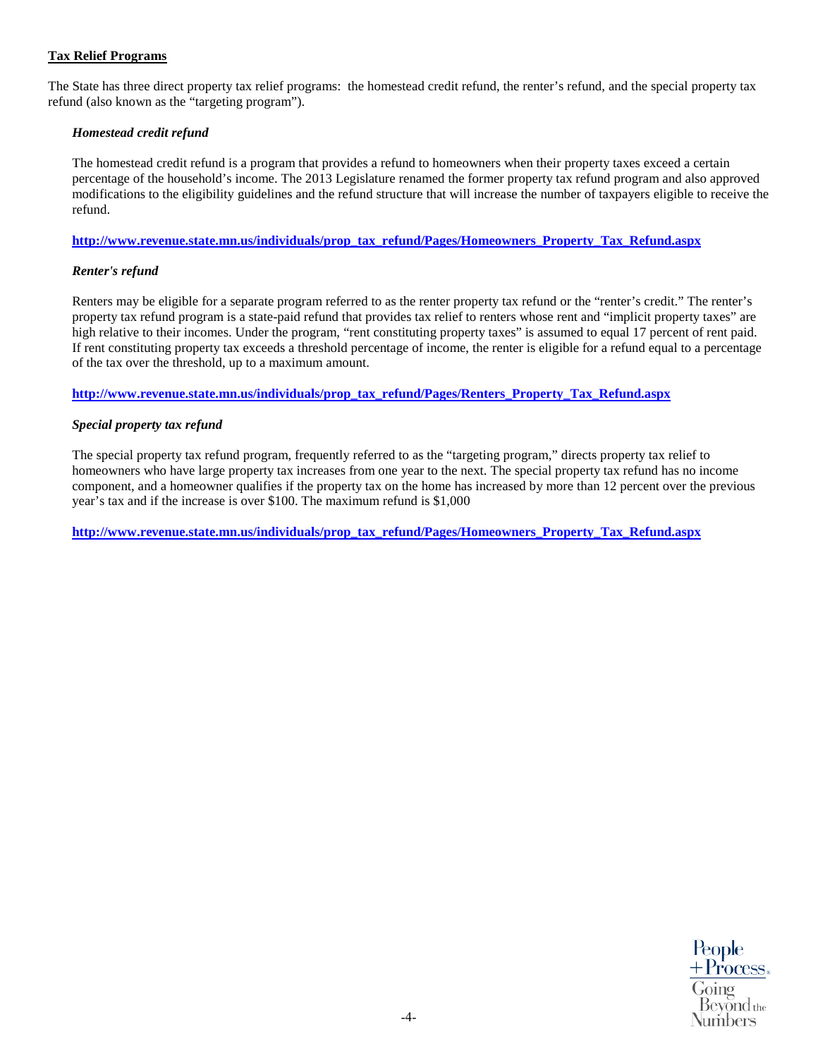## Tax Relief Programs

The State has three direct property tax relief programs: the homestead credit refund, the renter's refund, and the special property tax refund (also known as the "targeting program").

### *Homestead credit refund*

The homestead credit refund is a program that provides a refund to homeowners when their property taxes exceed a certain percentage of the household's income. The 2013 Legislature renamed the former property tax refund program and also approved modifications to the eligibility guidelines and the refund structure that will increase the number of taxpayers eligible to receive the refund.

**http://www.revenue.state.mn.us/individuals/prop_tax_refund/Pages/Homeowners_Property_Tax_Refund.aspx**

### *Renter's refund*

Renters may be eligible for a separate program referred to as the renter property tax refund or the "renter's credit." The renter's property tax refund program is a state-paid refund that provides tax relief to renters whose rent and "implicit property taxes" are high relative to their incomes. Under the program, "rent constituting property taxes" is assumed to equal 17 percent of rent paid. If rent constituting property tax exceeds a threshold percentage of income, the renter is eligible for a refund equal to a percentage of the tax over the threshold, up to a maximum amount.

**http://www.revenue.state.mn.us/individuals/prop_tax_refund/Pages/Renters_Property_Tax_Refund.aspx**

### *Special property tax refund*

The special property tax refund program, frequently referred to as the "targeting program," directs property tax relief to homeowners who have large property tax increases from one year to the next. The special property tax refund has no income component, and a homeowner qualifies if the property tax on the home has increased by more than 12 percent over the previous year's tax and if the increase is over $100. The maximum refund is $1,000

**http://www.revenue.state.mn.us/individuals/prop_tax_refund/Pages/Homeowners_Property_Tax_Refund.aspx**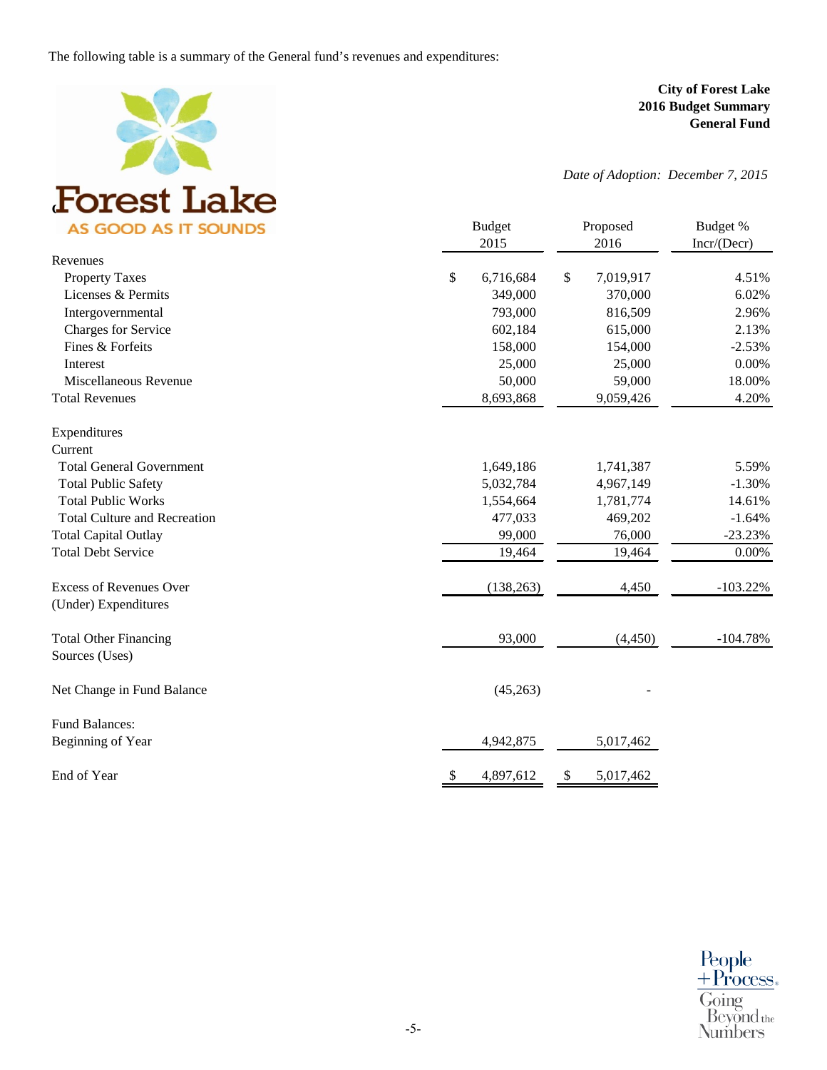The following table is a summary of the General fund's revenues and expenditures:

Forest Lake
AS GOOD AS IT SOUNDS

**City of Forest Lake**
**2016 Budget Summary**
**General Fund**

*Date of Adoption: December 7, 2015*

| | Budget 2015 | Proposed 2016 | Budget % Incr/(Decr) |
|---|---|---|---|
| Revenues | | | |
| Property Taxes | $ 6,716,684 | $ 7,019,917 | 4.51% |
| Licenses & Permits | 349,000 | 370,000 | 6.02% |
| Intergovernmental | 793,000 | 816,509 | 2.96% |
| Charges for Service | 602,184 | 615,000 | 2.13% |
| Fines & Forfeits | 158,000 | 154,000 | -2.53% |
| Interest | 25,000 | 25,000 | 0.00% |
| Miscellaneous Revenue | 50,000 | 59,000 | 18.00% |
| Total Revenues | 8,693,868 | 9,059,426 | 4.20% |
| | | | |
| Expenditures | | | |
| Current | | | |
| Total General Government | 1,649,186 | 1,741,387 | 5.59% |
| Total Public Safety | 5,032,784 | 4,967,149 | -1.30% |
| Total Public Works | 1,554,664 | 1,781,774 | 14.61% |
| Total Culture and Recreation | 477,033 | 469,202 | -1.64% |
| Total Capital Outlay | 99,000 | 76,000 | -23.23% |
| Total Debt Service | 19,464 | 19,464 | 0.00% |
| | | | |
| Excess of Revenues Over (Under) Expenditures | (138,263) | 4,450 | -103.22% |
| | | | |
| Total Other Financing Sources (Uses) | 93,000 | (4,450) | -104.78% |
| | | | |
| Net Change in Fund Balance | (45,263) | - | |
| | | | |
| Fund Balances: | | | |
| Beginning of Year | 4,942,875 | 5,017,462 | |
| | | | |
| End of Year | $ 4,897,612 | $ 5,017,462 | |

People + Process. Going Beyond the Numbers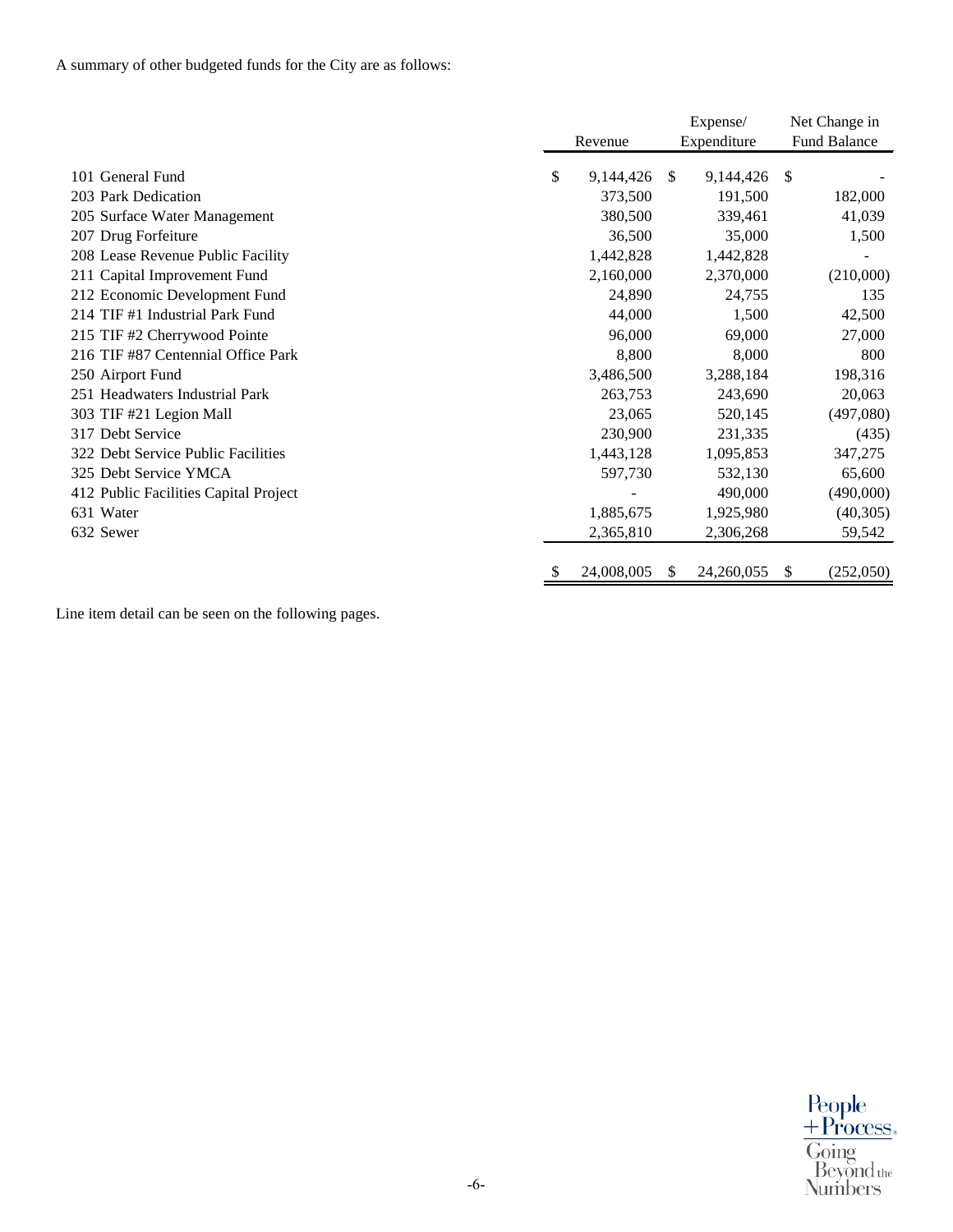A summary of other budgeted funds for the City are as follows:

| | Revenue | Expense/ Expenditure | Net Change in Fund Balance |
|---|---|---|---|
| 101 General Fund | $ 9,144,426 | $ 9,144,426 | $ - |
| 203 Park Dedication | 373,500 | 191,500 | 182,000 |
| 205 Surface Water Management | 380,500 | 339,461 | 41,039 |
| 207 Drug Forfeiture | 36,500 | 35,000 | 1,500 |
| 208 Lease Revenue Public Facility | 1,442,828 | 1,442,828 | - |
| 211 Capital Improvement Fund | 2,160,000 | 2,370,000 | (210,000) |
| 212 Economic Development Fund | 24,890 | 24,755 | 135 |
| 214 TIF #1 Industrial Park Fund | 44,000 | 1,500 | 42,500 |
| 215 TIF #2 Cherrywood Pointe | 96,000 | 69,000 | 27,000 |
| 216 TIF #87 Centennial Office Park | 8,800 | 8,000 | 800 |
| 250 Airport Fund | 3,486,500 | 3,288,184 | 198,316 |
| 251 Headwaters Industrial Park | 263,753 | 243,690 | 20,063 |
| 303 TIF #21 Legion Mall | 23,065 | 520,145 | (497,080) |
| 317 Debt Service | 230,900 | 231,335 | (435) |
| 322 Debt Service Public Facilities | 1,443,128 | 1,095,853 | 347,275 |
| 325 Debt Service YMCA | 597,730 | 532,130 | 65,600 |
| 412 Public Facilities Capital Project | - | 490,000 | (490,000) |
| 631 Water | 1,885,675 | 1,925,980 | (40,305) |
| 632 Sewer | 2,365,810 | 2,306,268 | 59,542 |
| | $ 24,008,005 | $ 24,260,055 | $ (252,050) |

Line item detail can be seen on the following pages.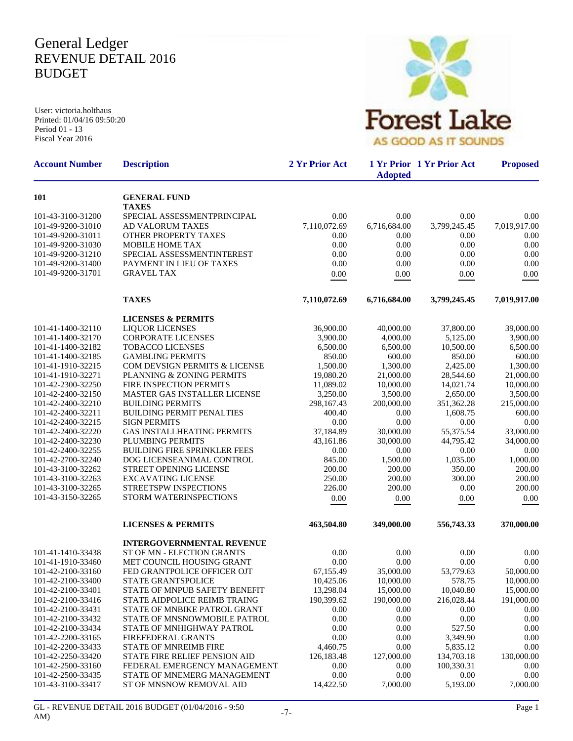# General Ledger
# REVENUE DETAIL 2016
# BUDGET

User: victoria.holthaus
Printed: 01/04/16 09:50:20
Period 01 - 13
Fiscal Year 2016

Forest Lake
AS GOOD AS IT SOUNDS

| Account Number | Description | 2 Yr Prior Act | 1 Yr Prior Adopted | 1 Yr Prior Act | Proposed |
|---|---|---|---|---|---|
| **101** | **GENERAL FUND** | | | | |
| | **TAXES** | | | | |
| 101-43-3100-31200 | SPECIAL ASSESSMENTPRINCIPAL | 0.00 | 0.00 | 0.00 | 0.00 |
| 101-49-9200-31010 | AD VALORUM TAXES | 7,110,072.69 | 6,716,684.00 | 3,799,245.45 | 7,019,917.00 |
| 101-49-9200-31011 | OTHER PROPERTY TAXES | 0.00 | 0.00 | 0.00 | 0.00 |
| 101-49-9200-31030 | MOBILE HOME TAX | 0.00 | 0.00 | 0.00 | 0.00 |
| 101-49-9200-31210 | SPECIAL ASSESSMENTINTEREST | 0.00 | 0.00 | 0.00 | 0.00 |
| 101-49-9200-31400 | PAYMENT IN LIEU OF TAXES | 0.00 | 0.00 | 0.00 | 0.00 |
| 101-49-9200-31701 | GRAVEL TAX | 0.00 | 0.00 | 0.00 | 0.00 |
| | **TAXES** | **7,110,072.69** | **6,716,684.00** | **3,799,245.45** | **7,019,917.00** |
| | **LICENSES & PERMITS** | | | | |
| 101-41-1400-32110 | LIQUOR LICENSES | 36,900.00 | 40,000.00 | 37,800.00 | 39,000.00 |
| 101-41-1400-32170 | CORPORATE LICENSES | 3,900.00 | 4,000.00 | 5,125.00 | 3,900.00 |
| 101-41-1400-32182 | TOBACCO LICENSES | 6,500.00 | 6,500.00 | 10,500.00 | 6,500.00 |
| 101-41-1400-32185 | GAMBLING PERMITS | 850.00 | 600.00 | 850.00 | 600.00 |
| 101-41-1910-32215 | COM DEVSIGN PERMITS & LICENSE | 1,500.00 | 1,300.00 | 2,425.00 | 1,300.00 |
| 101-41-1910-32271 | PLANNING & ZONING PERMITS | 19,080.20 | 21,000.00 | 28,544.60 | 21,000.00 |
| 101-42-2300-32250 | FIRE INSPECTION PERMITS | 11,089.02 | 10,000.00 | 14,021.74 | 10,000.00 |
| 101-42-2400-32150 | MASTER GAS INSTALLER LICENSE | 3,250.00 | 3,500.00 | 2,650.00 | 3,500.00 |
| 101-42-2400-32210 | BUILDING PERMITS | 298,167.43 | 200,000.00 | 351,362.28 | 215,000.00 |
| 101-42-2400-32211 | BUILDING PERMIT PENALTIES | 400.40 | 0.00 | 1,608.75 | 600.00 |
| 101-42-2400-32215 | SIGN PERMITS | 0.00 | 0.00 | 0.00 | 0.00 |
| 101-42-2400-32220 | GAS INSTALLHEATING PERMITS | 37,184.89 | 30,000.00 | 55,375.54 | 33,000.00 |
| 101-42-2400-32230 | PLUMBING PERMITS | 43,161.86 | 30,000.00 | 44,795.42 | 34,000.00 |
| 101-42-2400-32255 | BUILDING FIRE SPRINKLER FEES | 0.00 | 0.00 | 0.00 | 0.00 |
| 101-42-2700-32240 | DOG LICENSEANIMAL CONTROL | 845.00 | 1,500.00 | 1,035.00 | 1,000.00 |
| 101-43-3100-32262 | STREET OPENING LICENSE | 200.00 | 200.00 | 350.00 | 200.00 |
| 101-43-3100-32263 | EXCAVATING LICENSE | 250.00 | 200.00 | 300.00 | 200.00 |
| 101-43-3100-32265 | STREETSPW INSPECTIONS | 226.00 | 200.00 | 0.00 | 200.00 |
| 101-43-3150-32265 | STORM WATERINSPECTIONS | 0.00 | 0.00 | 0.00 | 0.00 |
| | **LICENSES & PERMITS** | **463,504.80** | **349,000.00** | **556,743.33** | **370,000.00** |
| | **INTERGOVERNMENTAL REVENUE** | | | | |
| 101-41-1410-33438 | ST OF MN - ELECTION GRANTS | 0.00 | 0.00 | 0.00 | 0.00 |
| 101-41-1910-33460 | MET COUNCIL HOUSING GRANT | 0.00 | 0.00 | 0.00 | 0.00 |
| 101-42-2100-33160 | FED GRANTPOLICE OFFICER OJT | 67,155.49 | 35,000.00 | 53,779.63 | 50,000.00 |
| 101-42-2100-33400 | STATE GRANTSPOLICE | 10,425.06 | 10,000.00 | 578.75 | 10,000.00 |
| 101-42-2100-33401 | STATE OF MNPUB SAFETY BENEFIT | 13,298.04 | 15,000.00 | 10,040.80 | 15,000.00 |
| 101-42-2100-33416 | STATE AIDPOLICE REIMB TRAING | 190,399.62 | 190,000.00 | 216,028.44 | 191,000.00 |
| 101-42-2100-33431 | STATE OF MNBIKE PATROL GRANT | 0.00 | 0.00 | 0.00 | 0.00 |
| 101-42-2100-33432 | STATE OF MNSNOWMOBILE PATROL | 0.00 | 0.00 | 0.00 | 0.00 |
| 101-42-2100-33434 | STATE OF MNHIGHWAY PATROL | 0.00 | 0.00 | 527.50 | 0.00 |
| 101-42-2200-33165 | FIREFEDERAL GRANTS | 0.00 | 0.00 | 3,349.90 | 0.00 |
| 101-42-2200-33433 | STATE OF MNREIMB FIRE | 4,460.75 | 0.00 | 5,835.12 | 0.00 |
| 101-42-2250-33420 | STATE FIRE RELIEF PENSION AID | 126,183.48 | 127,000.00 | 134,703.18 | 130,000.00 |
| 101-42-2500-33160 | FEDERAL EMERGENCY MANAGEMENT | 0.00 | 0.00 | 100,330.31 | 0.00 |
| 101-42-2500-33435 | STATE OF MNEMERG MANAGEMENT | 0.00 | 0.00 | 0.00 | 0.00 |
| 101-43-3100-33417 | ST OF MNSNOW REMOVAL AID | 14,422.50 | 7,000.00 | 5,193.00 | 7,000.00 |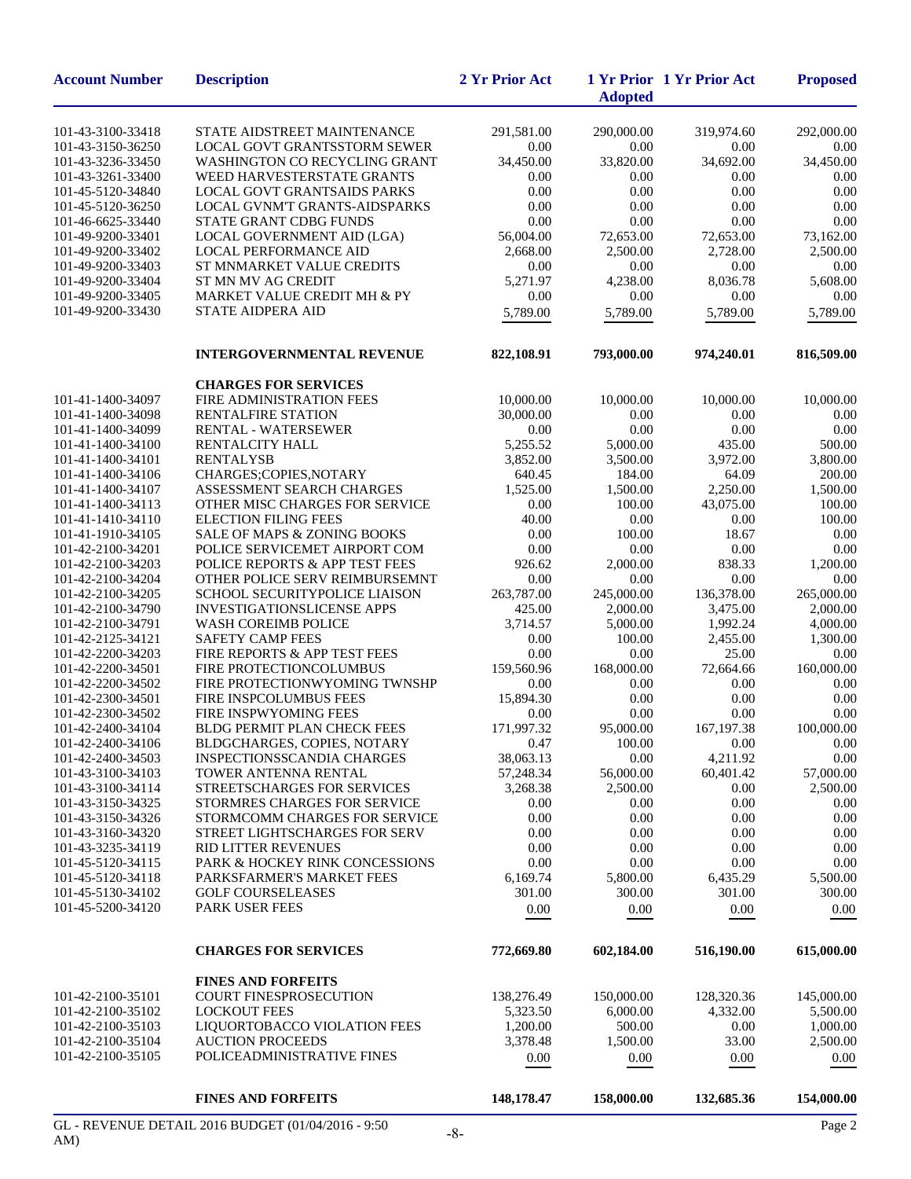| Account Number | Description | 2 Yr Prior Act | 1 Yr Prior Adopted | 1 Yr Prior Act | Proposed |
|---|---|---|---|---|---|
| 101-43-3100-33418 | STATE AIDSTREET MAINTENANCE | 291,581.00 | 290,000.00 | 319,974.60 | 292,000.00 |
| 101-43-3150-36250 | LOCAL GOVT GRANTSSTORM SEWER | 0.00 | 0.00 | 0.00 | 0.00 |
| 101-43-3236-33450 | WASHINGTON CO RECYCLING GRANT | 34,450.00 | 33,820.00 | 34,692.00 | 34,450.00 |
| 101-43-3261-33400 | WEED HARVESTERSTATE GRANTS | 0.00 | 0.00 | 0.00 | 0.00 |
| 101-45-5120-34840 | LOCAL GOVT GRANTSAIDS PARKS | 0.00 | 0.00 | 0.00 | 0.00 |
| 101-45-5120-36250 | LOCAL GVNM'T GRANTS-AIDSPARKS | 0.00 | 0.00 | 0.00 | 0.00 |
| 101-46-6625-33440 | STATE GRANT CDBG FUNDS | 0.00 | 0.00 | 0.00 | 0.00 |
| 101-49-9200-33401 | LOCAL GOVERNMENT AID (LGA) | 56,004.00 | 72,653.00 | 72,653.00 | 73,162.00 |
| 101-49-9200-33402 | LOCAL PERFORMANCE AID | 2,668.00 | 2,500.00 | 2,728.00 | 2,500.00 |
| 101-49-9200-33403 | ST MNMARKET VALUE CREDITS | 0.00 | 0.00 | 0.00 | 0.00 |
| 101-49-9200-33404 | ST MN MV AG CREDIT | 5,271.97 | 4,238.00 | 8,036.78 | 5,608.00 |
| 101-49-9200-33405 | MARKET VALUE CREDIT MH & PY | 0.00 | 0.00 | 0.00 | 0.00 |
| 101-49-9200-33430 | STATE AIDPERA AID | 5,789.00 | 5,789.00 | 5,789.00 | 5,789.00 |
| | **INTERGOVERNMENTAL REVENUE** | **822,108.91** | **793,000.00** | **974,240.01** | **816,509.00** |
| | **CHARGES FOR SERVICES** | | | | |
| 101-41-1400-34097 | FIRE ADMINISTRATION FEES | 10,000.00 | 10,000.00 | 10,000.00 | 10,000.00 |
| 101-41-1400-34098 | RENTALFIRE STATION | 30,000.00 | 0.00 | 0.00 | 0.00 |
| 101-41-1400-34099 | RENTAL - WATERSEWER | 0.00 | 0.00 | 0.00 | 0.00 |
| 101-41-1400-34100 | RENTALCITY HALL | 5,255.52 | 5,000.00 | 435.00 | 500.00 |
| 101-41-1400-34101 | RENTALYSB | 3,852.00 | 3,500.00 | 3,972.00 | 3,800.00 |
| 101-41-1400-34106 | CHARGES;COPIES,NOTARY | 640.45 | 184.00 | 64.09 | 200.00 |
| 101-41-1400-34107 | ASSESSMENT SEARCH CHARGES | 1,525.00 | 1,500.00 | 2,250.00 | 1,500.00 |
| 101-41-1400-34113 | OTHER MISC CHARGES FOR SERVICE | 0.00 | 100.00 | 43,075.00 | 100.00 |
| 101-41-1410-34110 | ELECTION FILING FEES | 40.00 | 0.00 | 0.00 | 100.00 |
| 101-41-1910-34105 | SALE OF MAPS & ZONING BOOKS | 0.00 | 100.00 | 18.67 | 0.00 |
| 101-42-2100-34201 | POLICE SERVICEMET AIRPORT COM | 0.00 | 0.00 | 0.00 | 0.00 |
| 101-42-2100-34203 | POLICE REPORTS & APP TEST FEES | 926.62 | 2,000.00 | 838.33 | 1,200.00 |
| 101-42-2100-34204 | OTHER POLICE SERV REIMBURSEMNT | 0.00 | 0.00 | 0.00 | 0.00 |
| 101-42-2100-34205 | SCHOOL SECURITYPOLICE LIAISON | 263,787.00 | 245,000.00 | 136,378.00 | 265,000.00 |
| 101-42-2100-34790 | INVESTIGATIONSLICENSE APPS | 425.00 | 2,000.00 | 3,475.00 | 2,000.00 |
| 101-42-2100-34791 | WASH COREIMB POLICE | 3,714.57 | 5,000.00 | 1,992.24 | 4,000.00 |
| 101-42-2125-34121 | SAFETY CAMP FEES | 0.00 | 100.00 | 2,455.00 | 1,300.00 |
| 101-42-2200-34203 | FIRE REPORTS & APP TEST FEES | 0.00 | 0.00 | 25.00 | 0.00 |
| 101-42-2200-34501 | FIRE PROTECTIONCOLUMBUS | 159,560.96 | 168,000.00 | 72,664.66 | 160,000.00 |
| 101-42-2200-34502 | FIRE PROTECTIONWYOMING TWNSHP | 0.00 | 0.00 | 0.00 | 0.00 |
| 101-42-2300-34501 | FIRE INSPCOLUMBUS FEES | 15,894.30 | 0.00 | 0.00 | 0.00 |
| 101-42-2300-34502 | FIRE INSPWYOMING FEES | 0.00 | 0.00 | 0.00 | 0.00 |
| 101-42-2400-34104 | BLDG PERMIT PLAN CHECK FEES | 171,997.32 | 95,000.00 | 167,197.38 | 100,000.00 |
| 101-42-2400-34106 | BLDGCHARGES, COPIES, NOTARY | 0.47 | 100.00 | 0.00 | 0.00 |
| 101-42-2400-34503 | INSPECTIONSSCANDIA CHARGES | 38,063.13 | 0.00 | 4,211.92 | 0.00 |
| 101-43-3100-34103 | TOWER ANTENNA RENTAL | 57,248.34 | 56,000.00 | 60,401.42 | 57,000.00 |
| 101-43-3100-34114 | STREETSCHARGES FOR SERVICES | 3,268.38 | 2,500.00 | 0.00 | 2,500.00 |
| 101-43-3150-34325 | STORMRES CHARGES FOR SERVICE | 0.00 | 0.00 | 0.00 | 0.00 |
| 101-43-3150-34326 | STORMCOMM CHARGES FOR SERVICE | 0.00 | 0.00 | 0.00 | 0.00 |
| 101-43-3160-34320 | STREET LIGHTSCHARGES FOR SERV | 0.00 | 0.00 | 0.00 | 0.00 |
| 101-43-3235-34119 | RID LITTER REVENUES | 0.00 | 0.00 | 0.00 | 0.00 |
| 101-45-5120-34115 | PARK & HOCKEY RINK CONCESSIONS | 0.00 | 0.00 | 0.00 | 0.00 |
| 101-45-5120-34118 | PARKSFARMER'S MARKET FEES | 6,169.74 | 5,800.00 | 6,435.29 | 5,500.00 |
| 101-45-5130-34102 | GOLF COURSELEASES | 301.00 | 300.00 | 301.00 | 300.00 |
| 101-45-5200-34120 | PARK USER FEES | 0.00 | 0.00 | 0.00 | 0.00 |
| | **CHARGES FOR SERVICES** | **772,669.80** | **602,184.00** | **516,190.00** | **615,000.00** |
| | **FINES AND FORFEITS** | | | | |
| 101-42-2100-35101 | COURT FINESPROSECUTION | 138,276.49 | 150,000.00 | 128,320.36 | 145,000.00 |
| 101-42-2100-35102 | LOCKOUT FEES | 5,323.50 | 6,000.00 | 4,332.00 | 5,500.00 |
| 101-42-2100-35103 | LIQUORTOBACCO VIOLATION FEES | 1,200.00 | 500.00 | 0.00 | 1,000.00 |
| 101-42-2100-35104 | AUCTION PROCEEDS | 3,378.48 | 1,500.00 | 33.00 | 2,500.00 |
| 101-42-2100-35105 | POLICEADMINISTRATIVE FINES | 0.00 | 0.00 | 0.00 | 0.00 |
| | **FINES AND FORFEITS** | **148,178.47** | **158,000.00** | **132,685.36** | **154,000.00** |

GL - REVENUE DETAIL 2016 BUDGET (01/04/2016 - 9:50 AM)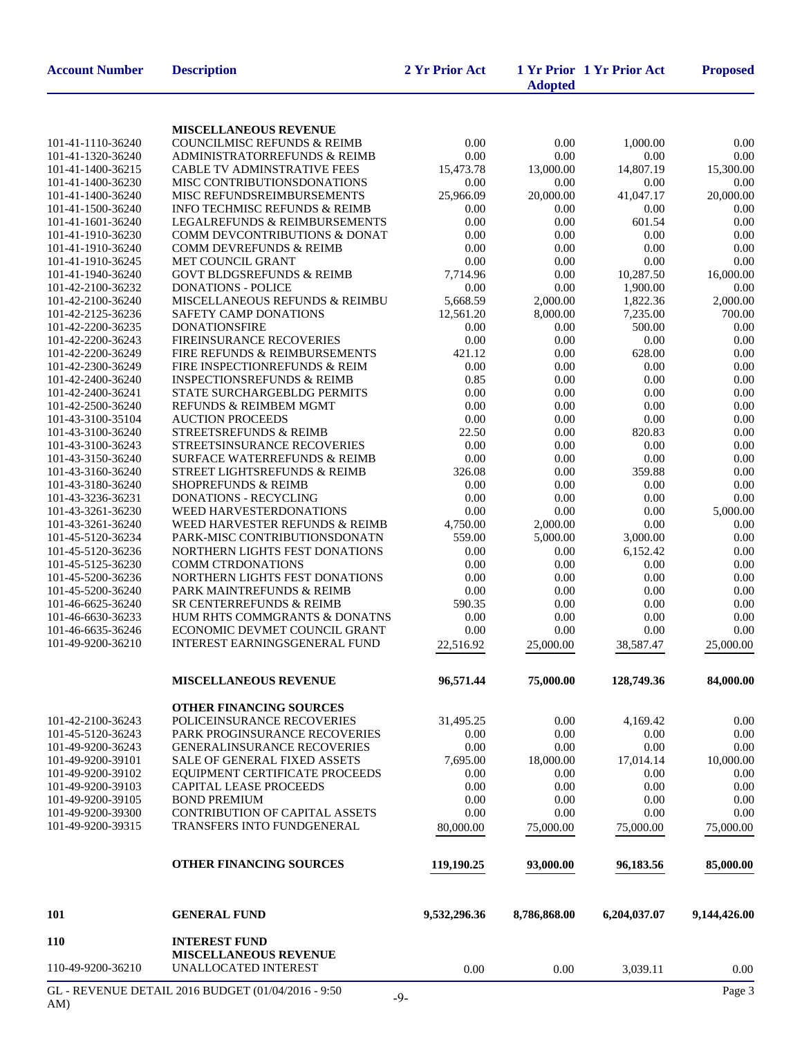| Account Number | Description | 2 Yr Prior Act | 1 Yr Prior Adopted | 1 Yr Prior Act | Proposed |
|---|---|---|---|---|---|
| | **MISCELLANEOUS REVENUE** | | | | |
| 101-41-1110-36240 | COUNCILMISC REFUNDS & REIMB | 0.00 | 0.00 | 1,000.00 | 0.00 |
| 101-41-1320-36240 | ADMINISTRATORREFUNDS & REIMB | 0.00 | 0.00 | 0.00 | 0.00 |
| 101-41-1400-36215 | CABLE TV ADMINSTRATIVE FEES | 15,473.78 | 13,000.00 | 14,807.19 | 15,300.00 |
| 101-41-1400-36230 | MISC CONTRIBUTIONSDONATIONS | 0.00 | 0.00 | 0.00 | 0.00 |
| 101-41-1400-36240 | MISC REFUNDSREIMBURSEMENTS | 25,966.09 | 20,000.00 | 41,047.17 | 20,000.00 |
| 101-41-1500-36240 | INFO TECHMISC REFUNDS & REIMB | 0.00 | 0.00 | 0.00 | 0.00 |
| 101-41-1601-36240 | LEGALREFUNDS & REIMBURSEMENTS | 0.00 | 0.00 | 601.54 | 0.00 |
| 101-41-1910-36230 | COMM DEVCONTRIBUTIONS & DONAT | 0.00 | 0.00 | 0.00 | 0.00 |
| 101-41-1910-36240 | COMM DEVREFUNDS & REIMB | 0.00 | 0.00 | 0.00 | 0.00 |
| 101-41-1910-36245 | MET COUNCIL GRANT | 0.00 | 0.00 | 0.00 | 0.00 |
| 101-41-1940-36240 | GOVT BLDGSREFUNDS & REIMB | 7,714.96 | 0.00 | 10,287.50 | 16,000.00 |
| 101-42-2100-36232 | DONATIONS - POLICE | 0.00 | 0.00 | 1,900.00 | 0.00 |
| 101-42-2100-36240 | MISCELLANEOUS REFUNDS & REIMBU | 5,668.59 | 2,000.00 | 1,822.36 | 2,000.00 |
| 101-42-2125-36236 | SAFETY CAMP DONATIONS | 12,561.20 | 8,000.00 | 7,235.00 | 700.00 |
| 101-42-2200-36235 | DONATIONSFIRE | 0.00 | 0.00 | 500.00 | 0.00 |
| 101-42-2200-36243 | FIREINSURANCE RECOVERIES | 0.00 | 0.00 | 0.00 | 0.00 |
| 101-42-2200-36249 | FIRE REFUNDS & REIMBURSEMENTS | 421.12 | 0.00 | 628.00 | 0.00 |
| 101-42-2300-36249 | FIRE INSPECTIONREFUNDS & REIM | 0.00 | 0.00 | 0.00 | 0.00 |
| 101-42-2400-36240 | INSPECTIONSREFUNDS & REIMB | 0.85 | 0.00 | 0.00 | 0.00 |
| 101-42-2400-36241 | STATE SURCHARGEBLDG PERMITS | 0.00 | 0.00 | 0.00 | 0.00 |
| 101-42-2500-36240 | REFUNDS & REIMBEM MGMT | 0.00 | 0.00 | 0.00 | 0.00 |
| 101-43-3100-35104 | AUCTION PROCEEDS | 0.00 | 0.00 | 0.00 | 0.00 |
| 101-43-3100-36240 | STREETSREFUNDS & REIMB | 22.50 | 0.00 | 820.83 | 0.00 |
| 101-43-3100-36243 | STREETSINSURANCE RECOVERIES | 0.00 | 0.00 | 0.00 | 0.00 |
| 101-43-3150-36240 | SURFACE WATERREFUNDS & REIMB | 0.00 | 0.00 | 0.00 | 0.00 |
| 101-43-3160-36240 | STREET LIGHTSREFUNDS & REIMB | 326.08 | 0.00 | 359.88 | 0.00 |
| 101-43-3180-36240 | SHOPREFUNDS & REIMB | 0.00 | 0.00 | 0.00 | 0.00 |
| 101-43-3236-36231 | DONATIONS - RECYCLING | 0.00 | 0.00 | 0.00 | 0.00 |
| 101-43-3261-36230 | WEED HARVESTERDONATIONS | 0.00 | 0.00 | 0.00 | 5,000.00 |
| 101-43-3261-36240 | WEED HARVESTER REFUNDS & REIMB | 4,750.00 | 2,000.00 | 0.00 | 0.00 |
| 101-45-5120-36234 | PARK-MISC CONTRIBUTIONSDONATN | 559.00 | 5,000.00 | 3,000.00 | 0.00 |
| 101-45-5120-36236 | NORTHERN LIGHTS FEST DONATIONS | 0.00 | 0.00 | 6,152.42 | 0.00 |
| 101-45-5125-36230 | COMM CTRDONATIONS | 0.00 | 0.00 | 0.00 | 0.00 |
| 101-45-5200-36236 | NORTHERN LIGHTS FEST DONATIONS | 0.00 | 0.00 | 0.00 | 0.00 |
| 101-45-5200-36240 | PARK MAINTREFUNDS & REIMB | 0.00 | 0.00 | 0.00 | 0.00 |
| 101-46-6625-36240 | SR CENTERREFUNDS & REIMB | 590.35 | 0.00 | 0.00 | 0.00 |
| 101-46-6630-36233 | HUM RHTS COMMGRANTS & DONATNS | 0.00 | 0.00 | 0.00 | 0.00 |
| 101-46-6635-36246 | ECONOMIC DEVMET COUNCIL GRANT | 0.00 | 0.00 | 0.00 | 0.00 |
| 101-49-9200-36210 | INTEREST EARNINGSGENERAL FUND | 22,516.92 | 25,000.00 | 38,587.47 | 25,000.00 |
| | **MISCELLANEOUS REVENUE** | **96,571.44** | **75,000.00** | **128,749.36** | **84,000.00** |
| | **OTHER FINANCING SOURCES** | | | | |
| 101-42-2100-36243 | POLICEINSURANCE RECOVERIES | 31,495.25 | 0.00 | 4,169.42 | 0.00 |
| 101-45-5120-36243 | PARK PROGINSURANCE RECOVERIES | 0.00 | 0.00 | 0.00 | 0.00 |
| 101-49-9200-36243 | GENERALINSURANCE RECOVERIES | 0.00 | 0.00 | 0.00 | 0.00 |
| 101-49-9200-39101 | SALE OF GENERAL FIXED ASSETS | 7,695.00 | 18,000.00 | 17,014.14 | 10,000.00 |
| 101-49-9200-39102 | EQUIPMENT CERTIFICATE PROCEEDS | 0.00 | 0.00 | 0.00 | 0.00 |
| 101-49-9200-39103 | CAPITAL LEASE PROCEEDS | 0.00 | 0.00 | 0.00 | 0.00 |
| 101-49-9200-39105 | BOND PREMIUM | 0.00 | 0.00 | 0.00 | 0.00 |
| 101-49-9200-39300 | CONTRIBUTION OF CAPITAL ASSETS | 0.00 | 0.00 | 0.00 | 0.00 |
| 101-49-9200-39315 | TRANSFERS INTO FUNDGENERAL | 80,000.00 | 75,000.00 | 75,000.00 | 75,000.00 |
| | **OTHER FINANCING SOURCES** | **119,190.25** | **93,000.00** | **96,183.56** | **85,000.00** |
| **101** | **GENERAL FUND** | **9,532,296.36** | **8,786,868.00** | **6,204,037.07** | **9,144,426.00** |
| **110** | **INTEREST FUND** | | | | |
| | **MISCELLANEOUS REVENUE** | | | | |
| 110-49-9200-36210 | UNALLOCATED INTEREST | 0.00 | 0.00 | 3,039.11 | 0.00 |

GL - REVENUE DETAIL 2016 BUDGET (01/04/2016 - 9:50 AM)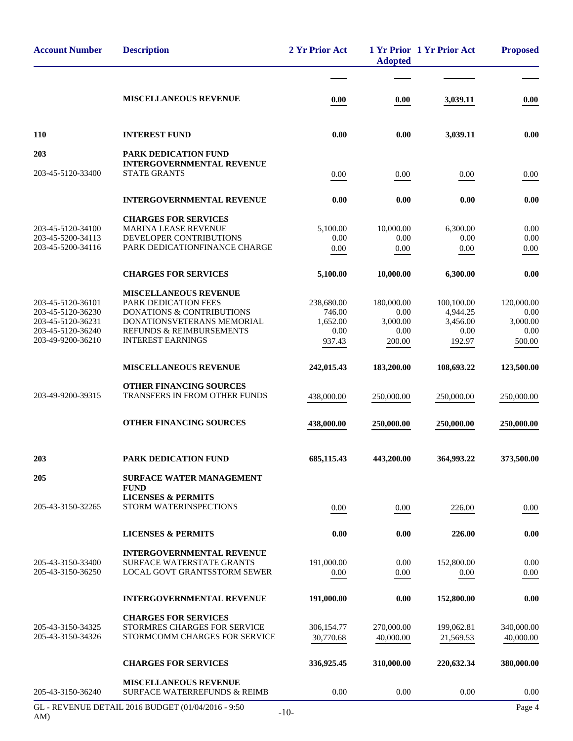| Account Number | Description | 2 Yr Prior Act | 1 Yr Prior Adopted | 1 Yr Prior Act | Proposed |
|---|---|---|---|---|---|
| | **MISCELLANEOUS REVENUE** | **0.00** | **0.00** | **3,039.11** | **0.00** |
| **110** | **INTEREST FUND** | **0.00** | **0.00** | **3,039.11** | **0.00** |
| **203** | **PARK DEDICATION FUND** | | | | |
| | **INTERGOVERNMENTAL REVENUE** | | | | |
| 203-45-5120-33400 | STATE GRANTS | 0.00 | 0.00 | 0.00 | 0.00 |
| | **INTERGOVERNMENTAL REVENUE** | **0.00** | **0.00** | **0.00** | **0.00** |
| | **CHARGES FOR SERVICES** | | | | |
| 203-45-5120-34100 | MARINA LEASE REVENUE | 5,100.00 | 10,000.00 | 6,300.00 | 0.00 |
| 203-45-5200-34113 | DEVELOPER CONTRIBUTIONS | 0.00 | 0.00 | 0.00 | 0.00 |
| 203-45-5200-34116 | PARK DEDICATIONFINANCE CHARGE | 0.00 | 0.00 | 0.00 | 0.00 |
| | **CHARGES FOR SERVICES** | **5,100.00** | **10,000.00** | **6,300.00** | **0.00** |
| | **MISCELLANEOUS REVENUE** | | | | |
| 203-45-5120-36101 | PARK DEDICATION FEES | 238,680.00 | 180,000.00 | 100,100.00 | 120,000.00 |
| 203-45-5120-36230 | DONATIONS & CONTRIBUTIONS | 746.00 | 0.00 | 4,944.25 | 0.00 |
| 203-45-5120-36231 | DONATIONSVETERANS MEMORIAL | 1,652.00 | 3,000.00 | 3,456.00 | 3,000.00 |
| 203-45-5120-36240 | REFUNDS & REIMBURSEMENTS | 0.00 | 0.00 | 0.00 | 0.00 |
| 203-49-9200-36210 | INTEREST EARNINGS | 937.43 | 200.00 | 192.97 | 500.00 |
| | **MISCELLANEOUS REVENUE** | **242,015.43** | **183,200.00** | **108,693.22** | **123,500.00** |
| | **OTHER FINANCING SOURCES** | | | | |
| 203-49-9200-39315 | TRANSFERS IN FROM OTHER FUNDS | 438,000.00 | 250,000.00 | 250,000.00 | 250,000.00 |
| | **OTHER FINANCING SOURCES** | **438,000.00** | **250,000.00** | **250,000.00** | **250,000.00** |
| **203** | **PARK DEDICATION FUND** | **685,115.43** | **443,200.00** | **364,993.22** | **373,500.00** |
| **205** | **SURFACE WATER MANAGEMENT FUND** | | | | |
| | **LICENSES & PERMITS** | | | | |
| 205-43-3150-32265 | STORM WATERINSPECTIONS | 0.00 | 0.00 | 226.00 | 0.00 |
| | **LICENSES & PERMITS** | **0.00** | **0.00** | **226.00** | **0.00** |
| | **INTERGOVERNMENTAL REVENUE** | | | | |
| 205-43-3150-33400 | SURFACE WATERSTATE GRANTS | 191,000.00 | 0.00 | 152,800.00 | 0.00 |
| 205-43-3150-36250 | LOCAL GOVT GRANTSSTORM SEWER | 0.00 | 0.00 | 0.00 | 0.00 |
| | **INTERGOVERNMENTAL REVENUE** | **191,000.00** | **0.00** | **152,800.00** | **0.00** |
| | **CHARGES FOR SERVICES** | | | | |
| 205-43-3150-34325 | STORMRES CHARGES FOR SERVICE | 306,154.77 | 270,000.00 | 199,062.81 | 340,000.00 |
| 205-43-3150-34326 | STORMCOMM CHARGES FOR SERVICE | 30,770.68 | 40,000.00 | 21,569.53 | 40,000.00 |
| | **CHARGES FOR SERVICES** | **336,925.45** | **310,000.00** | **220,632.34** | **380,000.00** |
| | **MISCELLANEOUS REVENUE** | | | | |
| 205-43-3150-36240 | SURFACE WATERREFUNDS & REIMB | 0.00 | 0.00 | 0.00 | 0.00 |

GL - REVENUE DETAIL 2016 BUDGET (01/04/2016 - 9:50 AM)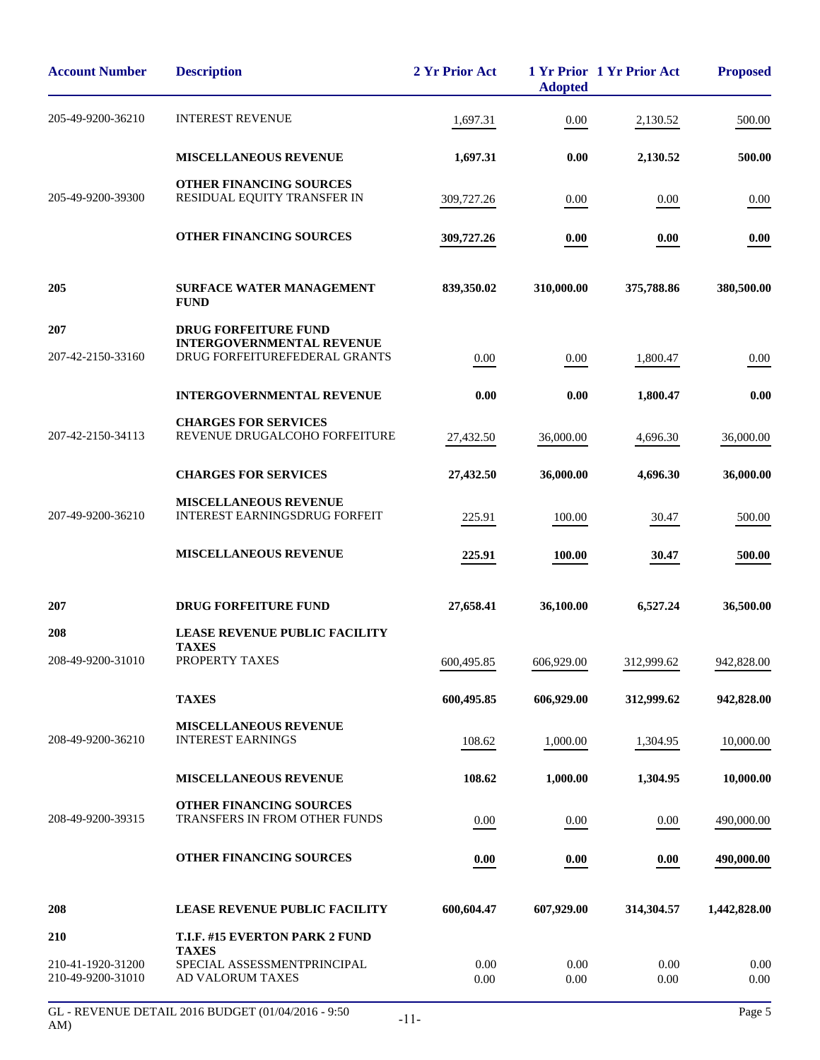| Account Number | Description | 2 Yr Prior Act | 1 Yr Prior Adopted | 1 Yr Prior Act | Proposed |
|---|---|---|---|---|---|
| 205-49-9200-36210 | INTEREST REVENUE | 1,697.31 | 0.00 | 2,130.52 | 500.00 |
| | **MISCELLANEOUS REVENUE** | **1,697.31** | **0.00** | **2,130.52** | **500.00** |
| | **OTHER FINANCING SOURCES** | | | | |
| 205-49-9200-39300 | RESIDUAL EQUITY TRANSFER IN | 309,727.26 | 0.00 | 0.00 | 0.00 |
| | **OTHER FINANCING SOURCES** | **309,727.26** | **0.00** | **0.00** | **0.00** |
| **205** | **SURFACE WATER MANAGEMENT FUND** | **839,350.02** | **310,000.00** | **375,788.86** | **380,500.00** |
| **207** | **DRUG FORFEITURE FUND** | | | | |
| | **INTERGOVERNMENTAL REVENUE** | | | | |
| 207-42-2150-33160 | DRUG FORFEITUREFEDERAL GRANTS | 0.00 | 0.00 | 1,800.47 | 0.00 |
| | **INTERGOVERNMENTAL REVENUE** | **0.00** | **0.00** | **1,800.47** | **0.00** |
| | **CHARGES FOR SERVICES** | | | | |
| 207-42-2150-34113 | REVENUE DRUGALCOHO FORFEITURE | 27,432.50 | 36,000.00 | 4,696.30 | 36,000.00 |
| | **CHARGES FOR SERVICES** | **27,432.50** | **36,000.00** | **4,696.30** | **36,000.00** |
| | **MISCELLANEOUS REVENUE** | | | | |
| 207-49-9200-36210 | INTEREST EARNINGSDRUG FORFEIT | 225.91 | 100.00 | 30.47 | 500.00 |
| | **MISCELLANEOUS REVENUE** | **225.91** | **100.00** | **30.47** | **500.00** |
| **207** | **DRUG FORFEITURE FUND** | **27,658.41** | **36,100.00** | **6,527.24** | **36,500.00** |
| **208** | **LEASE REVENUE PUBLIC FACILITY** | | | | |
| | **TAXES** | | | | |
| 208-49-9200-31010 | PROPERTY TAXES | 600,495.85 | 606,929.00 | 312,999.62 | 942,828.00 |
| | **TAXES** | **600,495.85** | **606,929.00** | **312,999.62** | **942,828.00** |
| | **MISCELLANEOUS REVENUE** | | | | |
| 208-49-9200-36210 | INTEREST EARNINGS | 108.62 | 1,000.00 | 1,304.95 | 10,000.00 |
| | **MISCELLANEOUS REVENUE** | **108.62** | **1,000.00** | **1,304.95** | **10,000.00** |
| | **OTHER FINANCING SOURCES** | | | | |
| 208-49-9200-39315 | TRANSFERS IN FROM OTHER FUNDS | 0.00 | 0.00 | 0.00 | 490,000.00 |
| | **OTHER FINANCING SOURCES** | **0.00** | **0.00** | **0.00** | **490,000.00** |
| **208** | **LEASE REVENUE PUBLIC FACILITY** | **600,604.47** | **607,929.00** | **314,304.57** | **1,442,828.00** |
| **210** | **T.I.F. #15 EVERTON PARK 2 FUND** | | | | |
| | **TAXES** | | | | |
| 210-41-1920-31200 | SPECIAL ASSESSMENTPRINCIPAL | 0.00 | 0.00 | 0.00 | 0.00 |
| 210-49-9200-31010 | AD VALORUM TAXES | 0.00 | 0.00 | 0.00 | 0.00 |

GL - REVENUE DETAIL 2016 BUDGET (01/04/2016 - 9:50 AM)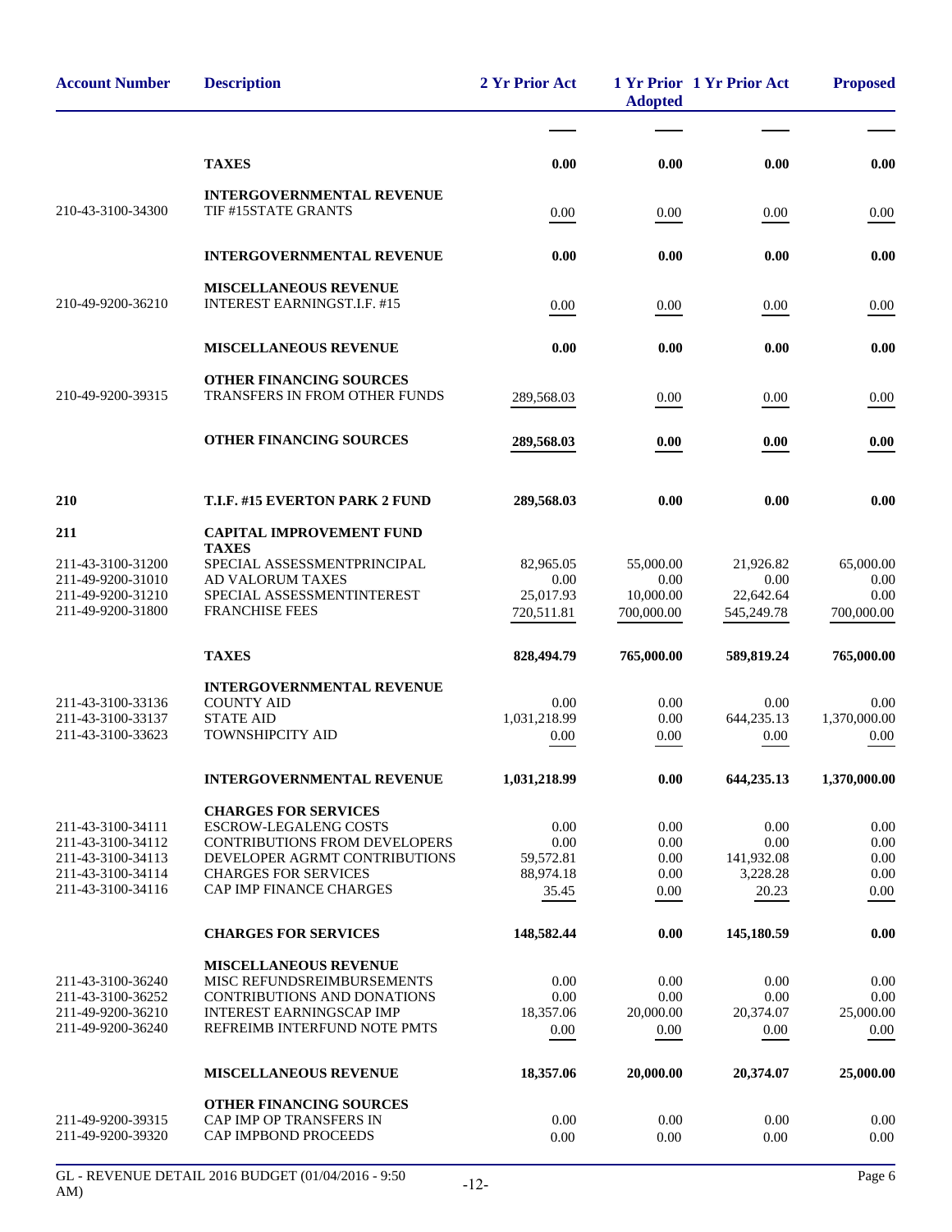| Account Number | Description | 2 Yr Prior Act | 1 Yr Prior Adopted | 1 Yr Prior Act | Proposed |
|---|---|---|---|---|---|
| | **TAXES** | **0.00** | **0.00** | **0.00** | **0.00** |
| | **INTERGOVERNMENTAL REVENUE** | | | | |
| 210-43-3100-34300 | TIF #15STATE GRANTS | 0.00 | 0.00 | 0.00 | 0.00 |
| | **INTERGOVERNMENTAL REVENUE** | **0.00** | **0.00** | **0.00** | **0.00** |
| | **MISCELLANEOUS REVENUE** | | | | |
| 210-49-9200-36210 | INTEREST EARNINGST.I.F. #15 | 0.00 | 0.00 | 0.00 | 0.00 |
| | **MISCELLANEOUS REVENUE** | **0.00** | **0.00** | **0.00** | **0.00** |
| | **OTHER FINANCING SOURCES** | | | | |
| 210-49-9200-39315 | TRANSFERS IN FROM OTHER FUNDS | 289,568.03 | 0.00 | 0.00 | 0.00 |
| | **OTHER FINANCING SOURCES** | **289,568.03** | **0.00** | **0.00** | **0.00** |
| **210** | **T.I.F. #15 EVERTON PARK 2 FUND** | **289,568.03** | **0.00** | **0.00** | **0.00** |
| **211** | **CAPITAL IMPROVEMENT FUND** | | | | |
| | **TAXES** | | | | |
| 211-43-3100-31200 | SPECIAL ASSESSMENTPRINCIPAL | 82,965.05 | 55,000.00 | 21,926.82 | 65,000.00 |
| 211-49-9200-31010 | AD VALORUM TAXES | 0.00 | 0.00 | 0.00 | 0.00 |
| 211-49-9200-31210 | SPECIAL ASSESSMENTINTEREST | 25,017.93 | 10,000.00 | 22,642.64 | 0.00 |
| 211-49-9200-31800 | FRANCHISE FEES | 720,511.81 | 700,000.00 | 545,249.78 | 700,000.00 |
| | **TAXES** | **828,494.79** | **765,000.00** | **589,819.24** | **765,000.00** |
| | **INTERGOVERNMENTAL REVENUE** | | | | |
| 211-43-3100-33136 | COUNTY AID | 0.00 | 0.00 | 0.00 | 0.00 |
| 211-43-3100-33137 | STATE AID | 1,031,218.99 | 0.00 | 644,235.13 | 1,370,000.00 |
| 211-43-3100-33623 | TOWNSHIPCITY AID | 0.00 | 0.00 | 0.00 | 0.00 |
| | **INTERGOVERNMENTAL REVENUE** | **1,031,218.99** | **0.00** | **644,235.13** | **1,370,000.00** |
| | **CHARGES FOR SERVICES** | | | | |
| 211-43-3100-34111 | ESCROW-LEGALENG COSTS | 0.00 | 0.00 | 0.00 | 0.00 |
| 211-43-3100-34112 | CONTRIBUTIONS FROM DEVELOPERS | 0.00 | 0.00 | 0.00 | 0.00 |
| 211-43-3100-34113 | DEVELOPER AGRMT CONTRIBUTIONS | 59,572.81 | 0.00 | 141,932.08 | 0.00 |
| 211-43-3100-34114 | CHARGES FOR SERVICES | 88,974.18 | 0.00 | 3,228.28 | 0.00 |
| 211-43-3100-34116 | CAP IMP FINANCE CHARGES | 35.45 | 0.00 | 20.23 | 0.00 |
| | **CHARGES FOR SERVICES** | **148,582.44** | **0.00** | **145,180.59** | **0.00** |
| | **MISCELLANEOUS REVENUE** | | | | |
| 211-43-3100-36240 | MISC REFUNDSREIMBURSEMENTS | 0.00 | 0.00 | 0.00 | 0.00 |
| 211-43-3100-36252 | CONTRIBUTIONS AND DONATIONS | 0.00 | 0.00 | 0.00 | 0.00 |
| 211-49-9200-36210 | INTEREST EARNINGSCAP IMP | 18,357.06 | 20,000.00 | 20,374.07 | 25,000.00 |
| 211-49-9200-36240 | REFREIMB INTERFUND NOTE PMTS | 0.00 | 0.00 | 0.00 | 0.00 |
| | **MISCELLANEOUS REVENUE** | **18,357.06** | **20,000.00** | **20,374.07** | **25,000.00** |
| | **OTHER FINANCING SOURCES** | | | | |
| 211-49-9200-39315 | CAP IMP OP TRANSFERS IN | 0.00 | 0.00 | 0.00 | 0.00 |
| 211-49-9200-39320 | CAP IMPBOND PROCEEDS | 0.00 | 0.00 | 0.00 | 0.00 |

GL - REVENUE DETAIL 2016 BUDGET (01/04/2016 - 9:50 AM)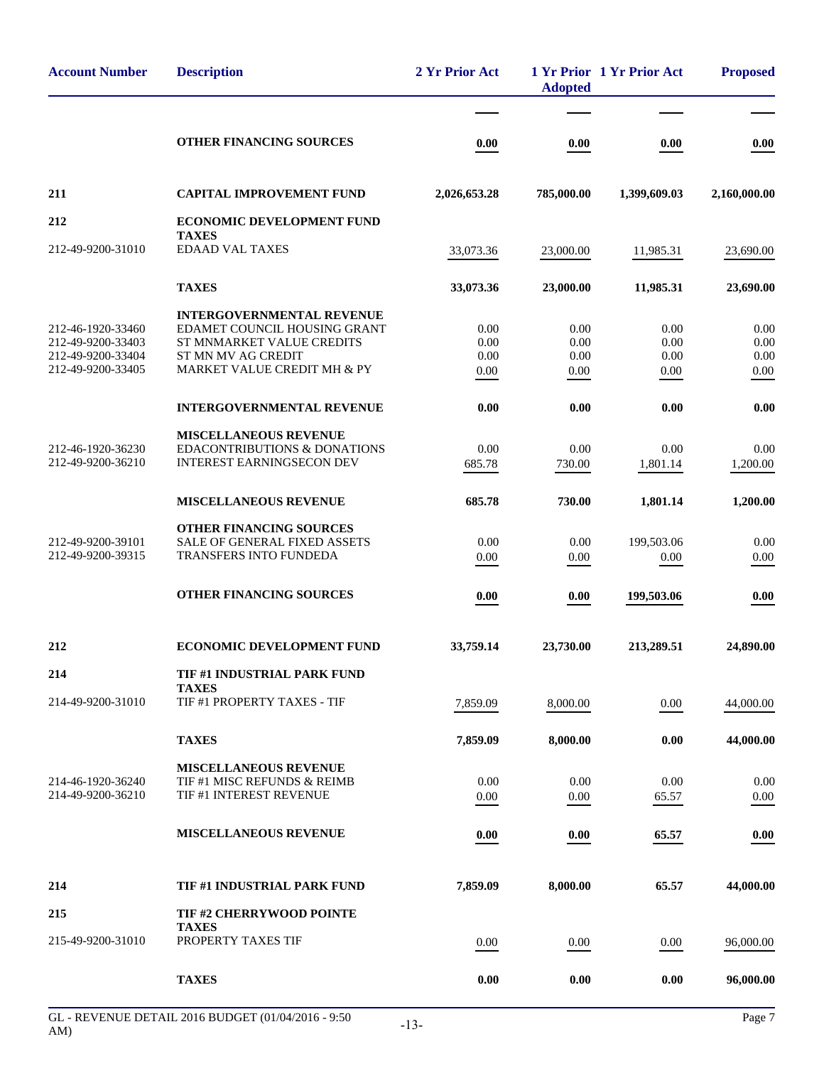| Account Number | Description | 2 Yr Prior Act | 1 Yr Prior Adopted | 1 Yr Prior Act | Proposed |
|---|---|---|---|---|---|
| | **OTHER FINANCING SOURCES** | **0.00** | **0.00** | **0.00** | **0.00** |
| **211** | **CAPITAL IMPROVEMENT FUND** | **2,026,653.28** | **785,000.00** | **1,399,609.03** | **2,160,000.00** |
| **212** | **ECONOMIC DEVELOPMENT FUND** | | | | |
| | **TAXES** | | | | |
| 212-49-9200-31010 | EDAAD VAL TAXES | 33,073.36 | 23,000.00 | 11,985.31 | 23,690.00 |
| | **TAXES** | **33,073.36** | **23,000.00** | **11,985.31** | **23,690.00** |
| | **INTERGOVERNMENTAL REVENUE** | | | | |
| 212-46-1920-33460 | EDAMET COUNCIL HOUSING GRANT | 0.00 | 0.00 | 0.00 | 0.00 |
| 212-49-9200-33403 | ST MNMARKET VALUE CREDITS | 0.00 | 0.00 | 0.00 | 0.00 |
| 212-49-9200-33404 | ST MN MV AG CREDIT | 0.00 | 0.00 | 0.00 | 0.00 |
| 212-49-9200-33405 | MARKET VALUE CREDIT MH & PY | 0.00 | 0.00 | 0.00 | 0.00 |
| | **INTERGOVERNMENTAL REVENUE** | **0.00** | **0.00** | **0.00** | **0.00** |
| | **MISCELLANEOUS REVENUE** | | | | |
| 212-46-1920-36230 | EDACONTRIBUTIONS & DONATIONS | 0.00 | 0.00 | 0.00 | 0.00 |
| 212-49-9200-36210 | INTEREST EARNINGSECON DEV | 685.78 | 730.00 | 1,801.14 | 1,200.00 |
| | **MISCELLANEOUS REVENUE** | **685.78** | **730.00** | **1,801.14** | **1,200.00** |
| | **OTHER FINANCING SOURCES** | | | | |
| 212-49-9200-39101 | SALE OF GENERAL FIXED ASSETS | 0.00 | 0.00 | 199,503.06 | 0.00 |
| 212-49-9200-39315 | TRANSFERS INTO FUNDEDA | 0.00 | 0.00 | 0.00 | 0.00 |
| | **OTHER FINANCING SOURCES** | **0.00** | **0.00** | **199,503.06** | **0.00** |
| **212** | **ECONOMIC DEVELOPMENT FUND** | **33,759.14** | **23,730.00** | **213,289.51** | **24,890.00** |
| **214** | **TIF #1 INDUSTRIAL PARK FUND** | | | | |
| | **TAXES** | | | | |
| 214-49-9200-31010 | TIF #1 PROPERTY TAXES - TIF | 7,859.09 | 8,000.00 | 0.00 | 44,000.00 |
| | **TAXES** | **7,859.09** | **8,000.00** | **0.00** | **44,000.00** |
| | **MISCELLANEOUS REVENUE** | | | | |
| 214-46-1920-36240 | TIF #1 MISC REFUNDS & REIMB | 0.00 | 0.00 | 0.00 | 0.00 |
| 214-49-9200-36210 | TIF #1 INTEREST REVENUE | 0.00 | 0.00 | 65.57 | 0.00 |
| | **MISCELLANEOUS REVENUE** | **0.00** | **0.00** | **65.57** | **0.00** |
| **214** | **TIF #1 INDUSTRIAL PARK FUND** | **7,859.09** | **8,000.00** | **65.57** | **44,000.00** |
| **215** | **TIF #2 CHERRYWOOD POINTE** | | | | |
| | **TAXES** | | | | |
| 215-49-9200-31010 | PROPERTY TAXES TIF | 0.00 | 0.00 | 0.00 | 96,000.00 |
| | **TAXES** | **0.00** | **0.00** | **0.00** | **96,000.00** |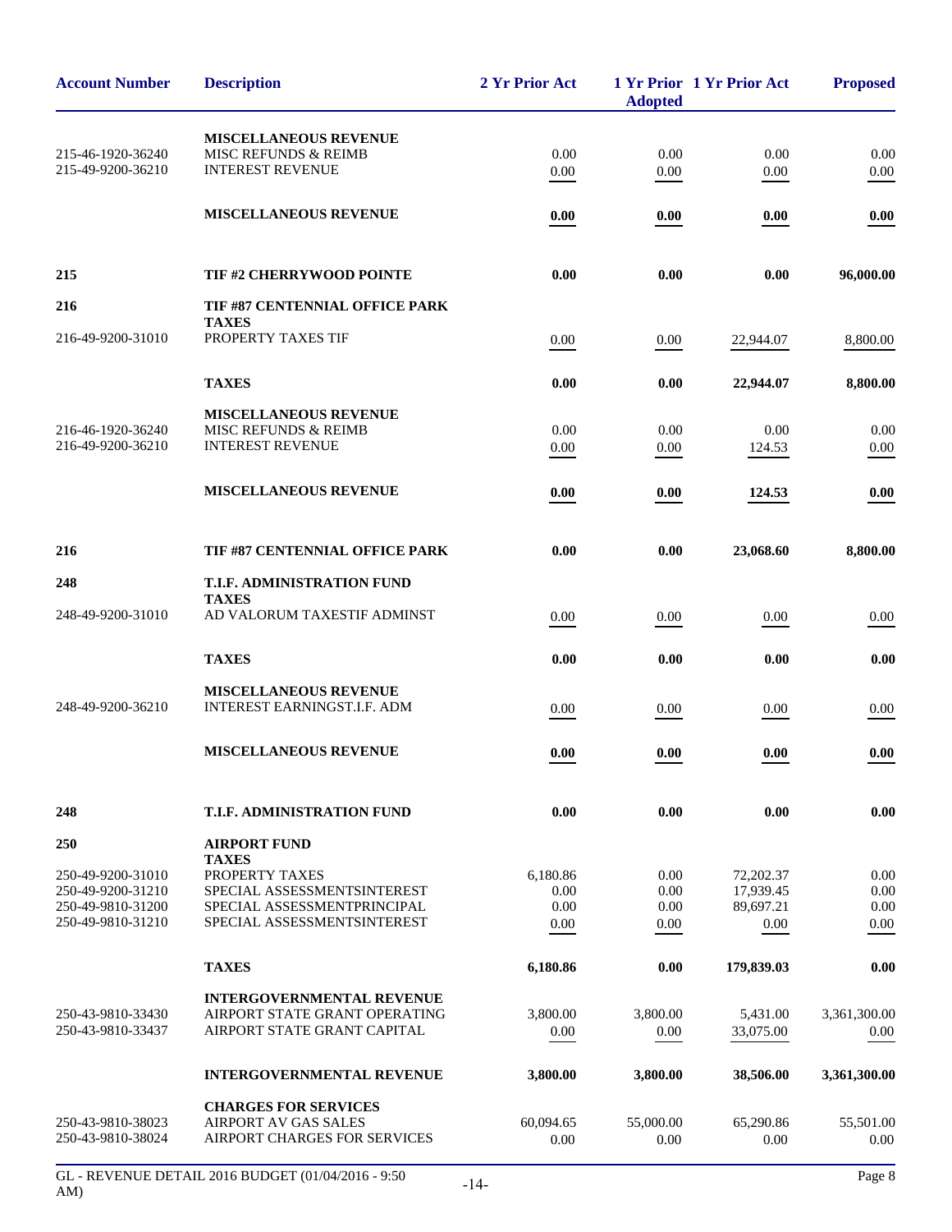| Account Number | Description | 2 Yr Prior Act | 1 Yr Prior Adopted | 1 Yr Prior Act | Proposed |
|---|---|---|---|---|---|
| | **MISCELLANEOUS REVENUE** | | | | |
| 215-46-1920-36240 | MISC REFUNDS & REIMB | 0.00 | 0.00 | 0.00 | 0.00 |
| 215-49-9200-36210 | INTEREST REVENUE | 0.00 | 0.00 | 0.00 | 0.00 |
| | **MISCELLANEOUS REVENUE** | **0.00** | **0.00** | **0.00** | **0.00** |
| **215** | **TIF #2 CHERRYWOOD POINTE** | **0.00** | **0.00** | **0.00** | **96,000.00** |
| **216** | **TIF #87 CENTENNIAL OFFICE PARK** | | | | |
| | **TAXES** | | | | |
| 216-49-9200-31010 | PROPERTY TAXES TIF | 0.00 | 0.00 | 22,944.07 | 8,800.00 |
| | **TAXES** | **0.00** | **0.00** | **22,944.07** | **8,800.00** |
| | **MISCELLANEOUS REVENUE** | | | | |
| 216-46-1920-36240 | MISC REFUNDS & REIMB | 0.00 | 0.00 | 0.00 | 0.00 |
| 216-49-9200-36210 | INTEREST REVENUE | 0.00 | 0.00 | 124.53 | 0.00 |
| | **MISCELLANEOUS REVENUE** | **0.00** | **0.00** | **124.53** | **0.00** |
| **216** | **TIF #87 CENTENNIAL OFFICE PARK** | **0.00** | **0.00** | **23,068.60** | **8,800.00** |
| **248** | **T.I.F. ADMINISTRATION FUND** | | | | |
| | **TAXES** | | | | |
| 248-49-9200-31010 | AD VALORUM TAXESTIF ADMINST | 0.00 | 0.00 | 0.00 | 0.00 |
| | **TAXES** | **0.00** | **0.00** | **0.00** | **0.00** |
| | **MISCELLANEOUS REVENUE** | | | | |
| 248-49-9200-36210 | INTEREST EARNINGST.I.F. ADM | 0.00 | 0.00 | 0.00 | 0.00 |
| | **MISCELLANEOUS REVENUE** | **0.00** | **0.00** | **0.00** | **0.00** |
| **248** | **T.I.F. ADMINISTRATION FUND** | **0.00** | **0.00** | **0.00** | **0.00** |
| **250** | **AIRPORT FUND** | | | | |
| | **TAXES** | | | | |
| 250-49-9200-31010 | PROPERTY TAXES | 6,180.86 | 0.00 | 72,202.37 | 0.00 |
| 250-49-9200-31210 | SPECIAL ASSESSMENTSINTEREST | 0.00 | 0.00 | 17,939.45 | 0.00 |
| 250-49-9810-31200 | SPECIAL ASSESSMENTPRINCIPAL | 0.00 | 0.00 | 89,697.21 | 0.00 |
| 250-49-9810-31210 | SPECIAL ASSESSMENTSINTEREST | 0.00 | 0.00 | 0.00 | 0.00 |
| | **TAXES** | **6,180.86** | **0.00** | **179,839.03** | **0.00** |
| | **INTERGOVERNMENTAL REVENUE** | | | | |
| 250-43-9810-33430 | AIRPORT STATE GRANT OPERATING | 3,800.00 | 3,800.00 | 5,431.00 | 3,361,300.00 |
| 250-43-9810-33437 | AIRPORT STATE GRANT CAPITAL | 0.00 | 0.00 | 33,075.00 | 0.00 |
| | **INTERGOVERNMENTAL REVENUE** | **3,800.00** | **3,800.00** | **38,506.00** | **3,361,300.00** |
| | **CHARGES FOR SERVICES** | | | | |
| 250-43-9810-38023 | AIRPORT AV GAS SALES | 60,094.65 | 55,000.00 | 65,290.86 | 55,501.00 |
| 250-43-9810-38024 | AIRPORT CHARGES FOR SERVICES | 0.00 | 0.00 | 0.00 | 0.00 |

GL - REVENUE DETAIL 2016 BUDGET (01/04/2016 - 9:50 AM)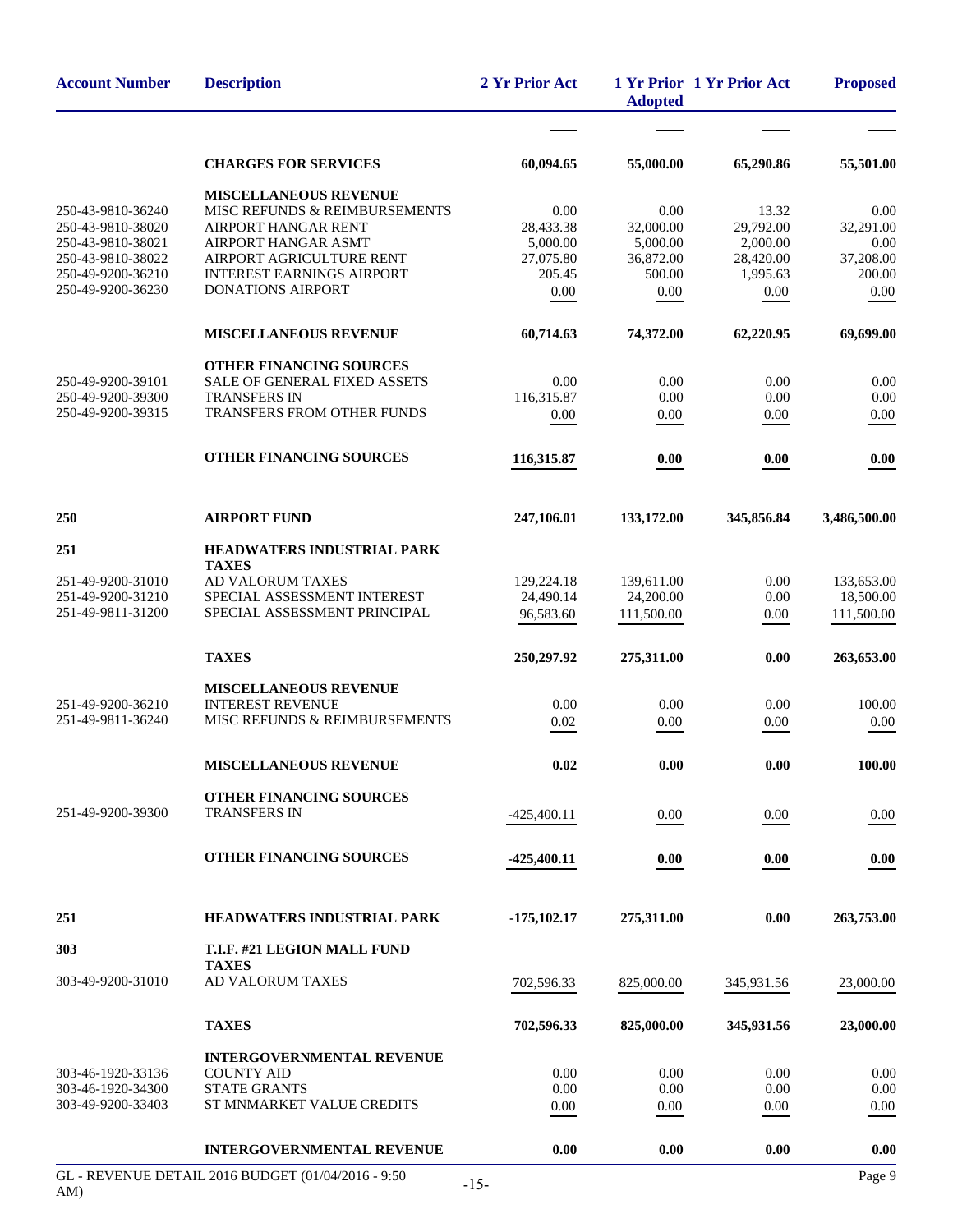| Account Number | Description | 2 Yr Prior Act | 1 Yr Prior Adopted | 1 Yr Prior Act | Proposed |
|---|---|---|---|---|---|
| | **CHARGES FOR SERVICES** | **60,094.65** | **55,000.00** | **65,290.86** | **55,501.00** |
| | **MISCELLANEOUS REVENUE** | | | | |
| 250-43-9810-36240 | MISC REFUNDS & REIMBURSEMENTS | 0.00 | 0.00 | 13.32 | 0.00 |
| 250-43-9810-38020 | AIRPORT HANGAR RENT | 28,433.38 | 32,000.00 | 29,792.00 | 32,291.00 |
| 250-43-9810-38021 | AIRPORT HANGAR ASMT | 5,000.00 | 5,000.00 | 2,000.00 | 0.00 |
| 250-43-9810-38022 | AIRPORT AGRICULTURE RENT | 27,075.80 | 36,872.00 | 28,420.00 | 37,208.00 |
| 250-49-9200-36210 | INTEREST EARNINGS AIRPORT | 205.45 | 500.00 | 1,995.63 | 200.00 |
| 250-49-9200-36230 | DONATIONS AIRPORT | 0.00 | 0.00 | 0.00 | 0.00 |
| | **MISCELLANEOUS REVENUE** | **60,714.63** | **74,372.00** | **62,220.95** | **69,699.00** |
| | **OTHER FINANCING SOURCES** | | | | |
| 250-49-9200-39101 | SALE OF GENERAL FIXED ASSETS | 0.00 | 0.00 | 0.00 | 0.00 |
| 250-49-9200-39300 | TRANSFERS IN | 116,315.87 | 0.00 | 0.00 | 0.00 |
| 250-49-9200-39315 | TRANSFERS FROM OTHER FUNDS | 0.00 | 0.00 | 0.00 | 0.00 |
| | **OTHER FINANCING SOURCES** | **116,315.87** | **0.00** | **0.00** | **0.00** |
| **250** | **AIRPORT FUND** | **247,106.01** | **133,172.00** | **345,856.84** | **3,486,500.00** |
| **251** | **HEADWATERS INDUSTRIAL PARK** | | | | |
| | **TAXES** | | | | |
| 251-49-9200-31010 | AD VALORUM TAXES | 129,224.18 | 139,611.00 | 0.00 | 133,653.00 |
| 251-49-9200-31210 | SPECIAL ASSESSMENT INTEREST | 24,490.14 | 24,200.00 | 0.00 | 18,500.00 |
| 251-49-9811-31200 | SPECIAL ASSESSMENT PRINCIPAL | 96,583.60 | 111,500.00 | 0.00 | 111,500.00 |
| | **TAXES** | **250,297.92** | **275,311.00** | **0.00** | **263,653.00** |
| | **MISCELLANEOUS REVENUE** | | | | |
| 251-49-9200-36210 | INTEREST REVENUE | 0.00 | 0.00 | 0.00 | 100.00 |
| 251-49-9811-36240 | MISC REFUNDS & REIMBURSEMENTS | 0.02 | 0.00 | 0.00 | 0.00 |
| | **MISCELLANEOUS REVENUE** | **0.02** | **0.00** | **0.00** | **100.00** |
| | **OTHER FINANCING SOURCES** | | | | |
| 251-49-9200-39300 | TRANSFERS IN | -425,400.11 | 0.00 | 0.00 | 0.00 |
| | **OTHER FINANCING SOURCES** | **-425,400.11** | **0.00** | **0.00** | **0.00** |
| **251** | **HEADWATERS INDUSTRIAL PARK** | **-175,102.17** | **275,311.00** | **0.00** | **263,753.00** |
| **303** | **T.I.F. #21 LEGION MALL FUND** | | | | |
| | **TAXES** | | | | |
| 303-49-9200-31010 | AD VALORUM TAXES | 702,596.33 | 825,000.00 | 345,931.56 | 23,000.00 |
| | **TAXES** | **702,596.33** | **825,000.00** | **345,931.56** | **23,000.00** |
| | **INTERGOVERNMENTAL REVENUE** | | | | |
| 303-46-1920-33136 | COUNTY AID | 0.00 | 0.00 | 0.00 | 0.00 |
| 303-46-1920-34300 | STATE GRANTS | 0.00 | 0.00 | 0.00 | 0.00 |
| 303-49-9200-33403 | ST MNMARKET VALUE CREDITS | 0.00 | 0.00 | 0.00 | 0.00 |
| | **INTERGOVERNMENTAL REVENUE** | **0.00** | **0.00** | **0.00** | **0.00** |

GL - REVENUE DETAIL 2016 BUDGET (01/04/2016 - 9:50 AM)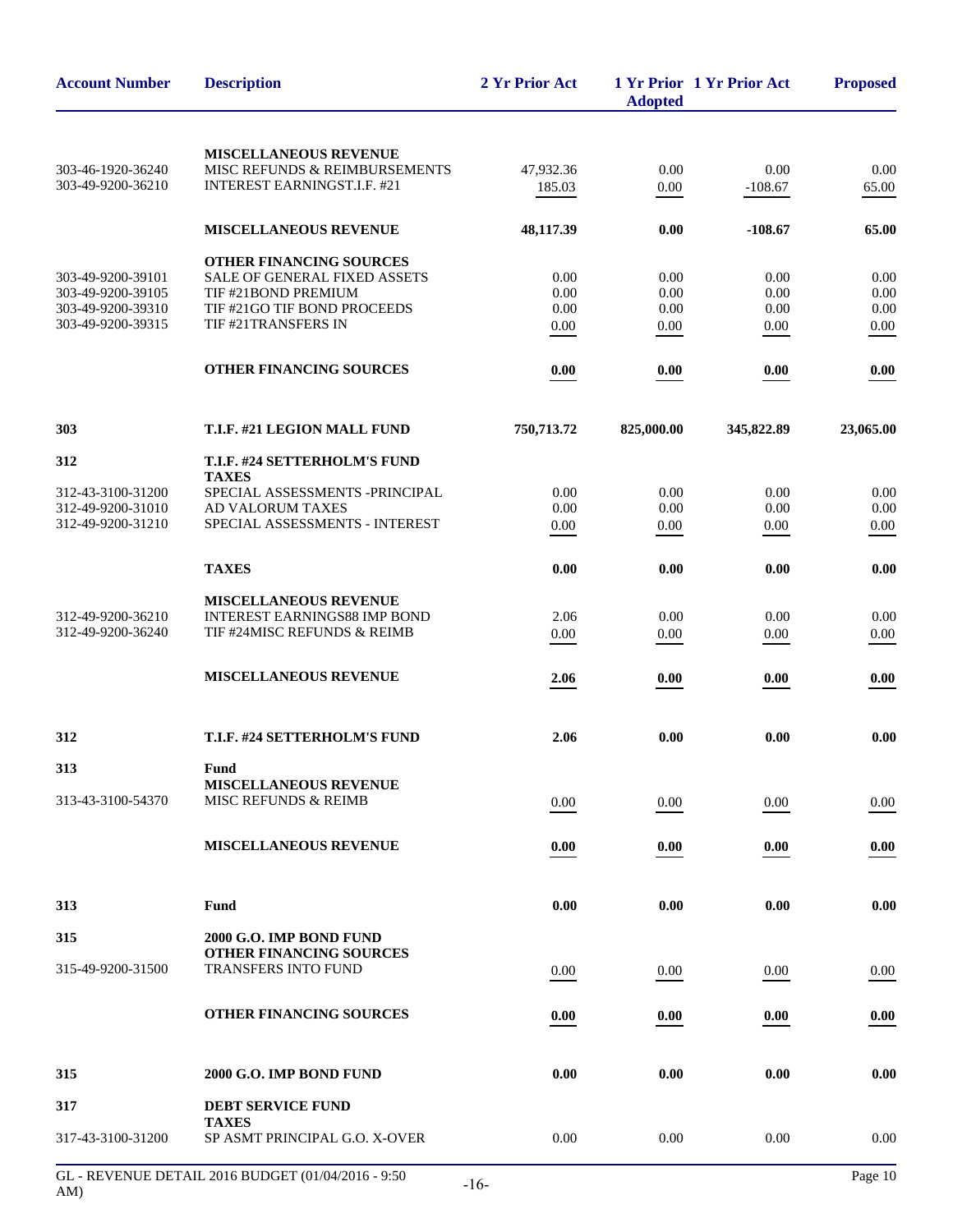| Account Number | Description | 2 Yr Prior Act | 1 Yr Prior Adopted | 1 Yr Prior Act | Proposed |
|---|---|---|---|---|---|
| | **MISCELLANEOUS REVENUE** | | | | |
| 303-46-1920-36240 | MISC REFUNDS & REIMBURSEMENTS | 47,932.36 | 0.00 | 0.00 | 0.00 |
| 303-49-9200-36210 | INTEREST EARNINGST.I.F. #21 | 185.03 | 0.00 | -108.67 | 65.00 |
| | **MISCELLANEOUS REVENUE** | **48,117.39** | **0.00** | **-108.67** | **65.00** |
| | **OTHER FINANCING SOURCES** | | | | |
| 303-49-9200-39101 | SALE OF GENERAL FIXED ASSETS | 0.00 | 0.00 | 0.00 | 0.00 |
| 303-49-9200-39105 | TIF #21BOND PREMIUM | 0.00 | 0.00 | 0.00 | 0.00 |
| 303-49-9200-39310 | TIF #21GO TIF BOND PROCEEDS | 0.00 | 0.00 | 0.00 | 0.00 |
| 303-49-9200-39315 | TIF #21TRANSFERS IN | 0.00 | 0.00 | 0.00 | 0.00 |
| | **OTHER FINANCING SOURCES** | **0.00** | **0.00** | **0.00** | **0.00** |
| **303** | **T.I.F. #21 LEGION MALL FUND** | **750,713.72** | **825,000.00** | **345,822.89** | **23,065.00** |
| **312** | **T.I.F. #24 SETTERHOLM'S FUND** | | | | |
| | **TAXES** | | | | |
| 312-43-3100-31200 | SPECIAL ASSESSMENTS -PRINCIPAL | 0.00 | 0.00 | 0.00 | 0.00 |
| 312-49-9200-31010 | AD VALORUM TAXES | 0.00 | 0.00 | 0.00 | 0.00 |
| 312-49-9200-31210 | SPECIAL ASSESSMENTS - INTEREST | 0.00 | 0.00 | 0.00 | 0.00 |
| | **TAXES** | **0.00** | **0.00** | **0.00** | **0.00** |
| | **MISCELLANEOUS REVENUE** | | | | |
| 312-49-9200-36210 | INTEREST EARNINGS88 IMP BOND | 2.06 | 0.00 | 0.00 | 0.00 |
| 312-49-9200-36240 | TIF #24MISC REFUNDS & REIMB | 0.00 | 0.00 | 0.00 | 0.00 |
| | **MISCELLANEOUS REVENUE** | **2.06** | **0.00** | **0.00** | **0.00** |
| **312** | **T.I.F. #24 SETTERHOLM'S FUND** | **2.06** | **0.00** | **0.00** | **0.00** |
| **313** | **Fund** | | | | |
| | **MISCELLANEOUS REVENUE** | | | | |
| 313-43-3100-54370 | MISC REFUNDS & REIMB | 0.00 | 0.00 | 0.00 | 0.00 |
| | **MISCELLANEOUS REVENUE** | **0.00** | **0.00** | **0.00** | **0.00** |
| **313** | **Fund** | **0.00** | **0.00** | **0.00** | **0.00** |
| **315** | **2000 G.O. IMP BOND FUND** | | | | |
| | **OTHER FINANCING SOURCES** | | | | |
| 315-49-9200-31500 | TRANSFERS INTO FUND | 0.00 | 0.00 | 0.00 | 0.00 |
| | **OTHER FINANCING SOURCES** | **0.00** | **0.00** | **0.00** | **0.00** |
| **315** | **2000 G.O. IMP BOND FUND** | **0.00** | **0.00** | **0.00** | **0.00** |
| **317** | **DEBT SERVICE FUND** | | | | |
| | **TAXES** | | | | |
| 317-43-3100-31200 | SP ASMT PRINCIPAL G.O. X-OVER | 0.00 | 0.00 | 0.00 | 0.00 |

GL - REVENUE DETAIL 2016 BUDGET (01/04/2016 - 9:50 AM)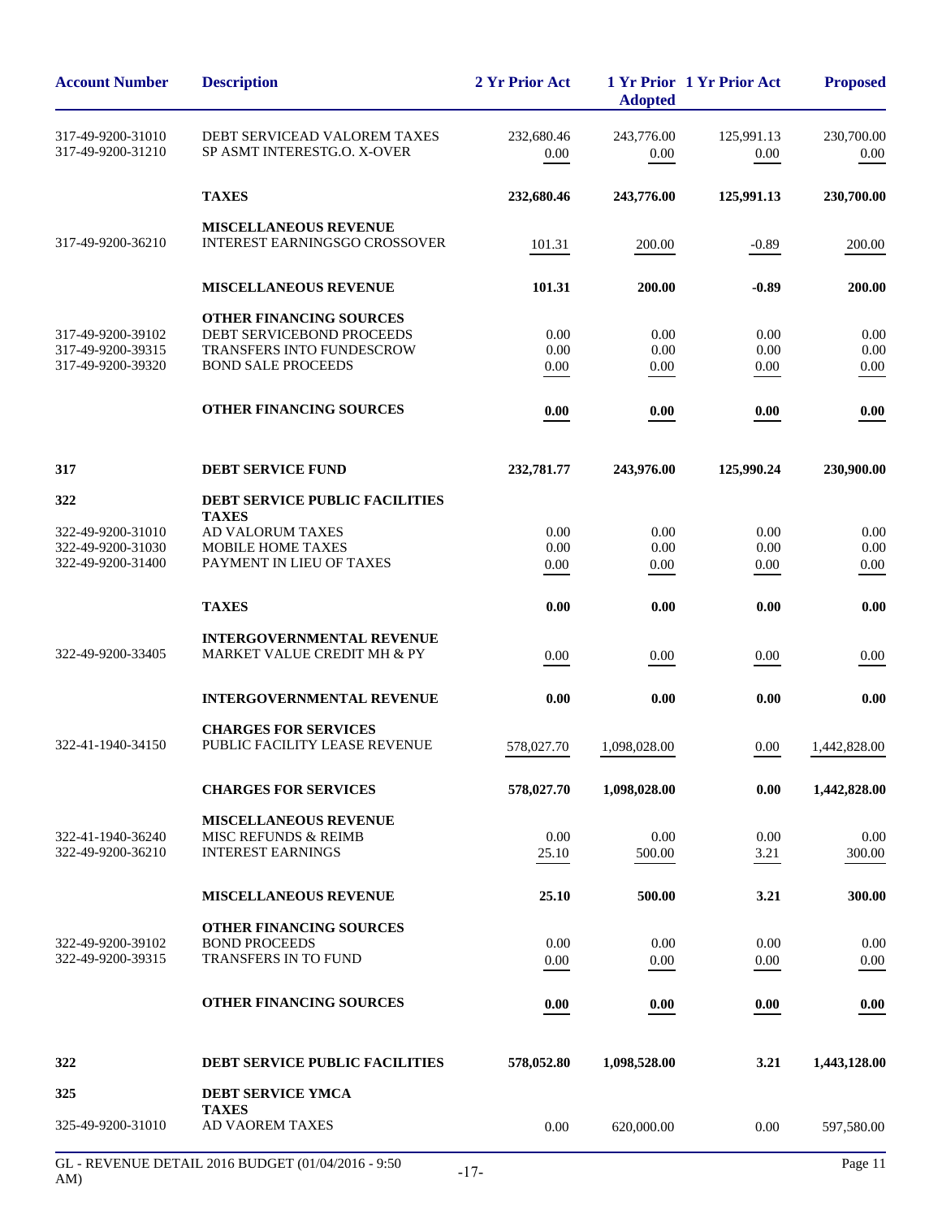| Account Number | Description | 2 Yr Prior Act | 1 Yr Prior Adopted | 1 Yr Prior Act | Proposed |
|---|---|---|---|---|---|
| 317-49-9200-31010 | DEBT SERVICEAD VALOREM TAXES | 232,680.46 | 243,776.00 | 125,991.13 | 230,700.00 |
| 317-49-9200-31210 | SP ASMT INTERESTG.O. X-OVER | 0.00 | 0.00 | 0.00 | 0.00 |
| | **TAXES** | **232,680.46** | **243,776.00** | **125,991.13** | **230,700.00** |
| | **MISCELLANEOUS REVENUE** | | | | |
| 317-49-9200-36210 | INTEREST EARNINGSGO CROSSOVER | 101.31 | 200.00 | -0.89 | 200.00 |
| | **MISCELLANEOUS REVENUE** | **101.31** | **200.00** | **-0.89** | **200.00** |
| | **OTHER FINANCING SOURCES** | | | | |
| 317-49-9200-39102 | DEBT SERVICEBOND PROCEEDS | 0.00 | 0.00 | 0.00 | 0.00 |
| 317-49-9200-39315 | TRANSFERS INTO FUNDESCROW | 0.00 | 0.00 | 0.00 | 0.00 |
| 317-49-9200-39320 | BOND SALE PROCEEDS | 0.00 | 0.00 | 0.00 | 0.00 |
| | **OTHER FINANCING SOURCES** | **0.00** | **0.00** | **0.00** | **0.00** |
| **317** | **DEBT SERVICE FUND** | **232,781.77** | **243,976.00** | **125,990.24** | **230,900.00** |
| **322** | **DEBT SERVICE PUBLIC FACILITIES** | | | | |
| | **TAXES** | | | | |
| 322-49-9200-31010 | AD VALORUM TAXES | 0.00 | 0.00 | 0.00 | 0.00 |
| 322-49-9200-31030 | MOBILE HOME TAXES | 0.00 | 0.00 | 0.00 | 0.00 |
| 322-49-9200-31400 | PAYMENT IN LIEU OF TAXES | 0.00 | 0.00 | 0.00 | 0.00 |
| | **TAXES** | **0.00** | **0.00** | **0.00** | **0.00** |
| | **INTERGOVERNMENTAL REVENUE** | | | | |
| 322-49-9200-33405 | MARKET VALUE CREDIT MH & PY | 0.00 | 0.00 | 0.00 | 0.00 |
| | **INTERGOVERNMENTAL REVENUE** | **0.00** | **0.00** | **0.00** | **0.00** |
| | **CHARGES FOR SERVICES** | | | | |
| 322-41-1940-34150 | PUBLIC FACILITY LEASE REVENUE | 578,027.70 | 1,098,028.00 | 0.00 | 1,442,828.00 |
| | **CHARGES FOR SERVICES** | **578,027.70** | **1,098,028.00** | **0.00** | **1,442,828.00** |
| | **MISCELLANEOUS REVENUE** | | | | |
| 322-41-1940-36240 | MISC REFUNDS & REIMB | 0.00 | 0.00 | 0.00 | 0.00 |
| 322-49-9200-36210 | INTEREST EARNINGS | 25.10 | 500.00 | 3.21 | 300.00 |
| | **MISCELLANEOUS REVENUE** | **25.10** | **500.00** | **3.21** | **300.00** |
| | **OTHER FINANCING SOURCES** | | | | |
| 322-49-9200-39102 | BOND PROCEEDS | 0.00 | 0.00 | 0.00 | 0.00 |
| 322-49-9200-39315 | TRANSFERS IN TO FUND | 0.00 | 0.00 | 0.00 | 0.00 |
| | **OTHER FINANCING SOURCES** | **0.00** | **0.00** | **0.00** | **0.00** |
| **322** | **DEBT SERVICE PUBLIC FACILITIES** | **578,052.80** | **1,098,528.00** | **3.21** | **1,443,128.00** |
| **325** | **DEBT SERVICE YMCA** | | | | |
| | **TAXES** | | | | |
| 325-49-9200-31010 | AD VAOREM TAXES | 0.00 | 620,000.00 | 0.00 | 597,580.00 |

GL - REVENUE DETAIL 2016 BUDGET (01/04/2016 - 9:50 AM)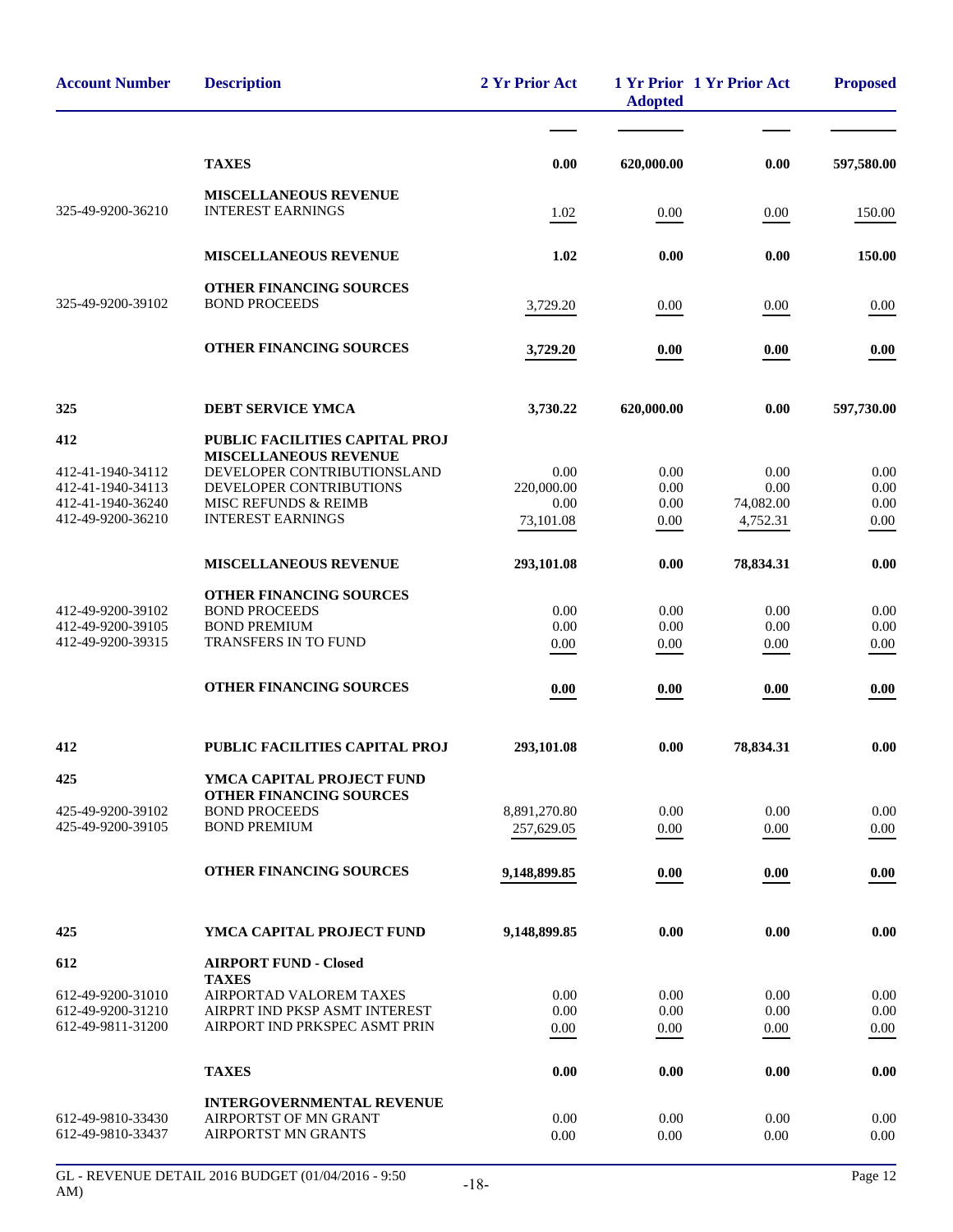| Account Number | Description | 2 Yr Prior Act | 1 Yr Prior Adopted | 1 Yr Prior Act | Proposed |
|---|---|---|---|---|---|
| | **TAXES** | **0.00** | **620,000.00** | **0.00** | **597,580.00** |
| | **MISCELLANEOUS REVENUE** | | | | |
| 325-49-9200-36210 | INTEREST EARNINGS | 1.02 | 0.00 | 0.00 | 150.00 |
| | **MISCELLANEOUS REVENUE** | **1.02** | **0.00** | **0.00** | **150.00** |
| | **OTHER FINANCING SOURCES** | | | | |
| 325-49-9200-39102 | BOND PROCEEDS | 3,729.20 | 0.00 | 0.00 | 0.00 |
| | **OTHER FINANCING SOURCES** | **3,729.20** | **0.00** | **0.00** | **0.00** |
| **325** | **DEBT SERVICE YMCA** | **3,730.22** | **620,000.00** | **0.00** | **597,730.00** |
| **412** | **PUBLIC FACILITIES CAPITAL PROJ** | | | | |
| | **MISCELLANEOUS REVENUE** | | | | |
| 412-41-1940-34112 | DEVELOPER CONTRIBUTIONSLAND | 0.00 | 0.00 | 0.00 | 0.00 |
| 412-41-1940-34113 | DEVELOPER CONTRIBUTIONS | 220,000.00 | 0.00 | 0.00 | 0.00 |
| 412-41-1940-36240 | MISC REFUNDS & REIMB | 0.00 | 0.00 | 74,082.00 | 0.00 |
| 412-49-9200-36210 | INTEREST EARNINGS | 73,101.08 | 0.00 | 4,752.31 | 0.00 |
| | **MISCELLANEOUS REVENUE** | **293,101.08** | **0.00** | **78,834.31** | **0.00** |
| | **OTHER FINANCING SOURCES** | | | | |
| 412-49-9200-39102 | BOND PROCEEDS | 0.00 | 0.00 | 0.00 | 0.00 |
| 412-49-9200-39105 | BOND PREMIUM | 0.00 | 0.00 | 0.00 | 0.00 |
| 412-49-9200-39315 | TRANSFERS IN TO FUND | 0.00 | 0.00 | 0.00 | 0.00 |
| | **OTHER FINANCING SOURCES** | **0.00** | **0.00** | **0.00** | **0.00** |
| **412** | **PUBLIC FACILITIES CAPITAL PROJ** | **293,101.08** | **0.00** | **78,834.31** | **0.00** |
| **425** | **YMCA CAPITAL PROJECT FUND** | | | | |
| | **OTHER FINANCING SOURCES** | | | | |
| 425-49-9200-39102 | BOND PROCEEDS | 8,891,270.80 | 0.00 | 0.00 | 0.00 |
| 425-49-9200-39105 | BOND PREMIUM | 257,629.05 | 0.00 | 0.00 | 0.00 |
| | **OTHER FINANCING SOURCES** | **9,148,899.85** | **0.00** | **0.00** | **0.00** |
| **425** | **YMCA CAPITAL PROJECT FUND** | **9,148,899.85** | **0.00** | **0.00** | **0.00** |
| **612** | **AIRPORT FUND - Closed** | | | | |
| | **TAXES** | | | | |
| 612-49-9200-31010 | AIRPORTAD VALOREM TAXES | 0.00 | 0.00 | 0.00 | 0.00 |
| 612-49-9200-31210 | AIRPRT IND PKSP ASMT INTEREST | 0.00 | 0.00 | 0.00 | 0.00 |
| 612-49-9811-31200 | AIRPORT IND PRKSPEC ASMT PRIN | 0.00 | 0.00 | 0.00 | 0.00 |
| | **TAXES** | **0.00** | **0.00** | **0.00** | **0.00** |
| | **INTERGOVERNMENTAL REVENUE** | | | | |
| 612-49-9810-33430 | AIRPORTST OF MN GRANT | 0.00 | 0.00 | 0.00 | 0.00 |
| 612-49-9810-33437 | AIRPORTST MN GRANTS | 0.00 | 0.00 | 0.00 | 0.00 |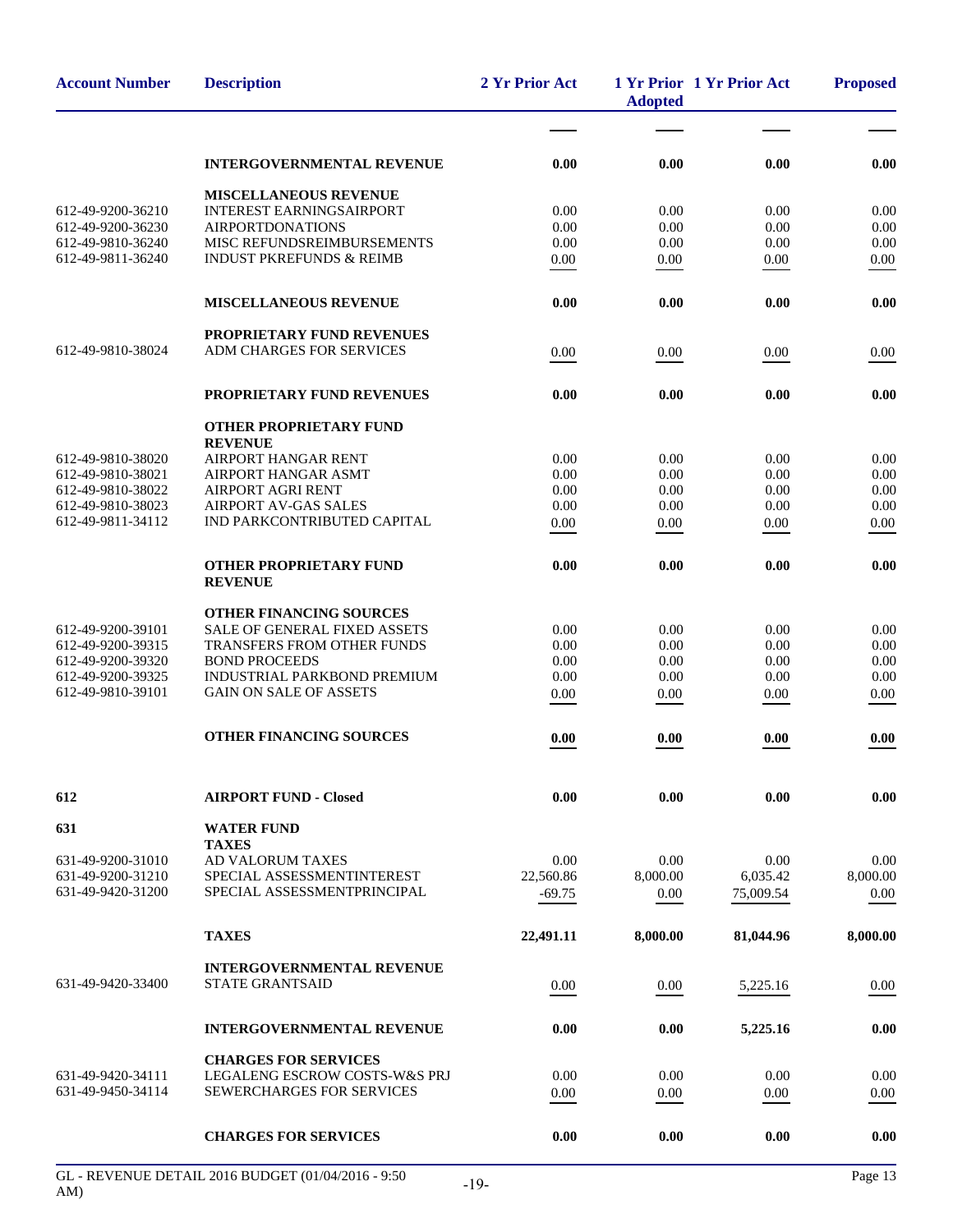| Account Number | Description | 2 Yr Prior Act | 1 Yr Prior Adopted | 1 Yr Prior Act | Proposed |
|---|---|---|---|---|---|
| | **INTERGOVERNMENTAL REVENUE** | **0.00** | **0.00** | **0.00** | **0.00** |
| | **MISCELLANEOUS REVENUE** | | | | |
| 612-49-9200-36210 | INTEREST EARNINGSAIRPORT | 0.00 | 0.00 | 0.00 | 0.00 |
| 612-49-9200-36230 | AIRPORTDONATIONS | 0.00 | 0.00 | 0.00 | 0.00 |
| 612-49-9810-36240 | MISC REFUNDSREIMBURSEMENTS | 0.00 | 0.00 | 0.00 | 0.00 |
| 612-49-9811-36240 | INDUST PKREFUNDS & REIMB | 0.00 | 0.00 | 0.00 | 0.00 |
| | **MISCELLANEOUS REVENUE** | **0.00** | **0.00** | **0.00** | **0.00** |
| | **PROPRIETARY FUND REVENUES** | | | | |
| 612-49-9810-38024 | ADM CHARGES FOR SERVICES | 0.00 | 0.00 | 0.00 | 0.00 |
| | **PROPRIETARY FUND REVENUES** | **0.00** | **0.00** | **0.00** | **0.00** |
| | **OTHER PROPRIETARY FUND REVENUE** | | | | |
| 612-49-9810-38020 | AIRPORT HANGAR RENT | 0.00 | 0.00 | 0.00 | 0.00 |
| 612-49-9810-38021 | AIRPORT HANGAR ASMT | 0.00 | 0.00 | 0.00 | 0.00 |
| 612-49-9810-38022 | AIRPORT AGRI RENT | 0.00 | 0.00 | 0.00 | 0.00 |
| 612-49-9810-38023 | AIRPORT AV-GAS SALES | 0.00 | 0.00 | 0.00 | 0.00 |
| 612-49-9811-34112 | IND PARKCONTRIBUTED CAPITAL | 0.00 | 0.00 | 0.00 | 0.00 |
| | **OTHER PROPRIETARY FUND REVENUE** | **0.00** | **0.00** | **0.00** | **0.00** |
| | **OTHER FINANCING SOURCES** | | | | |
| 612-49-9200-39101 | SALE OF GENERAL FIXED ASSETS | 0.00 | 0.00 | 0.00 | 0.00 |
| 612-49-9200-39315 | TRANSFERS FROM OTHER FUNDS | 0.00 | 0.00 | 0.00 | 0.00 |
| 612-49-9200-39320 | BOND PROCEEDS | 0.00 | 0.00 | 0.00 | 0.00 |
| 612-49-9200-39325 | INDUSTRIAL PARKBOND PREMIUM | 0.00 | 0.00 | 0.00 | 0.00 |
| 612-49-9810-39101 | GAIN ON SALE OF ASSETS | 0.00 | 0.00 | 0.00 | 0.00 |
| | **OTHER FINANCING SOURCES** | **0.00** | **0.00** | **0.00** | **0.00** |
| **612** | **AIRPORT FUND - Closed** | **0.00** | **0.00** | **0.00** | **0.00** |
| **631** | **WATER FUND** | | | | |
| | **TAXES** | | | | |
| 631-49-9200-31010 | AD VALORUM TAXES | 0.00 | 0.00 | 0.00 | 0.00 |
| 631-49-9200-31210 | SPECIAL ASSESSMENTINTEREST | 22,560.86 | 8,000.00 | 6,035.42 | 8,000.00 |
| 631-49-9420-31200 | SPECIAL ASSESSMENTPRINCIPAL | -69.75 | 0.00 | 75,009.54 | 0.00 |
| | **TAXES** | **22,491.11** | **8,000.00** | **81,044.96** | **8,000.00** |
| | **INTERGOVERNMENTAL REVENUE** | | | | |
| 631-49-9420-33400 | STATE GRANTSAID | 0.00 | 0.00 | 5,225.16 | 0.00 |
| | **INTERGOVERNMENTAL REVENUE** | **0.00** | **0.00** | **5,225.16** | **0.00** |
| | **CHARGES FOR SERVICES** | | | | |
| 631-49-9420-34111 | LEGALENG ESCROW COSTS-W&S PRJ | 0.00 | 0.00 | 0.00 | 0.00 |
| 631-49-9450-34114 | SEWERCHARGES FOR SERVICES | 0.00 | 0.00 | 0.00 | 0.00 |
| | **CHARGES FOR SERVICES** | **0.00** | **0.00** | **0.00** | **0.00** |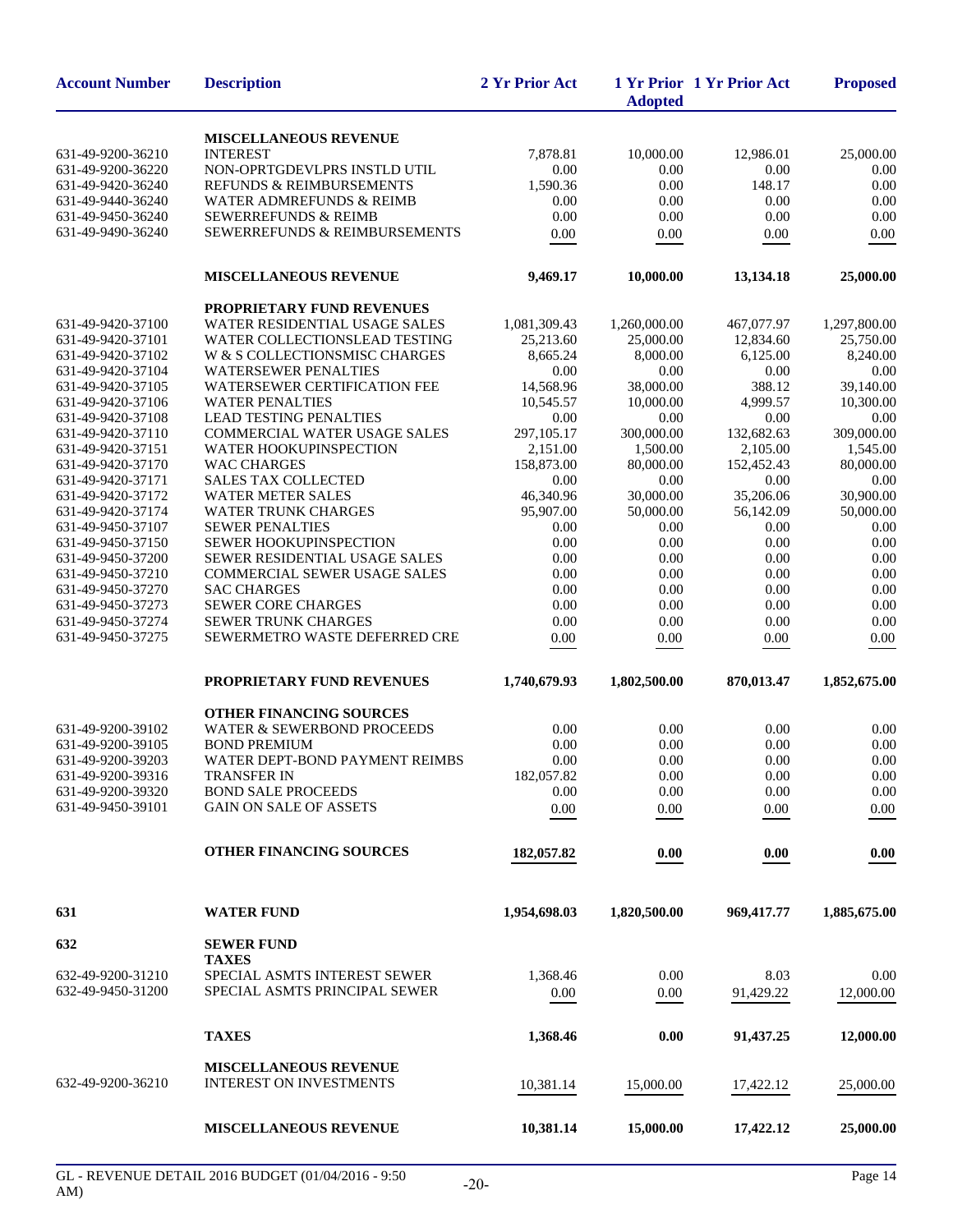| Account Number | Description | 2 Yr Prior Act | 1 Yr Prior Adopted | 1 Yr Prior Act | Proposed |
|---|---|---|---|---|---|
| | **MISCELLANEOUS REVENUE** | | | | |
| 631-49-9200-36210 | INTEREST | 7,878.81 | 10,000.00 | 12,986.01 | 25,000.00 |
| 631-49-9200-36220 | NON-OPRTGDEVLPRS INSTLD UTIL | 0.00 | 0.00 | 0.00 | 0.00 |
| 631-49-9420-36240 | REFUNDS & REIMBURSEMENTS | 1,590.36 | 0.00 | 148.17 | 0.00 |
| 631-49-9440-36240 | WATER ADMREFUNDS & REIMB | 0.00 | 0.00 | 0.00 | 0.00 |
| 631-49-9450-36240 | SEWERREFUNDS & REIMB | 0.00 | 0.00 | 0.00 | 0.00 |
| 631-49-9490-36240 | SEWERREFUNDS & REIMBURSEMENTS | 0.00 | 0.00 | 0.00 | 0.00 |
| | **MISCELLANEOUS REVENUE** | **9,469.17** | **10,000.00** | **13,134.18** | **25,000.00** |
| | **PROPRIETARY FUND REVENUES** | | | | |
| 631-49-9420-37100 | WATER RESIDENTIAL USAGE SALES | 1,081,309.43 | 1,260,000.00 | 467,077.97 | 1,297,800.00 |
| 631-49-9420-37101 | WATER COLLECTIONSLEAD TESTING | 25,213.60 | 25,000.00 | 12,834.60 | 25,750.00 |
| 631-49-9420-37102 | W & S COLLECTIONSMISC CHARGES | 8,665.24 | 8,000.00 | 6,125.00 | 8,240.00 |
| 631-49-9420-37104 | WATERSEWER PENALTIES | 0.00 | 0.00 | 0.00 | 0.00 |
| 631-49-9420-37105 | WATERSEWER CERTIFICATION FEE | 14,568.96 | 38,000.00 | 388.12 | 39,140.00 |
| 631-49-9420-37106 | WATER PENALTIES | 10,545.57 | 10,000.00 | 4,999.57 | 10,300.00 |
| 631-49-9420-37108 | LEAD TESTING PENALTIES | 0.00 | 0.00 | 0.00 | 0.00 |
| 631-49-9420-37110 | COMMERCIAL WATER USAGE SALES | 297,105.17 | 300,000.00 | 132,682.63 | 309,000.00 |
| 631-49-9420-37151 | WATER HOOKUPINSPECTION | 2,151.00 | 1,500.00 | 2,105.00 | 1,545.00 |
| 631-49-9420-37170 | WAC CHARGES | 158,873.00 | 80,000.00 | 152,452.43 | 80,000.00 |
| 631-49-9420-37171 | SALES TAX COLLECTED | 0.00 | 0.00 | 0.00 | 0.00 |
| 631-49-9420-37172 | WATER METER SALES | 46,340.96 | 30,000.00 | 35,206.06 | 30,900.00 |
| 631-49-9420-37174 | WATER TRUNK CHARGES | 95,907.00 | 50,000.00 | 56,142.09 | 50,000.00 |
| 631-49-9450-37107 | SEWER PENALTIES | 0.00 | 0.00 | 0.00 | 0.00 |
| 631-49-9450-37150 | SEWER HOOKUPINSPECTION | 0.00 | 0.00 | 0.00 | 0.00 |
| 631-49-9450-37200 | SEWER RESIDENTIAL USAGE SALES | 0.00 | 0.00 | 0.00 | 0.00 |
| 631-49-9450-37210 | COMMERCIAL SEWER USAGE SALES | 0.00 | 0.00 | 0.00 | 0.00 |
| 631-49-9450-37270 | SAC CHARGES | 0.00 | 0.00 | 0.00 | 0.00 |
| 631-49-9450-37273 | SEWER CORE CHARGES | 0.00 | 0.00 | 0.00 | 0.00 |
| 631-49-9450-37274 | SEWER TRUNK CHARGES | 0.00 | 0.00 | 0.00 | 0.00 |
| 631-49-9450-37275 | SEWERMETRO WASTE DEFERRED CRE | 0.00 | 0.00 | 0.00 | 0.00 |
| | **PROPRIETARY FUND REVENUES** | **1,740,679.93** | **1,802,500.00** | **870,013.47** | **1,852,675.00** |
| | **OTHER FINANCING SOURCES** | | | | |
| 631-49-9200-39102 | WATER & SEWERBOND PROCEEDS | 0.00 | 0.00 | 0.00 | 0.00 |
| 631-49-9200-39105 | BOND PREMIUM | 0.00 | 0.00 | 0.00 | 0.00 |
| 631-49-9200-39203 | WATER DEPT-BOND PAYMENT REIMBS | 0.00 | 0.00 | 0.00 | 0.00 |
| 631-49-9200-39316 | TRANSFER IN | 182,057.82 | 0.00 | 0.00 | 0.00 |
| 631-49-9200-39320 | BOND SALE PROCEEDS | 0.00 | 0.00 | 0.00 | 0.00 |
| 631-49-9450-39101 | GAIN ON SALE OF ASSETS | 0.00 | 0.00 | 0.00 | 0.00 |
| | **OTHER FINANCING SOURCES** | **182,057.82** | **0.00** | **0.00** | **0.00** |
| **631** | **WATER FUND** | **1,954,698.03** | **1,820,500.00** | **969,417.77** | **1,885,675.00** |
| **632** | **SEWER FUND** | | | | |
| | **TAXES** | | | | |
| 632-49-9200-31210 | SPECIAL ASMTS INTEREST SEWER | 1,368.46 | 0.00 | 8.03 | 0.00 |
| 632-49-9450-31200 | SPECIAL ASMTS PRINCIPAL SEWER | 0.00 | 0.00 | 91,429.22 | 12,000.00 |
| | **TAXES** | **1,368.46** | **0.00** | **91,437.25** | **12,000.00** |
| | **MISCELLANEOUS REVENUE** | | | | |
| 632-49-9200-36210 | INTEREST ON INVESTMENTS | 10,381.14 | 15,000.00 | 17,422.12 | 25,000.00 |
| | **MISCELLANEOUS REVENUE** | **10,381.14** | **15,000.00** | **17,422.12** | **25,000.00** |

GL - REVENUE DETAIL 2016 BUDGET (01/04/2016 - 9:50 AM)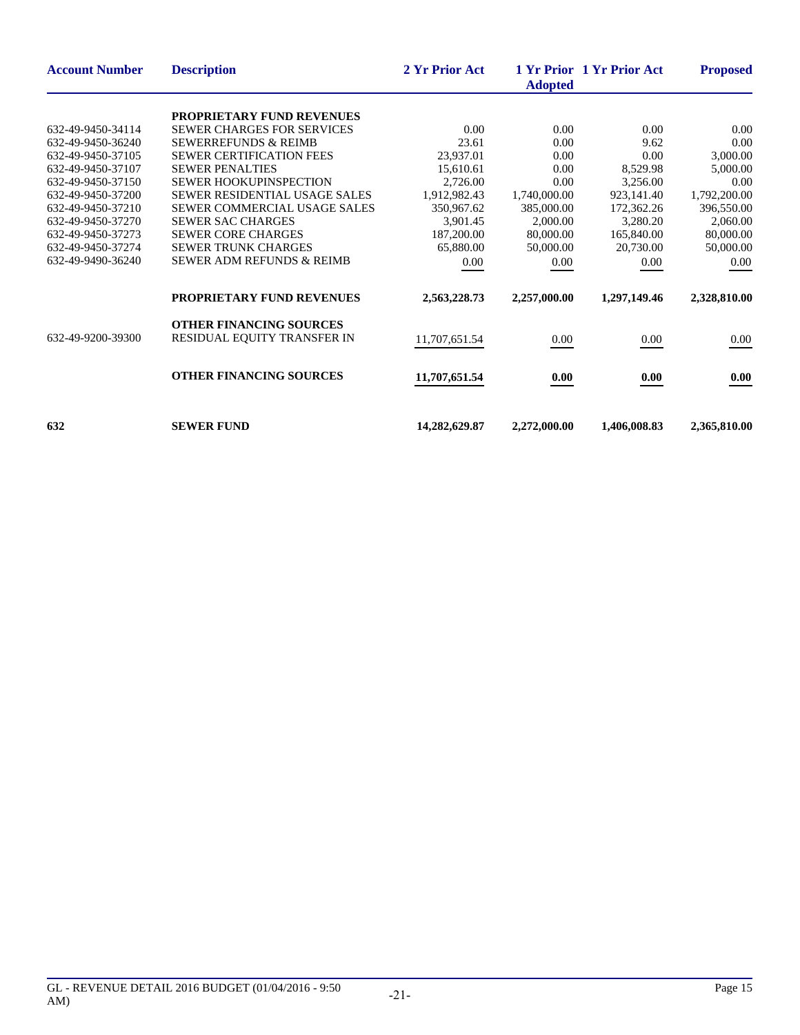| Account Number | Description | 2 Yr Prior Act | 1 Yr Prior Adopted | 1 Yr Prior Act | Proposed |
|---|---|---|---|---|---|
| | **PROPRIETARY FUND REVENUES** | | | | |
| 632-49-9450-34114 | SEWER CHARGES FOR SERVICES | 0.00 | 0.00 | 0.00 | 0.00 |
| 632-49-9450-36240 | SEWERREFUNDS & REIMB | 23.61 | 0.00 | 9.62 | 0.00 |
| 632-49-9450-37105 | SEWER CERTIFICATION FEES | 23,937.01 | 0.00 | 0.00 | 3,000.00 |
| 632-49-9450-37107 | SEWER PENALTIES | 15,610.61 | 0.00 | 8,529.98 | 5,000.00 |
| 632-49-9450-37150 | SEWER HOOKUPINSPECTION | 2,726.00 | 0.00 | 3,256.00 | 0.00 |
| 632-49-9450-37200 | SEWER RESIDENTIAL USAGE SALES | 1,912,982.43 | 1,740,000.00 | 923,141.40 | 1,792,200.00 |
| 632-49-9450-37210 | SEWER COMMERCIAL USAGE SALES | 350,967.62 | 385,000.00 | 172,362.26 | 396,550.00 |
| 632-49-9450-37270 | SEWER SAC CHARGES | 3,901.45 | 2,000.00 | 3,280.20 | 2,060.00 |
| 632-49-9450-37273 | SEWER CORE CHARGES | 187,200.00 | 80,000.00 | 165,840.00 | 80,000.00 |
| 632-49-9450-37274 | SEWER TRUNK CHARGES | 65,880.00 | 50,000.00 | 20,730.00 | 50,000.00 |
| 632-49-9490-36240 | SEWER ADM REFUNDS & REIMB | 0.00 | 0.00 | 0.00 | 0.00 |
| | **PROPRIETARY FUND REVENUES** | **2,563,228.73** | **2,257,000.00** | **1,297,149.46** | **2,328,810.00** |
| | **OTHER FINANCING SOURCES** | | | | |
| 632-49-9200-39300 | RESIDUAL EQUITY TRANSFER IN | 11,707,651.54 | 0.00 | 0.00 | 0.00 |
| | **OTHER FINANCING SOURCES** | **11,707,651.54** | **0.00** | **0.00** | **0.00** |
| **632** | **SEWER FUND** | **14,282,629.87** | **2,272,000.00** | **1,406,008.83** | **2,365,810.00** |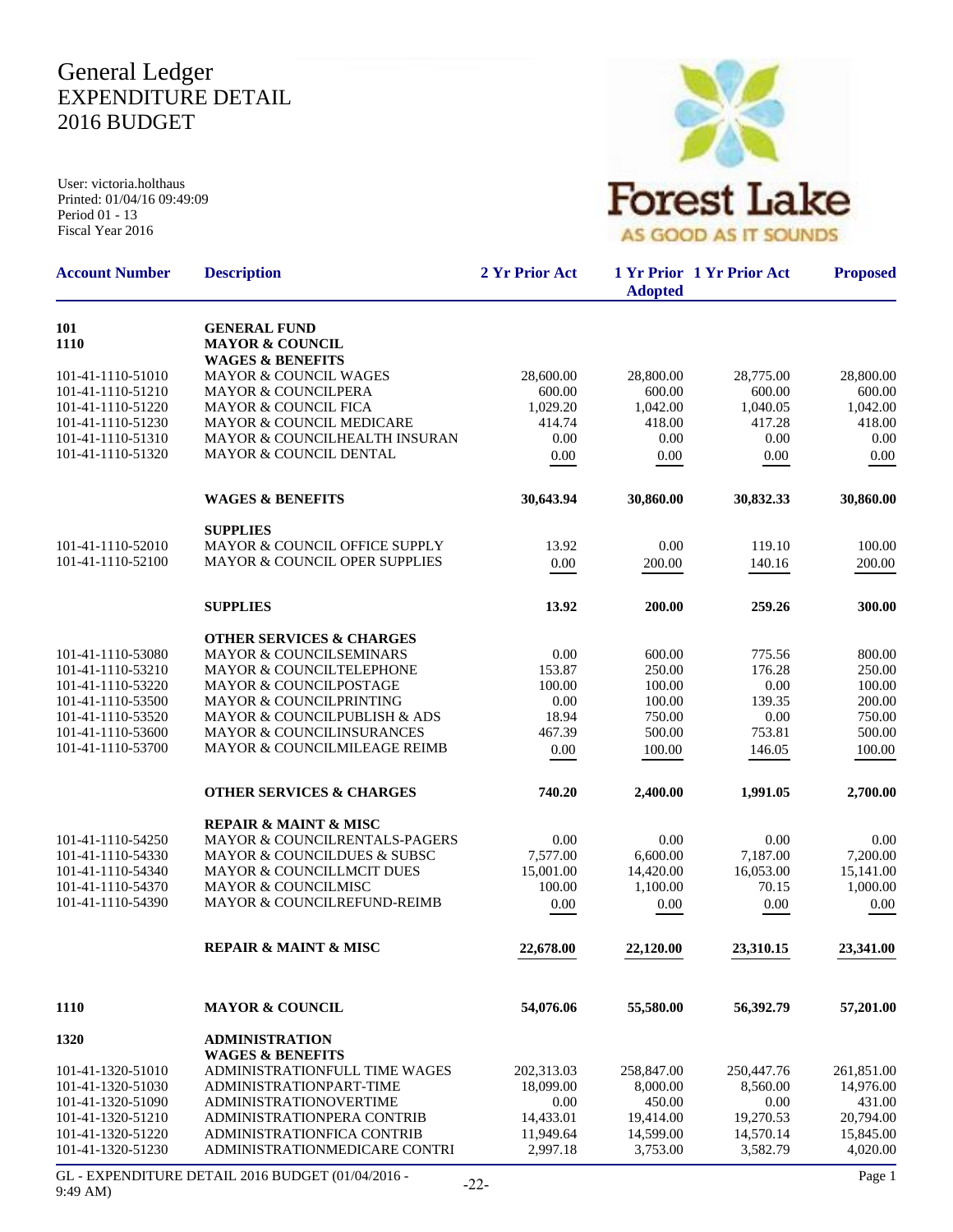# General Ledger
# EXPENDITURE DETAIL
# 2016 BUDGET

User: victoria.holthaus
Printed: 01/04/16 09:49:09
Period 01 - 13
Fiscal Year 2016

Forest Lake
AS GOOD AS IT SOUNDS

| Account Number | Description | 2 Yr Prior Act | 1 Yr Prior Adopted | 1 Yr Prior Act | Proposed |
|---|---|---|---|---|---|
| **101** | **GENERAL FUND** | | | | |
| **1110** | **MAYOR & COUNCIL** | | | | |
| | **WAGES & BENEFITS** | | | | |
| 101-41-1110-51010 | MAYOR & COUNCIL WAGES | 28,600.00 | 28,800.00 | 28,775.00 | 28,800.00 |
| 101-41-1110-51210 | MAYOR & COUNCILPERA | 600.00 | 600.00 | 600.00 | 600.00 |
| 101-41-1110-51220 | MAYOR & COUNCIL FICA | 1,029.20 | 1,042.00 | 1,040.05 | 1,042.00 |
| 101-41-1110-51230 | MAYOR & COUNCIL MEDICARE | 414.74 | 418.00 | 417.28 | 418.00 |
| 101-41-1110-51310 | MAYOR & COUNCILHEALTH INSURAN | 0.00 | 0.00 | 0.00 | 0.00 |
| 101-41-1110-51320 | MAYOR & COUNCIL DENTAL | 0.00 | 0.00 | 0.00 | 0.00 |
| | **WAGES & BENEFITS** | **30,643.94** | **30,860.00** | **30,832.33** | **30,860.00** |
| | **SUPPLIES** | | | | |
| 101-41-1110-52010 | MAYOR & COUNCIL OFFICE SUPPLY | 13.92 | 0.00 | 119.10 | 100.00 |
| 101-41-1110-52100 | MAYOR & COUNCIL OPER SUPPLIES | 0.00 | 200.00 | 140.16 | 200.00 |
| | **SUPPLIES** | **13.92** | **200.00** | **259.26** | **300.00** |
| | **OTHER SERVICES & CHARGES** | | | | |
| 101-41-1110-53080 | MAYOR & COUNCILSEMINARS | 0.00 | 600.00 | 775.56 | 800.00 |
| 101-41-1110-53210 | MAYOR & COUNCILTELEPHONE | 153.87 | 250.00 | 176.28 | 250.00 |
| 101-41-1110-53220 | MAYOR & COUNCILPOSTAGE | 100.00 | 100.00 | 0.00 | 100.00 |
| 101-41-1110-53500 | MAYOR & COUNCILPRINTING | 0.00 | 100.00 | 139.35 | 200.00 |
| 101-41-1110-53520 | MAYOR & COUNCILPUBLISH & ADS | 18.94 | 750.00 | 0.00 | 750.00 |
| 101-41-1110-53600 | MAYOR & COUNCILINSURANCES | 467.39 | 500.00 | 753.81 | 500.00 |
| 101-41-1110-53700 | MAYOR & COUNCILMILEAGE REIMB | 0.00 | 100.00 | 146.05 | 100.00 |
| | **OTHER SERVICES & CHARGES** | **740.20** | **2,400.00** | **1,991.05** | **2,700.00** |
| | **REPAIR & MAINT & MISC** | | | | |
| 101-41-1110-54250 | MAYOR & COUNCILRENTALS-PAGERS | 0.00 | 0.00 | 0.00 | 0.00 |
| 101-41-1110-54330 | MAYOR & COUNCILDUES & SUBSC | 7,577.00 | 6,600.00 | 7,187.00 | 7,200.00 |
| 101-41-1110-54340 | MAYOR & COUNCILLMCIT DUES | 15,001.00 | 14,420.00 | 16,053.00 | 15,141.00 |
| 101-41-1110-54370 | MAYOR & COUNCILMISC | 100.00 | 1,100.00 | 70.15 | 1,000.00 |
| 101-41-1110-54390 | MAYOR & COUNCILREFUND-REIMB | 0.00 | 0.00 | 0.00 | 0.00 |
| | **REPAIR & MAINT & MISC** | **22,678.00** | **22,120.00** | **23,310.15** | **23,341.00** |
| **1110** | **MAYOR & COUNCIL** | **54,076.06** | **55,580.00** | **56,392.79** | **57,201.00** |
| **1320** | **ADMINISTRATION** | | | | |
| | **WAGES & BENEFITS** | | | | |
| 101-41-1320-51010 | ADMINISTRATIONFULL TIME WAGES | 202,313.03 | 258,847.00 | 250,447.76 | 261,851.00 |
| 101-41-1320-51030 | ADMINISTRATIONPART-TIME | 18,099.00 | 8,000.00 | 8,560.00 | 14,976.00 |
| 101-41-1320-51090 | ADMINISTRATIONOVERTIME | 0.00 | 450.00 | 0.00 | 431.00 |
| 101-41-1320-51210 | ADMINISTRATIONPERA CONTRIB | 14,433.01 | 19,414.00 | 19,270.53 | 20,794.00 |
| 101-41-1320-51220 | ADMINISTRATIONFICA CONTRIB | 11,949.64 | 14,599.00 | 14,570.14 | 15,845.00 |
| 101-41-1320-51230 | ADMINISTRATIONMEDICARE CONTRI | 2,997.18 | 3,753.00 | 3,582.79 | 4,020.00 |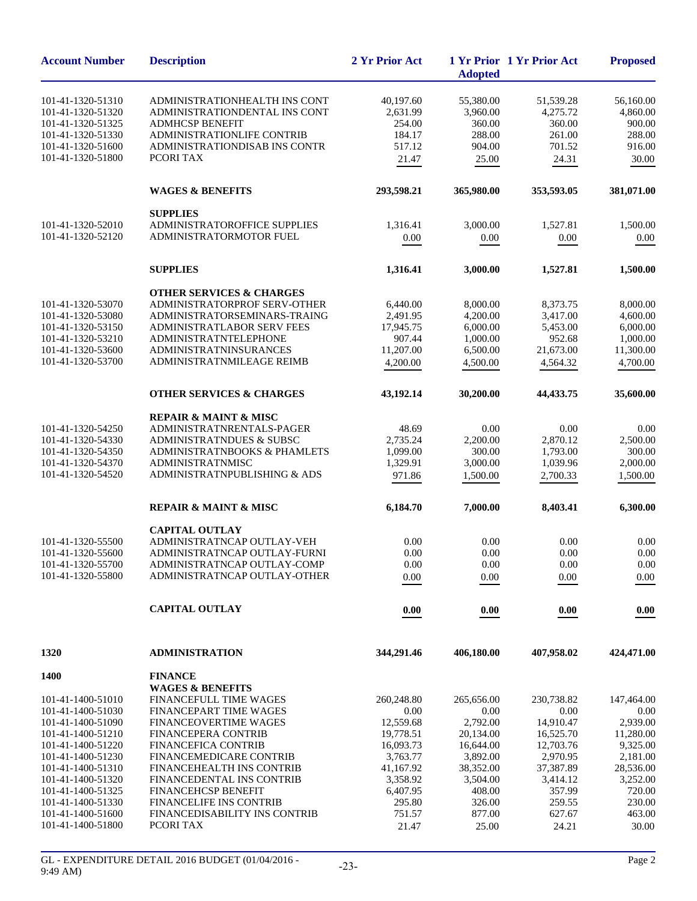| Account Number | Description | 2 Yr Prior Act | 1 Yr Prior Adopted | 1 Yr Prior Act | Proposed |
|---|---|---|---|---|---|
| 101-41-1320-51310 | ADMINISTRATIONHEALTH INS CONT | 40,197.60 | 55,380.00 | 51,539.28 | 56,160.00 |
| 101-41-1320-51320 | ADMINISTRATIONDENTAL INS CONT | 2,631.99 | 3,960.00 | 4,275.72 | 4,860.00 |
| 101-41-1320-51325 | ADMHCSP BENEFIT | 254.00 | 360.00 | 360.00 | 900.00 |
| 101-41-1320-51330 | ADMINISTRATIONLIFE CONTRIB | 184.17 | 288.00 | 261.00 | 288.00 |
| 101-41-1320-51600 | ADMINISTRATIONDISAB INS CONTR | 517.12 | 904.00 | 701.52 | 916.00 |
| 101-41-1320-51800 | PCORI TAX | 21.47 | 25.00 | 24.31 | 30.00 |
| | **WAGES & BENEFITS** | **293,598.21** | **365,980.00** | **353,593.05** | **381,071.00** |
| | **SUPPLIES** | | | | |
| 101-41-1320-52010 | ADMINISTRATOROFFICE SUPPLIES | 1,316.41 | 3,000.00 | 1,527.81 | 1,500.00 |
| 101-41-1320-52120 | ADMINISTRATORMOTOR FUEL | 0.00 | 0.00 | 0.00 | 0.00 |
| | **SUPPLIES** | **1,316.41** | **3,000.00** | **1,527.81** | **1,500.00** |
| | **OTHER SERVICES & CHARGES** | | | | |
| 101-41-1320-53070 | ADMINISTRATORPROF SERV-OTHER | 6,440.00 | 8,000.00 | 8,373.75 | 8,000.00 |
| 101-41-1320-53080 | ADMINISTRATORSEMINARS-TRAING | 2,491.95 | 4,200.00 | 3,417.00 | 4,600.00 |
| 101-41-1320-53150 | ADMINISTRATLABOR SERV FEES | 17,945.75 | 6,000.00 | 5,453.00 | 6,000.00 |
| 101-41-1320-53210 | ADMINISTRATNTELEPHONE | 907.44 | 1,000.00 | 952.68 | 1,000.00 |
| 101-41-1320-53600 | ADMINISTRATNINSURANCES | 11,207.00 | 6,500.00 | 21,673.00 | 11,300.00 |
| 101-41-1320-53700 | ADMINISTRATNMILEAGE REIMB | 4,200.00 | 4,500.00 | 4,564.32 | 4,700.00 |
| | **OTHER SERVICES & CHARGES** | **43,192.14** | **30,200.00** | **44,433.75** | **35,600.00** |
| | **REPAIR & MAINT & MISC** | | | | |
| 101-41-1320-54250 | ADMINISTRATNRENTALS-PAGER | 48.69 | 0.00 | 0.00 | 0.00 |
| 101-41-1320-54330 | ADMINISTRATNDUES & SUBSC | 2,735.24 | 2,200.00 | 2,870.12 | 2,500.00 |
| 101-41-1320-54350 | ADMINISTRATNBOOKS & PHAMLETS | 1,099.00 | 300.00 | 1,793.00 | 300.00 |
| 101-41-1320-54370 | ADMINISTRATNMISC | 1,329.91 | 3,000.00 | 1,039.96 | 2,000.00 |
| 101-41-1320-54520 | ADMINISTRATNPUBLISHING & ADS | 971.86 | 1,500.00 | 2,700.33 | 1,500.00 |
| | **REPAIR & MAINT & MISC** | **6,184.70** | **7,000.00** | **8,403.41** | **6,300.00** |
| | **CAPITAL OUTLAY** | | | | |
| 101-41-1320-55500 | ADMINISTRATNCAP OUTLAY-VEH | 0.00 | 0.00 | 0.00 | 0.00 |
| 101-41-1320-55600 | ADMINISTRATNCAP OUTLAY-FURNI | 0.00 | 0.00 | 0.00 | 0.00 |
| 101-41-1320-55700 | ADMINISTRATNCAP OUTLAY-COMP | 0.00 | 0.00 | 0.00 | 0.00 |
| 101-41-1320-55800 | ADMINISTRATNCAP OUTLAY-OTHER | 0.00 | 0.00 | 0.00 | 0.00 |
| | **CAPITAL OUTLAY** | **0.00** | **0.00** | **0.00** | **0.00** |
| **1320** | **ADMINISTRATION** | **344,291.46** | **406,180.00** | **407,958.02** | **424,471.00** |
| **1400** | **FINANCE** | | | | |
| | **WAGES & BENEFITS** | | | | |
| 101-41-1400-51010 | FINANCEFULL TIME WAGES | 260,248.80 | 265,656.00 | 230,738.82 | 147,464.00 |
| 101-41-1400-51030 | FINANCEPART TIME WAGES | 0.00 | 0.00 | 0.00 | 0.00 |
| 101-41-1400-51090 | FINANCEOVERTIME WAGES | 12,559.68 | 2,792.00 | 14,910.47 | 2,939.00 |
| 101-41-1400-51210 | FINANCEPERA CONTRIB | 19,778.51 | 20,134.00 | 16,525.70 | 11,280.00 |
| 101-41-1400-51220 | FINANCEFICA CONTRIB | 16,093.73 | 16,644.00 | 12,703.76 | 9,325.00 |
| 101-41-1400-51230 | FINANCEMEDICARE CONTRIB | 3,763.77 | 3,892.00 | 2,970.95 | 2,181.00 |
| 101-41-1400-51310 | FINANCEHEALTH INS CONTRIB | 41,167.92 | 38,352.00 | 37,387.89 | 28,536.00 |
| 101-41-1400-51320 | FINANCEDENTAL INS CONTRIB | 3,358.92 | 3,504.00 | 3,414.12 | 3,252.00 |
| 101-41-1400-51325 | FINANCEHCSP BENEFIT | 6,407.95 | 408.00 | 357.99 | 720.00 |
| 101-41-1400-51330 | FINANCELIFE INS CONTRIB | 295.80 | 326.00 | 259.55 | 230.00 |
| 101-41-1400-51600 | FINANCEDISABILITY INS CONTRIB | 751.57 | 877.00 | 627.67 | 463.00 |
| 101-41-1400-51800 | PCORI TAX | 21.47 | 25.00 | 24.21 | 30.00 |

GL - EXPENDITURE DETAIL 2016 BUDGET (01/04/2016 - 9:49 AM)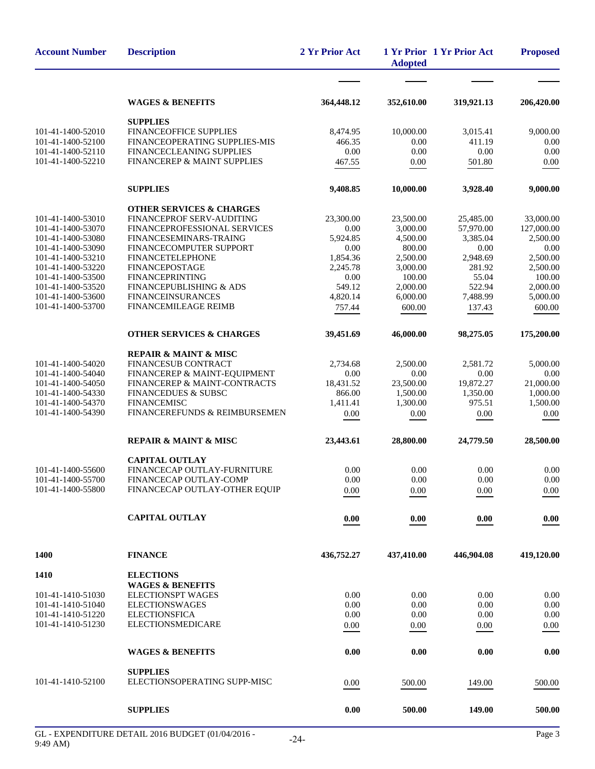| Account Number | Description | 2 Yr Prior Act | 1 Yr Prior Adopted | 1 Yr Prior Act | Proposed |
|---|---|---|---|---|---|
| | **WAGES & BENEFITS** | **364,448.12** | **352,610.00** | **319,921.13** | **206,420.00** |
| | **SUPPLIES** | | | | |
| 101-41-1400-52010 | FINANCEOFFICE SUPPLIES | 8,474.95 | 10,000.00 | 3,015.41 | 9,000.00 |
| 101-41-1400-52100 | FINANCEOPERATING SUPPLIES-MIS | 466.35 | 0.00 | 411.19 | 0.00 |
| 101-41-1400-52110 | FINANCECLEANING SUPPLIES | 0.00 | 0.00 | 0.00 | 0.00 |
| 101-41-1400-52210 | FINANCEREP & MAINT SUPPLIES | 467.55 | 0.00 | 501.80 | 0.00 |
| | **SUPPLIES** | **9,408.85** | **10,000.00** | **3,928.40** | **9,000.00** |
| | **OTHER SERVICES & CHARGES** | | | | |
| 101-41-1400-53010 | FINANCEPROF SERV-AUDITING | 23,300.00 | 23,500.00 | 25,485.00 | 33,000.00 |
| 101-41-1400-53070 | FINANCEPROFESSIONAL SERVICES | 0.00 | 3,000.00 | 57,970.00 | 127,000.00 |
| 101-41-1400-53080 | FINANCESEMINARS-TRAING | 5,924.85 | 4,500.00 | 3,385.04 | 2,500.00 |
| 101-41-1400-53090 | FINANCECOMPUTER SUPPORT | 0.00 | 800.00 | 0.00 | 0.00 |
| 101-41-1400-53210 | FINANCETELEPHONE | 1,854.36 | 2,500.00 | 2,948.69 | 2,500.00 |
| 101-41-1400-53220 | FINANCEPOSTAGE | 2,245.78 | 3,000.00 | 281.92 | 2,500.00 |
| 101-41-1400-53500 | FINANCEPRINTING | 0.00 | 100.00 | 55.04 | 100.00 |
| 101-41-1400-53520 | FINANCEPUBLISHING & ADS | 549.12 | 2,000.00 | 522.94 | 2,000.00 |
| 101-41-1400-53600 | FINANCEINSURANCES | 4,820.14 | 6,000.00 | 7,488.99 | 5,000.00 |
| 101-41-1400-53700 | FINANCEMILEAGE REIMB | 757.44 | 600.00 | 137.43 | 600.00 |
| | **OTHER SERVICES & CHARGES** | **39,451.69** | **46,000.00** | **98,275.05** | **175,200.00** |
| | **REPAIR & MAINT & MISC** | | | | |
| 101-41-1400-54020 | FINANCESUB CONTRACT | 2,734.68 | 2,500.00 | 2,581.72 | 5,000.00 |
| 101-41-1400-54040 | FINANCEREP & MAINT-EQUIPMENT | 0.00 | 0.00 | 0.00 | 0.00 |
| 101-41-1400-54050 | FINANCEREP & MAINT-CONTRACTS | 18,431.52 | 23,500.00 | 19,872.27 | 21,000.00 |
| 101-41-1400-54330 | FINANCEDUES & SUBSC | 866.00 | 1,500.00 | 1,350.00 | 1,000.00 |
| 101-41-1400-54370 | FINANCEMISC | 1,411.41 | 1,300.00 | 975.51 | 1,500.00 |
| 101-41-1400-54390 | FINANCEREFUNDS & REIMBURSEMEN | 0.00 | 0.00 | 0.00 | 0.00 |
| | **REPAIR & MAINT & MISC** | **23,443.61** | **28,800.00** | **24,779.50** | **28,500.00** |
| | **CAPITAL OUTLAY** | | | | |
| 101-41-1400-55600 | FINANCECAP OUTLAY-FURNITURE | 0.00 | 0.00 | 0.00 | 0.00 |
| 101-41-1400-55700 | FINANCECAP OUTLAY-COMP | 0.00 | 0.00 | 0.00 | 0.00 |
| 101-41-1400-55800 | FINANCECAP OUTLAY-OTHER EQUIP | 0.00 | 0.00 | 0.00 | 0.00 |
| | **CAPITAL OUTLAY** | **0.00** | **0.00** | **0.00** | **0.00** |
| **1400** | **FINANCE** | **436,752.27** | **437,410.00** | **446,904.08** | **419,120.00** |
| **1410** | **ELECTIONS** | | | | |
| | **WAGES & BENEFITS** | | | | |
| 101-41-1410-51030 | ELECTIONSPT WAGES | 0.00 | 0.00 | 0.00 | 0.00 |
| 101-41-1410-51040 | ELECTIONSWAGES | 0.00 | 0.00 | 0.00 | 0.00 |
| 101-41-1410-51220 | ELECTIONSFICA | 0.00 | 0.00 | 0.00 | 0.00 |
| 101-41-1410-51230 | ELECTIONSMEDICARE | 0.00 | 0.00 | 0.00 | 0.00 |
| | **WAGES & BENEFITS** | **0.00** | **0.00** | **0.00** | **0.00** |
| | **SUPPLIES** | | | | |
| 101-41-1410-52100 | ELECTIONSOPERATING SUPP-MISC | 0.00 | 500.00 | 149.00 | 500.00 |
| | **SUPPLIES** | **0.00** | **500.00** | **149.00** | **500.00** |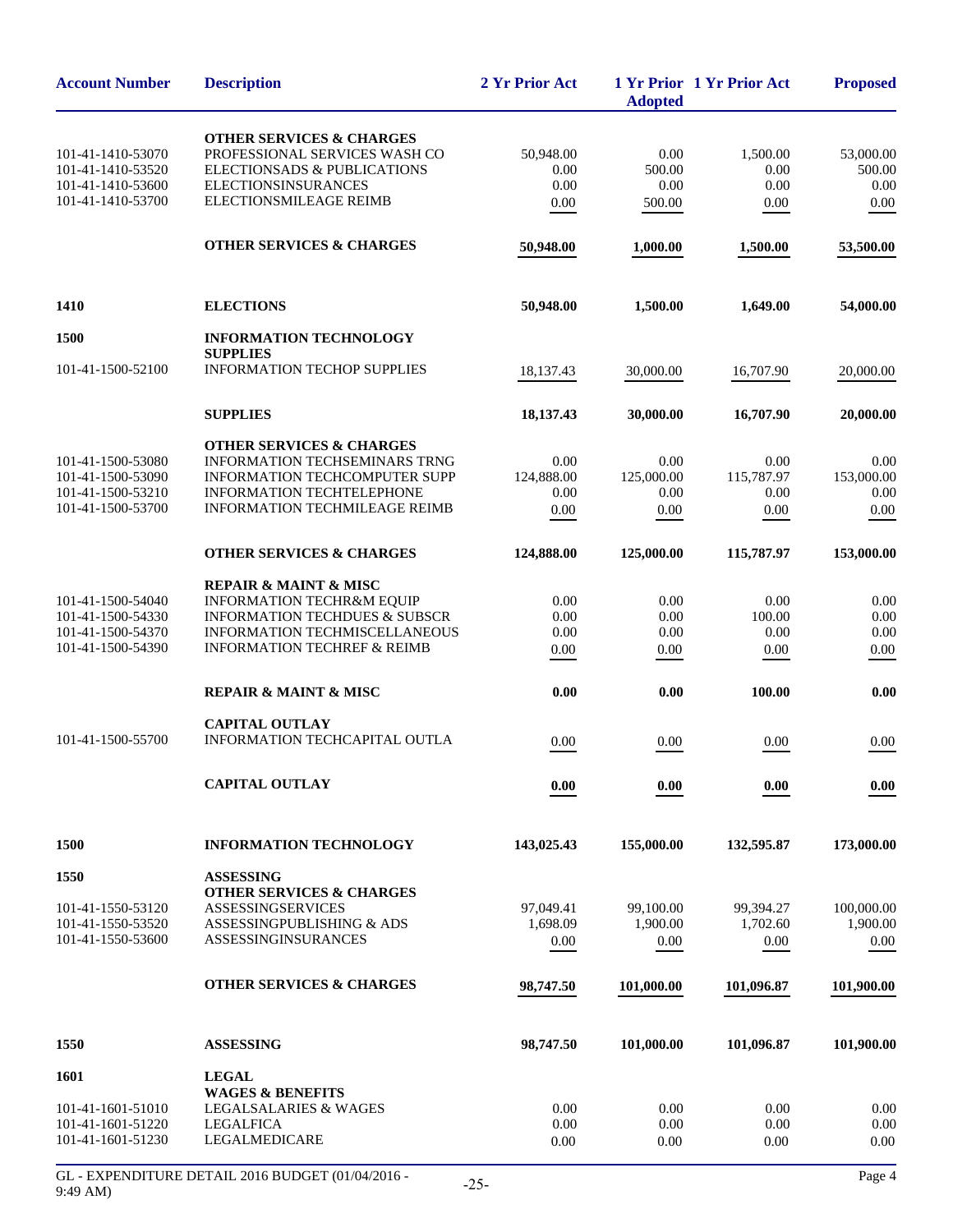| Account Number | Description | 2 Yr Prior Act | 1 Yr Prior Adopted | 1 Yr Prior Act | Proposed |
|---|---|---|---|---|---|
| | **OTHER SERVICES & CHARGES** | | | | |
| 101-41-1410-53070 | PROFESSIONAL SERVICES WASH CO | 50,948.00 | 0.00 | 1,500.00 | 53,000.00 |
| 101-41-1410-53520 | ELECTIONSADS & PUBLICATIONS | 0.00 | 500.00 | 0.00 | 500.00 |
| 101-41-1410-53600 | ELECTIONSINSURANCES | 0.00 | 0.00 | 0.00 | 0.00 |
| 101-41-1410-53700 | ELECTIONSMILEAGE REIMB | 0.00 | 500.00 | 0.00 | 0.00 |
| | **OTHER SERVICES & CHARGES** | **50,948.00** | **1,000.00** | **1,500.00** | **53,500.00** |
| **1410** | **ELECTIONS** | **50,948.00** | **1,500.00** | **1,649.00** | **54,000.00** |
| **1500** | **INFORMATION TECHNOLOGY** | | | | |
| | **SUPPLIES** | | | | |
| 101-41-1500-52100 | INFORMATION TECHOP SUPPLIES | 18,137.43 | 30,000.00 | 16,707.90 | 20,000.00 |
| | **SUPPLIES** | **18,137.43** | **30,000.00** | **16,707.90** | **20,000.00** |
| | **OTHER SERVICES & CHARGES** | | | | |
| 101-41-1500-53080 | INFORMATION TECHSEMINARS TRNG | 0.00 | 0.00 | 0.00 | 0.00 |
| 101-41-1500-53090 | INFORMATION TECHCOMPUTER SUPP | 124,888.00 | 125,000.00 | 115,787.97 | 153,000.00 |
| 101-41-1500-53210 | INFORMATION TECHTELEPHONE | 0.00 | 0.00 | 0.00 | 0.00 |
| 101-41-1500-53700 | INFORMATION TECHMILEAGE REIMB | 0.00 | 0.00 | 0.00 | 0.00 |
| | **OTHER SERVICES & CHARGES** | **124,888.00** | **125,000.00** | **115,787.97** | **153,000.00** |
| | **REPAIR & MAINT & MISC** | | | | |
| 101-41-1500-54040 | INFORMATION TECHR&M EQUIP | 0.00 | 0.00 | 0.00 | 0.00 |
| 101-41-1500-54330 | INFORMATION TECHDUES & SUBSCR | 0.00 | 0.00 | 100.00 | 0.00 |
| 101-41-1500-54370 | INFORMATION TECHMISCELLANEOUS | 0.00 | 0.00 | 0.00 | 0.00 |
| 101-41-1500-54390 | INFORMATION TECHREF & REIMB | 0.00 | 0.00 | 0.00 | 0.00 |
| | **REPAIR & MAINT & MISC** | **0.00** | **0.00** | **100.00** | **0.00** |
| | **CAPITAL OUTLAY** | | | | |
| 101-41-1500-55700 | INFORMATION TECHCAPITAL OUTLA | 0.00 | 0.00 | 0.00 | 0.00 |
| | **CAPITAL OUTLAY** | **0.00** | **0.00** | **0.00** | **0.00** |
| **1500** | **INFORMATION TECHNOLOGY** | **143,025.43** | **155,000.00** | **132,595.87** | **173,000.00** |
| **1550** | **ASSESSING** | | | | |
| | **OTHER SERVICES & CHARGES** | | | | |
| 101-41-1550-53120 | ASSESSINGSERVICES | 97,049.41 | 99,100.00 | 99,394.27 | 100,000.00 |
| 101-41-1550-53520 | ASSESSINGPUBLISHING & ADS | 1,698.09 | 1,900.00 | 1,702.60 | 1,900.00 |
| 101-41-1550-53600 | ASSESSINGINSURANCES | 0.00 | 0.00 | 0.00 | 0.00 |
| | **OTHER SERVICES & CHARGES** | **98,747.50** | **101,000.00** | **101,096.87** | **101,900.00** |
| **1550** | **ASSESSING** | **98,747.50** | **101,000.00** | **101,096.87** | **101,900.00** |
| **1601** | **LEGAL** | | | | |
| | **WAGES & BENEFITS** | | | | |
| 101-41-1601-51010 | LEGALSALARIES & WAGES | 0.00 | 0.00 | 0.00 | 0.00 |
| 101-41-1601-51220 | LEGALFICA | 0.00 | 0.00 | 0.00 | 0.00 |
| 101-41-1601-51230 | LEGALMEDICARE | 0.00 | 0.00 | 0.00 | 0.00 |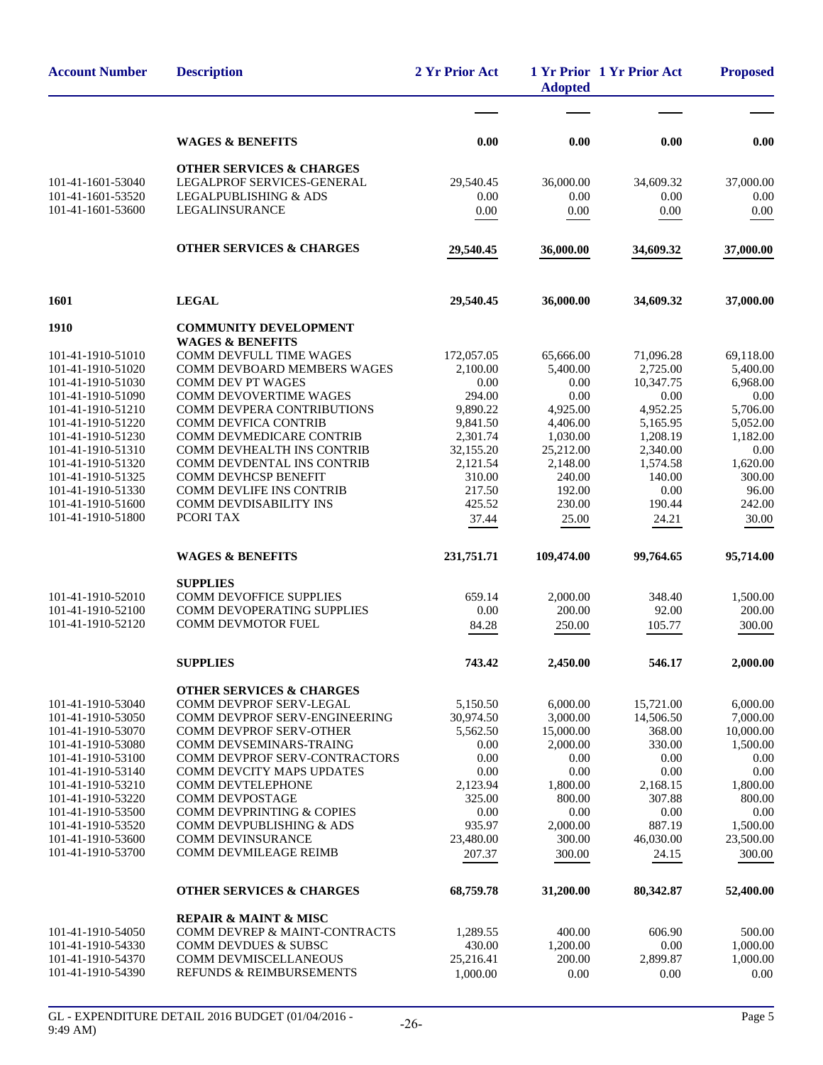| Account Number | Description | 2 Yr Prior Act | 1 Yr Prior Adopted | 1 Yr Prior Act | Proposed |
|---|---|---|---|---|---|
| | **WAGES & BENEFITS** | **0.00** | **0.00** | **0.00** | **0.00** |
| | **OTHER SERVICES & CHARGES** | | | | |
| 101-41-1601-53040 | LEGALPROF SERVICES-GENERAL | 29,540.45 | 36,000.00 | 34,609.32 | 37,000.00 |
| 101-41-1601-53520 | LEGALPUBLISHING & ADS | 0.00 | 0.00 | 0.00 | 0.00 |
| 101-41-1601-53600 | LEGALINSURANCE | 0.00 | 0.00 | 0.00 | 0.00 |
| | **OTHER SERVICES & CHARGES** | **29,540.45** | **36,000.00** | **34,609.32** | **37,000.00** |
| **1601** | **LEGAL** | **29,540.45** | **36,000.00** | **34,609.32** | **37,000.00** |
| **1910** | **COMMUNITY DEVELOPMENT** | | | | |
| | **WAGES & BENEFITS** | | | | |
| 101-41-1910-51010 | COMM DEVFULL TIME WAGES | 172,057.05 | 65,666.00 | 71,096.28 | 69,118.00 |
| 101-41-1910-51020 | COMM DEVBOARD MEMBERS WAGES | 2,100.00 | 5,400.00 | 2,725.00 | 5,400.00 |
| 101-41-1910-51030 | COMM DEV PT WAGES | 0.00 | 0.00 | 10,347.75 | 6,968.00 |
| 101-41-1910-51090 | COMM DEVOVERTIME WAGES | 294.00 | 0.00 | 0.00 | 0.00 |
| 101-41-1910-51210 | COMM DEVPERA CONTRIBUTIONS | 9,890.22 | 4,925.00 | 4,952.25 | 5,706.00 |
| 101-41-1910-51220 | COMM DEVFICA CONTRIB | 9,841.50 | 4,406.00 | 5,165.95 | 5,052.00 |
| 101-41-1910-51230 | COMM DEVMEDICARE CONTRIB | 2,301.74 | 1,030.00 | 1,208.19 | 1,182.00 |
| 101-41-1910-51310 | COMM DEVHEALTH INS CONTRIB | 32,155.20 | 25,212.00 | 2,340.00 | 0.00 |
| 101-41-1910-51320 | COMM DEVDENTAL INS CONTRIB | 2,121.54 | 2,148.00 | 1,574.58 | 1,620.00 |
| 101-41-1910-51325 | COMM DEVHCSP BENEFIT | 310.00 | 240.00 | 140.00 | 300.00 |
| 101-41-1910-51330 | COMM DEVLIFE INS CONTRIB | 217.50 | 192.00 | 0.00 | 96.00 |
| 101-41-1910-51600 | COMM DEVDISABILITY INS | 425.52 | 230.00 | 190.44 | 242.00 |
| 101-41-1910-51800 | PCORI TAX | 37.44 | 25.00 | 24.21 | 30.00 |
| | **WAGES & BENEFITS** | **231,751.71** | **109,474.00** | **99,764.65** | **95,714.00** |
| | **SUPPLIES** | | | | |
| 101-41-1910-52010 | COMM DEVOFFICE SUPPLIES | 659.14 | 2,000.00 | 348.40 | 1,500.00 |
| 101-41-1910-52100 | COMM DEVOPERATING SUPPLIES | 0.00 | 200.00 | 92.00 | 200.00 |
| 101-41-1910-52120 | COMM DEVMOTOR FUEL | 84.28 | 250.00 | 105.77 | 300.00 |
| | **SUPPLIES** | **743.42** | **2,450.00** | **546.17** | **2,000.00** |
| | **OTHER SERVICES & CHARGES** | | | | |
| 101-41-1910-53040 | COMM DEVPROF SERV-LEGAL | 5,150.50 | 6,000.00 | 15,721.00 | 6,000.00 |
| 101-41-1910-53050 | COMM DEVPROF SERV-ENGINEERING | 30,974.50 | 3,000.00 | 14,506.50 | 7,000.00 |
| 101-41-1910-53070 | COMM DEVPROF SERV-OTHER | 5,562.50 | 15,000.00 | 368.00 | 10,000.00 |
| 101-41-1910-53080 | COMM DEVSEMINARS-TRAING | 0.00 | 2,000.00 | 330.00 | 1,500.00 |
| 101-41-1910-53100 | COMM DEVPROF SERV-CONTRACTORS | 0.00 | 0.00 | 0.00 | 0.00 |
| 101-41-1910-53140 | COMM DEVCITY MAPS UPDATES | 0.00 | 0.00 | 0.00 | 0.00 |
| 101-41-1910-53210 | COMM DEVTELEPHONE | 2,123.94 | 1,800.00 | 2,168.15 | 1,800.00 |
| 101-41-1910-53220 | COMM DEVPOSTAGE | 325.00 | 800.00 | 307.88 | 800.00 |
| 101-41-1910-53500 | COMM DEVPRINTING & COPIES | 0.00 | 0.00 | 0.00 | 0.00 |
| 101-41-1910-53520 | COMM DEVPUBLISHING & ADS | 935.97 | 2,000.00 | 887.19 | 1,500.00 |
| 101-41-1910-53600 | COMM DEVINSURANCE | 23,480.00 | 300.00 | 46,030.00 | 23,500.00 |
| 101-41-1910-53700 | COMM DEVMILEAGE REIMB | 207.37 | 300.00 | 24.15 | 300.00 |
| | **OTHER SERVICES & CHARGES** | **68,759.78** | **31,200.00** | **80,342.87** | **52,400.00** |
| | **REPAIR & MAINT & MISC** | | | | |
| 101-41-1910-54050 | COMM DEVREP & MAINT-CONTRACTS | 1,289.55 | 400.00 | 606.90 | 500.00 |
| 101-41-1910-54330 | COMM DEVDUES & SUBSC | 430.00 | 1,200.00 | 0.00 | 1,000.00 |
| 101-41-1910-54370 | COMM DEVMISCELLANEOUS | 25,216.41 | 200.00 | 2,899.87 | 1,000.00 |
| 101-41-1910-54390 | REFUNDS & REIMBURSEMENTS | 1,000.00 | 0.00 | 0.00 | 0.00 |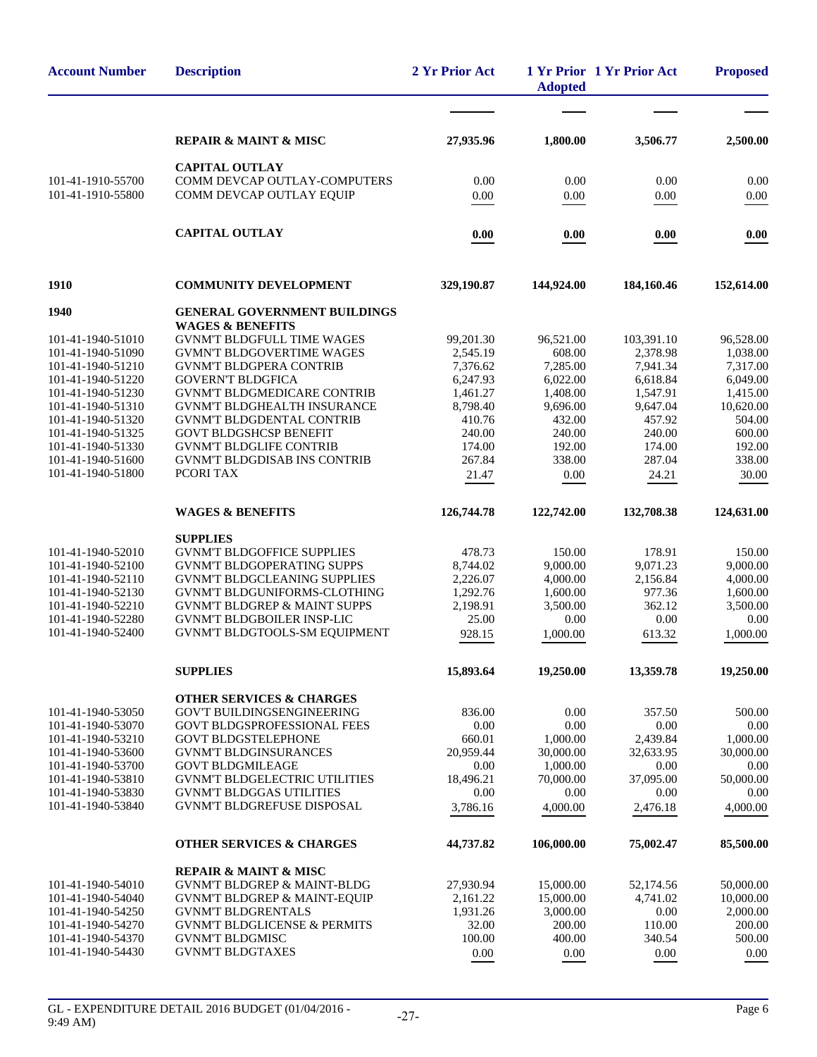| Account Number | Description | 2 Yr Prior Act | 1 Yr Prior Adopted | 1 Yr Prior Act | Proposed |
|---|---|---|---|---|---|
| | **REPAIR & MAINT & MISC** | **27,935.96** | **1,800.00** | **3,506.77** | **2,500.00** |
| | **CAPITAL OUTLAY** | | | | |
| 101-41-1910-55700 | COMM DEVCAP OUTLAY-COMPUTERS | 0.00 | 0.00 | 0.00 | 0.00 |
| 101-41-1910-55800 | COMM DEVCAP OUTLAY EQUIP | 0.00 | 0.00 | 0.00 | 0.00 |
| | **CAPITAL OUTLAY** | **0.00** | **0.00** | **0.00** | **0.00** |
| **1910** | **COMMUNITY DEVELOPMENT** | **329,190.87** | **144,924.00** | **184,160.46** | **152,614.00** |
| **1940** | **GENERAL GOVERNMENT BUILDINGS** | | | | |
| | **WAGES & BENEFITS** | | | | |
| 101-41-1940-51010 | GVNM'T BLDGFULL TIME WAGES | 99,201.30 | 96,521.00 | 103,391.10 | 96,528.00 |
| 101-41-1940-51090 | GVMN'T BLDGOVERTIME WAGES | 2,545.19 | 608.00 | 2,378.98 | 1,038.00 |
| 101-41-1940-51210 | GVNM'T BLDGPERA CONTRIB | 7,376.62 | 7,285.00 | 7,941.34 | 7,317.00 |
| 101-41-1940-51220 | GOVERN'T BLDGFICA | 6,247.93 | 6,022.00 | 6,618.84 | 6,049.00 |
| 101-41-1940-51230 | GVNM'T BLDGMEDICARE CONTRIB | 1,461.27 | 1,408.00 | 1,547.91 | 1,415.00 |
| 101-41-1940-51310 | GVNM'T BLDGHEALTH INSURANCE | 8,798.40 | 9,696.00 | 9,647.04 | 10,620.00 |
| 101-41-1940-51320 | GVNM'T BLDGDENTAL CONTRIB | 410.76 | 432.00 | 457.92 | 504.00 |
| 101-41-1940-51325 | GOVT BLDGSHCSP BENEFIT | 240.00 | 240.00 | 240.00 | 600.00 |
| 101-41-1940-51330 | GVNM'T BLDGLIFE CONTRIB | 174.00 | 192.00 | 174.00 | 192.00 |
| 101-41-1940-51600 | GVNM'T BLDGDISAB INS CONTRIB | 267.84 | 338.00 | 287.04 | 338.00 |
| 101-41-1940-51800 | PCORI TAX | 21.47 | 0.00 | 24.21 | 30.00 |
| | **WAGES & BENEFITS** | **126,744.78** | **122,742.00** | **132,708.38** | **124,631.00** |
| | **SUPPLIES** | | | | |
| 101-41-1940-52010 | GVNM'T BLDGOFFICE SUPPLIES | 478.73 | 150.00 | 178.91 | 150.00 |
| 101-41-1940-52100 | GVNM'T BLDGOPERATING SUPPS | 8,744.02 | 9,000.00 | 9,071.23 | 9,000.00 |
| 101-41-1940-52110 | GVNM'T BLDGCLEANING SUPPLIES | 2,226.07 | 4,000.00 | 2,156.84 | 4,000.00 |
| 101-41-1940-52130 | GVNM'T BLDGUNIFORMS-CLOTHING | 1,292.76 | 1,600.00 | 977.36 | 1,600.00 |
| 101-41-1940-52210 | GVNM'T BLDGREP & MAINT SUPPS | 2,198.91 | 3,500.00 | 362.12 | 3,500.00 |
| 101-41-1940-52280 | GVNM'T BLDGBOILER INSP-LIC | 25.00 | 0.00 | 0.00 | 0.00 |
| 101-41-1940-52400 | GVNM'T BLDGTOOLS-SM EQUIPMENT | 928.15 | 1,000.00 | 613.32 | 1,000.00 |
| | **SUPPLIES** | **15,893.64** | **19,250.00** | **13,359.78** | **19,250.00** |
| | **OTHER SERVICES & CHARGES** | | | | |
| 101-41-1940-53050 | GOV'T BUILDINGSENGINEERING | 836.00 | 0.00 | 357.50 | 500.00 |
| 101-41-1940-53070 | GOVT BLDGSPROFESSIONAL FEES | 0.00 | 0.00 | 0.00 | 0.00 |
| 101-41-1940-53210 | GOVT BLDGSTELEPHONE | 660.01 | 1,000.00 | 2,439.84 | 1,000.00 |
| 101-41-1940-53600 | GVNM'T BLDGINSURANCES | 20,959.44 | 30,000.00 | 32,633.95 | 30,000.00 |
| 101-41-1940-53700 | GOVT BLDGMILEAGE | 0.00 | 1,000.00 | 0.00 | 0.00 |
| 101-41-1940-53810 | GVNM'T BLDGELECTRIC UTILITIES | 18,496.21 | 70,000.00 | 37,095.00 | 50,000.00 |
| 101-41-1940-53830 | GVNM'T BLDGGAS UTILITIES | 0.00 | 0.00 | 0.00 | 0.00 |
| 101-41-1940-53840 | GVNM'T BLDGREFUSE DISPOSAL | 3,786.16 | 4,000.00 | 2,476.18 | 4,000.00 |
| | **OTHER SERVICES & CHARGES** | **44,737.82** | **106,000.00** | **75,002.47** | **85,500.00** |
| | **REPAIR & MAINT & MISC** | | | | |
| 101-41-1940-54010 | GVNM'T BLDGREP & MAINT-BLDG | 27,930.94 | 15,000.00 | 52,174.56 | 50,000.00 |
| 101-41-1940-54040 | GVNM'T BLDGREP & MAINT-EQUIP | 2,161.22 | 15,000.00 | 4,741.02 | 10,000.00 |
| 101-41-1940-54250 | GVNM'T BLDGRENTALS | 1,931.26 | 3,000.00 | 0.00 | 2,000.00 |
| 101-41-1940-54270 | GVNM'T BLDGLICENSE & PERMITS | 32.00 | 200.00 | 110.00 | 200.00 |
| 101-41-1940-54370 | GVNM'T BLDGMISC | 100.00 | 400.00 | 340.54 | 500.00 |
| 101-41-1940-54430 | GVNM'T BLDGTAXES | 0.00 | 0.00 | 0.00 | 0.00 |

GL - EXPENDITURE DETAIL 2016 BUDGET (01/04/2016 - 9:49 AM)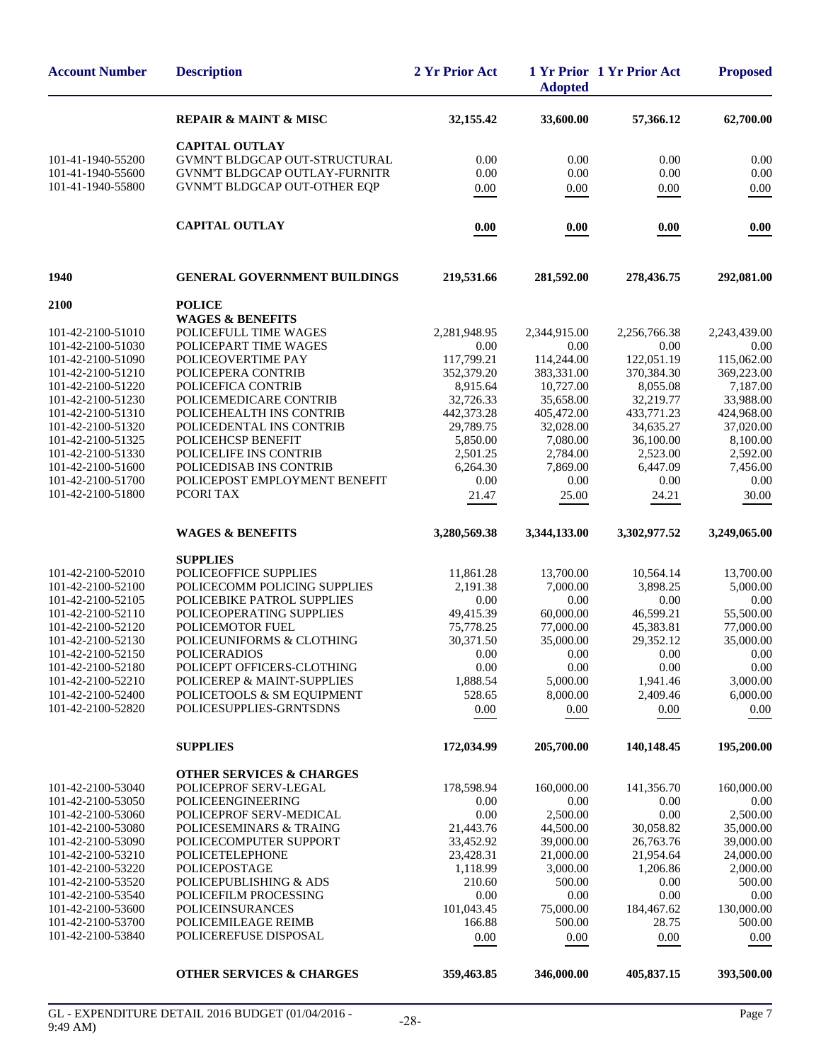| Account Number | Description | 2 Yr Prior Act | 1 Yr Prior Adopted | 1 Yr Prior Act | Proposed |
|---|---|---|---|---|---|
| | **REPAIR & MAINT & MISC** | **32,155.42** | **33,600.00** | **57,366.12** | **62,700.00** |
| | **CAPITAL OUTLAY** | | | | |
| 101-41-1940-55200 | GVMN'T BLDGCAP OUT-STRUCTURAL | 0.00 | 0.00 | 0.00 | 0.00 |
| 101-41-1940-55600 | GVNM'T BLDGCAP OUTLAY-FURNITR | 0.00 | 0.00 | 0.00 | 0.00 |
| 101-41-1940-55800 | GVNM'T BLDGCAP OUT-OTHER EQP | 0.00 | 0.00 | 0.00 | 0.00 |
| | **CAPITAL OUTLAY** | **0.00** | **0.00** | **0.00** | **0.00** |
| **1940** | **GENERAL GOVERNMENT BUILDINGS** | **219,531.66** | **281,592.00** | **278,436.75** | **292,081.00** |
| **2100** | **POLICE** | | | | |
| | **WAGES & BENEFITS** | | | | |
| 101-42-2100-51010 | POLICEFULL TIME WAGES | 2,281,948.95 | 2,344,915.00 | 2,256,766.38 | 2,243,439.00 |
| 101-42-2100-51030 | POLICEPART TIME WAGES | 0.00 | 0.00 | 0.00 | 0.00 |
| 101-42-2100-51090 | POLICEOVERTIME PAY | 117,799.21 | 114,244.00 | 122,051.19 | 115,062.00 |
| 101-42-2100-51210 | POLICEPERA CONTRIB | 352,379.20 | 383,331.00 | 370,384.30 | 369,223.00 |
| 101-42-2100-51220 | POLICEFICA CONTRIB | 8,915.64 | 10,727.00 | 8,055.08 | 7,187.00 |
| 101-42-2100-51230 | POLICEMEDICARE CONTRIB | 32,726.33 | 35,658.00 | 32,219.77 | 33,988.00 |
| 101-42-2100-51310 | POLICEHEALTH INS CONTRIB | 442,373.28 | 405,472.00 | 433,771.23 | 424,968.00 |
| 101-42-2100-51320 | POLICEDENTAL INS CONTRIB | 29,789.75 | 32,028.00 | 34,635.27 | 37,020.00 |
| 101-42-2100-51325 | POLICEHCSP BENEFIT | 5,850.00 | 7,080.00 | 36,100.00 | 8,100.00 |
| 101-42-2100-51330 | POLICELIFE INS CONTRIB | 2,501.25 | 2,784.00 | 2,523.00 | 2,592.00 |
| 101-42-2100-51600 | POLICEDISAB INS CONTRIB | 6,264.30 | 7,869.00 | 6,447.09 | 7,456.00 |
| 101-42-2100-51700 | POLICEPOST EMPLOYMENT BENEFIT | 0.00 | 0.00 | 0.00 | 0.00 |
| 101-42-2100-51800 | PCORI TAX | 21.47 | 25.00 | 24.21 | 30.00 |
| | **WAGES & BENEFITS** | **3,280,569.38** | **3,344,133.00** | **3,302,977.52** | **3,249,065.00** |
| | **SUPPLIES** | | | | |
| 101-42-2100-52010 | POLICEOFFICE SUPPLIES | 11,861.28 | 13,700.00 | 10,564.14 | 13,700.00 |
| 101-42-2100-52100 | POLICECOMM POLICING SUPPLIES | 2,191.38 | 7,000.00 | 3,898.25 | 5,000.00 |
| 101-42-2100-52105 | POLICEBIKE PATROL SUPPLIES | 0.00 | 0.00 | 0.00 | 0.00 |
| 101-42-2100-52110 | POLICEOPERATING SUPPLIES | 49,415.39 | 60,000.00 | 46,599.21 | 55,500.00 |
| 101-42-2100-52120 | POLICEMOTOR FUEL | 75,778.25 | 77,000.00 | 45,383.81 | 77,000.00 |
| 101-42-2100-52130 | POLICEUNIFORMS & CLOTHING | 30,371.50 | 35,000.00 | 29,352.12 | 35,000.00 |
| 101-42-2100-52150 | POLICERADIOS | 0.00 | 0.00 | 0.00 | 0.00 |
| 101-42-2100-52180 | POLICEPT OFFICERS-CLOTHING | 0.00 | 0.00 | 0.00 | 0.00 |
| 101-42-2100-52210 | POLICEREP & MAINT-SUPPLIES | 1,888.54 | 5,000.00 | 1,941.46 | 3,000.00 |
| 101-42-2100-52400 | POLICETOOLS & SM EQUIPMENT | 528.65 | 8,000.00 | 2,409.46 | 6,000.00 |
| 101-42-2100-52820 | POLICESUPPLIES-GRNTSDNS | 0.00 | 0.00 | 0.00 | 0.00 |
| | **SUPPLIES** | **172,034.99** | **205,700.00** | **140,148.45** | **195,200.00** |
| | **OTHER SERVICES & CHARGES** | | | | |
| 101-42-2100-53040 | POLICEPROF SERV-LEGAL | 178,598.94 | 160,000.00 | 141,356.70 | 160,000.00 |
| 101-42-2100-53050 | POLICEENGINEERING | 0.00 | 0.00 | 0.00 | 0.00 |
| 101-42-2100-53060 | POLICEPROF SERV-MEDICAL | 0.00 | 2,500.00 | 0.00 | 2,500.00 |
| 101-42-2100-53080 | POLICESEMINARS & TRAING | 21,443.76 | 44,500.00 | 30,058.82 | 35,000.00 |
| 101-42-2100-53090 | POLICECOMPUTER SUPPORT | 33,452.92 | 39,000.00 | 26,763.76 | 39,000.00 |
| 101-42-2100-53210 | POLICETELEPHONE | 23,428.31 | 21,000.00 | 21,954.64 | 24,000.00 |
| 101-42-2100-53220 | POLICEPOSTAGE | 1,118.99 | 3,000.00 | 1,206.86 | 2,000.00 |
| 101-42-2100-53520 | POLICEPUBLISHING & ADS | 210.60 | 500.00 | 0.00 | 500.00 |
| 101-42-2100-53540 | POLICEFILM PROCESSING | 0.00 | 0.00 | 0.00 | 0.00 |
| 101-42-2100-53600 | POLICEINSURANCES | 101,043.45 | 75,000.00 | 184,467.62 | 130,000.00 |
| 101-42-2100-53700 | POLICEMILEAGE REIMB | 166.88 | 500.00 | 28.75 | 500.00 |
| 101-42-2100-53840 | POLICEREFUSE DISPOSAL | 0.00 | 0.00 | 0.00 | 0.00 |
| | **OTHER SERVICES & CHARGES** | **359,463.85** | **346,000.00** | **405,837.15** | **393,500.00** |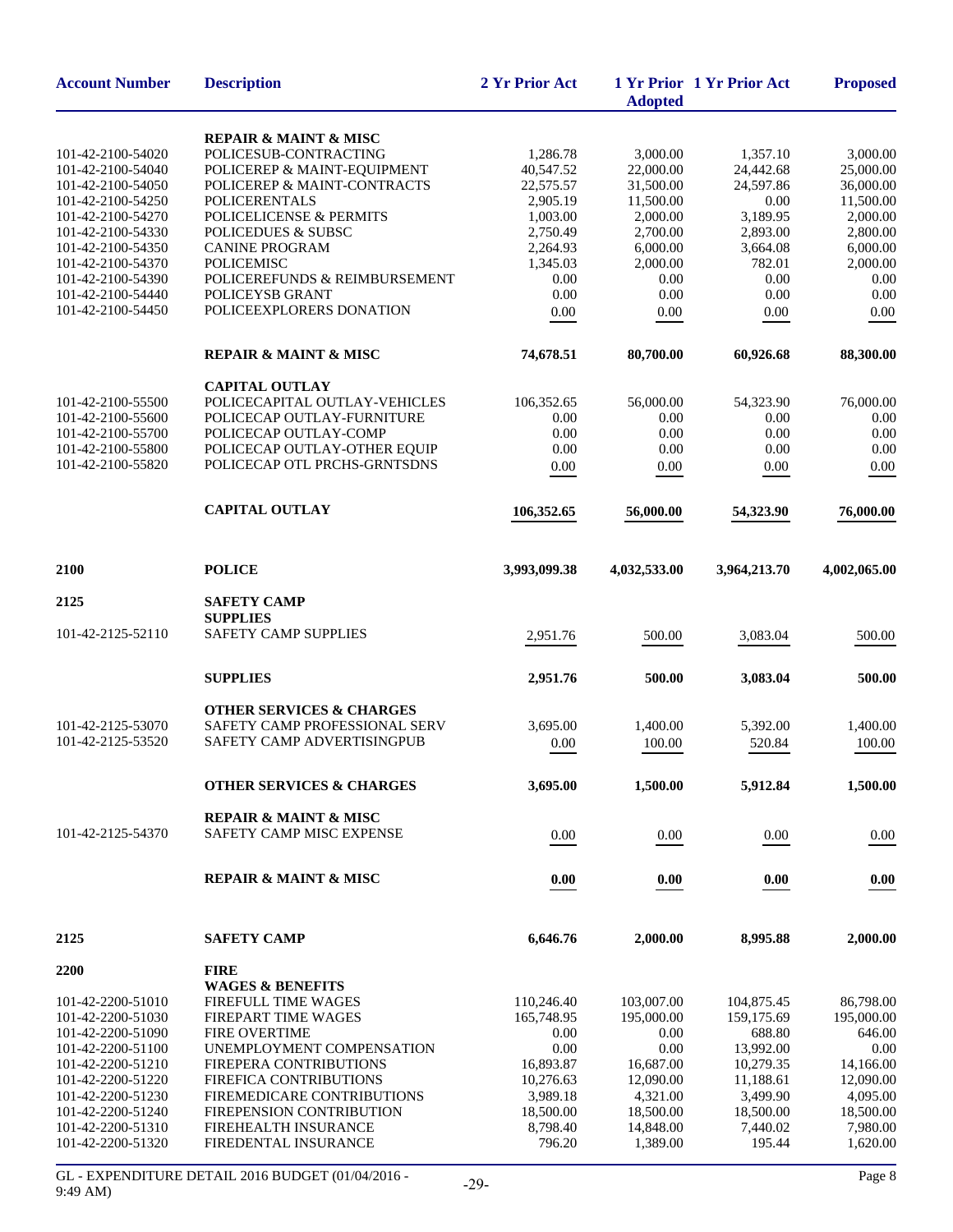| Account Number | Description | 2 Yr Prior Act | 1 Yr Prior Adopted | 1 Yr Prior Act | Proposed |
|---|---|---|---|---|---|
| | **REPAIR & MAINT & MISC** | | | | |
| 101-42-2100-54020 | POLICESUB-CONTRACTING | 1,286.78 | 3,000.00 | 1,357.10 | 3,000.00 |
| 101-42-2100-54040 | POLICEREP & MAINT-EQUIPMENT | 40,547.52 | 22,000.00 | 24,442.68 | 25,000.00 |
| 101-42-2100-54050 | POLICEREP & MAINT-CONTRACTS | 22,575.57 | 31,500.00 | 24,597.86 | 36,000.00 |
| 101-42-2100-54250 | POLICERENTALS | 2,905.19 | 11,500.00 | 0.00 | 11,500.00 |
| 101-42-2100-54270 | POLICELICENSE & PERMITS | 1,003.00 | 2,000.00 | 3,189.95 | 2,000.00 |
| 101-42-2100-54330 | POLICEDUES & SUBSC | 2,750.49 | 2,700.00 | 2,893.00 | 2,800.00 |
| 101-42-2100-54350 | CANINE PROGRAM | 2,264.93 | 6,000.00 | 3,664.08 | 6,000.00 |
| 101-42-2100-54370 | POLICEMISC | 1,345.03 | 2,000.00 | 782.01 | 2,000.00 |
| 101-42-2100-54390 | POLICEREFUNDS & REIMBURSEMENT | 0.00 | 0.00 | 0.00 | 0.00 |
| 101-42-2100-54440 | POLICEYSB GRANT | 0.00 | 0.00 | 0.00 | 0.00 |
| 101-42-2100-54450 | POLICEEXPLORERS DONATION | 0.00 | 0.00 | 0.00 | 0.00 |
| | **REPAIR & MAINT & MISC** | **74,678.51** | **80,700.00** | **60,926.68** | **88,300.00** |
| | **CAPITAL OUTLAY** | | | | |
| 101-42-2100-55500 | POLICECAPITAL OUTLAY-VEHICLES | 106,352.65 | 56,000.00 | 54,323.90 | 76,000.00 |
| 101-42-2100-55600 | POLICECAP OUTLAY-FURNITURE | 0.00 | 0.00 | 0.00 | 0.00 |
| 101-42-2100-55700 | POLICECAP OUTLAY-COMP | 0.00 | 0.00 | 0.00 | 0.00 |
| 101-42-2100-55800 | POLICECAP OUTLAY-OTHER EQUIP | 0.00 | 0.00 | 0.00 | 0.00 |
| 101-42-2100-55820 | POLICECAP OTL PRCHS-GRNTSDNS | 0.00 | 0.00 | 0.00 | 0.00 |
| | **CAPITAL OUTLAY** | **106,352.65** | **56,000.00** | **54,323.90** | **76,000.00** |
| **2100** | **POLICE** | **3,993,099.38** | **4,032,533.00** | **3,964,213.70** | **4,002,065.00** |
| **2125** | **SAFETY CAMP** | | | | |
| | **SUPPLIES** | | | | |
| 101-42-2125-52110 | SAFETY CAMP SUPPLIES | 2,951.76 | 500.00 | 3,083.04 | 500.00 |
| | **SUPPLIES** | **2,951.76** | **500.00** | **3,083.04** | **500.00** |
| | **OTHER SERVICES & CHARGES** | | | | |
| 101-42-2125-53070 | SAFETY CAMP PROFESSIONAL SERV | 3,695.00 | 1,400.00 | 5,392.00 | 1,400.00 |
| 101-42-2125-53520 | SAFETY CAMP ADVERTISINGPUB | 0.00 | 100.00 | 520.84 | 100.00 |
| | **OTHER SERVICES & CHARGES** | **3,695.00** | **1,500.00** | **5,912.84** | **1,500.00** |
| | **REPAIR & MAINT & MISC** | | | | |
| 101-42-2125-54370 | SAFETY CAMP MISC EXPENSE | 0.00 | 0.00 | 0.00 | 0.00 |
| | **REPAIR & MAINT & MISC** | **0.00** | **0.00** | **0.00** | **0.00** |
| **2125** | **SAFETY CAMP** | **6,646.76** | **2,000.00** | **8,995.88** | **2,000.00** |
| **2200** | **FIRE** | | | | |
| | **WAGES & BENEFITS** | | | | |
| 101-42-2200-51010 | FIREFULL TIME WAGES | 110,246.40 | 103,007.00 | 104,875.45 | 86,798.00 |
| 101-42-2200-51030 | FIREPART TIME WAGES | 165,748.95 | 195,000.00 | 159,175.69 | 195,000.00 |
| 101-42-2200-51090 | FIRE OVERTIME | 0.00 | 0.00 | 688.80 | 646.00 |
| 101-42-2200-51100 | UNEMPLOYMENT COMPENSATION | 0.00 | 0.00 | 13,992.00 | 0.00 |
| 101-42-2200-51210 | FIREPERA CONTRIBUTIONS | 16,893.87 | 16,687.00 | 10,279.35 | 14,166.00 |
| 101-42-2200-51220 | FIREFICA CONTRIBUTIONS | 10,276.63 | 12,090.00 | 11,188.61 | 12,090.00 |
| 101-42-2200-51230 | FIREMEDICARE CONTRIBUTIONS | 3,989.18 | 4,321.00 | 3,499.90 | 4,095.00 |
| 101-42-2200-51240 | FIREPENSION CONTRIBUTION | 18,500.00 | 18,500.00 | 18,500.00 | 18,500.00 |
| 101-42-2200-51310 | FIREHEALTH INSURANCE | 8,798.40 | 14,848.00 | 7,440.02 | 7,980.00 |
| 101-42-2200-51320 | FIREDENTAL INSURANCE | 796.20 | 1,389.00 | 195.44 | 1,620.00 |

GL - EXPENDITURE DETAIL 2016 BUDGET (01/04/2016 - 9:49 AM)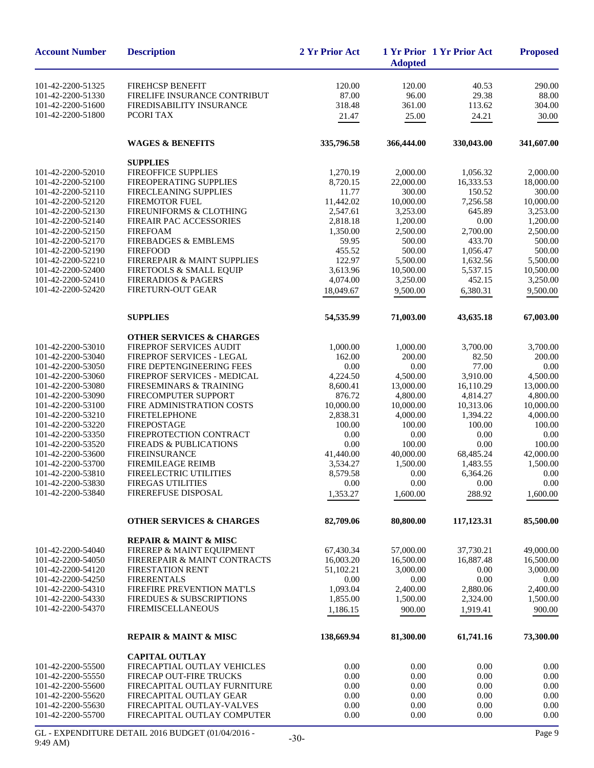| Account Number | Description | 2 Yr Prior Act | 1 Yr Prior Adopted | 1 Yr Prior Act | Proposed |
|---|---|---|---|---|---|
| 101-42-2200-51325 | FIREHCSP BENEFIT | 120.00 | 120.00 | 40.53 | 290.00 |
| 101-42-2200-51330 | FIRELIFE INSURANCE CONTRIBUT | 87.00 | 96.00 | 29.38 | 88.00 |
| 101-42-2200-51600 | FIREDISABILITY INSURANCE | 318.48 | 361.00 | 113.62 | 304.00 |
| 101-42-2200-51800 | PCORI TAX | 21.47 | 25.00 | 24.21 | 30.00 |
| | **WAGES & BENEFITS** | **335,796.58** | **366,444.00** | **330,043.00** | **341,607.00** |
| | **SUPPLIES** | | | | |
| 101-42-2200-52010 | FIREOFFICE SUPPLIES | 1,270.19 | 2,000.00 | 1,056.32 | 2,000.00 |
| 101-42-2200-52100 | FIREOPERATING SUPPLIES | 8,720.15 | 22,000.00 | 16,333.53 | 18,000.00 |
| 101-42-2200-52110 | FIRECLEANING SUPPLIES | 11.77 | 300.00 | 150.52 | 300.00 |
| 101-42-2200-52120 | FIREMOTOR FUEL | 11,442.02 | 10,000.00 | 7,256.58 | 10,000.00 |
| 101-42-2200-52130 | FIREUNIFORMS & CLOTHING | 2,547.61 | 3,253.00 | 645.89 | 3,253.00 |
| 101-42-2200-52140 | FIREAIR PAC ACCESSORIES | 2,818.18 | 1,200.00 | 0.00 | 1,200.00 |
| 101-42-2200-52150 | FIREFOAM | 1,350.00 | 2,500.00 | 2,700.00 | 2,500.00 |
| 101-42-2200-52170 | FIREBADGES & EMBLEMS | 59.95 | 500.00 | 433.70 | 500.00 |
| 101-42-2200-52190 | FIREFOOD | 455.52 | 500.00 | 1,056.47 | 500.00 |
| 101-42-2200-52210 | FIREREPAIR & MAINT SUPPLIES | 122.97 | 5,500.00 | 1,632.56 | 5,500.00 |
| 101-42-2200-52400 | FIRETOOLS & SMALL EQUIP | 3,613.96 | 10,500.00 | 5,537.15 | 10,500.00 |
| 101-42-2200-52410 | FIRERADIOS & PAGERS | 4,074.00 | 3,250.00 | 452.15 | 3,250.00 |
| 101-42-2200-52420 | FIRETURN-OUT GEAR | 18,049.67 | 9,500.00 | 6,380.31 | 9,500.00 |
| | **SUPPLIES** | **54,535.99** | **71,003.00** | **43,635.18** | **67,003.00** |
| | **OTHER SERVICES & CHARGES** | | | | |
| 101-42-2200-53010 | FIREPROF SERVICES AUDIT | 1,000.00 | 1,000.00 | 3,700.00 | 3,700.00 |
| 101-42-2200-53040 | FIREPROF SERVICES - LEGAL | 162.00 | 200.00 | 82.50 | 200.00 |
| 101-42-2200-53050 | FIRE DEPTENGINEERING FEES | 0.00 | 0.00 | 77.00 | 0.00 |
| 101-42-2200-53060 | FIREPROF SERVICES - MEDICAL | 4,224.50 | 4,500.00 | 3,910.00 | 4,500.00 |
| 101-42-2200-53080 | FIRESEMINARS & TRAINING | 8,600.41 | 13,000.00 | 16,110.29 | 13,000.00 |
| 101-42-2200-53090 | FIRECOMPUTER SUPPORT | 876.72 | 4,800.00 | 4,814.27 | 4,800.00 |
| 101-42-2200-53100 | FIRE ADMINISTRATION COSTS | 10,000.00 | 10,000.00 | 10,313.06 | 10,000.00 |
| 101-42-2200-53210 | FIRETELEPHONE | 2,838.31 | 4,000.00 | 1,394.22 | 4,000.00 |
| 101-42-2200-53220 | FIREPOSTAGE | 100.00 | 100.00 | 100.00 | 100.00 |
| 101-42-2200-53350 | FIREPROTECTION CONTRACT | 0.00 | 0.00 | 0.00 | 0.00 |
| 101-42-2200-53520 | FIREADS & PUBLICATIONS | 0.00 | 100.00 | 0.00 | 100.00 |
| 101-42-2200-53600 | FIREINSURANCE | 41,440.00 | 40,000.00 | 68,485.24 | 42,000.00 |
| 101-42-2200-53700 | FIREMILEAGE REIMB | 3,534.27 | 1,500.00 | 1,483.55 | 1,500.00 |
| 101-42-2200-53810 | FIREELECTRIC UTILITIES | 8,579.58 | 0.00 | 6,364.26 | 0.00 |
| 101-42-2200-53830 | FIREGAS UTILITIES | 0.00 | 0.00 | 0.00 | 0.00 |
| 101-42-2200-53840 | FIREREFUSE DISPOSAL | 1,353.27 | 1,600.00 | 288.92 | 1,600.00 |
| | **OTHER SERVICES & CHARGES** | **82,709.06** | **80,800.00** | **117,123.31** | **85,500.00** |
| | **REPAIR & MAINT & MISC** | | | | |
| 101-42-2200-54040 | FIREREP & MAINT EQUIPMENT | 67,430.34 | 57,000.00 | 37,730.21 | 49,000.00 |
| 101-42-2200-54050 | FIREREPAIR & MAINT CONTRACTS | 16,003.20 | 16,500.00 | 16,887.48 | 16,500.00 |
| 101-42-2200-54120 | FIRESTATION RENT | 51,102.21 | 3,000.00 | 0.00 | 3,000.00 |
| 101-42-2200-54250 | FIRERENTALS | 0.00 | 0.00 | 0.00 | 0.00 |
| 101-42-2200-54310 | FIREFIRE PREVENTION MAT'LS | 1,093.04 | 2,400.00 | 2,880.06 | 2,400.00 |
| 101-42-2200-54330 | FIREDUES & SUBSCRIPTIONS | 1,855.00 | 1,500.00 | 2,324.00 | 1,500.00 |
| 101-42-2200-54370 | FIREMISCELLANEOUS | 1,186.15 | 900.00 | 1,919.41 | 900.00 |
| | **REPAIR & MAINT & MISC** | **138,669.94** | **81,300.00** | **61,741.16** | **73,300.00** |
| | **CAPITAL OUTLAY** | | | | |
| 101-42-2200-55500 | FIRECAPTIAL OUTLAY VEHICLES | 0.00 | 0.00 | 0.00 | 0.00 |
| 101-42-2200-55550 | FIRECAP OUT-FIRE TRUCKS | 0.00 | 0.00 | 0.00 | 0.00 |
| 101-42-2200-55600 | FIRECAPITAL OUTLAY FURNITURE | 0.00 | 0.00 | 0.00 | 0.00 |
| 101-42-2200-55620 | FIRECAPITAL OUTLAY GEAR | 0.00 | 0.00 | 0.00 | 0.00 |
| 101-42-2200-55630 | FIRECAPITAL OUTLAY-VALVES | 0.00 | 0.00 | 0.00 | 0.00 |
| 101-42-2200-55700 | FIRECAPITAL OUTLAY COMPUTER | 0.00 | 0.00 | 0.00 | 0.00 |

GL - EXPENDITURE DETAIL 2016 BUDGET (01/04/2016 - 9:49 AM)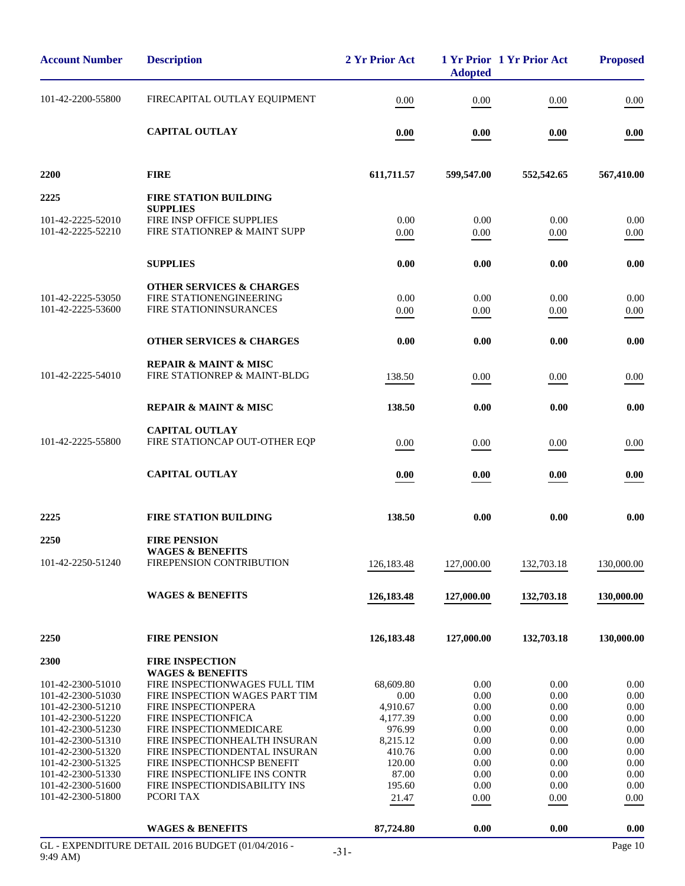| Account Number | Description | 2 Yr Prior Act | 1 Yr Prior Adopted | 1 Yr Prior Act | Proposed |
|---|---|---|---|---|---|
| 101-42-2200-55800 | FIRECAPITAL OUTLAY EQUIPMENT | 0.00 | 0.00 | 0.00 | 0.00 |
| | **CAPITAL OUTLAY** | **0.00** | **0.00** | **0.00** | **0.00** |
| **2200** | **FIRE** | **611,711.57** | **599,547.00** | **552,542.65** | **567,410.00** |
| **2225** | **FIRE STATION BUILDING** | | | | |
| | **SUPPLIES** | | | | |
| 101-42-2225-52010 | FIRE INSP OFFICE SUPPLIES | 0.00 | 0.00 | 0.00 | 0.00 |
| 101-42-2225-52210 | FIRE STATIONREP & MAINT SUPP | 0.00 | 0.00 | 0.00 | 0.00 |
| | **SUPPLIES** | **0.00** | **0.00** | **0.00** | **0.00** |
| | **OTHER SERVICES & CHARGES** | | | | |
| 101-42-2225-53050 | FIRE STATIONENGINEERING | 0.00 | 0.00 | 0.00 | 0.00 |
| 101-42-2225-53600 | FIRE STATIONINSURANCES | 0.00 | 0.00 | 0.00 | 0.00 |
| | **OTHER SERVICES & CHARGES** | **0.00** | **0.00** | **0.00** | **0.00** |
| | **REPAIR & MAINT & MISC** | | | | |
| 101-42-2225-54010 | FIRE STATIONREP & MAINT-BLDG | 138.50 | 0.00 | 0.00 | 0.00 |
| | **REPAIR & MAINT & MISC** | **138.50** | **0.00** | **0.00** | **0.00** |
| | **CAPITAL OUTLAY** | | | | |
| 101-42-2225-55800 | FIRE STATIONCAP OUT-OTHER EQP | 0.00 | 0.00 | 0.00 | 0.00 |
| | **CAPITAL OUTLAY** | **0.00** | **0.00** | **0.00** | **0.00** |
| **2225** | **FIRE STATION BUILDING** | **138.50** | **0.00** | **0.00** | **0.00** |
| **2250** | **FIRE PENSION** | | | | |
| | **WAGES & BENEFITS** | | | | |
| 101-42-2250-51240 | FIREPENSION CONTRIBUTION | 126,183.48 | 127,000.00 | 132,703.18 | 130,000.00 |
| | **WAGES & BENEFITS** | **126,183.48** | **127,000.00** | **132,703.18** | **130,000.00** |
| **2250** | **FIRE PENSION** | **126,183.48** | **127,000.00** | **132,703.18** | **130,000.00** |
| **2300** | **FIRE INSPECTION** | | | | |
| | **WAGES & BENEFITS** | | | | |
| 101-42-2300-51010 | FIRE INSPECTIONWAGES FULL TIM | 68,609.80 | 0.00 | 0.00 | 0.00 |
| 101-42-2300-51030 | FIRE INSPECTION WAGES PART TIM | 0.00 | 0.00 | 0.00 | 0.00 |
| 101-42-2300-51210 | FIRE INSPECTIONPERA | 4,910.67 | 0.00 | 0.00 | 0.00 |
| 101-42-2300-51220 | FIRE INSPECTIONFICA | 4,177.39 | 0.00 | 0.00 | 0.00 |
| 101-42-2300-51230 | FIRE INSPECTIONMEDICARE | 976.99 | 0.00 | 0.00 | 0.00 |
| 101-42-2300-51310 | FIRE INSPECTIONHEALTH INSURAN | 8,215.12 | 0.00 | 0.00 | 0.00 |
| 101-42-2300-51320 | FIRE INSPECTIONDENTAL INSURAN | 410.76 | 0.00 | 0.00 | 0.00 |
| 101-42-2300-51325 | FIRE INSPECTIONHCSP BENEFIT | 120.00 | 0.00 | 0.00 | 0.00 |
| 101-42-2300-51330 | FIRE INSPECTIONLIFE INS CONTR | 87.00 | 0.00 | 0.00 | 0.00 |
| 101-42-2300-51600 | FIRE INSPECTIONDISABILITY INS | 195.60 | 0.00 | 0.00 | 0.00 |
| 101-42-2300-51800 | PCORI TAX | 21.47 | 0.00 | 0.00 | 0.00 |
| | **WAGES & BENEFITS** | **87,724.80** | **0.00** | **0.00** | **0.00** |

GL - EXPENDITURE DETAIL 2016 BUDGET (01/04/2016 - 9:49 AM)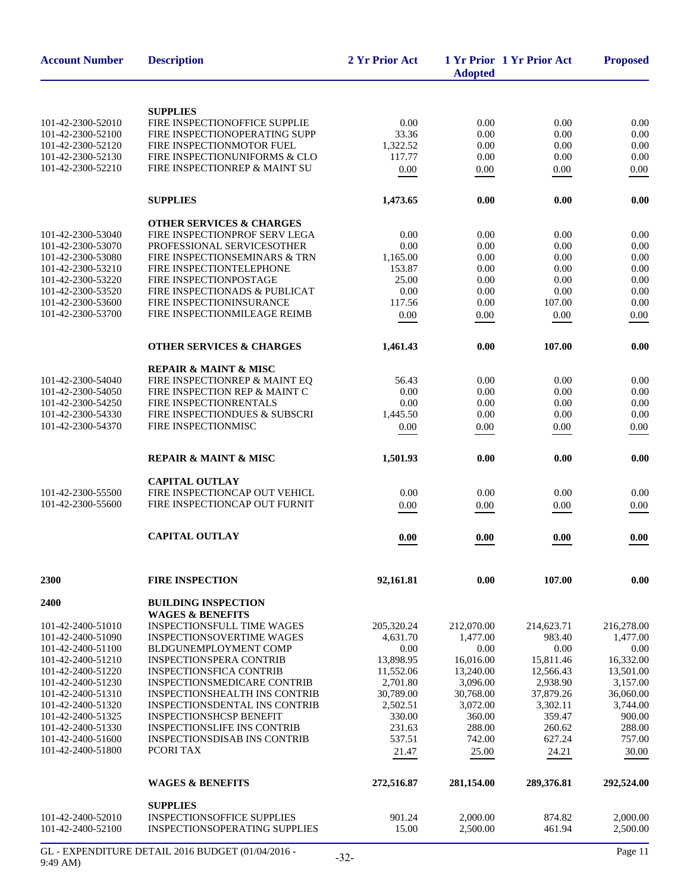| Account Number | Description | 2 Yr Prior Act | 1 Yr Prior Adopted | 1 Yr Prior Act | Proposed |
|---|---|---|---|---|---|
| | **SUPPLIES** | | | | |
| 101-42-2300-52010 | FIRE INSPECTIONOFFICE SUPPLIE | 0.00 | 0.00 | 0.00 | 0.00 |
| 101-42-2300-52100 | FIRE INSPECTIONOPERATING SUPP | 33.36 | 0.00 | 0.00 | 0.00 |
| 101-42-2300-52120 | FIRE INSPECTIONMOTOR FUEL | 1,322.52 | 0.00 | 0.00 | 0.00 |
| 101-42-2300-52130 | FIRE INSPECTIONUNIFORMS & CLO | 117.77 | 0.00 | 0.00 | 0.00 |
| 101-42-2300-52210 | FIRE INSPECTIONREP & MAINT SU | 0.00 | 0.00 | 0.00 | 0.00 |
| | **SUPPLIES** | **1,473.65** | **0.00** | **0.00** | **0.00** |
| | **OTHER SERVICES & CHARGES** | | | | |
| 101-42-2300-53040 | FIRE INSPECTIONPROF SERV LEGA | 0.00 | 0.00 | 0.00 | 0.00 |
| 101-42-2300-53070 | PROFESSIONAL SERVICESOTHER | 0.00 | 0.00 | 0.00 | 0.00 |
| 101-42-2300-53080 | FIRE INSPECTIONSEMINARS & TRN | 1,165.00 | 0.00 | 0.00 | 0.00 |
| 101-42-2300-53210 | FIRE INSPECTIONTELEPHONE | 153.87 | 0.00 | 0.00 | 0.00 |
| 101-42-2300-53220 | FIRE INSPECTIONPOSTAGE | 25.00 | 0.00 | 0.00 | 0.00 |
| 101-42-2300-53520 | FIRE INSPECTIONADS & PUBLICAT | 0.00 | 0.00 | 0.00 | 0.00 |
| 101-42-2300-53600 | FIRE INSPECTIONINSURANCE | 117.56 | 0.00 | 107.00 | 0.00 |
| 101-42-2300-53700 | FIRE INSPECTIONMILEAGE REIMB | 0.00 | 0.00 | 0.00 | 0.00 |
| | **OTHER SERVICES & CHARGES** | **1,461.43** | **0.00** | **107.00** | **0.00** |
| | **REPAIR & MAINT & MISC** | | | | |
| 101-42-2300-54040 | FIRE INSPECTIONREP & MAINT EQ | 56.43 | 0.00 | 0.00 | 0.00 |
| 101-42-2300-54050 | FIRE INSPECTION REP & MAINT C | 0.00 | 0.00 | 0.00 | 0.00 |
| 101-42-2300-54250 | FIRE INSPECTIONRENTALS | 0.00 | 0.00 | 0.00 | 0.00 |
| 101-42-2300-54330 | FIRE INSPECTIONDUES & SUBSCRI | 1,445.50 | 0.00 | 0.00 | 0.00 |
| 101-42-2300-54370 | FIRE INSPECTIONMISC | 0.00 | 0.00 | 0.00 | 0.00 |
| | **REPAIR & MAINT & MISC** | **1,501.93** | **0.00** | **0.00** | **0.00** |
| | **CAPITAL OUTLAY** | | | | |
| 101-42-2300-55500 | FIRE INSPECTIONCAP OUT VEHICL | 0.00 | 0.00 | 0.00 | 0.00 |
| 101-42-2300-55600 | FIRE INSPECTIONCAP OUT FURNIT | 0.00 | 0.00 | 0.00 | 0.00 |
| | **CAPITAL OUTLAY** | **0.00** | **0.00** | **0.00** | **0.00** |
| **2300** | **FIRE INSPECTION** | **92,161.81** | **0.00** | **107.00** | **0.00** |
| **2400** | **BUILDING INSPECTION** | | | | |
| | **WAGES & BENEFITS** | | | | |
| 101-42-2400-51010 | INSPECTIONSFULL TIME WAGES | 205,320.24 | 212,070.00 | 214,623.71 | 216,278.00 |
| 101-42-2400-51090 | INSPECTIONSOVERTIME WAGES | 4,631.70 | 1,477.00 | 983.40 | 1,477.00 |
| 101-42-2400-51100 | BLDGUNEMPLOYMENT COMP | 0.00 | 0.00 | 0.00 | 0.00 |
| 101-42-2400-51210 | INSPECTIONSPERA CONTRIB | 13,898.95 | 16,016.00 | 15,811.46 | 16,332.00 |
| 101-42-2400-51220 | INSPECTIONSFICA CONTRIB | 11,552.06 | 13,240.00 | 12,566.43 | 13,501.00 |
| 101-42-2400-51230 | INSPECTIONSMEDICARE CONTRIB | 2,701.80 | 3,096.00 | 2,938.90 | 3,157.00 |
| 101-42-2400-51310 | INSPECTIONSHEALTH INS CONTRIB | 30,789.00 | 30,768.00 | 37,879.26 | 36,060.00 |
| 101-42-2400-51320 | INSPECTIONSDENTAL INS CONTRIB | 2,502.51 | 3,072.00 | 3,302.11 | 3,744.00 |
| 101-42-2400-51325 | INSPECTIONSHCSP BENEFIT | 330.00 | 360.00 | 359.47 | 900.00 |
| 101-42-2400-51330 | INSPECTIONSLIFE INS CONTRIB | 231.63 | 288.00 | 260.62 | 288.00 |
| 101-42-2400-51600 | INSPECTIONSDISAB INS CONTRIB | 537.51 | 742.00 | 627.24 | 757.00 |
| 101-42-2400-51800 | PCORI TAX | 21.47 | 25.00 | 24.21 | 30.00 |
| | **WAGES & BENEFITS** | **272,516.87** | **281,154.00** | **289,376.81** | **292,524.00** |
| | **SUPPLIES** | | | | |
| 101-42-2400-52010 | INSPECTIONSOFFICE SUPPLIES | 901.24 | 2,000.00 | 874.82 | 2,000.00 |
| 101-42-2400-52100 | INSPECTIONSOPERATING SUPPLIES | 15.00 | 2,500.00 | 461.94 | 2,500.00 |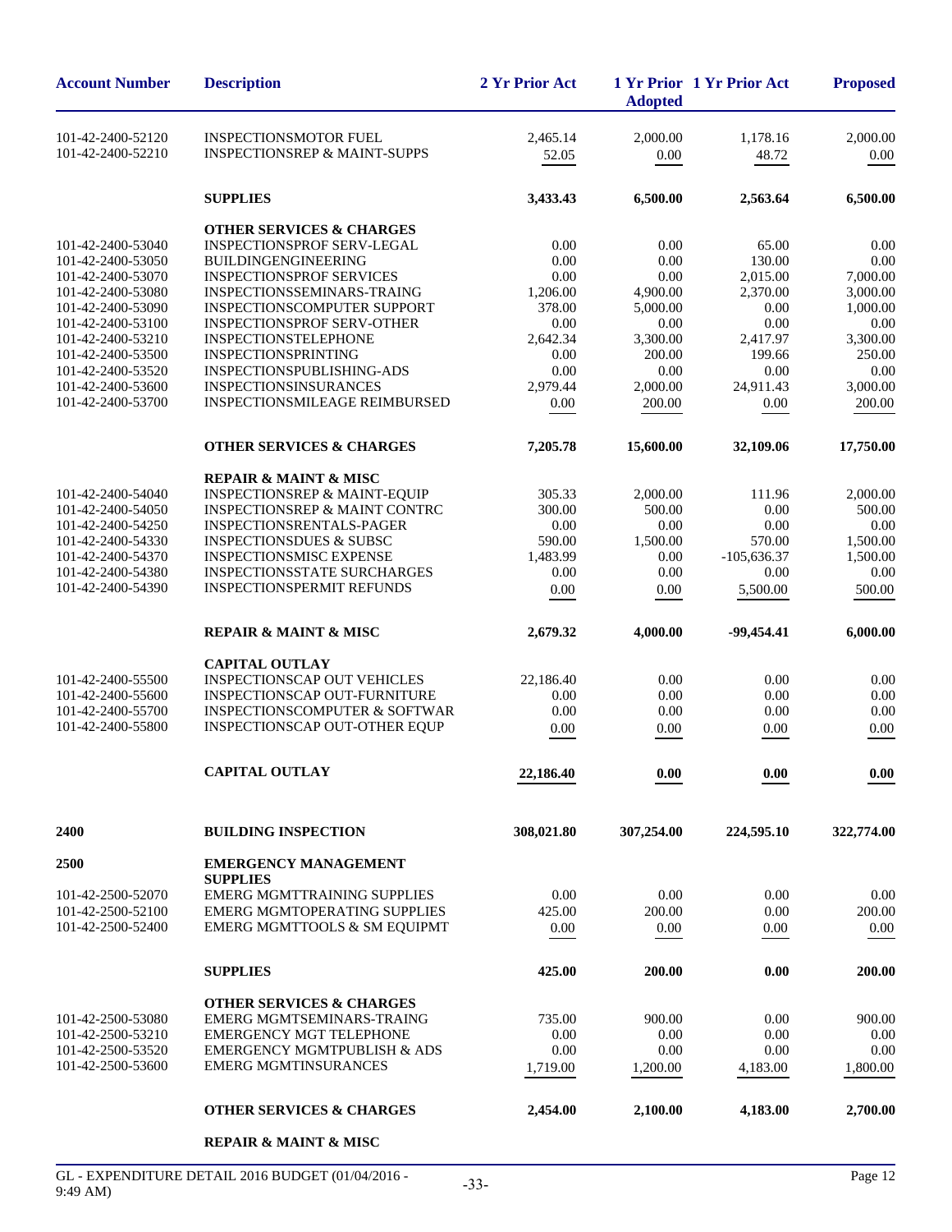| Account Number | Description | 2 Yr Prior Act | 1 Yr Prior Adopted | 1 Yr Prior Act | Proposed |
|---|---|---|---|---|---|
| 101-42-2400-52120 | INSPECTIONSMOTOR FUEL | 2,465.14 | 2,000.00 | 1,178.16 | 2,000.00 |
| 101-42-2400-52210 | INSPECTIONSREP & MAINT-SUPPS | 52.05 | 0.00 | 48.72 | 0.00 |
| | **SUPPLIES** | **3,433.43** | **6,500.00** | **2,563.64** | **6,500.00** |
| | **OTHER SERVICES & CHARGES** | | | | |
| 101-42-2400-53040 | INSPECTIONSPROF SERV-LEGAL | 0.00 | 0.00 | 65.00 | 0.00 |
| 101-42-2400-53050 | BUILDINGENGINEERING | 0.00 | 0.00 | 130.00 | 0.00 |
| 101-42-2400-53070 | INSPECTIONSPROF SERVICES | 0.00 | 0.00 | 2,015.00 | 7,000.00 |
| 101-42-2400-53080 | INSPECTIONSSEMINARS-TRAING | 1,206.00 | 4,900.00 | 2,370.00 | 3,000.00 |
| 101-42-2400-53090 | INSPECTIONSCOMPUTER SUPPORT | 378.00 | 5,000.00 | 0.00 | 1,000.00 |
| 101-42-2400-53100 | INSPECTIONSPROF SERV-OTHER | 0.00 | 0.00 | 0.00 | 0.00 |
| 101-42-2400-53210 | INSPECTIONSTELEPHONE | 2,642.34 | 3,300.00 | 2,417.97 | 3,300.00 |
| 101-42-2400-53500 | INSPECTIONSPRINTING | 0.00 | 200.00 | 199.66 | 250.00 |
| 101-42-2400-53520 | INSPECTIONSPUBLISHING-ADS | 0.00 | 0.00 | 0.00 | 0.00 |
| 101-42-2400-53600 | INSPECTIONSINSURANCES | 2,979.44 | 2,000.00 | 24,911.43 | 3,000.00 |
| 101-42-2400-53700 | INSPECTIONSMILEAGE REIMBURSED | 0.00 | 200.00 | 0.00 | 200.00 |
| | **OTHER SERVICES & CHARGES** | **7,205.78** | **15,600.00** | **32,109.06** | **17,750.00** |
| | **REPAIR & MAINT & MISC** | | | | |
| 101-42-2400-54040 | INSPECTIONSREP & MAINT-EQUIP | 305.33 | 2,000.00 | 111.96 | 2,000.00 |
| 101-42-2400-54050 | INSPECTIONSREP & MAINT CONTRC | 300.00 | 500.00 | 0.00 | 500.00 |
| 101-42-2400-54250 | INSPECTIONSRENTALS-PAGER | 0.00 | 0.00 | 0.00 | 0.00 |
| 101-42-2400-54330 | INSPECTIONSDUES & SUBSC | 590.00 | 1,500.00 | 570.00 | 1,500.00 |
| 101-42-2400-54370 | INSPECTIONSMISC EXPENSE | 1,483.99 | 0.00 | -105,636.37 | 1,500.00 |
| 101-42-2400-54380 | INSPECTIONSSTATE SURCHARGES | 0.00 | 0.00 | 0.00 | 0.00 |
| 101-42-2400-54390 | INSPECTIONSPERMIT REFUNDS | 0.00 | 0.00 | 5,500.00 | 500.00 |
| | **REPAIR & MAINT & MISC** | **2,679.32** | **4,000.00** | **-99,454.41** | **6,000.00** |
| | **CAPITAL OUTLAY** | | | | |
| 101-42-2400-55500 | INSPECTIONSCAP OUT VEHICLES | 22,186.40 | 0.00 | 0.00 | 0.00 |
| 101-42-2400-55600 | INSPECTIONSCAP OUT-FURNITURE | 0.00 | 0.00 | 0.00 | 0.00 |
| 101-42-2400-55700 | INSPECTIONSCOMPUTER & SOFTWAR | 0.00 | 0.00 | 0.00 | 0.00 |
| 101-42-2400-55800 | INSPECTIONSCAP OUT-OTHER EQUP | 0.00 | 0.00 | 0.00 | 0.00 |
| | **CAPITAL OUTLAY** | **22,186.40** | **0.00** | **0.00** | **0.00** |
| **2400** | **BUILDING INSPECTION** | **308,021.80** | **307,254.00** | **224,595.10** | **322,774.00** |
| **2500** | **EMERGENCY MANAGEMENT** | | | | |
| | **SUPPLIES** | | | | |
| 101-42-2500-52070 | EMERG MGMTTRAINING SUPPLIES | 0.00 | 0.00 | 0.00 | 0.00 |
| 101-42-2500-52100 | EMERG MGMTOPERATING SUPPLIES | 425.00 | 200.00 | 0.00 | 200.00 |
| 101-42-2500-52400 | EMERG MGMTTOOLS & SM EQUIPMT | 0.00 | 0.00 | 0.00 | 0.00 |
| | **SUPPLIES** | **425.00** | **200.00** | **0.00** | **200.00** |
| | **OTHER SERVICES & CHARGES** | | | | |
| 101-42-2500-53080 | EMERG MGMTSEMINARS-TRAING | 735.00 | 900.00 | 0.00 | 900.00 |
| 101-42-2500-53210 | EMERGENCY MGT TELEPHONE | 0.00 | 0.00 | 0.00 | 0.00 |
| 101-42-2500-53520 | EMERGENCY MGMTPUBLISH & ADS | 0.00 | 0.00 | 0.00 | 0.00 |
| 101-42-2500-53600 | EMERG MGMTINSURANCES | 1,719.00 | 1,200.00 | 4,183.00 | 1,800.00 |
| | **OTHER SERVICES & CHARGES** | **2,454.00** | **2,100.00** | **4,183.00** | **2,700.00** |
| | **REPAIR & MAINT & MISC** | | | | |

GL - EXPENDITURE DETAIL 2016 BUDGET (01/04/2016 - 9:49 AM)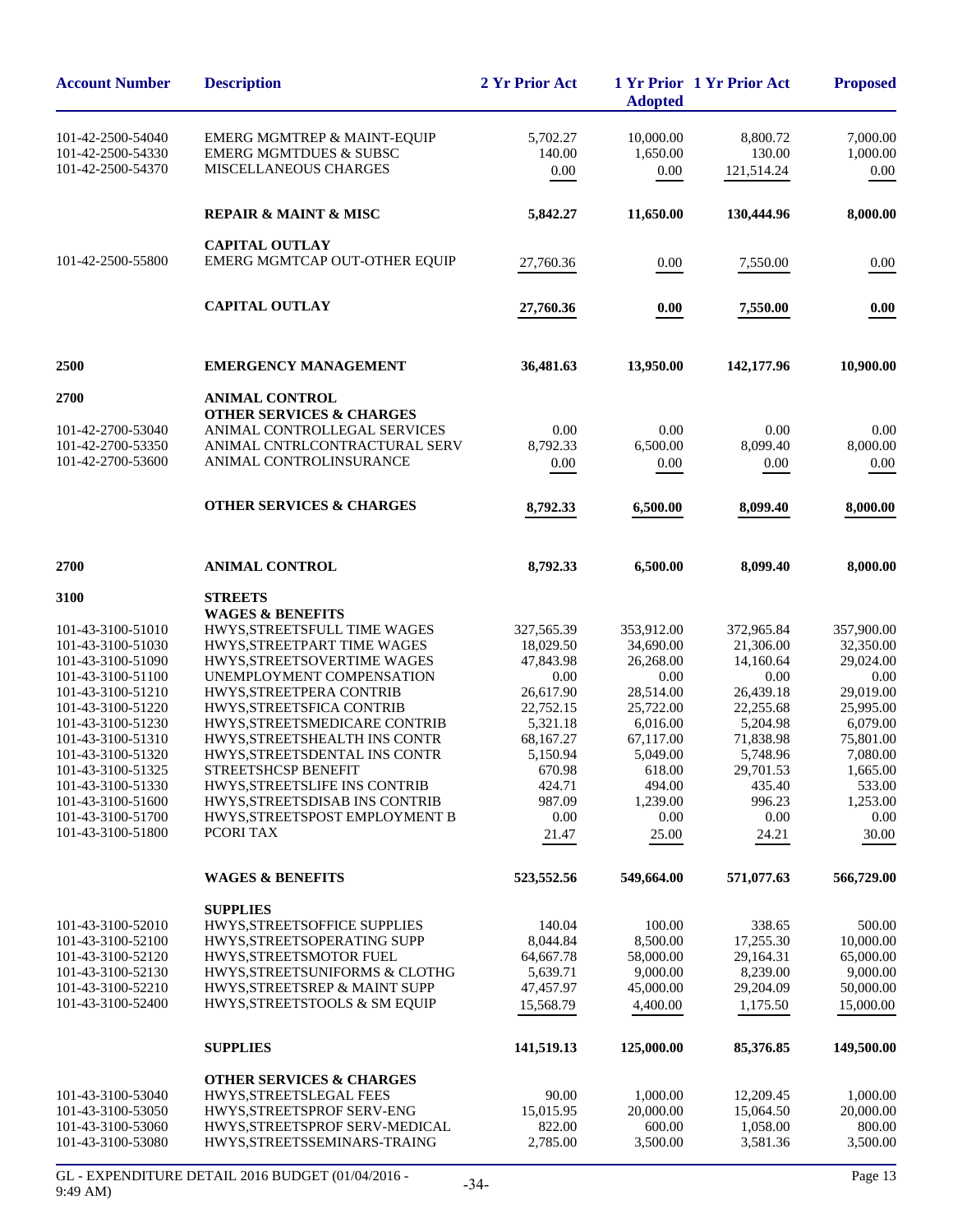| Account Number | Description | 2 Yr Prior Act | 1 Yr Prior Adopted | 1 Yr Prior Act | Proposed |
|---|---|---|---|---|---|
| 101-42-2500-54040 | EMERG MGMTREP & MAINT-EQUIP | 5,702.27 | 10,000.00 | 8,800.72 | 7,000.00 |
| 101-42-2500-54330 | EMERG MGMTDUES & SUBSC | 140.00 | 1,650.00 | 130.00 | 1,000.00 |
| 101-42-2500-54370 | MISCELLANEOUS CHARGES | 0.00 | 0.00 | 121,514.24 | 0.00 |
| | **REPAIR & MAINT & MISC** | **5,842.27** | **11,650.00** | **130,444.96** | **8,000.00** |
| | **CAPITAL OUTLAY** | | | | |
| 101-42-2500-55800 | EMERG MGMTCAP OUT-OTHER EQUIP | 27,760.36 | 0.00 | 7,550.00 | 0.00 |
| | **CAPITAL OUTLAY** | **27,760.36** | **0.00** | **7,550.00** | **0.00** |
| **2500** | **EMERGENCY MANAGEMENT** | **36,481.63** | **13,950.00** | **142,177.96** | **10,900.00** |
| **2700** | **ANIMAL CONTROL** | | | | |
| | **OTHER SERVICES & CHARGES** | | | | |
| 101-42-2700-53040 | ANIMAL CONTROLLEGAL SERVICES | 0.00 | 0.00 | 0.00 | 0.00 |
| 101-42-2700-53350 | ANIMAL CNTRLCONTRACTURAL SERV | 8,792.33 | 6,500.00 | 8,099.40 | 8,000.00 |
| 101-42-2700-53600 | ANIMAL CONTROLINSURANCE | 0.00 | 0.00 | 0.00 | 0.00 |
| | **OTHER SERVICES & CHARGES** | **8,792.33** | **6,500.00** | **8,099.40** | **8,000.00** |
| **2700** | **ANIMAL CONTROL** | **8,792.33** | **6,500.00** | **8,099.40** | **8,000.00** |
| **3100** | **STREETS** | | | | |
| | **WAGES & BENEFITS** | | | | |
| 101-43-3100-51010 | HWYS,STREETSFULL TIME WAGES | 327,565.39 | 353,912.00 | 372,965.84 | 357,900.00 |
| 101-43-3100-51030 | HWYS,STREETPART TIME WAGES | 18,029.50 | 34,690.00 | 21,306.00 | 32,350.00 |
| 101-43-3100-51090 | HWYS,STREETSOVERTIME WAGES | 47,843.98 | 26,268.00 | 14,160.64 | 29,024.00 |
| 101-43-3100-51100 | UNEMPLOYMENT COMPENSATION | 0.00 | 0.00 | 0.00 | 0.00 |
| 101-43-3100-51210 | HWYS,STREETPERA CONTRIB | 26,617.90 | 28,514.00 | 26,439.18 | 29,019.00 |
| 101-43-3100-51220 | HWYS,STREETSFICA CONTRIB | 22,752.15 | 25,722.00 | 22,255.68 | 25,995.00 |
| 101-43-3100-51230 | HWYS,STREETSMEDICARE CONTRIB | 5,321.18 | 6,016.00 | 5,204.98 | 6,079.00 |
| 101-43-3100-51310 | HWYS,STREETSHEALTH INS CONTR | 68,167.27 | 67,117.00 | 71,838.98 | 75,801.00 |
| 101-43-3100-51320 | HWYS,STREETSDENTAL INS CONTR | 5,150.94 | 5,049.00 | 5,748.96 | 7,080.00 |
| 101-43-3100-51325 | STREETSHCSP BENEFIT | 670.98 | 618.00 | 29,701.53 | 1,665.00 |
| 101-43-3100-51330 | HWYS,STREETSLIFE INS CONTRIB | 424.71 | 494.00 | 435.40 | 533.00 |
| 101-43-3100-51600 | HWYS,STREETSDISAB INS CONTRIB | 987.09 | 1,239.00 | 996.23 | 1,253.00 |
| 101-43-3100-51700 | HWYS,STREETSPOST EMPLOYMENT B | 0.00 | 0.00 | 0.00 | 0.00 |
| 101-43-3100-51800 | PCORI TAX | 21.47 | 25.00 | 24.21 | 30.00 |
| | **WAGES & BENEFITS** | **523,552.56** | **549,664.00** | **571,077.63** | **566,729.00** |
| | **SUPPLIES** | | | | |
| 101-43-3100-52010 | HWYS,STREETSOFFICE SUPPLIES | 140.04 | 100.00 | 338.65 | 500.00 |
| 101-43-3100-52100 | HWYS,STREETSOPERATING SUPP | 8,044.84 | 8,500.00 | 17,255.30 | 10,000.00 |
| 101-43-3100-52120 | HWYS,STREETSMOTOR FUEL | 64,667.78 | 58,000.00 | 29,164.31 | 65,000.00 |
| 101-43-3100-52130 | HWYS,STREETSUNIFORMS & CLOTHG | 5,639.71 | 9,000.00 | 8,239.00 | 9,000.00 |
| 101-43-3100-52210 | HWYS,STREETSREP & MAINT SUPP | 47,457.97 | 45,000.00 | 29,204.09 | 50,000.00 |
| 101-43-3100-52400 | HWYS,STREETSTOOLS & SM EQUIP | 15,568.79 | 4,400.00 | 1,175.50 | 15,000.00 |
| | **SUPPLIES** | **141,519.13** | **125,000.00** | **85,376.85** | **149,500.00** |
| | **OTHER SERVICES & CHARGES** | | | | |
| 101-43-3100-53040 | HWYS,STREETSLEGAL FEES | 90.00 | 1,000.00 | 12,209.45 | 1,000.00 |
| 101-43-3100-53050 | HWYS,STREETSPROF SERV-ENG | 15,015.95 | 20,000.00 | 15,064.50 | 20,000.00 |
| 101-43-3100-53060 | HWYS,STREETSPROF SERV-MEDICAL | 822.00 | 600.00 | 1,058.00 | 800.00 |
| 101-43-3100-53080 | HWYS,STREETSSEMINARS-TRAING | 2,785.00 | 3,500.00 | 3,581.36 | 3,500.00 |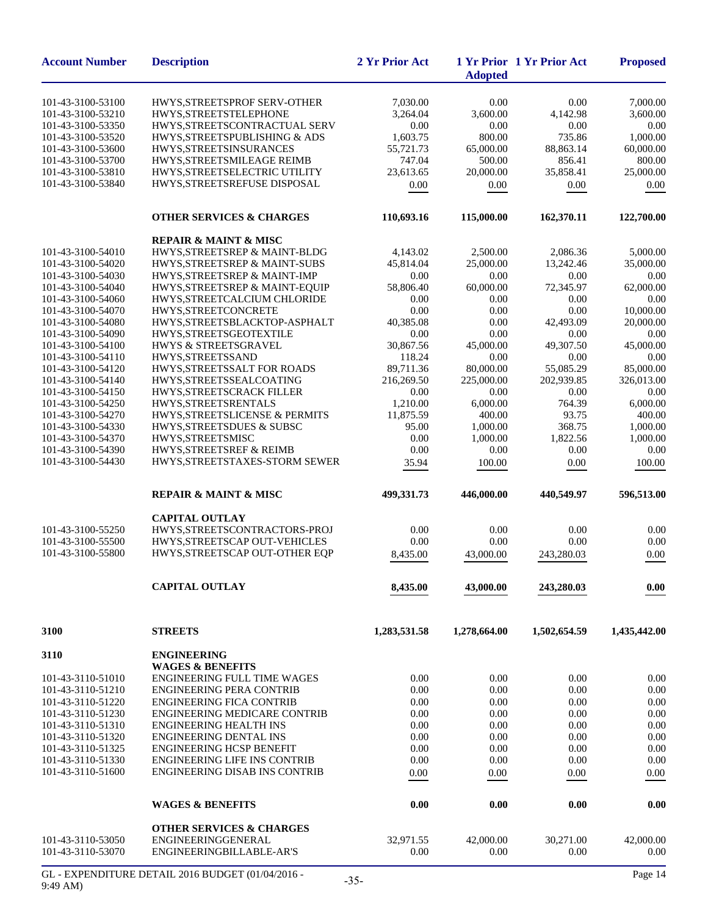| Account Number | Description | 2 Yr Prior Act | 1 Yr Prior Adopted | 1 Yr Prior Act | Proposed |
|---|---|---|---|---|---|
| 101-43-3100-53100 | HWYS,STREETSPROF SERV-OTHER | 7,030.00 | 0.00 | 0.00 | 7,000.00 |
| 101-43-3100-53210 | HWYS,STREETSTELEPHONE | 3,264.04 | 3,600.00 | 4,142.98 | 3,600.00 |
| 101-43-3100-53350 | HWYS,STREETSCONTRACTUAL SERV | 0.00 | 0.00 | 0.00 | 0.00 |
| 101-43-3100-53520 | HWYS,STREETSPUBLISHING & ADS | 1,603.75 | 800.00 | 735.86 | 1,000.00 |
| 101-43-3100-53600 | HWYS,STREETSINSURANCES | 55,721.73 | 65,000.00 | 88,863.14 | 60,000.00 |
| 101-43-3100-53700 | HWYS,STREETSMILEAGE REIMB | 747.04 | 500.00 | 856.41 | 800.00 |
| 101-43-3100-53810 | HWYS,STREETSELECTRIC UTILITY | 23,613.65 | 20,000.00 | 35,858.41 | 25,000.00 |
| 101-43-3100-53840 | HWYS,STREETSREFUSE DISPOSAL | 0.00 | 0.00 | 0.00 | 0.00 |
| | **OTHER SERVICES & CHARGES** | **110,693.16** | **115,000.00** | **162,370.11** | **122,700.00** |
| | **REPAIR & MAINT & MISC** | | | | |
| 101-43-3100-54010 | HWYS,STREETSREP & MAINT-BLDG | 4,143.02 | 2,500.00 | 2,086.36 | 5,000.00 |
| 101-43-3100-54020 | HWYS,STREETSREP & MAINT-SUBS | 45,814.04 | 25,000.00 | 13,242.46 | 35,000.00 |
| 101-43-3100-54030 | HWYS,STREETSREP & MAINT-IMP | 0.00 | 0.00 | 0.00 | 0.00 |
| 101-43-3100-54040 | HWYS,STREETSREP & MAINT-EQUIP | 58,806.40 | 60,000.00 | 72,345.97 | 62,000.00 |
| 101-43-3100-54060 | HWYS,STREETCALCIUM CHLORIDE | 0.00 | 0.00 | 0.00 | 0.00 |
| 101-43-3100-54070 | HWYS,STREETCONCRETE | 0.00 | 0.00 | 0.00 | 10,000.00 |
| 101-43-3100-54080 | HWYS,STREETSBLACKTOP-ASPHALT | 40,385.08 | 0.00 | 42,493.09 | 20,000.00 |
| 101-43-3100-54090 | HWYS,STREETSGEOTEXTILE | 0.00 | 0.00 | 0.00 | 0.00 |
| 101-43-3100-54100 | HWYS & STREETSGRAVEL | 30,867.56 | 45,000.00 | 49,307.50 | 45,000.00 |
| 101-43-3100-54110 | HWYS,STREETSSAND | 118.24 | 0.00 | 0.00 | 0.00 |
| 101-43-3100-54120 | HWYS,STREETSSALT FOR ROADS | 89,711.36 | 80,000.00 | 55,085.29 | 85,000.00 |
| 101-43-3100-54140 | HWYS,STREETSSEALCOATING | 216,269.50 | 225,000.00 | 202,939.85 | 326,013.00 |
| 101-43-3100-54150 | HWYS,STREETSCRACK FILLER | 0.00 | 0.00 | 0.00 | 0.00 |
| 101-43-3100-54250 | HWYS,STREETSRENTALS | 1,210.00 | 6,000.00 | 764.39 | 6,000.00 |
| 101-43-3100-54270 | HWYS,STREETSLICENSE & PERMITS | 11,875.59 | 400.00 | 93.75 | 400.00 |
| 101-43-3100-54330 | HWYS,STREETSDUES & SUBSC | 95.00 | 1,000.00 | 368.75 | 1,000.00 |
| 101-43-3100-54370 | HWYS,STREETSMISC | 0.00 | 1,000.00 | 1,822.56 | 1,000.00 |
| 101-43-3100-54390 | HWYS,STREETSREF & REIMB | 0.00 | 0.00 | 0.00 | 0.00 |
| 101-43-3100-54430 | HWYS,STREETSTAXES-STORM SEWER | 35.94 | 100.00 | 0.00 | 100.00 |
| | **REPAIR & MAINT & MISC** | **499,331.73** | **446,000.00** | **440,549.97** | **596,513.00** |
| | **CAPITAL OUTLAY** | | | | |
| 101-43-3100-55250 | HWYS,STREETSCONTRACTORS-PROJ | 0.00 | 0.00 | 0.00 | 0.00 |
| 101-43-3100-55500 | HWYS,STREETSCAP OUT-VEHICLES | 0.00 | 0.00 | 0.00 | 0.00 |
| 101-43-3100-55800 | HWYS,STREETSCAP OUT-OTHER EQP | 8,435.00 | 43,000.00 | 243,280.03 | 0.00 |
| | **CAPITAL OUTLAY** | **8,435.00** | **43,000.00** | **243,280.03** | **0.00** |
| **3100** | **STREETS** | **1,283,531.58** | **1,278,664.00** | **1,502,654.59** | **1,435,442.00** |
| **3110** | **ENGINEERING** | | | | |
| | **WAGES & BENEFITS** | | | | |
| 101-43-3110-51010 | ENGINEERING FULL TIME WAGES | 0.00 | 0.00 | 0.00 | 0.00 |
| 101-43-3110-51210 | ENGINEERING PERA CONTRIB | 0.00 | 0.00 | 0.00 | 0.00 |
| 101-43-3110-51220 | ENGINEERING FICA CONTRIB | 0.00 | 0.00 | 0.00 | 0.00 |
| 101-43-3110-51230 | ENGINEERING MEDICARE CONTRIB | 0.00 | 0.00 | 0.00 | 0.00 |
| 101-43-3110-51310 | ENGINEERING HEALTH INS | 0.00 | 0.00 | 0.00 | 0.00 |
| 101-43-3110-51320 | ENGINEERING DENTAL INS | 0.00 | 0.00 | 0.00 | 0.00 |
| 101-43-3110-51325 | ENGINEERING HCSP BENEFIT | 0.00 | 0.00 | 0.00 | 0.00 |
| 101-43-3110-51330 | ENGINEERING LIFE INS CONTRIB | 0.00 | 0.00 | 0.00 | 0.00 |
| 101-43-3110-51600 | ENGINEERING DISAB INS CONTRIB | 0.00 | 0.00 | 0.00 | 0.00 |
| | **WAGES & BENEFITS** | **0.00** | **0.00** | **0.00** | **0.00** |
| | **OTHER SERVICES & CHARGES** | | | | |
| 101-43-3110-53050 | ENGINEERINGGENERAL | 32,971.55 | 42,000.00 | 30,271.00 | 42,000.00 |
| 101-43-3110-53070 | ENGINEERINGBILLABLE-AR'S | 0.00 | 0.00 | 0.00 | 0.00 |

GL - EXPENDITURE DETAIL 2016 BUDGET (01/04/2016 - 9:49 AM)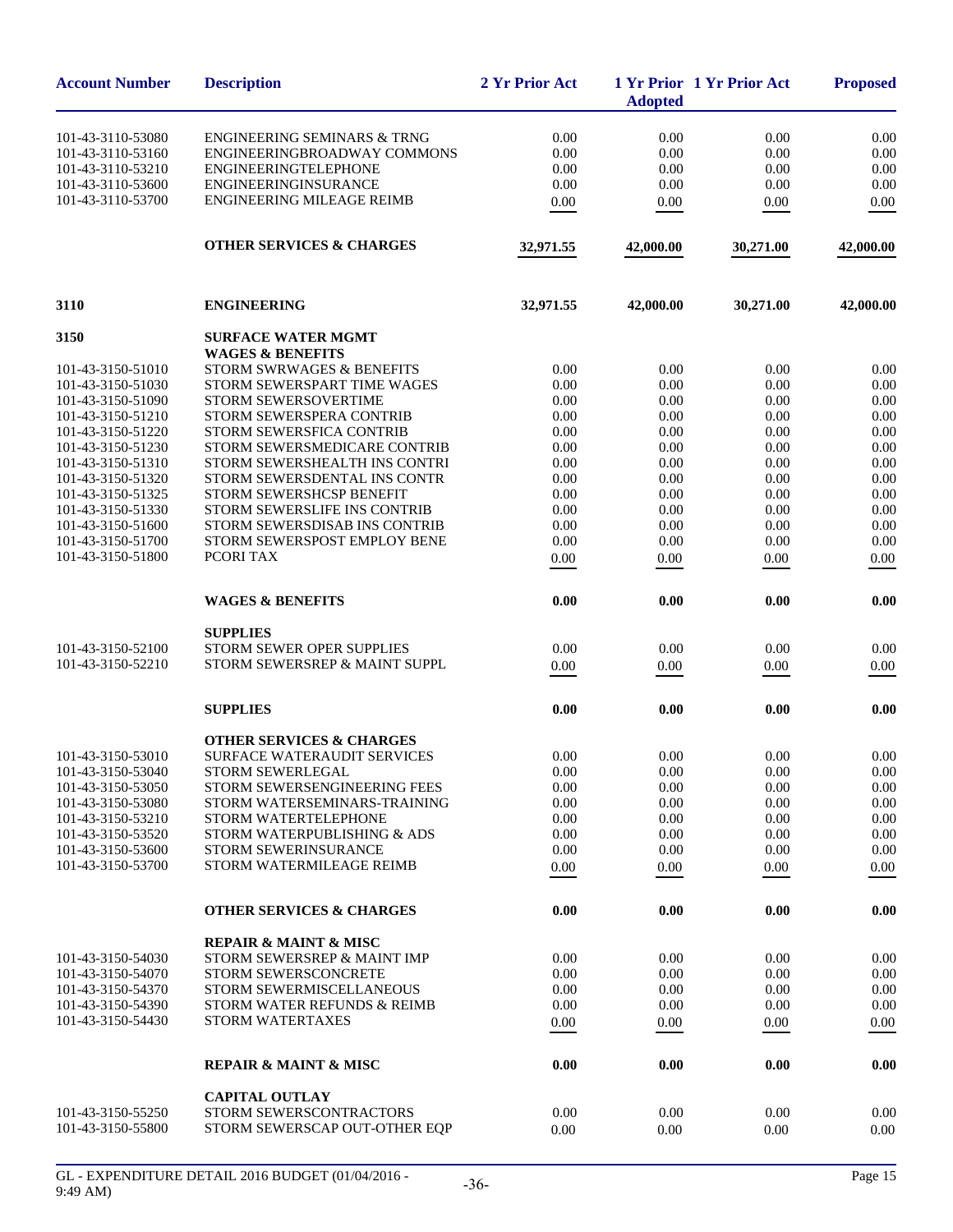| Account Number | Description | 2 Yr Prior Act | 1 Yr Prior Adopted | 1 Yr Prior Act | Proposed |
|---|---|---|---|---|---|
| 101-43-3110-53080 | ENGINEERING SEMINARS & TRNG | 0.00 | 0.00 | 0.00 | 0.00 |
| 101-43-3110-53160 | ENGINEERINGBROADWAY COMMONS | 0.00 | 0.00 | 0.00 | 0.00 |
| 101-43-3110-53210 | ENGINEERINGTELEPHONE | 0.00 | 0.00 | 0.00 | 0.00 |
| 101-43-3110-53600 | ENGINEERINGINSURANCE | 0.00 | 0.00 | 0.00 | 0.00 |
| 101-43-3110-53700 | ENGINEERING MILEAGE REIMB | 0.00 | 0.00 | 0.00 | 0.00 |
| | **OTHER SERVICES & CHARGES** | **32,971.55** | **42,000.00** | **30,271.00** | **42,000.00** |
| **3110** | **ENGINEERING** | **32,971.55** | **42,000.00** | **30,271.00** | **42,000.00** |
| **3150** | **SURFACE WATER MGMT** | | | | |
| | **WAGES & BENEFITS** | | | | |
| 101-43-3150-51010 | STORM SWRWAGES & BENEFITS | 0.00 | 0.00 | 0.00 | 0.00 |
| 101-43-3150-51030 | STORM SEWERSPART TIME WAGES | 0.00 | 0.00 | 0.00 | 0.00 |
| 101-43-3150-51090 | STORM SEWERSOVERTIME | 0.00 | 0.00 | 0.00 | 0.00 |
| 101-43-3150-51210 | STORM SEWERSPERA CONTRIB | 0.00 | 0.00 | 0.00 | 0.00 |
| 101-43-3150-51220 | STORM SEWERSFICA CONTRIB | 0.00 | 0.00 | 0.00 | 0.00 |
| 101-43-3150-51230 | STORM SEWERSMEDICARE CONTRIB | 0.00 | 0.00 | 0.00 | 0.00 |
| 101-43-3150-51310 | STORM SEWERSHEALTH INS CONTRI | 0.00 | 0.00 | 0.00 | 0.00 |
| 101-43-3150-51320 | STORM SEWERSDENTAL INS CONTR | 0.00 | 0.00 | 0.00 | 0.00 |
| 101-43-3150-51325 | STORM SEWERSHCSP BENEFIT | 0.00 | 0.00 | 0.00 | 0.00 |
| 101-43-3150-51330 | STORM SEWERSLIFE INS CONTRIB | 0.00 | 0.00 | 0.00 | 0.00 |
| 101-43-3150-51600 | STORM SEWERSDISAB INS CONTRIB | 0.00 | 0.00 | 0.00 | 0.00 |
| 101-43-3150-51700 | STORM SEWERSPOST EMPLOY BENE | 0.00 | 0.00 | 0.00 | 0.00 |
| 101-43-3150-51800 | PCORI TAX | 0.00 | 0.00 | 0.00 | 0.00 |
| | **WAGES & BENEFITS** | **0.00** | **0.00** | **0.00** | **0.00** |
| | **SUPPLIES** | | | | |
| 101-43-3150-52100 | STORM SEWER OPER SUPPLIES | 0.00 | 0.00 | 0.00 | 0.00 |
| 101-43-3150-52210 | STORM SEWERSREP & MAINT SUPPL | 0.00 | 0.00 | 0.00 | 0.00 |
| | **SUPPLIES** | **0.00** | **0.00** | **0.00** | **0.00** |
| | **OTHER SERVICES & CHARGES** | | | | |
| 101-43-3150-53010 | SURFACE WATERAUDIT SERVICES | 0.00 | 0.00 | 0.00 | 0.00 |
| 101-43-3150-53040 | STORM SEWERLEGAL | 0.00 | 0.00 | 0.00 | 0.00 |
| 101-43-3150-53050 | STORM SEWERSENGINEERING FEES | 0.00 | 0.00 | 0.00 | 0.00 |
| 101-43-3150-53080 | STORM WATERSEMINARS-TRAINING | 0.00 | 0.00 | 0.00 | 0.00 |
| 101-43-3150-53210 | STORM WATERTELEPHONE | 0.00 | 0.00 | 0.00 | 0.00 |
| 101-43-3150-53520 | STORM WATERPUBLISHING & ADS | 0.00 | 0.00 | 0.00 | 0.00 |
| 101-43-3150-53600 | STORM SEWERINSURANCE | 0.00 | 0.00 | 0.00 | 0.00 |
| 101-43-3150-53700 | STORM WATERMILEAGE REIMB | 0.00 | 0.00 | 0.00 | 0.00 |
| | **OTHER SERVICES & CHARGES** | **0.00** | **0.00** | **0.00** | **0.00** |
| | **REPAIR & MAINT & MISC** | | | | |
| 101-43-3150-54030 | STORM SEWERSREP & MAINT IMP | 0.00 | 0.00 | 0.00 | 0.00 |
| 101-43-3150-54070 | STORM SEWERSCONCRETE | 0.00 | 0.00 | 0.00 | 0.00 |
| 101-43-3150-54370 | STORM SEWERMISCELLANEOUS | 0.00 | 0.00 | 0.00 | 0.00 |
| 101-43-3150-54390 | STORM WATER REFUNDS & REIMB | 0.00 | 0.00 | 0.00 | 0.00 |
| 101-43-3150-54430 | STORM WATERTAXES | 0.00 | 0.00 | 0.00 | 0.00 |
| | **REPAIR & MAINT & MISC** | **0.00** | **0.00** | **0.00** | **0.00** |
| | **CAPITAL OUTLAY** | | | | |
| 101-43-3150-55250 | STORM SEWERSCONTRACTORS | 0.00 | 0.00 | 0.00 | 0.00 |
| 101-43-3150-55800 | STORM SEWERSCAP OUT-OTHER EQP | 0.00 | 0.00 | 0.00 | 0.00 |

GL - EXPENDITURE DETAIL 2016 BUDGET (01/04/2016 - 9:49 AM)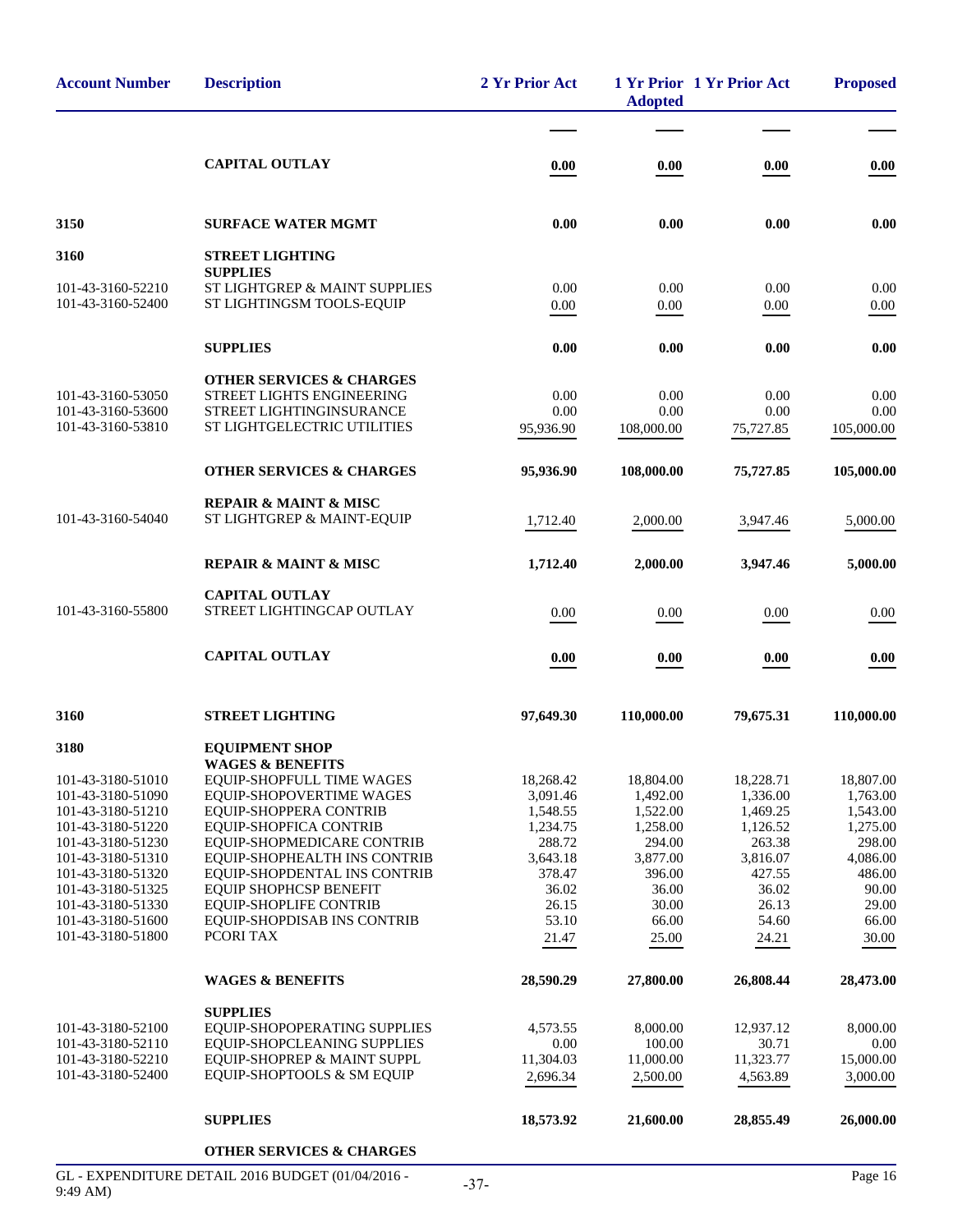| Account Number | Description | 2 Yr Prior Act | 1 Yr Prior Adopted | 1 Yr Prior Act | Proposed |
|---|---|---|---|---|---|
| | **CAPITAL OUTLAY** | **0.00** | **0.00** | **0.00** | **0.00** |
| **3150** | **SURFACE WATER MGMT** | **0.00** | **0.00** | **0.00** | **0.00** |
| **3160** | **STREET LIGHTING** | | | | |
| | **SUPPLIES** | | | | |
| 101-43-3160-52210 | ST LIGHTGREP & MAINT SUPPLIES | 0.00 | 0.00 | 0.00 | 0.00 |
| 101-43-3160-52400 | ST LIGHTINGSM TOOLS-EQUIP | 0.00 | 0.00 | 0.00 | 0.00 |
| | **SUPPLIES** | **0.00** | **0.00** | **0.00** | **0.00** |
| | **OTHER SERVICES & CHARGES** | | | | |
| 101-43-3160-53050 | STREET LIGHTS ENGINEERING | 0.00 | 0.00 | 0.00 | 0.00 |
| 101-43-3160-53600 | STREET LIGHTINGINSURANCE | 0.00 | 0.00 | 0.00 | 0.00 |
| 101-43-3160-53810 | ST LIGHTGELECTRIC UTILITIES | 95,936.90 | 108,000.00 | 75,727.85 | 105,000.00 |
| | **OTHER SERVICES & CHARGES** | **95,936.90** | **108,000.00** | **75,727.85** | **105,000.00** |
| | **REPAIR & MAINT & MISC** | | | | |
| 101-43-3160-54040 | ST LIGHTGREP & MAINT-EQUIP | 1,712.40 | 2,000.00 | 3,947.46 | 5,000.00 |
| | **REPAIR & MAINT & MISC** | **1,712.40** | **2,000.00** | **3,947.46** | **5,000.00** |
| | **CAPITAL OUTLAY** | | | | |
| 101-43-3160-55800 | STREET LIGHTINGCAP OUTLAY | 0.00 | 0.00 | 0.00 | 0.00 |
| | **CAPITAL OUTLAY** | **0.00** | **0.00** | **0.00** | **0.00** |
| **3160** | **STREET LIGHTING** | **97,649.30** | **110,000.00** | **79,675.31** | **110,000.00** |
| **3180** | **EQUIPMENT SHOP** | | | | |
| | **WAGES & BENEFITS** | | | | |
| 101-43-3180-51010 | EQUIP-SHOPFULL TIME WAGES | 18,268.42 | 18,804.00 | 18,228.71 | 18,807.00 |
| 101-43-3180-51090 | EQUIP-SHOPOVERTIME WAGES | 3,091.46 | 1,492.00 | 1,336.00 | 1,763.00 |
| 101-43-3180-51210 | EQUIP-SHOPPERA CONTRIB | 1,548.55 | 1,522.00 | 1,469.25 | 1,543.00 |
| 101-43-3180-51220 | EQUIP-SHOPFICA CONTRIB | 1,234.75 | 1,258.00 | 1,126.52 | 1,275.00 |
| 101-43-3180-51230 | EQUIP-SHOPMEDICARE CONTRIB | 288.72 | 294.00 | 263.38 | 298.00 |
| 101-43-3180-51310 | EQUIP-SHOPHEALTH INS CONTRIB | 3,643.18 | 3,877.00 | 3,816.07 | 4,086.00 |
| 101-43-3180-51320 | EQUIP-SHOPDENTAL INS CONTRIB | 378.47 | 396.00 | 427.55 | 486.00 |
| 101-43-3180-51325 | EQUIP SHOPHCSP BENEFIT | 36.02 | 36.00 | 36.02 | 90.00 |
| 101-43-3180-51330 | EQUIP-SHOPLIFE CONTRIB | 26.15 | 30.00 | 26.13 | 29.00 |
| 101-43-3180-51600 | EQUIP-SHOPDISAB INS CONTRIB | 53.10 | 66.00 | 54.60 | 66.00 |
| 101-43-3180-51800 | PCORI TAX | 21.47 | 25.00 | 24.21 | 30.00 |
| | **WAGES & BENEFITS** | **28,590.29** | **27,800.00** | **26,808.44** | **28,473.00** |
| | **SUPPLIES** | | | | |
| 101-43-3180-52100 | EQUIP-SHOPOPERATING SUPPLIES | 4,573.55 | 8,000.00 | 12,937.12 | 8,000.00 |
| 101-43-3180-52110 | EQUIP-SHOPCLEANING SUPPLIES | 0.00 | 100.00 | 30.71 | 0.00 |
| 101-43-3180-52210 | EQUIP-SHOPREP & MAINT SUPPL | 11,304.03 | 11,000.00 | 11,323.77 | 15,000.00 |
| 101-43-3180-52400 | EQUIP-SHOPTOOLS & SM EQUIP | 2,696.34 | 2,500.00 | 4,563.89 | 3,000.00 |
| | **SUPPLIES** | **18,573.92** | **21,600.00** | **28,855.49** | **26,000.00** |
| | **OTHER SERVICES & CHARGES** | | | | |

GL - EXPENDITURE DETAIL 2016 BUDGET (01/04/2016 - 9:49 AM)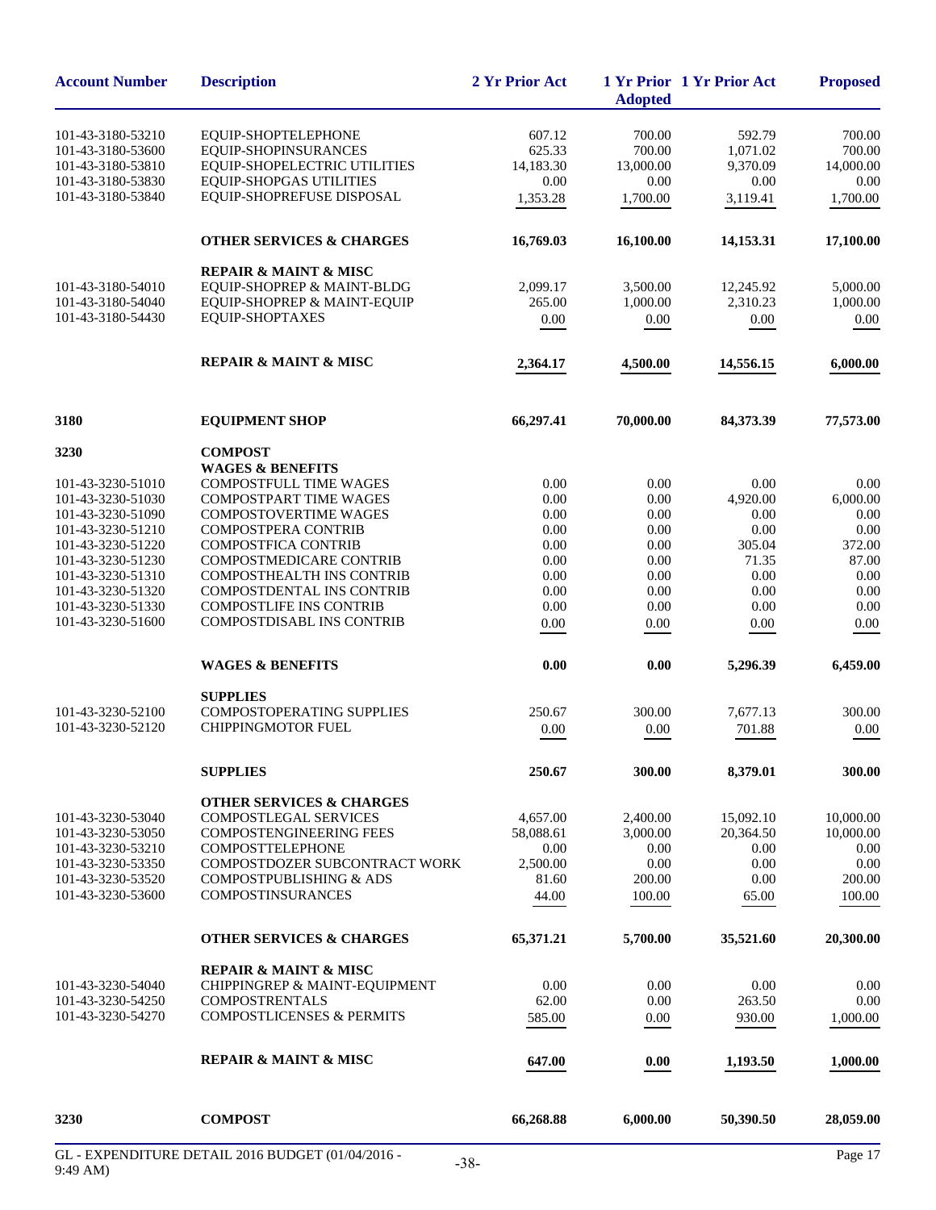| Account Number | Description | 2 Yr Prior Act | 1 Yr Prior Adopted | 1 Yr Prior Act | Proposed |
|---|---|---|---|---|---|
| 101-43-3180-53210 | EQUIP-SHOPTELEPHONE | 607.12 | 700.00 | 592.79 | 700.00 |
| 101-43-3180-53600 | EQUIP-SHOPINSURANCES | 625.33 | 700.00 | 1,071.02 | 700.00 |
| 101-43-3180-53810 | EQUIP-SHOPELECTRIC UTILITIES | 14,183.30 | 13,000.00 | 9,370.09 | 14,000.00 |
| 101-43-3180-53830 | EQUIP-SHOPGAS UTILITIES | 0.00 | 0.00 | 0.00 | 0.00 |
| 101-43-3180-53840 | EQUIP-SHOPREFUSE DISPOSAL | 1,353.28 | 1,700.00 | 3,119.41 | 1,700.00 |
| | **OTHER SERVICES & CHARGES** | **16,769.03** | **16,100.00** | **14,153.31** | **17,100.00** |
| | **REPAIR & MAINT & MISC** | | | | |
| 101-43-3180-54010 | EQUIP-SHOPREP & MAINT-BLDG | 2,099.17 | 3,500.00 | 12,245.92 | 5,000.00 |
| 101-43-3180-54040 | EQUIP-SHOPREP & MAINT-EQUIP | 265.00 | 1,000.00 | 2,310.23 | 1,000.00 |
| 101-43-3180-54430 | EQUIP-SHOPTAXES | 0.00 | 0.00 | 0.00 | 0.00 |
| | **REPAIR & MAINT & MISC** | **2,364.17** | **4,500.00** | **14,556.15** | **6,000.00** |
| **3180** | **EQUIPMENT SHOP** | **66,297.41** | **70,000.00** | **84,373.39** | **77,573.00** |
| **3230** | **COMPOST** | | | | |
| | **WAGES & BENEFITS** | | | | |
| 101-43-3230-51010 | COMPOSTFULL TIME WAGES | 0.00 | 0.00 | 0.00 | 0.00 |
| 101-43-3230-51030 | COMPOSTPART TIME WAGES | 0.00 | 0.00 | 4,920.00 | 6,000.00 |
| 101-43-3230-51090 | COMPOSTOVERTIME WAGES | 0.00 | 0.00 | 0.00 | 0.00 |
| 101-43-3230-51210 | COMPOSTPERA CONTRIB | 0.00 | 0.00 | 0.00 | 0.00 |
| 101-43-3230-51220 | COMPOSTFICA CONTRIB | 0.00 | 0.00 | 305.04 | 372.00 |
| 101-43-3230-51230 | COMPOSTMEDICARE CONTRIB | 0.00 | 0.00 | 71.35 | 87.00 |
| 101-43-3230-51310 | COMPOSTHEALTH INS CONTRIB | 0.00 | 0.00 | 0.00 | 0.00 |
| 101-43-3230-51320 | COMPOSTDENTAL INS CONTRIB | 0.00 | 0.00 | 0.00 | 0.00 |
| 101-43-3230-51330 | COMPOSTLIFE INS CONTRIB | 0.00 | 0.00 | 0.00 | 0.00 |
| 101-43-3230-51600 | COMPOSTDISABL INS CONTRIB | 0.00 | 0.00 | 0.00 | 0.00 |
| | **WAGES & BENEFITS** | **0.00** | **0.00** | **5,296.39** | **6,459.00** |
| | **SUPPLIES** | | | | |
| 101-43-3230-52100 | COMPOSTOPERATING SUPPLIES | 250.67 | 300.00 | 7,677.13 | 300.00 |
| 101-43-3230-52120 | CHIPPINGMOTOR FUEL | 0.00 | 0.00 | 701.88 | 0.00 |
| | **SUPPLIES** | **250.67** | **300.00** | **8,379.01** | **300.00** |
| | **OTHER SERVICES & CHARGES** | | | | |
| 101-43-3230-53040 | COMPOSTLEGAL SERVICES | 4,657.00 | 2,400.00 | 15,092.10 | 10,000.00 |
| 101-43-3230-53050 | COMPOSTENGINEERING FEES | 58,088.61 | 3,000.00 | 20,364.50 | 10,000.00 |
| 101-43-3230-53210 | COMPOSTTELEPHONE | 0.00 | 0.00 | 0.00 | 0.00 |
| 101-43-3230-53350 | COMPOSTDOZER SUBCONTRACT WORK | 2,500.00 | 0.00 | 0.00 | 0.00 |
| 101-43-3230-53520 | COMPOSTPUBLISHING & ADS | 81.60 | 200.00 | 0.00 | 200.00 |
| 101-43-3230-53600 | COMPOSTINSURANCES | 44.00 | 100.00 | 65.00 | 100.00 |
| | **OTHER SERVICES & CHARGES** | **65,371.21** | **5,700.00** | **35,521.60** | **20,300.00** |
| | **REPAIR & MAINT & MISC** | | | | |
| 101-43-3230-54040 | CHIPPINGREP & MAINT-EQUIPMENT | 0.00 | 0.00 | 0.00 | 0.00 |
| 101-43-3230-54250 | COMPOSTRENTALS | 62.00 | 0.00 | 263.50 | 0.00 |
| 101-43-3230-54270 | COMPOSTLICENSES & PERMITS | 585.00 | 0.00 | 930.00 | 1,000.00 |
| | **REPAIR & MAINT & MISC** | **647.00** | **0.00** | **1,193.50** | **1,000.00** |
| **3230** | **COMPOST** | **66,268.88** | **6,000.00** | **50,390.50** | **28,059.00** |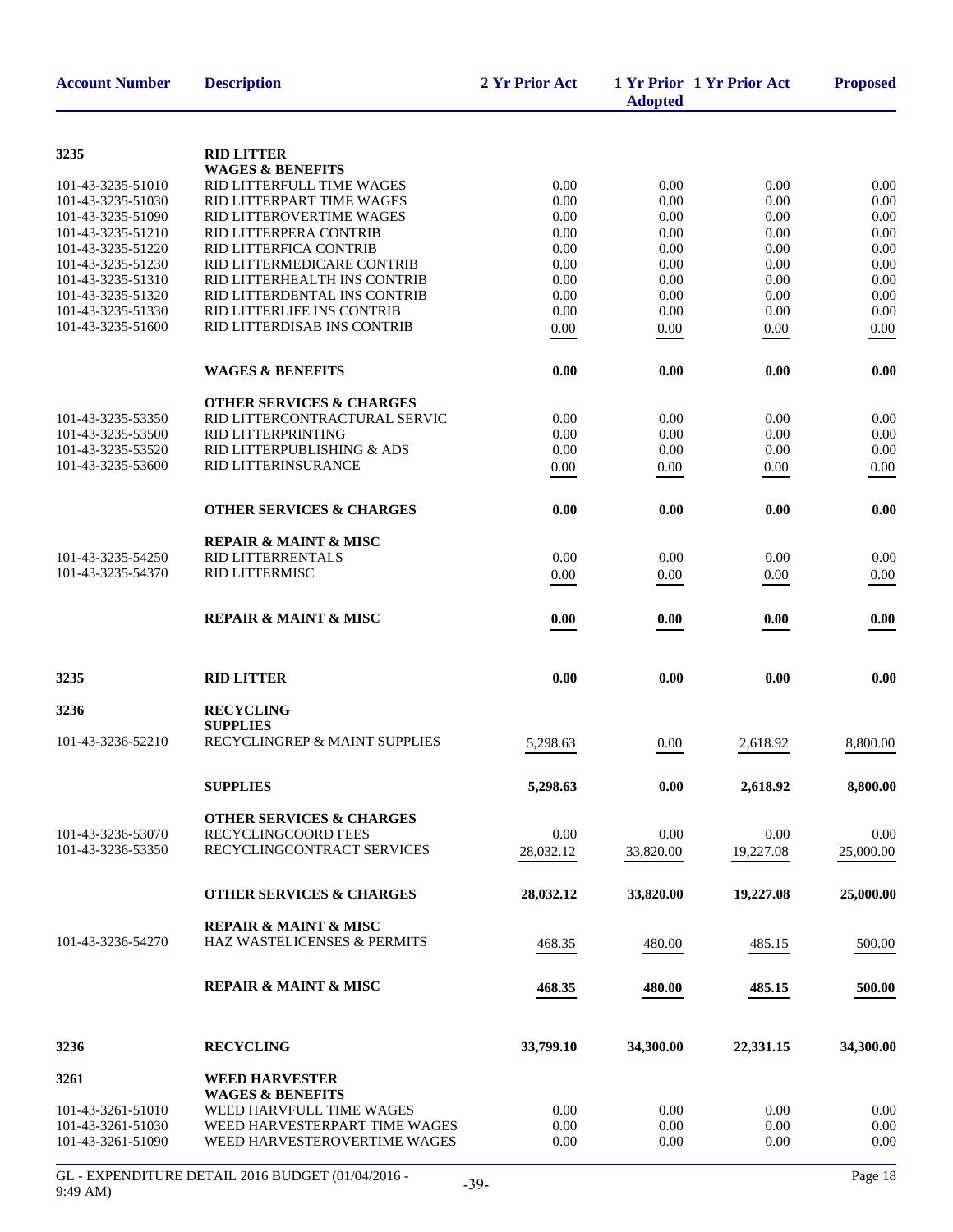| Account Number | Description | 2 Yr Prior Act | 1 Yr Prior Adopted | 1 Yr Prior Act | Proposed |
|---|---|---|---|---|---|
| **3235** | **RID LITTER** | | | | |
| | **WAGES & BENEFITS** | | | | |
| 101-43-3235-51010 | RID LITTERFULL TIME WAGES | 0.00 | 0.00 | 0.00 | 0.00 |
| 101-43-3235-51030 | RID LITTERPART TIME WAGES | 0.00 | 0.00 | 0.00 | 0.00 |
| 101-43-3235-51090 | RID LITTEROVERTIME WAGES | 0.00 | 0.00 | 0.00 | 0.00 |
| 101-43-3235-51210 | RID LITTERPERA CONTRIB | 0.00 | 0.00 | 0.00 | 0.00 |
| 101-43-3235-51220 | RID LITTERFICA CONTRIB | 0.00 | 0.00 | 0.00 | 0.00 |
| 101-43-3235-51230 | RID LITTERMEDICARE CONTRIB | 0.00 | 0.00 | 0.00 | 0.00 |
| 101-43-3235-51310 | RID LITTERHEALTH INS CONTRIB | 0.00 | 0.00 | 0.00 | 0.00 |
| 101-43-3235-51320 | RID LITTERDENTAL INS CONTRIB | 0.00 | 0.00 | 0.00 | 0.00 |
| 101-43-3235-51330 | RID LITTERLIFE INS CONTRIB | 0.00 | 0.00 | 0.00 | 0.00 |
| 101-43-3235-51600 | RID LITTERDISAB INS CONTRIB | 0.00 | 0.00 | 0.00 | 0.00 |
| | **WAGES & BENEFITS** | **0.00** | **0.00** | **0.00** | **0.00** |
| | **OTHER SERVICES & CHARGES** | | | | |
| 101-43-3235-53350 | RID LITTERCONTRACTURAL SERVIC | 0.00 | 0.00 | 0.00 | 0.00 |
| 101-43-3235-53500 | RID LITTERPRINTING | 0.00 | 0.00 | 0.00 | 0.00 |
| 101-43-3235-53520 | RID LITTERPUBLISHING & ADS | 0.00 | 0.00 | 0.00 | 0.00 |
| 101-43-3235-53600 | RID LITTERINSURANCE | 0.00 | 0.00 | 0.00 | 0.00 |
| | **OTHER SERVICES & CHARGES** | **0.00** | **0.00** | **0.00** | **0.00** |
| | **REPAIR & MAINT & MISC** | | | | |
| 101-43-3235-54250 | RID LITTERRENTALS | 0.00 | 0.00 | 0.00 | 0.00 |
| 101-43-3235-54370 | RID LITTERMISC | 0.00 | 0.00 | 0.00 | 0.00 |
| | **REPAIR & MAINT & MISC** | **0.00** | **0.00** | **0.00** | **0.00** |
| **3235** | **RID LITTER** | **0.00** | **0.00** | **0.00** | **0.00** |
| **3236** | **RECYCLING** | | | | |
| | **SUPPLIES** | | | | |
| 101-43-3236-52210 | RECYCLINGREP & MAINT SUPPLIES | 5,298.63 | 0.00 | 2,618.92 | 8,800.00 |
| | **SUPPLIES** | **5,298.63** | **0.00** | **2,618.92** | **8,800.00** |
| | **OTHER SERVICES & CHARGES** | | | | |
| 101-43-3236-53070 | RECYCLINGCOORD FEES | 0.00 | 0.00 | 0.00 | 0.00 |
| 101-43-3236-53350 | RECYCLINGCONTRACT SERVICES | 28,032.12 | 33,820.00 | 19,227.08 | 25,000.00 |
| | **OTHER SERVICES & CHARGES** | **28,032.12** | **33,820.00** | **19,227.08** | **25,000.00** |
| | **REPAIR & MAINT & MISC** | | | | |
| 101-43-3236-54270 | HAZ WASTELICENSES & PERMITS | 468.35 | 480.00 | 485.15 | 500.00 |
| | **REPAIR & MAINT & MISC** | **468.35** | **480.00** | **485.15** | **500.00** |
| **3236** | **RECYCLING** | **33,799.10** | **34,300.00** | **22,331.15** | **34,300.00** |
| **3261** | **WEED HARVESTER** | | | | |
| | **WAGES & BENEFITS** | | | | |
| 101-43-3261-51010 | WEED HARVFULL TIME WAGES | 0.00 | 0.00 | 0.00 | 0.00 |
| 101-43-3261-51030 | WEED HARVESTERPART TIME WAGES | 0.00 | 0.00 | 0.00 | 0.00 |
| 101-43-3261-51090 | WEED HARVESTEROVERTIME WAGES | 0.00 | 0.00 | 0.00 | 0.00 |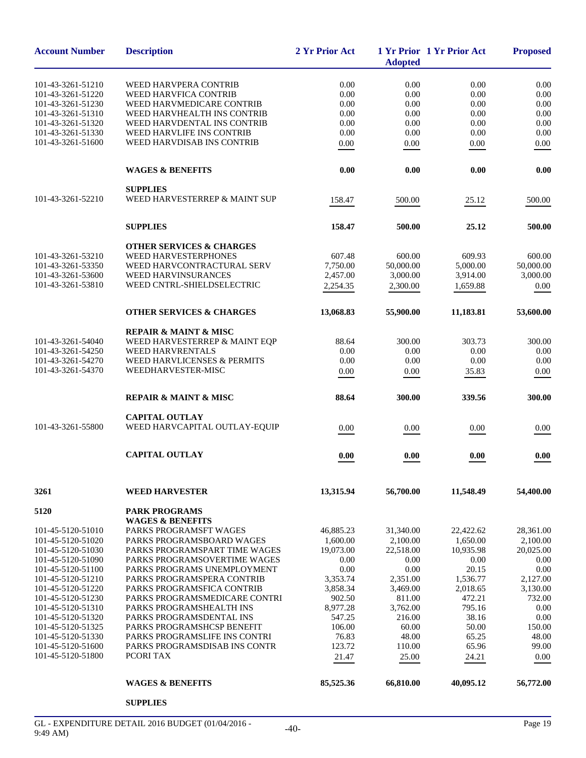| Account Number | Description | 2 Yr Prior Act | 1 Yr Prior Adopted | 1 Yr Prior Act | Proposed |
|---|---|---|---|---|---|
| 101-43-3261-51210 | WEED HARVPERA CONTRIB | 0.00 | 0.00 | 0.00 | 0.00 |
| 101-43-3261-51220 | WEED HARVFICA CONTRIB | 0.00 | 0.00 | 0.00 | 0.00 |
| 101-43-3261-51230 | WEED HARVMEDICARE CONTRIB | 0.00 | 0.00 | 0.00 | 0.00 |
| 101-43-3261-51310 | WEED HARVHEALTH INS CONTRIB | 0.00 | 0.00 | 0.00 | 0.00 |
| 101-43-3261-51320 | WEED HARVDENTAL INS CONTRIB | 0.00 | 0.00 | 0.00 | 0.00 |
| 101-43-3261-51330 | WEED HARVLIFE INS CONTRIB | 0.00 | 0.00 | 0.00 | 0.00 |
| 101-43-3261-51600 | WEED HARVDISAB INS CONTRIB | 0.00 | 0.00 | 0.00 | 0.00 |
| | **WAGES & BENEFITS** | **0.00** | **0.00** | **0.00** | **0.00** |
| | **SUPPLIES** | | | | |
| 101-43-3261-52210 | WEED HARVESTERREP & MAINT SUP | 158.47 | 500.00 | 25.12 | 500.00 |
| | **SUPPLIES** | **158.47** | **500.00** | **25.12** | **500.00** |
| | **OTHER SERVICES & CHARGES** | | | | |
| 101-43-3261-53210 | WEED HARVESTERPHONES | 607.48 | 600.00 | 609.93 | 600.00 |
| 101-43-3261-53350 | WEED HARVCONTRACTURAL SERV | 7,750.00 | 50,000.00 | 5,000.00 | 50,000.00 |
| 101-43-3261-53600 | WEED HARVINSURANCES | 2,457.00 | 3,000.00 | 3,914.00 | 3,000.00 |
| 101-43-3261-53810 | WEED CNTRL-SHIELDSELECTRIC | 2,254.35 | 2,300.00 | 1,659.88 | 0.00 |
| | **OTHER SERVICES & CHARGES** | **13,068.83** | **55,900.00** | **11,183.81** | **53,600.00** |
| | **REPAIR & MAINT & MISC** | | | | |
| 101-43-3261-54040 | WEED HARVESTERREP & MAINT EQP | 88.64 | 300.00 | 303.73 | 300.00 |
| 101-43-3261-54250 | WEED HARVRENTALS | 0.00 | 0.00 | 0.00 | 0.00 |
| 101-43-3261-54270 | WEED HARVLICENSES & PERMITS | 0.00 | 0.00 | 0.00 | 0.00 |
| 101-43-3261-54370 | WEEDHARVESTER-MISC | 0.00 | 0.00 | 35.83 | 0.00 |
| | **REPAIR & MAINT & MISC** | **88.64** | **300.00** | **339.56** | **300.00** |
| | **CAPITAL OUTLAY** | | | | |
| 101-43-3261-55800 | WEED HARVCAPITAL OUTLAY-EQUIP | 0.00 | 0.00 | 0.00 | 0.00 |
| | **CAPITAL OUTLAY** | **0.00** | **0.00** | **0.00** | **0.00** |
| **3261** | **WEED HARVESTER** | **13,315.94** | **56,700.00** | **11,548.49** | **54,400.00** |
| **5120** | **PARK PROGRAMS** | | | | |
| | **WAGES & BENEFITS** | | | | |
| 101-45-5120-51010 | PARKS PROGRAMSFT WAGES | 46,885.23 | 31,340.00 | 22,422.62 | 28,361.00 |
| 101-45-5120-51020 | PARKS PROGRAMSBOARD WAGES | 1,600.00 | 2,100.00 | 1,650.00 | 2,100.00 |
| 101-45-5120-51030 | PARKS PROGRAMSPART TIME WAGES | 19,073.00 | 22,518.00 | 10,935.98 | 20,025.00 |
| 101-45-5120-51090 | PARKS PROGRAMSOVERTIME WAGES | 0.00 | 0.00 | 0.00 | 0.00 |
| 101-45-5120-51100 | PARKS PROGRAMS UNEMPLOYMENT | 0.00 | 0.00 | 20.15 | 0.00 |
| 101-45-5120-51210 | PARKS PROGRAMSPERA CONTRIB | 3,353.74 | 2,351.00 | 1,536.77 | 2,127.00 |
| 101-45-5120-51220 | PARKS PROGRAMSFICA CONTRIB | 3,858.34 | 3,469.00 | 2,018.65 | 3,130.00 |
| 101-45-5120-51230 | PARKS PROGRAMSMEDICARE CONTRI | 902.50 | 811.00 | 472.21 | 732.00 |
| 101-45-5120-51310 | PARKS PROGRAMSHEALTH INS | 8,977.28 | 3,762.00 | 795.16 | 0.00 |
| 101-45-5120-51320 | PARKS PROGRAMSDENTAL INS | 547.25 | 216.00 | 38.16 | 0.00 |
| 101-45-5120-51325 | PARKS PROGRAMSHCSP BENEFIT | 106.00 | 60.00 | 50.00 | 150.00 |
| 101-45-5120-51330 | PARKS PROGRAMSLIFE INS CONTRI | 76.83 | 48.00 | 65.25 | 48.00 |
| 101-45-5120-51600 | PARKS PROGRAMSDISAB INS CONTR | 123.72 | 110.00 | 65.96 | 99.00 |
| 101-45-5120-51800 | PCORI TAX | 21.47 | 25.00 | 24.21 | 0.00 |
| | **WAGES & BENEFITS** | **85,525.36** | **66,810.00** | **40,095.12** | **56,772.00** |
| | **SUPPLIES** | | | | |

GL - EXPENDITURE DETAIL 2016 BUDGET (01/04/2016 - 9:49 AM)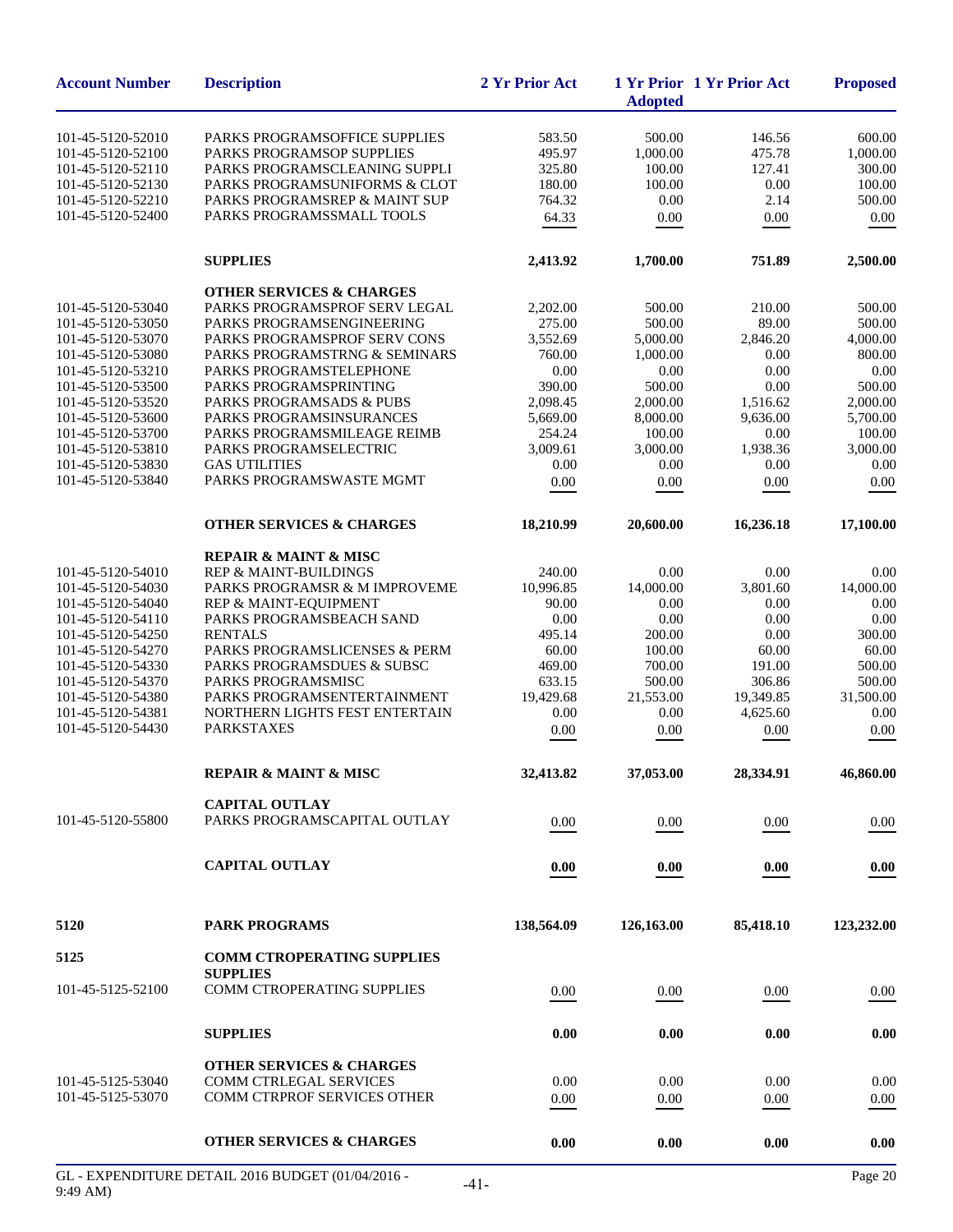| Account Number | Description | 2 Yr Prior Act | 1 Yr Prior Adopted | 1 Yr Prior Act | Proposed |
|---|---|---|---|---|---|
| 101-45-5120-52010 | PARKS PROGRAMSOFFICE SUPPLIES | 583.50 | 500.00 | 146.56 | 600.00 |
| 101-45-5120-52100 | PARKS PROGRAMSOP SUPPLIES | 495.97 | 1,000.00 | 475.78 | 1,000.00 |
| 101-45-5120-52110 | PARKS PROGRAMSCLEANING SUPPLI | 325.80 | 100.00 | 127.41 | 300.00 |
| 101-45-5120-52130 | PARKS PROGRAMSUNIFORMS & CLOT | 180.00 | 100.00 | 0.00 | 100.00 |
| 101-45-5120-52210 | PARKS PROGRAMSREP & MAINT SUP | 764.32 | 0.00 | 2.14 | 500.00 |
| 101-45-5120-52400 | PARKS PROGRAMSSMALL TOOLS | 64.33 | 0.00 | 0.00 | 0.00 |
| | **SUPPLIES** | **2,413.92** | **1,700.00** | **751.89** | **2,500.00** |
| | **OTHER SERVICES & CHARGES** | | | | |
| 101-45-5120-53040 | PARKS PROGRAMSPROF SERV LEGAL | 2,202.00 | 500.00 | 210.00 | 500.00 |
| 101-45-5120-53050 | PARKS PROGRAMSENGINEERING | 275.00 | 500.00 | 89.00 | 500.00 |
| 101-45-5120-53070 | PARKS PROGRAMSPROF SERV CONS | 3,552.69 | 5,000.00 | 2,846.20 | 4,000.00 |
| 101-45-5120-53080 | PARKS PROGRAMSTRNG & SEMINARS | 760.00 | 1,000.00 | 0.00 | 800.00 |
| 101-45-5120-53210 | PARKS PROGRAMSTELEPHONE | 0.00 | 0.00 | 0.00 | 0.00 |
| 101-45-5120-53500 | PARKS PROGRAMSPRINTING | 390.00 | 500.00 | 0.00 | 500.00 |
| 101-45-5120-53520 | PARKS PROGRAMSADS & PUBS | 2,098.45 | 2,000.00 | 1,516.62 | 2,000.00 |
| 101-45-5120-53600 | PARKS PROGRAMSINSURANCES | 5,669.00 | 8,000.00 | 9,636.00 | 5,700.00 |
| 101-45-5120-53700 | PARKS PROGRAMSMILEAGE REIMB | 254.24 | 100.00 | 0.00 | 100.00 |
| 101-45-5120-53810 | PARKS PROGRAMSELECTRIC | 3,009.61 | 3,000.00 | 1,938.36 | 3,000.00 |
| 101-45-5120-53830 | GAS UTILITIES | 0.00 | 0.00 | 0.00 | 0.00 |
| 101-45-5120-53840 | PARKS PROGRAMSWASTE MGMT | 0.00 | 0.00 | 0.00 | 0.00 |
| | **OTHER SERVICES & CHARGES** | **18,210.99** | **20,600.00** | **16,236.18** | **17,100.00** |
| | **REPAIR & MAINT & MISC** | | | | |
| 101-45-5120-54010 | REP & MAINT-BUILDINGS | 240.00 | 0.00 | 0.00 | 0.00 |
| 101-45-5120-54030 | PARKS PROGRAMSR & M IMPROVEME | 10,996.85 | 14,000.00 | 3,801.60 | 14,000.00 |
| 101-45-5120-54040 | REP & MAINT-EQUIPMENT | 90.00 | 0.00 | 0.00 | 0.00 |
| 101-45-5120-54110 | PARKS PROGRAMSBEACH SAND | 0.00 | 0.00 | 0.00 | 0.00 |
| 101-45-5120-54250 | RENTALS | 495.14 | 200.00 | 0.00 | 300.00 |
| 101-45-5120-54270 | PARKS PROGRAMSLICENSES & PERM | 60.00 | 100.00 | 60.00 | 60.00 |
| 101-45-5120-54330 | PARKS PROGRAMSDUES & SUBSC | 469.00 | 700.00 | 191.00 | 500.00 |
| 101-45-5120-54370 | PARKS PROGRAMSMISC | 633.15 | 500.00 | 306.86 | 500.00 |
| 101-45-5120-54380 | PARKS PROGRAMSENTERTAINMENT | 19,429.68 | 21,553.00 | 19,349.85 | 31,500.00 |
| 101-45-5120-54381 | NORTHERN LIGHTS FEST ENTERTAIN | 0.00 | 0.00 | 4,625.60 | 0.00 |
| 101-45-5120-54430 | PARKSTAXES | 0.00 | 0.00 | 0.00 | 0.00 |
| | **REPAIR & MAINT & MISC** | **32,413.82** | **37,053.00** | **28,334.91** | **46,860.00** |
| | **CAPITAL OUTLAY** | | | | |
| 101-45-5120-55800 | PARKS PROGRAMSCAPITAL OUTLAY | 0.00 | 0.00 | 0.00 | 0.00 |
| | **CAPITAL OUTLAY** | **0.00** | **0.00** | **0.00** | **0.00** |
| **5120** | **PARK PROGRAMS** | **138,564.09** | **126,163.00** | **85,418.10** | **123,232.00** |
| **5125** | **COMM CTROPERATING SUPPLIES** | | | | |
| | **SUPPLIES** | | | | |
| 101-45-5125-52100 | COMM CTROPERATING SUPPLIES | 0.00 | 0.00 | 0.00 | 0.00 |
| | **SUPPLIES** | **0.00** | **0.00** | **0.00** | **0.00** |
| | **OTHER SERVICES & CHARGES** | | | | |
| 101-45-5125-53040 | COMM CTRLEGAL SERVICES | 0.00 | 0.00 | 0.00 | 0.00 |
| 101-45-5125-53070 | COMM CTRPROF SERVICES OTHER | 0.00 | 0.00 | 0.00 | 0.00 |
| | **OTHER SERVICES & CHARGES** | **0.00** | **0.00** | **0.00** | **0.00** |

GL - EXPENDITURE DETAIL 2016 BUDGET (01/04/2016 - 9:49 AM)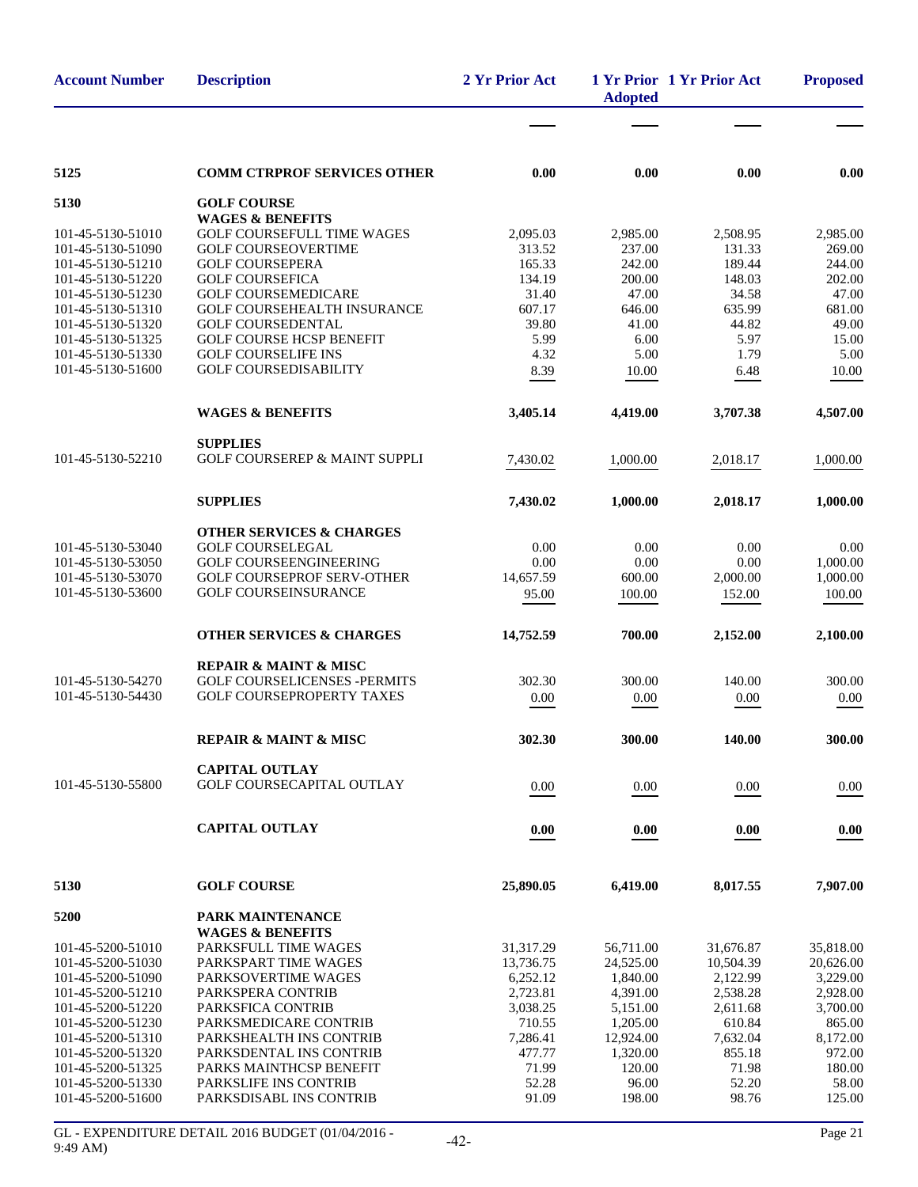| Account Number | Description | 2 Yr Prior Act | 1 Yr Prior Adopted | 1 Yr Prior Act | Proposed |
|---|---|---|---|---|---|
| 5125 | **COMM CTRPROF SERVICES OTHER** | **0.00** | **0.00** | **0.00** | **0.00** |
| 5130 | **GOLF COURSE** | | | | |
| | **WAGES & BENEFITS** | | | | |
| 101-45-5130-51010 | GOLF COURSEFULL TIME WAGES | 2,095.03 | 2,985.00 | 2,508.95 | 2,985.00 |
| 101-45-5130-51090 | GOLF COURSEOVERTIME | 313.52 | 237.00 | 131.33 | 269.00 |
| 101-45-5130-51210 | GOLF COURSEPERA | 165.33 | 242.00 | 189.44 | 244.00 |
| 101-45-5130-51220 | GOLF COURSEFICA | 134.19 | 200.00 | 148.03 | 202.00 |
| 101-45-5130-51230 | GOLF COURSEMEDICARE | 31.40 | 47.00 | 34.58 | 47.00 |
| 101-45-5130-51310 | GOLF COURSEHEALTH INSURANCE | 607.17 | 646.00 | 635.99 | 681.00 |
| 101-45-5130-51320 | GOLF COURSEDENTAL | 39.80 | 41.00 | 44.82 | 49.00 |
| 101-45-5130-51325 | GOLF COURSE HCSP BENEFIT | 5.99 | 6.00 | 5.97 | 15.00 |
| 101-45-5130-51330 | GOLF COURSELIFE INS | 4.32 | 5.00 | 1.79 | 5.00 |
| 101-45-5130-51600 | GOLF COURSEDISABILITY | 8.39 | 10.00 | 6.48 | 10.00 |
| | **WAGES & BENEFITS** | **3,405.14** | **4,419.00** | **3,707.38** | **4,507.00** |
| | **SUPPLIES** | | | | |
| 101-45-5130-52210 | GOLF COURSEREP & MAINT SUPPLI | 7,430.02 | 1,000.00 | 2,018.17 | 1,000.00 |
| | **SUPPLIES** | **7,430.02** | **1,000.00** | **2,018.17** | **1,000.00** |
| | **OTHER SERVICES & CHARGES** | | | | |
| 101-45-5130-53040 | GOLF COURSELEGAL | 0.00 | 0.00 | 0.00 | 0.00 |
| 101-45-5130-53050 | GOLF COURSEENGINEERING | 0.00 | 0.00 | 0.00 | 1,000.00 |
| 101-45-5130-53070 | GOLF COURSEPROF SERV-OTHER | 14,657.59 | 600.00 | 2,000.00 | 1,000.00 |
| 101-45-5130-53600 | GOLF COURSEINSURANCE | 95.00 | 100.00 | 152.00 | 100.00 |
| | **OTHER SERVICES & CHARGES** | **14,752.59** | **700.00** | **2,152.00** | **2,100.00** |
| | **REPAIR & MAINT & MISC** | | | | |
| 101-45-5130-54270 | GOLF COURSELICENSES -PERMITS | 302.30 | 300.00 | 140.00 | 300.00 |
| 101-45-5130-54430 | GOLF COURSEPROPERTY TAXES | 0.00 | 0.00 | 0.00 | 0.00 |
| | **REPAIR & MAINT & MISC** | **302.30** | **300.00** | **140.00** | **300.00** |
| | **CAPITAL OUTLAY** | | | | |
| 101-45-5130-55800 | GOLF COURSECAPITAL OUTLAY | 0.00 | 0.00 | 0.00 | 0.00 |
| | **CAPITAL OUTLAY** | **0.00** | **0.00** | **0.00** | **0.00** |
| 5130 | **GOLF COURSE** | **25,890.05** | **6,419.00** | **8,017.55** | **7,907.00** |
| 5200 | **PARK MAINTENANCE** | | | | |
| | **WAGES & BENEFITS** | | | | |
| 101-45-5200-51010 | PARKSFULL TIME WAGES | 31,317.29 | 56,711.00 | 31,676.87 | 35,818.00 |
| 101-45-5200-51030 | PARKSPART TIME WAGES | 13,736.75 | 24,525.00 | 10,504.39 | 20,626.00 |
| 101-45-5200-51090 | PARKSOVERTIME WAGES | 6,252.12 | 1,840.00 | 2,122.99 | 3,229.00 |
| 101-45-5200-51210 | PARKSPERA CONTRIB | 2,723.81 | 4,391.00 | 2,538.28 | 2,928.00 |
| 101-45-5200-51220 | PARKSFICA CONTRIB | 3,038.25 | 5,151.00 | 2,611.68 | 3,700.00 |
| 101-45-5200-51230 | PARKSMEDICARE CONTRIB | 710.55 | 1,205.00 | 610.84 | 865.00 |
| 101-45-5200-51310 | PARKSHEALTH INS CONTRIB | 7,286.41 | 12,924.00 | 7,632.04 | 8,172.00 |
| 101-45-5200-51320 | PARKSDENTAL INS CONTRIB | 477.77 | 1,320.00 | 855.18 | 972.00 |
| 101-45-5200-51325 | PARKS MAINTHCSP BENEFIT | 71.99 | 120.00 | 71.98 | 180.00 |
| 101-45-5200-51330 | PARKSLIFE INS CONTRIB | 52.28 | 96.00 | 52.20 | 58.00 |
| 101-45-5200-51600 | PARKSDISABL INS CONTRIB | 91.09 | 198.00 | 98.76 | 125.00 |

GL - EXPENDITURE DETAIL 2016 BUDGET (01/04/2016 - 9:49 AM)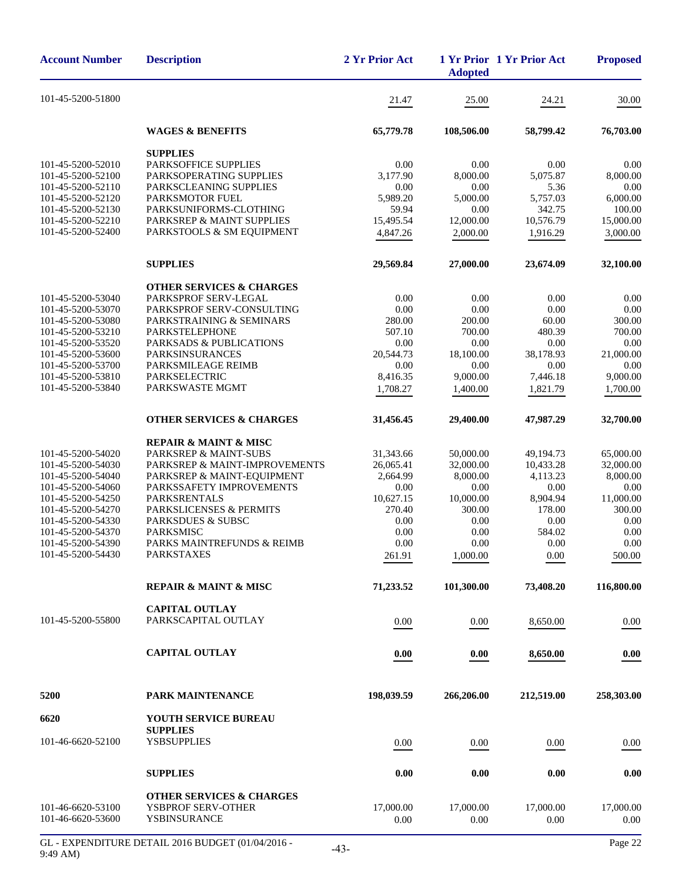| Account Number | Description | 2 Yr Prior Act | 1 Yr Prior Adopted | 1 Yr Prior Act | Proposed |
|---|---|---|---|---|---|
| 101-45-5200-51800 | | 21.47 | 25.00 | 24.21 | 30.00 |
| | **WAGES & BENEFITS** | **65,779.78** | **108,506.00** | **58,799.42** | **76,703.00** |
| | **SUPPLIES** | | | | |
| 101-45-5200-52010 | PARKSOFFICE SUPPLIES | 0.00 | 0.00 | 0.00 | 0.00 |
| 101-45-5200-52100 | PARKSOPERATING SUPPLIES | 3,177.90 | 8,000.00 | 5,075.87 | 8,000.00 |
| 101-45-5200-52110 | PARKSCLEANING SUPPLIES | 0.00 | 0.00 | 5.36 | 0.00 |
| 101-45-5200-52120 | PARKSMOTOR FUEL | 5,989.20 | 5,000.00 | 5,757.03 | 6,000.00 |
| 101-45-5200-52130 | PARKSUNIFORMS-CLOTHING | 59.94 | 0.00 | 342.75 | 100.00 |
| 101-45-5200-52210 | PARKSREP & MAINT SUPPLIES | 15,495.54 | 12,000.00 | 10,576.79 | 15,000.00 |
| 101-45-5200-52400 | PARKSTOOLS & SM EQUIPMENT | 4,847.26 | 2,000.00 | 1,916.29 | 3,000.00 |
| | **SUPPLIES** | **29,569.84** | **27,000.00** | **23,674.09** | **32,100.00** |
| | **OTHER SERVICES & CHARGES** | | | | |
| 101-45-5200-53040 | PARKSPROF SERV-LEGAL | 0.00 | 0.00 | 0.00 | 0.00 |
| 101-45-5200-53070 | PARKSPROF SERV-CONSULTING | 0.00 | 0.00 | 0.00 | 0.00 |
| 101-45-5200-53080 | PARKSTRAINING & SEMINARS | 280.00 | 200.00 | 60.00 | 300.00 |
| 101-45-5200-53210 | PARKSTELEPHONE | 507.10 | 700.00 | 480.39 | 700.00 |
| 101-45-5200-53520 | PARKSADS & PUBLICATIONS | 0.00 | 0.00 | 0.00 | 0.00 |
| 101-45-5200-53600 | PARKSINSURANCES | 20,544.73 | 18,100.00 | 38,178.93 | 21,000.00 |
| 101-45-5200-53700 | PARKSMILEAGE REIMB | 0.00 | 0.00 | 0.00 | 0.00 |
| 101-45-5200-53810 | PARKSELECTRIC | 8,416.35 | 9,000.00 | 7,446.18 | 9,000.00 |
| 101-45-5200-53840 | PARKSWASTE MGMT | 1,708.27 | 1,400.00 | 1,821.79 | 1,700.00 |
| | **OTHER SERVICES & CHARGES** | **31,456.45** | **29,400.00** | **47,987.29** | **32,700.00** |
| | **REPAIR & MAINT & MISC** | | | | |
| 101-45-5200-54020 | PARKSREP & MAINT-SUBS | 31,343.66 | 50,000.00 | 49,194.73 | 65,000.00 |
| 101-45-5200-54030 | PARKSREP & MAINT-IMPROVEMENTS | 26,065.41 | 32,000.00 | 10,433.28 | 32,000.00 |
| 101-45-5200-54040 | PARKSREP & MAINT-EQUIPMENT | 2,664.99 | 8,000.00 | 4,113.23 | 8,000.00 |
| 101-45-5200-54060 | PARKSSAFETY IMPROVEMENTS | 0.00 | 0.00 | 0.00 | 0.00 |
| 101-45-5200-54250 | PARKSRENTALS | 10,627.15 | 10,000.00 | 8,904.94 | 11,000.00 |
| 101-45-5200-54270 | PARKSLICENSES & PERMITS | 270.40 | 300.00 | 178.00 | 300.00 |
| 101-45-5200-54330 | PARKSDUES & SUBSC | 0.00 | 0.00 | 0.00 | 0.00 |
| 101-45-5200-54370 | PARKSMISC | 0.00 | 0.00 | 584.02 | 0.00 |
| 101-45-5200-54390 | PARKS MAINTREFUNDS & REIMB | 0.00 | 0.00 | 0.00 | 0.00 |
| 101-45-5200-54430 | PARKSTAXES | 261.91 | 1,000.00 | 0.00 | 500.00 |
| | **REPAIR & MAINT & MISC** | **71,233.52** | **101,300.00** | **73,408.20** | **116,800.00** |
| | **CAPITAL OUTLAY** | | | | |
| 101-45-5200-55800 | PARKSCAPITAL OUTLAY | 0.00 | 0.00 | 8,650.00 | 0.00 |
| | **CAPITAL OUTLAY** | **0.00** | **0.00** | **8,650.00** | **0.00** |
| **5200** | **PARK MAINTENANCE** | **198,039.59** | **266,206.00** | **212,519.00** | **258,303.00** |
| **6620** | **YOUTH SERVICE BUREAU** | | | | |
| | **SUPPLIES** | | | | |
| 101-46-6620-52100 | YSBSUPPLIES | 0.00 | 0.00 | 0.00 | 0.00 |
| | **SUPPLIES** | **0.00** | **0.00** | **0.00** | **0.00** |
| | **OTHER SERVICES & CHARGES** | | | | |
| 101-46-6620-53100 | YSBPROF SERV-OTHER | 17,000.00 | 17,000.00 | 17,000.00 | 17,000.00 |
| 101-46-6620-53600 | YSBINSURANCE | 0.00 | 0.00 | 0.00 | 0.00 |

GL - EXPENDITURE DETAIL 2016 BUDGET (01/04/2016 - 9:49 AM)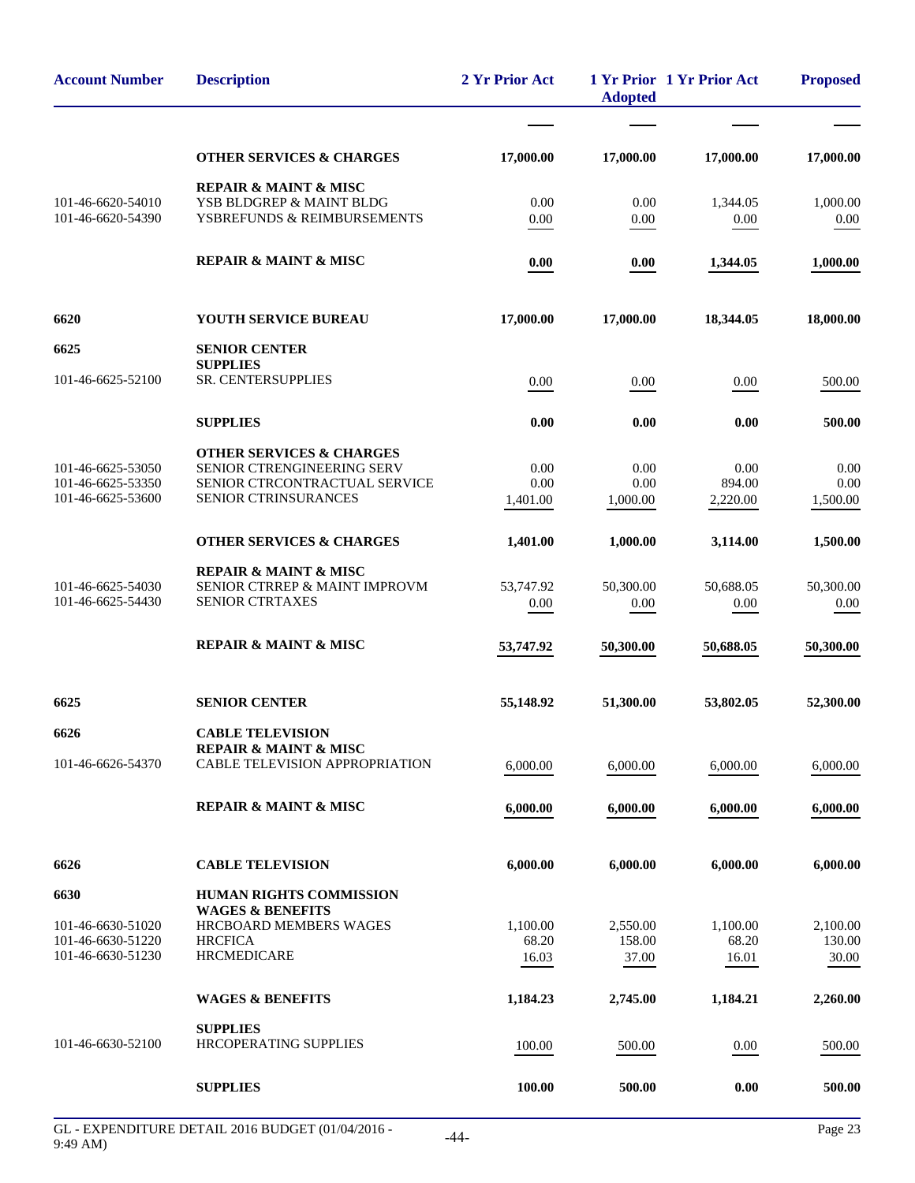| Account Number | Description | 2 Yr Prior Act | 1 Yr Prior Adopted | 1 Yr Prior Act | Proposed |
|---|---|---|---|---|---|
| | **OTHER SERVICES & CHARGES** | **17,000.00** | **17,000.00** | **17,000.00** | **17,000.00** |
| | **REPAIR & MAINT & MISC** | | | | |
| 101-46-6620-54010 | YSB BLDGREP & MAINT BLDG | 0.00 | 0.00 | 1,344.05 | 1,000.00 |
| 101-46-6620-54390 | YSBREFUNDS & REIMBURSEMENTS | 0.00 | 0.00 | 0.00 | 0.00 |
| | **REPAIR & MAINT & MISC** | **0.00** | **0.00** | **1,344.05** | **1,000.00** |
| **6620** | **YOUTH SERVICE BUREAU** | **17,000.00** | **17,000.00** | **18,344.05** | **18,000.00** |
| **6625** | **SENIOR CENTER** | | | | |
| | **SUPPLIES** | | | | |
| 101-46-6625-52100 | SR. CENTERSUPPLIES | 0.00 | 0.00 | 0.00 | 500.00 |
| | **SUPPLIES** | **0.00** | **0.00** | **0.00** | **500.00** |
| | **OTHER SERVICES & CHARGES** | | | | |
| 101-46-6625-53050 | SENIOR CTRENGINEERING SERV | 0.00 | 0.00 | 0.00 | 0.00 |
| 101-46-6625-53350 | SENIOR CTRCONTRACTUAL SERVICE | 0.00 | 0.00 | 894.00 | 0.00 |
| 101-46-6625-53600 | SENIOR CTRINSURANCES | 1,401.00 | 1,000.00 | 2,220.00 | 1,500.00 |
| | **OTHER SERVICES & CHARGES** | **1,401.00** | **1,000.00** | **3,114.00** | **1,500.00** |
| | **REPAIR & MAINT & MISC** | | | | |
| 101-46-6625-54030 | SENIOR CTRREP & MAINT IMPROVM | 53,747.92 | 50,300.00 | 50,688.05 | 50,300.00 |
| 101-46-6625-54430 | SENIOR CTRTAXES | 0.00 | 0.00 | 0.00 | 0.00 |
| | **REPAIR & MAINT & MISC** | **53,747.92** | **50,300.00** | **50,688.05** | **50,300.00** |
| **6625** | **SENIOR CENTER** | **55,148.92** | **51,300.00** | **53,802.05** | **52,300.00** |
| **6626** | **CABLE TELEVISION** | | | | |
| | **REPAIR & MAINT & MISC** | | | | |
| 101-46-6626-54370 | CABLE TELEVISION APPROPRIATION | 6,000.00 | 6,000.00 | 6,000.00 | 6,000.00 |
| | **REPAIR & MAINT & MISC** | **6,000.00** | **6,000.00** | **6,000.00** | **6,000.00** |
| **6626** | **CABLE TELEVISION** | **6,000.00** | **6,000.00** | **6,000.00** | **6,000.00** |
| **6630** | **HUMAN RIGHTS COMMISSION** | | | | |
| | **WAGES & BENEFITS** | | | | |
| 101-46-6630-51020 | HRCBOARD MEMBERS WAGES | 1,100.00 | 2,550.00 | 1,100.00 | 2,100.00 |
| 101-46-6630-51220 | HRCFICA | 68.20 | 158.00 | 68.20 | 130.00 |
| 101-46-6630-51230 | HRCMEDICARE | 16.03 | 37.00 | 16.01 | 30.00 |
| | **WAGES & BENEFITS** | **1,184.23** | **2,745.00** | **1,184.21** | **2,260.00** |
| | **SUPPLIES** | | | | |
| 101-46-6630-52100 | HRCOPERATING SUPPLIES | 100.00 | 500.00 | 0.00 | 500.00 |
| | **SUPPLIES** | **100.00** | **500.00** | **0.00** | **500.00** |

GL - EXPENDITURE DETAIL 2016 BUDGET (01/04/2016 - 9:49 AM)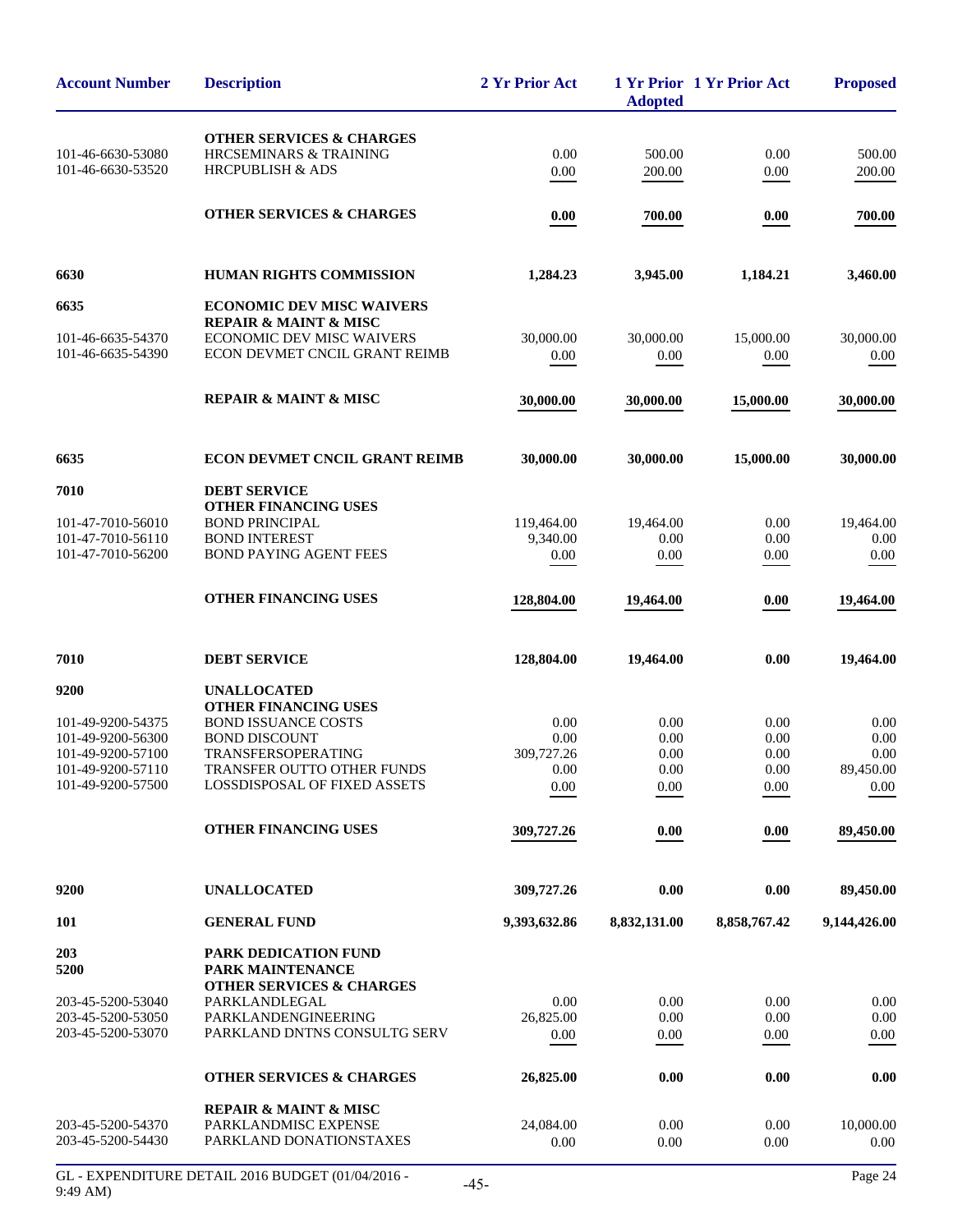| Account Number | Description | 2 Yr Prior Act | 1 Yr Prior Adopted | 1 Yr Prior Act | Proposed |
|---|---|---|---|---|---|
| | **OTHER SERVICES & CHARGES** | | | | |
| 101-46-6630-53080 | HRCSEMINARS & TRAINING | 0.00 | 500.00 | 0.00 | 500.00 |
| 101-46-6630-53520 | HRCPUBLISH & ADS | 0.00 | 200.00 | 0.00 | 200.00 |
| | **OTHER SERVICES & CHARGES** | **0.00** | **700.00** | **0.00** | **700.00** |
| **6630** | **HUMAN RIGHTS COMMISSION** | **1,284.23** | **3,945.00** | **1,184.21** | **3,460.00** |
| **6635** | **ECONOMIC DEV MISC WAIVERS** | | | | |
| | **REPAIR & MAINT & MISC** | | | | |
| 101-46-6635-54370 | ECONOMIC DEV MISC WAIVERS | 30,000.00 | 30,000.00 | 15,000.00 | 30,000.00 |
| 101-46-6635-54390 | ECON DEVMET CNCIL GRANT REIMB | 0.00 | 0.00 | 0.00 | 0.00 |
| | **REPAIR & MAINT & MISC** | **30,000.00** | **30,000.00** | **15,000.00** | **30,000.00** |
| **6635** | **ECON DEVMET CNCIL GRANT REIMB** | **30,000.00** | **30,000.00** | **15,000.00** | **30,000.00** |
| **7010** | **DEBT SERVICE** | | | | |
| | **OTHER FINANCING USES** | | | | |
| 101-47-7010-56010 | BOND PRINCIPAL | 119,464.00 | 19,464.00 | 0.00 | 19,464.00 |
| 101-47-7010-56110 | BOND INTEREST | 9,340.00 | 0.00 | 0.00 | 0.00 |
| 101-47-7010-56200 | BOND PAYING AGENT FEES | 0.00 | 0.00 | 0.00 | 0.00 |
| | **OTHER FINANCING USES** | **128,804.00** | **19,464.00** | **0.00** | **19,464.00** |
| **7010** | **DEBT SERVICE** | **128,804.00** | **19,464.00** | **0.00** | **19,464.00** |
| **9200** | **UNALLOCATED** | | | | |
| | **OTHER FINANCING USES** | | | | |
| 101-49-9200-54375 | BOND ISSUANCE COSTS | 0.00 | 0.00 | 0.00 | 0.00 |
| 101-49-9200-56300 | BOND DISCOUNT | 0.00 | 0.00 | 0.00 | 0.00 |
| 101-49-9200-57100 | TRANSFERSOPERATING | 309,727.26 | 0.00 | 0.00 | 0.00 |
| 101-49-9200-57110 | TRANSFER OUTTO OTHER FUNDS | 0.00 | 0.00 | 0.00 | 89,450.00 |
| 101-49-9200-57500 | LOSSDISPOSAL OF FIXED ASSETS | 0.00 | 0.00 | 0.00 | 0.00 |
| | **OTHER FINANCING USES** | **309,727.26** | **0.00** | **0.00** | **89,450.00** |
| **9200** | **UNALLOCATED** | **309,727.26** | **0.00** | **0.00** | **89,450.00** |
| **101** | **GENERAL FUND** | **9,393,632.86** | **8,832,131.00** | **8,858,767.42** | **9,144,426.00** |
| **203** | **PARK DEDICATION FUND** | | | | |
| **5200** | **PARK MAINTENANCE** | | | | |
| | **OTHER SERVICES & CHARGES** | | | | |
| 203-45-5200-53040 | PARKLANDLEGAL | 0.00 | 0.00 | 0.00 | 0.00 |
| 203-45-5200-53050 | PARKLANDENGINEERING | 26,825.00 | 0.00 | 0.00 | 0.00 |
| 203-45-5200-53070 | PARKLAND DNTNS CONSULTG SERV | 0.00 | 0.00 | 0.00 | 0.00 |
| | **OTHER SERVICES & CHARGES** | **26,825.00** | **0.00** | **0.00** | **0.00** |
| | **REPAIR & MAINT & MISC** | | | | |
| 203-45-5200-54370 | PARKLANDMISC EXPENSE | 24,084.00 | 0.00 | 0.00 | 10,000.00 |
| 203-45-5200-54430 | PARKLAND DONATIONSTAXES | 0.00 | 0.00 | 0.00 | 0.00 |

GL - EXPENDITURE DETAIL 2016 BUDGET (01/04/2016 - 9:49 AM)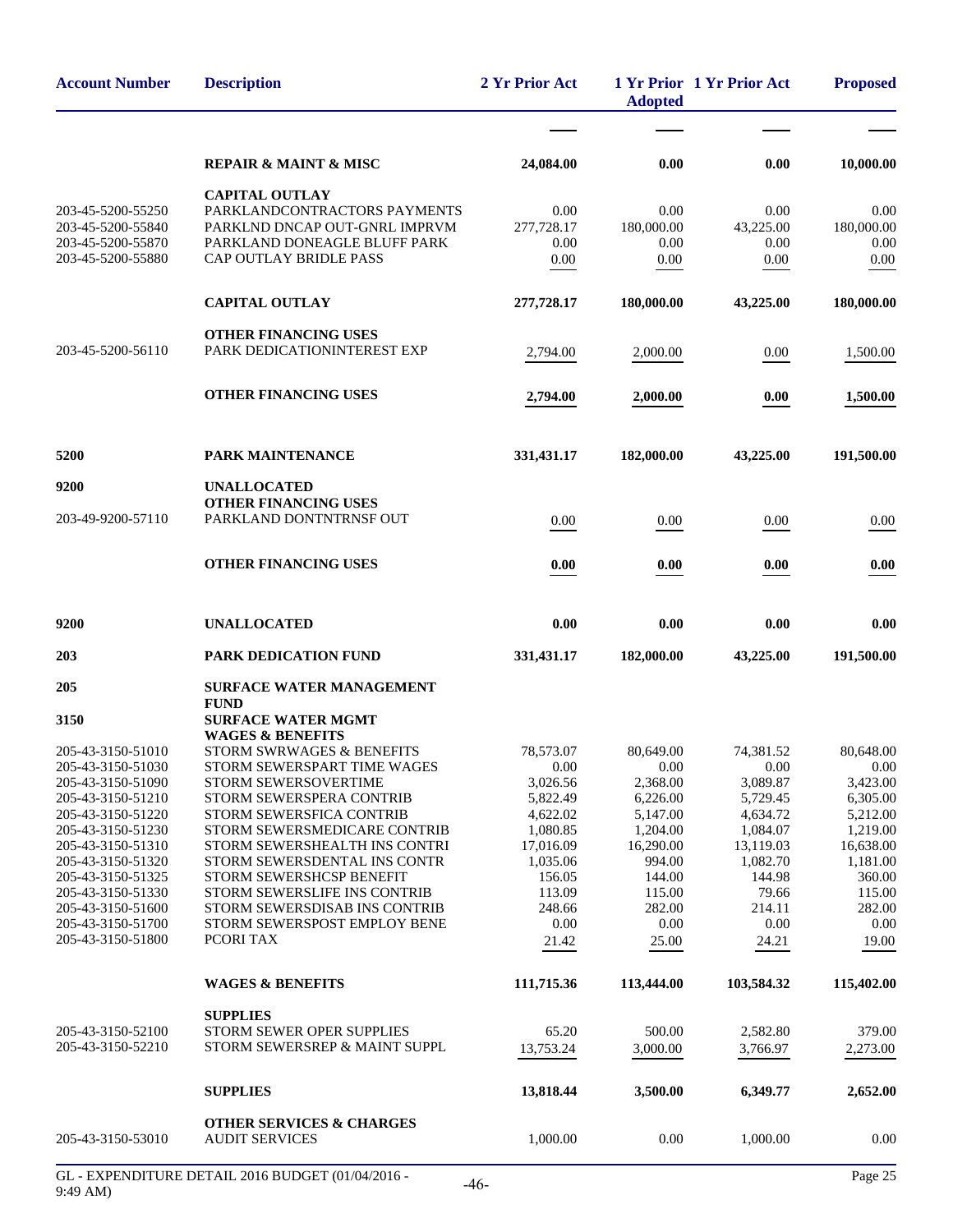| Account Number | Description | 2 Yr Prior Act | 1 Yr Prior Adopted | 1 Yr Prior Act | Proposed |
|---|---|---|---|---|---|
| | **REPAIR & MAINT & MISC** | **24,084.00** | **0.00** | **0.00** | **10,000.00** |
| | **CAPITAL OUTLAY** | | | | |
| 203-45-5200-55250 | PARKLANDCONTRACTORS PAYMENTS | 0.00 | 0.00 | 0.00 | 0.00 |
| 203-45-5200-55840 | PARKLND DNCAP OUT-GNRL IMPRVM | 277,728.17 | 180,000.00 | 43,225.00 | 180,000.00 |
| 203-45-5200-55870 | PARKLAND DONEAGLE BLUFF PARK | 0.00 | 0.00 | 0.00 | 0.00 |
| 203-45-5200-55880 | CAP OUTLAY BRIDLE PASS | 0.00 | 0.00 | 0.00 | 0.00 |
| | **CAPITAL OUTLAY** | **277,728.17** | **180,000.00** | **43,225.00** | **180,000.00** |
| | **OTHER FINANCING USES** | | | | |
| 203-45-5200-56110 | PARK DEDICATIONINTEREST EXP | 2,794.00 | 2,000.00 | 0.00 | 1,500.00 |
| | **OTHER FINANCING USES** | **2,794.00** | **2,000.00** | **0.00** | **1,500.00** |
| **5200** | **PARK MAINTENANCE** | **331,431.17** | **182,000.00** | **43,225.00** | **191,500.00** |
| **9200** | **UNALLOCATED** | | | | |
| | **OTHER FINANCING USES** | | | | |
| 203-49-9200-57110 | PARKLAND DONTNTRNSF OUT | 0.00 | 0.00 | 0.00 | 0.00 |
| | **OTHER FINANCING USES** | **0.00** | **0.00** | **0.00** | **0.00** |
| **9200** | **UNALLOCATED** | **0.00** | **0.00** | **0.00** | **0.00** |
| **203** | **PARK DEDICATION FUND** | **331,431.17** | **182,000.00** | **43,225.00** | **191,500.00** |
| **205** | **SURFACE WATER MANAGEMENT FUND** | | | | |
| **3150** | **SURFACE WATER MGMT** | | | | |
| | **WAGES & BENEFITS** | | | | |
| 205-43-3150-51010 | STORM SWRWAGES & BENEFITS | 78,573.07 | 80,649.00 | 74,381.52 | 80,648.00 |
| 205-43-3150-51030 | STORM SEWERSPART TIME WAGES | 0.00 | 0.00 | 0.00 | 0.00 |
| 205-43-3150-51090 | STORM SEWERSOVERTIME | 3,026.56 | 2,368.00 | 3,089.87 | 3,423.00 |
| 205-43-3150-51210 | STORM SEWERSPERA CONTRIB | 5,822.49 | 6,226.00 | 5,729.45 | 6,305.00 |
| 205-43-3150-51220 | STORM SEWERSFICA CONTRIB | 4,622.02 | 5,147.00 | 4,634.72 | 5,212.00 |
| 205-43-3150-51230 | STORM SEWERSMEDICARE CONTRIB | 1,080.85 | 1,204.00 | 1,084.07 | 1,219.00 |
| 205-43-3150-51310 | STORM SEWERSHEALTH INS CONTRI | 17,016.09 | 16,290.00 | 13,119.03 | 16,638.00 |
| 205-43-3150-51320 | STORM SEWERSDENTAL INS CONTR | 1,035.06 | 994.00 | 1,082.70 | 1,181.00 |
| 205-43-3150-51325 | STORM SEWERSHCSP BENEFIT | 156.05 | 144.00 | 144.98 | 360.00 |
| 205-43-3150-51330 | STORM SEWERSLIFE INS CONTRIB | 113.09 | 115.00 | 79.66 | 115.00 |
| 205-43-3150-51600 | STORM SEWERSDISAB INS CONTRIB | 248.66 | 282.00 | 214.11 | 282.00 |
| 205-43-3150-51700 | STORM SEWERSPOST EMPLOY BENE | 0.00 | 0.00 | 0.00 | 0.00 |
| 205-43-3150-51800 | PCORI TAX | 21.42 | 25.00 | 24.21 | 19.00 |
| | **WAGES & BENEFITS** | **111,715.36** | **113,444.00** | **103,584.32** | **115,402.00** |
| | **SUPPLIES** | | | | |
| 205-43-3150-52100 | STORM SEWER OPER SUPPLIES | 65.20 | 500.00 | 2,582.80 | 379.00 |
| 205-43-3150-52210 | STORM SEWERSREP & MAINT SUPPL | 13,753.24 | 3,000.00 | 3,766.97 | 2,273.00 |
| | **SUPPLIES** | **13,818.44** | **3,500.00** | **6,349.77** | **2,652.00** |
| | **OTHER SERVICES & CHARGES** | | | | |
| 205-43-3150-53010 | AUDIT SERVICES | 1,000.00 | 0.00 | 1,000.00 | 0.00 |

GL - EXPENDITURE DETAIL 2016 BUDGET (01/04/2016 - 9:49 AM)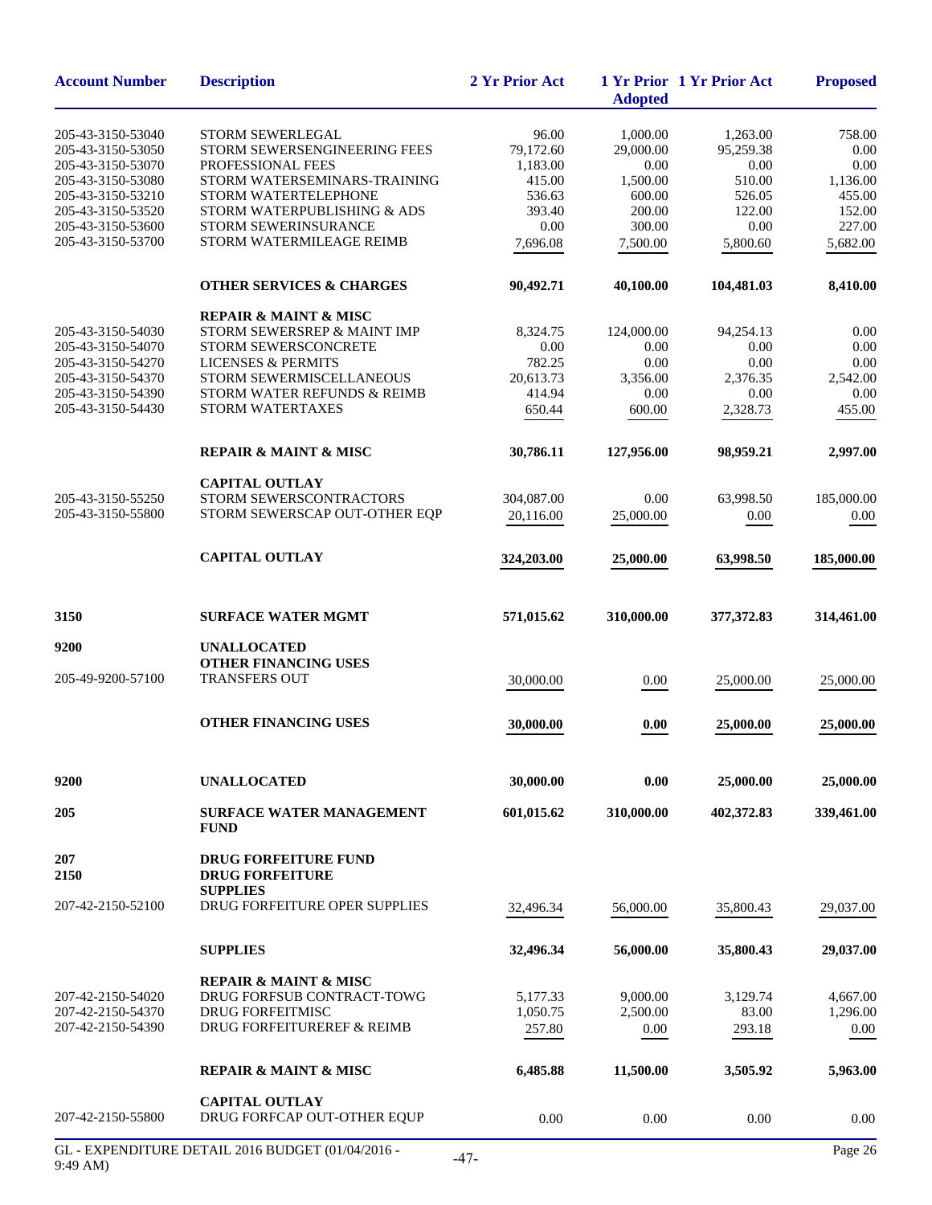| Account Number | Description | 2 Yr Prior Act | 1 Yr Prior Adopted | 1 Yr Prior Act | Proposed |
|---|---|---|---|---|---|
| 205-43-3150-53040 | STORM SEWERLEGAL | 96.00 | 1,000.00 | 1,263.00 | 758.00 |
| 205-43-3150-53050 | STORM SEWERSENGINEERING FEES | 79,172.60 | 29,000.00 | 95,259.38 | 0.00 |
| 205-43-3150-53070 | PROFESSIONAL FEES | 1,183.00 | 0.00 | 0.00 | 0.00 |
| 205-43-3150-53080 | STORM WATERSEMINARS-TRAINING | 415.00 | 1,500.00 | 510.00 | 1,136.00 |
| 205-43-3150-53210 | STORM WATERTELEPHONE | 536.63 | 600.00 | 526.05 | 455.00 |
| 205-43-3150-53520 | STORM WATERPUBLISHING & ADS | 393.40 | 200.00 | 122.00 | 152.00 |
| 205-43-3150-53600 | STORM SEWERINSURANCE | 0.00 | 300.00 | 0.00 | 227.00 |
| 205-43-3150-53700 | STORM WATERMILEAGE REIMB | 7,696.08 | 7,500.00 | 5,800.60 | 5,682.00 |
| | **OTHER SERVICES & CHARGES** | **90,492.71** | **40,100.00** | **104,481.03** | **8,410.00** |
| | **REPAIR & MAINT & MISC** | | | | |
| 205-43-3150-54030 | STORM SEWERSREP & MAINT IMP | 8,324.75 | 124,000.00 | 94,254.13 | 0.00 |
| 205-43-3150-54070 | STORM SEWERSCONCRETE | 0.00 | 0.00 | 0.00 | 0.00 |
| 205-43-3150-54270 | LICENSES & PERMITS | 782.25 | 0.00 | 0.00 | 0.00 |
| 205-43-3150-54370 | STORM SEWERMISCELLANEOUS | 20,613.73 | 3,356.00 | 2,376.35 | 2,542.00 |
| 205-43-3150-54390 | STORM WATER REFUNDS & REIMB | 414.94 | 0.00 | 0.00 | 0.00 |
| 205-43-3150-54430 | STORM WATERTAXES | 650.44 | 600.00 | 2,328.73 | 455.00 |
| | **REPAIR & MAINT & MISC** | **30,786.11** | **127,956.00** | **98,959.21** | **2,997.00** |
| | **CAPITAL OUTLAY** | | | | |
| 205-43-3150-55250 | STORM SEWERSCONTRACTORS | 304,087.00 | 0.00 | 63,998.50 | 185,000.00 |
| 205-43-3150-55800 | STORM SEWERSCAP OUT-OTHER EQP | 20,116.00 | 25,000.00 | 0.00 | 0.00 |
| | **CAPITAL OUTLAY** | **324,203.00** | **25,000.00** | **63,998.50** | **185,000.00** |
| **3150** | **SURFACE WATER MGMT** | **571,015.62** | **310,000.00** | **377,372.83** | **314,461.00** |
| **9200** | **UNALLOCATED** | | | | |
| | **OTHER FINANCING USES** | | | | |
| 205-49-9200-57100 | TRANSFERS OUT | 30,000.00 | 0.00 | 25,000.00 | 25,000.00 |
| | **OTHER FINANCING USES** | **30,000.00** | **0.00** | **25,000.00** | **25,000.00** |
| **9200** | **UNALLOCATED** | **30,000.00** | **0.00** | **25,000.00** | **25,000.00** |
| **205** | **SURFACE WATER MANAGEMENT FUND** | **601,015.62** | **310,000.00** | **402,372.83** | **339,461.00** |
| **207** | **DRUG FORFEITURE FUND** | | | | |
| **2150** | **DRUG FORFEITURE** | | | | |
| | **SUPPLIES** | | | | |
| 207-42-2150-52100 | DRUG FORFEITURE OPER SUPPLIES | 32,496.34 | 56,000.00 | 35,800.43 | 29,037.00 |
| | **SUPPLIES** | **32,496.34** | **56,000.00** | **35,800.43** | **29,037.00** |
| | **REPAIR & MAINT & MISC** | | | | |
| 207-42-2150-54020 | DRUG FORFSUB CONTRACT-TOWG | 5,177.33 | 9,000.00 | 3,129.74 | 4,667.00 |
| 207-42-2150-54370 | DRUG FORFEITMISC | 1,050.75 | 2,500.00 | 83.00 | 1,296.00 |
| 207-42-2150-54390 | DRUG FORFEITUREREF & REIMB | 257.80 | 0.00 | 293.18 | 0.00 |
| | **REPAIR & MAINT & MISC** | **6,485.88** | **11,500.00** | **3,505.92** | **5,963.00** |
| | **CAPITAL OUTLAY** | | | | |
| 207-42-2150-55800 | DRUG FORFCAP OUT-OTHER EQUP | 0.00 | 0.00 | 0.00 | 0.00 |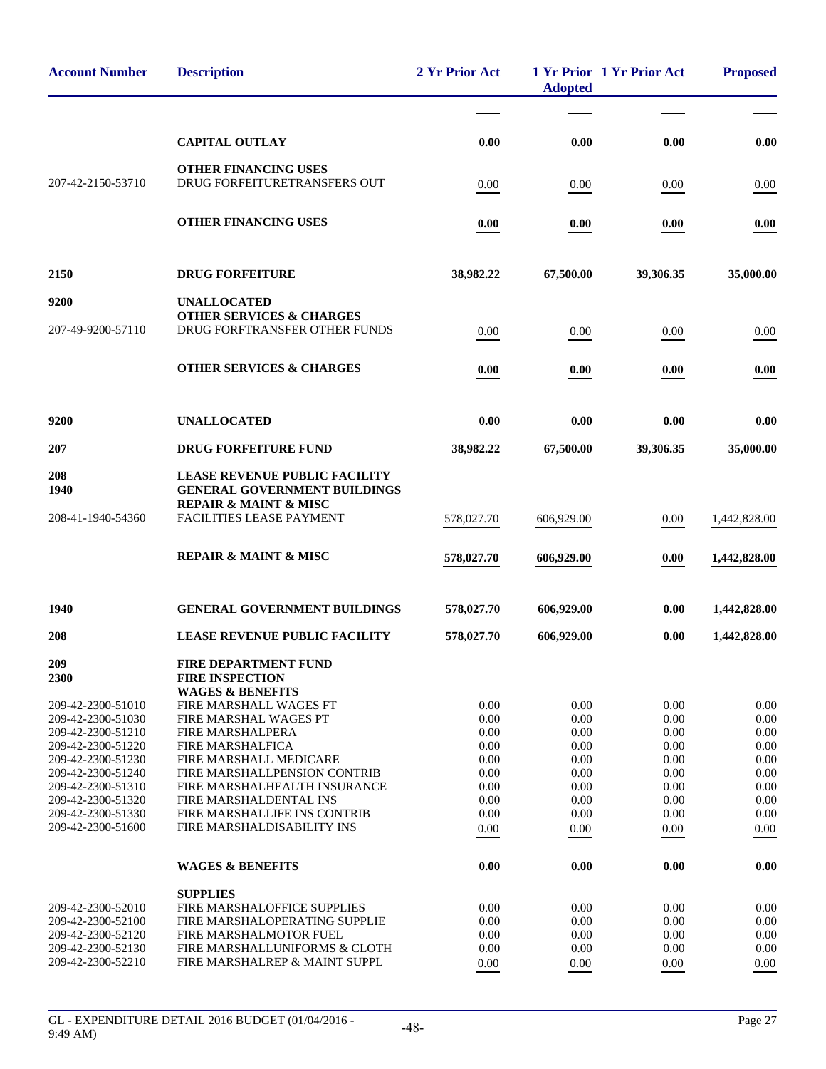| Account Number | Description | 2 Yr Prior Act | 1 Yr Prior Adopted | 1 Yr Prior Act | Proposed |
|---|---|---|---|---|---|
| | **CAPITAL OUTLAY** | **0.00** | **0.00** | **0.00** | **0.00** |
| | **OTHER FINANCING USES** | | | | |
| 207-42-2150-53710 | DRUG FORFEITURETRANSFERS OUT | 0.00 | 0.00 | 0.00 | 0.00 |
| | **OTHER FINANCING USES** | **0.00** | **0.00** | **0.00** | **0.00** |
| **2150** | **DRUG FORFEITURE** | **38,982.22** | **67,500.00** | **39,306.35** | **35,000.00** |
| **9200** | **UNALLOCATED** | | | | |
| | **OTHER SERVICES & CHARGES** | | | | |
| 207-49-9200-57110 | DRUG FORFTRANSFER OTHER FUNDS | 0.00 | 0.00 | 0.00 | 0.00 |
| | **OTHER SERVICES & CHARGES** | **0.00** | **0.00** | **0.00** | **0.00** |
| **9200** | **UNALLOCATED** | **0.00** | **0.00** | **0.00** | **0.00** |
| **207** | **DRUG FORFEITURE FUND** | **38,982.22** | **67,500.00** | **39,306.35** | **35,000.00** |
| **208** | **LEASE REVENUE PUBLIC FACILITY** | | | | |
| **1940** | **GENERAL GOVERNMENT BUILDINGS** | | | | |
| | **REPAIR & MAINT & MISC** | | | | |
| 208-41-1940-54360 | FACILITIES LEASE PAYMENT | 578,027.70 | 606,929.00 | 0.00 | 1,442,828.00 |
| | **REPAIR & MAINT & MISC** | **578,027.70** | **606,929.00** | **0.00** | **1,442,828.00** |
| **1940** | **GENERAL GOVERNMENT BUILDINGS** | **578,027.70** | **606,929.00** | **0.00** | **1,442,828.00** |
| **208** | **LEASE REVENUE PUBLIC FACILITY** | **578,027.70** | **606,929.00** | **0.00** | **1,442,828.00** |
| **209** | **FIRE DEPARTMENT FUND** | | | | |
| **2300** | **FIRE INSPECTION** | | | | |
| | **WAGES & BENEFITS** | | | | |
| 209-42-2300-51010 | FIRE MARSHALL WAGES FT | 0.00 | 0.00 | 0.00 | 0.00 |
| 209-42-2300-51030 | FIRE MARSHAL WAGES PT | 0.00 | 0.00 | 0.00 | 0.00 |
| 209-42-2300-51210 | FIRE MARSHALPERA | 0.00 | 0.00 | 0.00 | 0.00 |
| 209-42-2300-51220 | FIRE MARSHALFICA | 0.00 | 0.00 | 0.00 | 0.00 |
| 209-42-2300-51230 | FIRE MARSHALL MEDICARE | 0.00 | 0.00 | 0.00 | 0.00 |
| 209-42-2300-51240 | FIRE MARSHALLPENSION CONTRIB | 0.00 | 0.00 | 0.00 | 0.00 |
| 209-42-2300-51310 | FIRE MARSHALHEALTH INSURANCE | 0.00 | 0.00 | 0.00 | 0.00 |
| 209-42-2300-51320 | FIRE MARSHALDENTAL INS | 0.00 | 0.00 | 0.00 | 0.00 |
| 209-42-2300-51330 | FIRE MARSHALLIFE INS CONTRIB | 0.00 | 0.00 | 0.00 | 0.00 |
| 209-42-2300-51600 | FIRE MARSHALDISABILITY INS | 0.00 | 0.00 | 0.00 | 0.00 |
| | **WAGES & BENEFITS** | **0.00** | **0.00** | **0.00** | **0.00** |
| | **SUPPLIES** | | | | |
| 209-42-2300-52010 | FIRE MARSHALOFFICE SUPPLIES | 0.00 | 0.00 | 0.00 | 0.00 |
| 209-42-2300-52100 | FIRE MARSHALOPERATING SUPPLIE | 0.00 | 0.00 | 0.00 | 0.00 |
| 209-42-2300-52120 | FIRE MARSHALMOTOR FUEL | 0.00 | 0.00 | 0.00 | 0.00 |
| 209-42-2300-52130 | FIRE MARSHALLUNIFORMS & CLOTH | 0.00 | 0.00 | 0.00 | 0.00 |
| 209-42-2300-52210 | FIRE MARSHALREP & MAINT SUPPL | 0.00 | 0.00 | 0.00 | 0.00 |

GL - EXPENDITURE DETAIL 2016 BUDGET (01/04/2016 - 9:49 AM)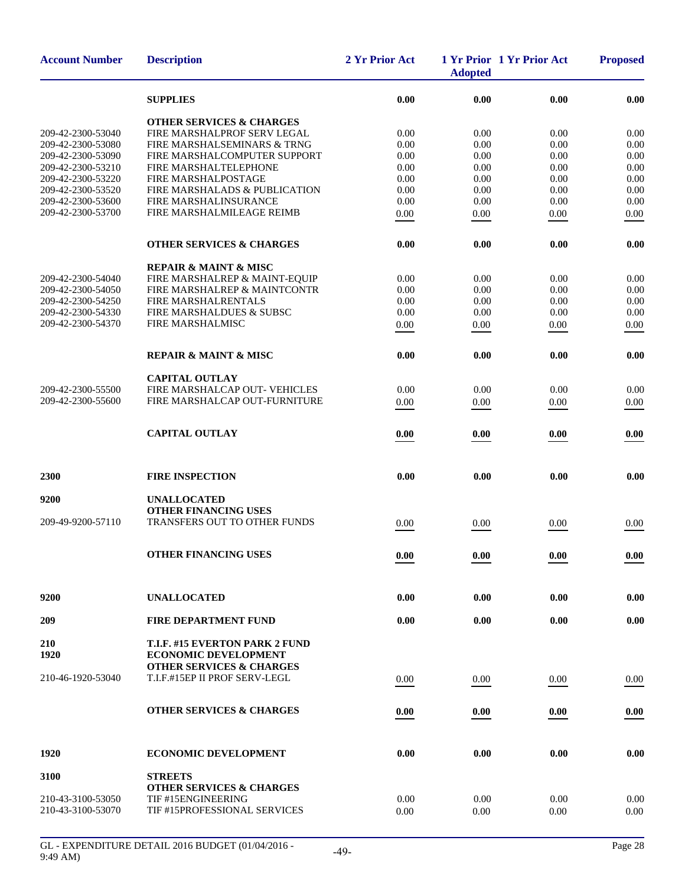| Account Number | Description | 2 Yr Prior Act | 1 Yr Prior Adopted | 1 Yr Prior Act | Proposed |
|---|---|---|---|---|---|
| | **SUPPLIES** | **0.00** | **0.00** | **0.00** | **0.00** |
| | **OTHER SERVICES & CHARGES** | | | | |
| 209-42-2300-53040 | FIRE MARSHALPROF SERV LEGAL | 0.00 | 0.00 | 0.00 | 0.00 |
| 209-42-2300-53080 | FIRE MARSHALSEMINARS & TRNG | 0.00 | 0.00 | 0.00 | 0.00 |
| 209-42-2300-53090 | FIRE MARSHALCOMPUTER SUPPORT | 0.00 | 0.00 | 0.00 | 0.00 |
| 209-42-2300-53210 | FIRE MARSHALTELEPHONE | 0.00 | 0.00 | 0.00 | 0.00 |
| 209-42-2300-53220 | FIRE MARSHALPOSTAGE | 0.00 | 0.00 | 0.00 | 0.00 |
| 209-42-2300-53520 | FIRE MARSHALADS & PUBLICATION | 0.00 | 0.00 | 0.00 | 0.00 |
| 209-42-2300-53600 | FIRE MARSHALINSURANCE | 0.00 | 0.00 | 0.00 | 0.00 |
| 209-42-2300-53700 | FIRE MARSHALMILEAGE REIMB | 0.00 | 0.00 | 0.00 | 0.00 |
| | **OTHER SERVICES & CHARGES** | **0.00** | **0.00** | **0.00** | **0.00** |
| | **REPAIR & MAINT & MISC** | | | | |
| 209-42-2300-54040 | FIRE MARSHALREP & MAINT-EQUIP | 0.00 | 0.00 | 0.00 | 0.00 |
| 209-42-2300-54050 | FIRE MARSHALREP & MAINTCONTR | 0.00 | 0.00 | 0.00 | 0.00 |
| 209-42-2300-54250 | FIRE MARSHALRENTALS | 0.00 | 0.00 | 0.00 | 0.00 |
| 209-42-2300-54330 | FIRE MARSHALDUES & SUBSC | 0.00 | 0.00 | 0.00 | 0.00 |
| 209-42-2300-54370 | FIRE MARSHALMISC | 0.00 | 0.00 | 0.00 | 0.00 |
| | **REPAIR & MAINT & MISC** | **0.00** | **0.00** | **0.00** | **0.00** |
| | **CAPITAL OUTLAY** | | | | |
| 209-42-2300-55500 | FIRE MARSHALCAP OUT- VEHICLES | 0.00 | 0.00 | 0.00 | 0.00 |
| 209-42-2300-55600 | FIRE MARSHALCAP OUT-FURNITURE | 0.00 | 0.00 | 0.00 | 0.00 |
| | **CAPITAL OUTLAY** | **0.00** | **0.00** | **0.00** | **0.00** |
| **2300** | **FIRE INSPECTION** | **0.00** | **0.00** | **0.00** | **0.00** |
| **9200** | **UNALLOCATED** | | | | |
| | **OTHER FINANCING USES** | | | | |
| 209-49-9200-57110 | TRANSFERS OUT TO OTHER FUNDS | 0.00 | 0.00 | 0.00 | 0.00 |
| | **OTHER FINANCING USES** | **0.00** | **0.00** | **0.00** | **0.00** |
| **9200** | **UNALLOCATED** | **0.00** | **0.00** | **0.00** | **0.00** |
| **209** | **FIRE DEPARTMENT FUND** | **0.00** | **0.00** | **0.00** | **0.00** |
| **210** | **T.I.F. #15 EVERTON PARK 2 FUND** | | | | |
| **1920** | **ECONOMIC DEVELOPMENT** | | | | |
| | **OTHER SERVICES & CHARGES** | | | | |
| 210-46-1920-53040 | T.I.F.#15EP II PROF SERV-LEGL | 0.00 | 0.00 | 0.00 | 0.00 |
| | **OTHER SERVICES & CHARGES** | **0.00** | **0.00** | **0.00** | **0.00** |
| **1920** | **ECONOMIC DEVELOPMENT** | **0.00** | **0.00** | **0.00** | **0.00** |
| **3100** | **STREETS** | | | | |
| | **OTHER SERVICES & CHARGES** | | | | |
| 210-43-3100-53050 | TIF #15ENGINEERING | 0.00 | 0.00 | 0.00 | 0.00 |
| 210-43-3100-53070 | TIF #15PROFESSIONAL SERVICES | 0.00 | 0.00 | 0.00 | 0.00 |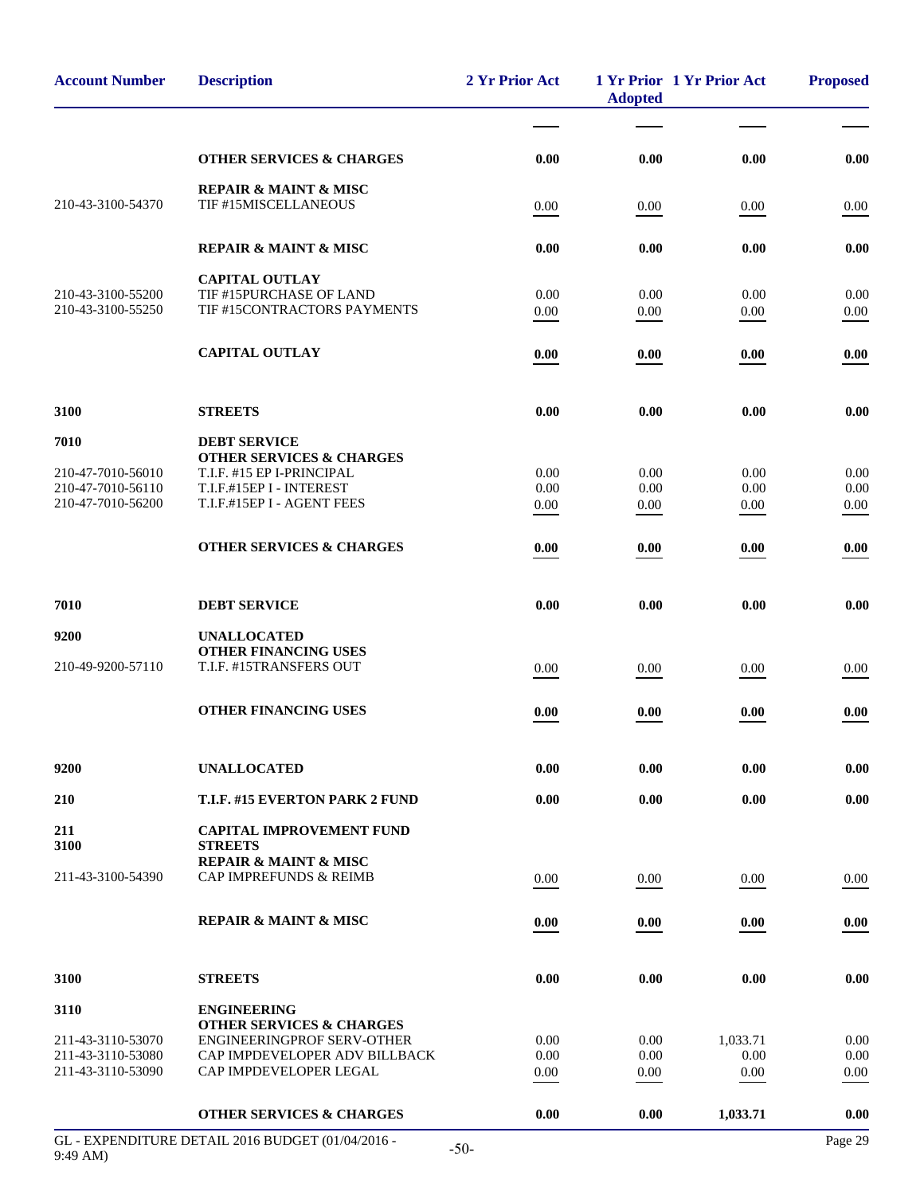| Account Number | Description | 2 Yr Prior Act | 1 Yr Prior Adopted | 1 Yr Prior Act | Proposed |
|---|---|---|---|---|---|
| | **OTHER SERVICES & CHARGES** | **0.00** | **0.00** | **0.00** | **0.00** |
| | **REPAIR & MAINT & MISC** | | | | |
| 210-43-3100-54370 | TIF #15MISCELLANEOUS | 0.00 | 0.00 | 0.00 | 0.00 |
| | **REPAIR & MAINT & MISC** | **0.00** | **0.00** | **0.00** | **0.00** |
| | **CAPITAL OUTLAY** | | | | |
| 210-43-3100-55200 | TIF #15PURCHASE OF LAND | 0.00 | 0.00 | 0.00 | 0.00 |
| 210-43-3100-55250 | TIF #15CONTRACTORS PAYMENTS | 0.00 | 0.00 | 0.00 | 0.00 |
| | **CAPITAL OUTLAY** | **0.00** | **0.00** | **0.00** | **0.00** |
| **3100** | **STREETS** | **0.00** | **0.00** | **0.00** | **0.00** |
| **7010** | **DEBT SERVICE** | | | | |
| | **OTHER SERVICES & CHARGES** | | | | |
| 210-47-7010-56010 | T.I.F. #15 EP I-PRINCIPAL | 0.00 | 0.00 | 0.00 | 0.00 |
| 210-47-7010-56110 | T.I.F.#15EP I - INTEREST | 0.00 | 0.00 | 0.00 | 0.00 |
| 210-47-7010-56200 | T.I.F.#15EP I - AGENT FEES | 0.00 | 0.00 | 0.00 | 0.00 |
| | **OTHER SERVICES & CHARGES** | **0.00** | **0.00** | **0.00** | **0.00** |
| **7010** | **DEBT SERVICE** | **0.00** | **0.00** | **0.00** | **0.00** |
| **9200** | **UNALLOCATED** | | | | |
| | **OTHER FINANCING USES** | | | | |
| 210-49-9200-57110 | T.I.F. #15TRANSFERS OUT | 0.00 | 0.00 | 0.00 | 0.00 |
| | **OTHER FINANCING USES** | **0.00** | **0.00** | **0.00** | **0.00** |
| **9200** | **UNALLOCATED** | **0.00** | **0.00** | **0.00** | **0.00** |
| **210** | **T.I.F. #15 EVERTON PARK 2 FUND** | **0.00** | **0.00** | **0.00** | **0.00** |
| **211** | **CAPITAL IMPROVEMENT FUND** | | | | |
| **3100** | **STREETS** | | | | |
| | **REPAIR & MAINT & MISC** | | | | |
| 211-43-3100-54390 | CAP IMPREFUNDS & REIMB | 0.00 | 0.00 | 0.00 | 0.00 |
| | **REPAIR & MAINT & MISC** | **0.00** | **0.00** | **0.00** | **0.00** |
| **3100** | **STREETS** | **0.00** | **0.00** | **0.00** | **0.00** |
| **3110** | **ENGINEERING** | | | | |
| | **OTHER SERVICES & CHARGES** | | | | |
| 211-43-3110-53070 | ENGINEERINGPROF SERV-OTHER | 0.00 | 0.00 | 1,033.71 | 0.00 |
| 211-43-3110-53080 | CAP IMPDEVELOPER ADV BILLBACK | 0.00 | 0.00 | 0.00 | 0.00 |
| 211-43-3110-53090 | CAP IMPDEVELOPER LEGAL | 0.00 | 0.00 | 0.00 | 0.00 |
| | **OTHER SERVICES & CHARGES** | **0.00** | **0.00** | **1,033.71** | **0.00** |

GL - EXPENDITURE DETAIL 2016 BUDGET (01/04/2016 - 9:49 AM)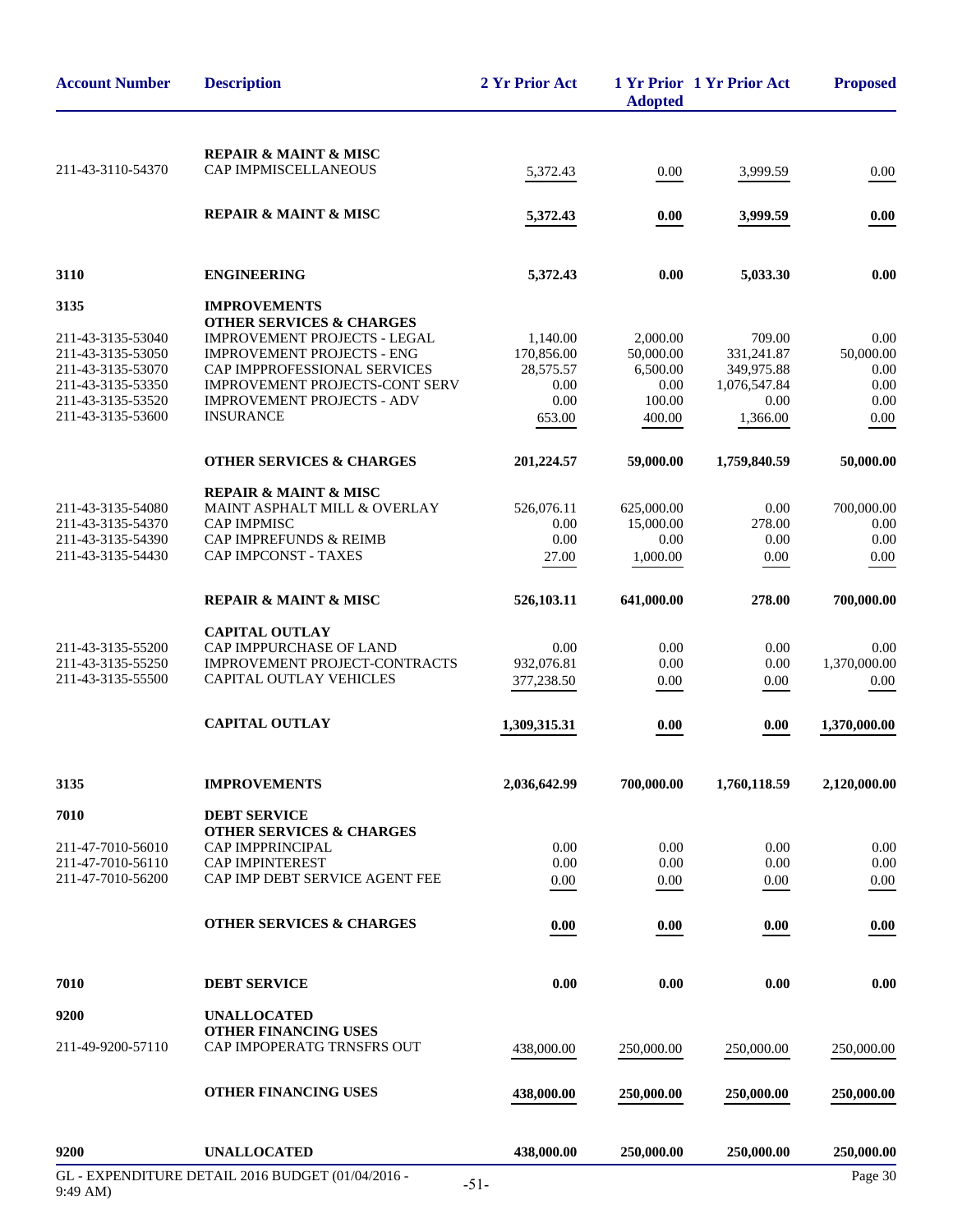| Account Number | Description | 2 Yr Prior Act | 1 Yr Prior Adopted | 1 Yr Prior Act | Proposed |
|---|---|---|---|---|---|
| | **REPAIR & MAINT & MISC** | | | | |
| 211-43-3110-54370 | CAP IMPMISCELLANEOUS | 5,372.43 | 0.00 | 3,999.59 | 0.00 |
| | **REPAIR & MAINT & MISC** | **5,372.43** | **0.00** | **3,999.59** | **0.00** |
| **3110** | **ENGINEERING** | **5,372.43** | **0.00** | **5,033.30** | **0.00** |
| **3135** | **IMPROVEMENTS** | | | | |
| | **OTHER SERVICES & CHARGES** | | | | |
| 211-43-3135-53040 | IMPROVEMENT PROJECTS - LEGAL | 1,140.00 | 2,000.00 | 709.00 | 0.00 |
| 211-43-3135-53050 | IMPROVEMENT PROJECTS - ENG | 170,856.00 | 50,000.00 | 331,241.87 | 50,000.00 |
| 211-43-3135-53070 | CAP IMPPROFESSIONAL SERVICES | 28,575.57 | 6,500.00 | 349,975.88 | 0.00 |
| 211-43-3135-53350 | IMPROVEMENT PROJECTS-CONT SERV | 0.00 | 0.00 | 1,076,547.84 | 0.00 |
| 211-43-3135-53520 | IMPROVEMENT PROJECTS - ADV | 0.00 | 100.00 | 0.00 | 0.00 |
| 211-43-3135-53600 | INSURANCE | 653.00 | 400.00 | 1,366.00 | 0.00 |
| | **OTHER SERVICES & CHARGES** | **201,224.57** | **59,000.00** | **1,759,840.59** | **50,000.00** |
| | **REPAIR & MAINT & MISC** | | | | |
| 211-43-3135-54080 | MAINT ASPHALT MILL & OVERLAY | 526,076.11 | 625,000.00 | 0.00 | 700,000.00 |
| 211-43-3135-54370 | CAP IMPMISC | 0.00 | 15,000.00 | 278.00 | 0.00 |
| 211-43-3135-54390 | CAP IMPREFUNDS & REIMB | 0.00 | 0.00 | 0.00 | 0.00 |
| 211-43-3135-54430 | CAP IMPCONST - TAXES | 27.00 | 1,000.00 | 0.00 | 0.00 |
| | **REPAIR & MAINT & MISC** | **526,103.11** | **641,000.00** | **278.00** | **700,000.00** |
| | **CAPITAL OUTLAY** | | | | |
| 211-43-3135-55200 | CAP IMPPURCHASE OF LAND | 0.00 | 0.00 | 0.00 | 0.00 |
| 211-43-3135-55250 | IMPROVEMENT PROJECT-CONTRACTS | 932,076.81 | 0.00 | 0.00 | 1,370,000.00 |
| 211-43-3135-55500 | CAPITAL OUTLAY VEHICLES | 377,238.50 | 0.00 | 0.00 | 0.00 |
| | **CAPITAL OUTLAY** | **1,309,315.31** | **0.00** | **0.00** | **1,370,000.00** |
| **3135** | **IMPROVEMENTS** | **2,036,642.99** | **700,000.00** | **1,760,118.59** | **2,120,000.00** |
| **7010** | **DEBT SERVICE** | | | | |
| | **OTHER SERVICES & CHARGES** | | | | |
| 211-47-7010-56010 | CAP IMPPRINCIPAL | 0.00 | 0.00 | 0.00 | 0.00 |
| 211-47-7010-56110 | CAP IMPINTEREST | 0.00 | 0.00 | 0.00 | 0.00 |
| 211-47-7010-56200 | CAP IMP DEBT SERVICE AGENT FEE | 0.00 | 0.00 | 0.00 | 0.00 |
| | **OTHER SERVICES & CHARGES** | **0.00** | **0.00** | **0.00** | **0.00** |
| **7010** | **DEBT SERVICE** | **0.00** | **0.00** | **0.00** | **0.00** |
| **9200** | **UNALLOCATED** | | | | |
| | **OTHER FINANCING USES** | | | | |
| 211-49-9200-57110 | CAP IMPOPERATG TRNSFRS OUT | 438,000.00 | 250,000.00 | 250,000.00 | 250,000.00 |
| | **OTHER FINANCING USES** | **438,000.00** | **250,000.00** | **250,000.00** | **250,000.00** |
| **9200** | **UNALLOCATED** | **438,000.00** | **250,000.00** | **250,000.00** | **250,000.00** |

GL - EXPENDITURE DETAIL 2016 BUDGET (01/04/2016 - 9:49 AM)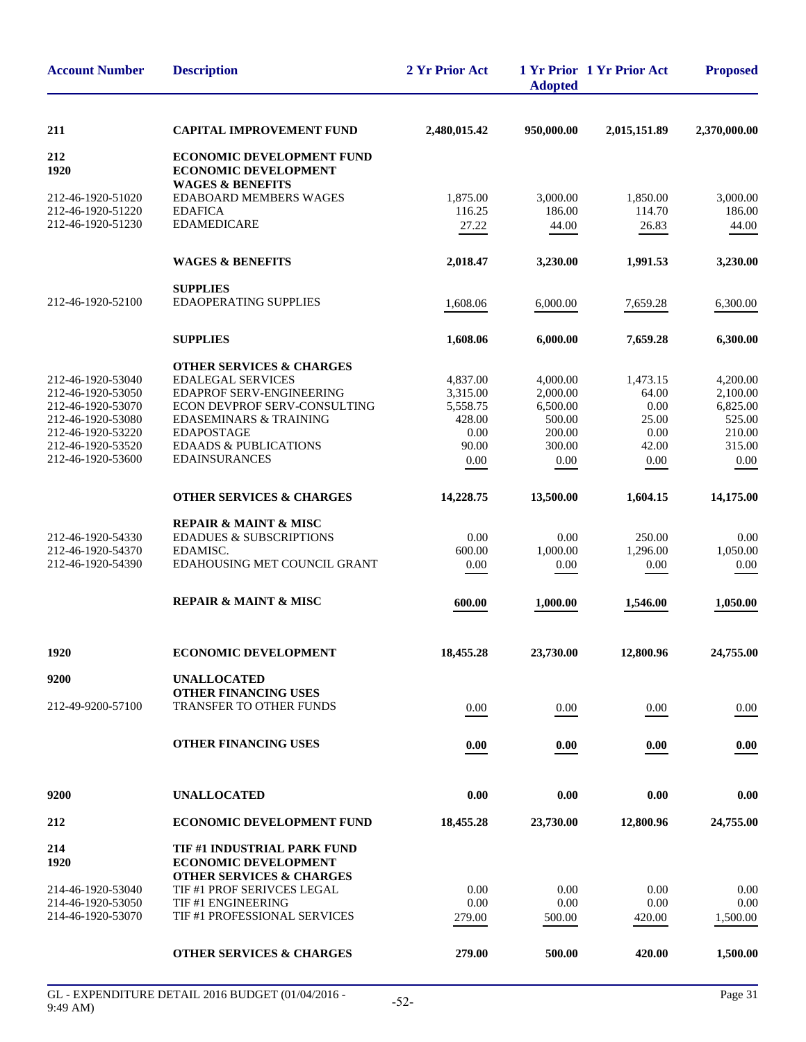| Account Number | Description | 2 Yr Prior Act | 1 Yr Prior Adopted | 1 Yr Prior Act | Proposed |
|---|---|---|---|---|---|
| **211** | **CAPITAL IMPROVEMENT FUND** | **2,480,015.42** | **950,000.00** | **2,015,151.89** | **2,370,000.00** |
| **212** | **ECONOMIC DEVELOPMENT FUND** | | | | |
| **1920** | **ECONOMIC DEVELOPMENT** | | | | |
| | **WAGES & BENEFITS** | | | | |
| 212-46-1920-51020 | EDABOARD MEMBERS WAGES | 1,875.00 | 3,000.00 | 1,850.00 | 3,000.00 |
| 212-46-1920-51220 | EDAFICA | 116.25 | 186.00 | 114.70 | 186.00 |
| 212-46-1920-51230 | EDAMEDICARE | 27.22 | 44.00 | 26.83 | 44.00 |
| | **WAGES & BENEFITS** | **2,018.47** | **3,230.00** | **1,991.53** | **3,230.00** |
| | **SUPPLIES** | | | | |
| 212-46-1920-52100 | EDAOPERATING SUPPLIES | 1,608.06 | 6,000.00 | 7,659.28 | 6,300.00 |
| | **SUPPLIES** | **1,608.06** | **6,000.00** | **7,659.28** | **6,300.00** |
| | **OTHER SERVICES & CHARGES** | | | | |
| 212-46-1920-53040 | EDALEGAL SERVICES | 4,837.00 | 4,000.00 | 1,473.15 | 4,200.00 |
| 212-46-1920-53050 | EDAPROF SERV-ENGINEERING | 3,315.00 | 2,000.00 | 64.00 | 2,100.00 |
| 212-46-1920-53070 | ECON DEVPROF SERV-CONSULTING | 5,558.75 | 6,500.00 | 0.00 | 6,825.00 |
| 212-46-1920-53080 | EDASEMINARS & TRAINING | 428.00 | 500.00 | 25.00 | 525.00 |
| 212-46-1920-53220 | EDAPOSTAGE | 0.00 | 200.00 | 0.00 | 210.00 |
| 212-46-1920-53520 | EDAADS & PUBLICATIONS | 90.00 | 300.00 | 42.00 | 315.00 |
| 212-46-1920-53600 | EDAINSURANCES | 0.00 | 0.00 | 0.00 | 0.00 |
| | **OTHER SERVICES & CHARGES** | **14,228.75** | **13,500.00** | **1,604.15** | **14,175.00** |
| | **REPAIR & MAINT & MISC** | | | | |
| 212-46-1920-54330 | EDADUES & SUBSCRIPTIONS | 0.00 | 0.00 | 250.00 | 0.00 |
| 212-46-1920-54370 | EDAMISC. | 600.00 | 1,000.00 | 1,296.00 | 1,050.00 |
| 212-46-1920-54390 | EDAHOUSING MET COUNCIL GRANT | 0.00 | 0.00 | 0.00 | 0.00 |
| | **REPAIR & MAINT & MISC** | **600.00** | **1,000.00** | **1,546.00** | **1,050.00** |
| **1920** | **ECONOMIC DEVELOPMENT** | **18,455.28** | **23,730.00** | **12,800.96** | **24,755.00** |
| **9200** | **UNALLOCATED** | | | | |
| | **OTHER FINANCING USES** | | | | |
| 212-49-9200-57100 | TRANSFER TO OTHER FUNDS | 0.00 | 0.00 | 0.00 | 0.00 |
| | **OTHER FINANCING USES** | **0.00** | **0.00** | **0.00** | **0.00** |
| **9200** | **UNALLOCATED** | **0.00** | **0.00** | **0.00** | **0.00** |
| **212** | **ECONOMIC DEVELOPMENT FUND** | **18,455.28** | **23,730.00** | **12,800.96** | **24,755.00** |
| **214** | **TIF #1 INDUSTRIAL PARK FUND** | | | | |
| **1920** | **ECONOMIC DEVELOPMENT** | | | | |
| | **OTHER SERVICES & CHARGES** | | | | |
| 214-46-1920-53040 | TIF #1 PROF SERIVCES LEGAL | 0.00 | 0.00 | 0.00 | 0.00 |
| 214-46-1920-53050 | TIF #1 ENGINEERING | 0.00 | 0.00 | 0.00 | 0.00 |
| 214-46-1920-53070 | TIF #1 PROFESSIONAL SERVICES | 279.00 | 500.00 | 420.00 | 1,500.00 |
| | **OTHER SERVICES & CHARGES** | **279.00** | **500.00** | **420.00** | **1,500.00** |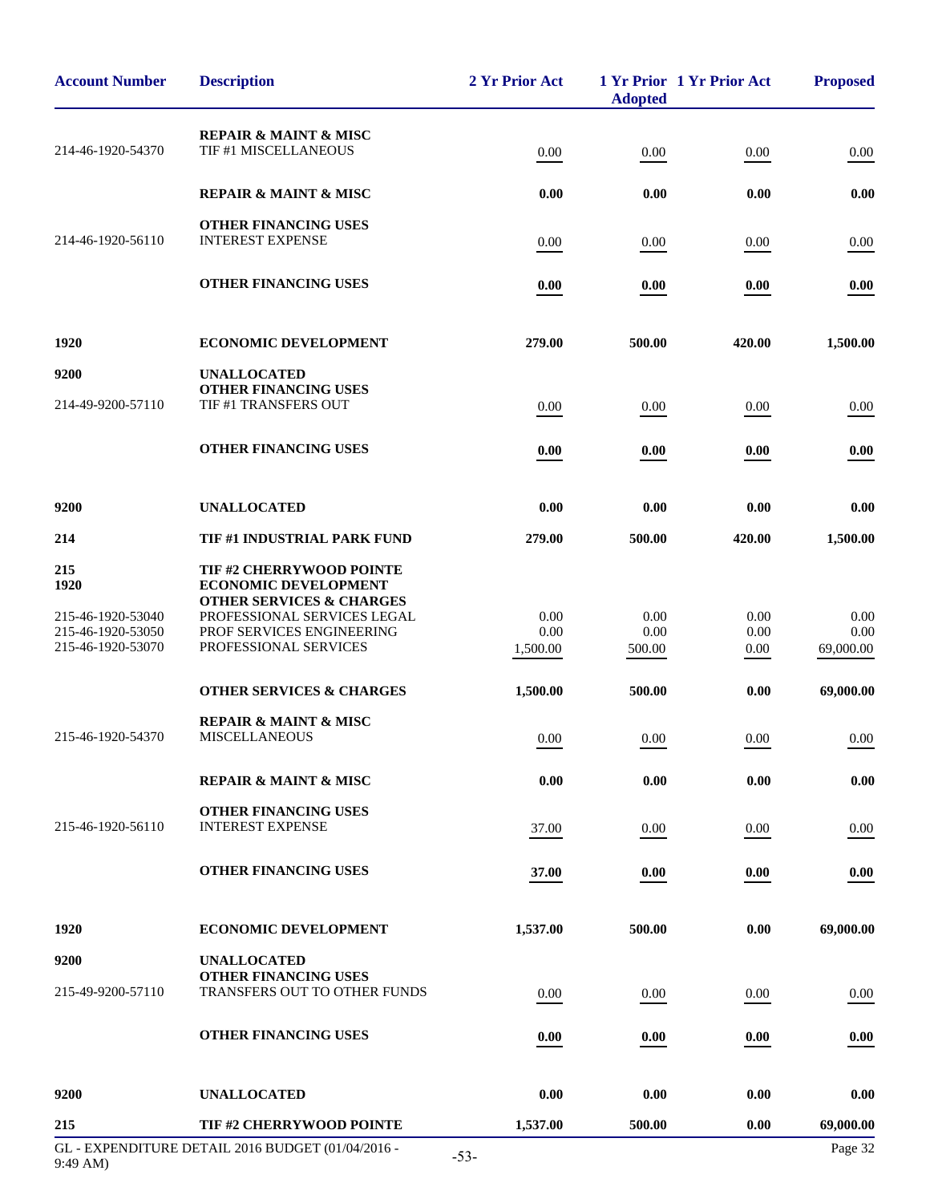| Account Number | Description | 2 Yr Prior Act | 1 Yr Prior Adopted | 1 Yr Prior Act | Proposed |
|---|---|---|---|---|---|
| | **REPAIR & MAINT & MISC** | | | | |
| 214-46-1920-54370 | TIF #1 MISCELLANEOUS | 0.00 | 0.00 | 0.00 | 0.00 |
| | **REPAIR & MAINT & MISC** | **0.00** | **0.00** | **0.00** | **0.00** |
| | **OTHER FINANCING USES** | | | | |
| 214-46-1920-56110 | INTEREST EXPENSE | 0.00 | 0.00 | 0.00 | 0.00 |
| | **OTHER FINANCING USES** | **0.00** | **0.00** | **0.00** | **0.00** |
| **1920** | **ECONOMIC DEVELOPMENT** | **279.00** | **500.00** | **420.00** | **1,500.00** |
| **9200** | **UNALLOCATED** | | | | |
| | **OTHER FINANCING USES** | | | | |
| 214-49-9200-57110 | TIF #1 TRANSFERS OUT | 0.00 | 0.00 | 0.00 | 0.00 |
| | **OTHER FINANCING USES** | **0.00** | **0.00** | **0.00** | **0.00** |
| **9200** | **UNALLOCATED** | **0.00** | **0.00** | **0.00** | **0.00** |
| **214** | **TIF #1 INDUSTRIAL PARK FUND** | **279.00** | **500.00** | **420.00** | **1,500.00** |
| **215** | **TIF #2 CHERRYWOOD POINTE** | | | | |
| **1920** | **ECONOMIC DEVELOPMENT** | | | | |
| | **OTHER SERVICES & CHARGES** | | | | |
| 215-46-1920-53040 | PROFESSIONAL SERVICES LEGAL | 0.00 | 0.00 | 0.00 | 0.00 |
| 215-46-1920-53050 | PROF SERVICES ENGINEERING | 0.00 | 0.00 | 0.00 | 0.00 |
| 215-46-1920-53070 | PROFESSIONAL SERVICES | 1,500.00 | 500.00 | 0.00 | 69,000.00 |
| | **OTHER SERVICES & CHARGES** | **1,500.00** | **500.00** | **0.00** | **69,000.00** |
| | **REPAIR & MAINT & MISC** | | | | |
| 215-46-1920-54370 | MISCELLANEOUS | 0.00 | 0.00 | 0.00 | 0.00 |
| | **REPAIR & MAINT & MISC** | **0.00** | **0.00** | **0.00** | **0.00** |
| | **OTHER FINANCING USES** | | | | |
| 215-46-1920-56110 | INTEREST EXPENSE | 37.00 | 0.00 | 0.00 | 0.00 |
| | **OTHER FINANCING USES** | **37.00** | **0.00** | **0.00** | **0.00** |
| **1920** | **ECONOMIC DEVELOPMENT** | **1,537.00** | **500.00** | **0.00** | **69,000.00** |
| **9200** | **UNALLOCATED** | | | | |
| | **OTHER FINANCING USES** | | | | |
| 215-49-9200-57110 | TRANSFERS OUT TO OTHER FUNDS | 0.00 | 0.00 | 0.00 | 0.00 |
| | **OTHER FINANCING USES** | **0.00** | **0.00** | **0.00** | **0.00** |
| **9200** | **UNALLOCATED** | **0.00** | **0.00** | **0.00** | **0.00** |
| **215** | **TIF #2 CHERRYWOOD POINTE** | **1,537.00** | **500.00** | **0.00** | **69,000.00** |

GL - EXPENDITURE DETAIL 2016 BUDGET (01/04/2016 - 9:49 AM)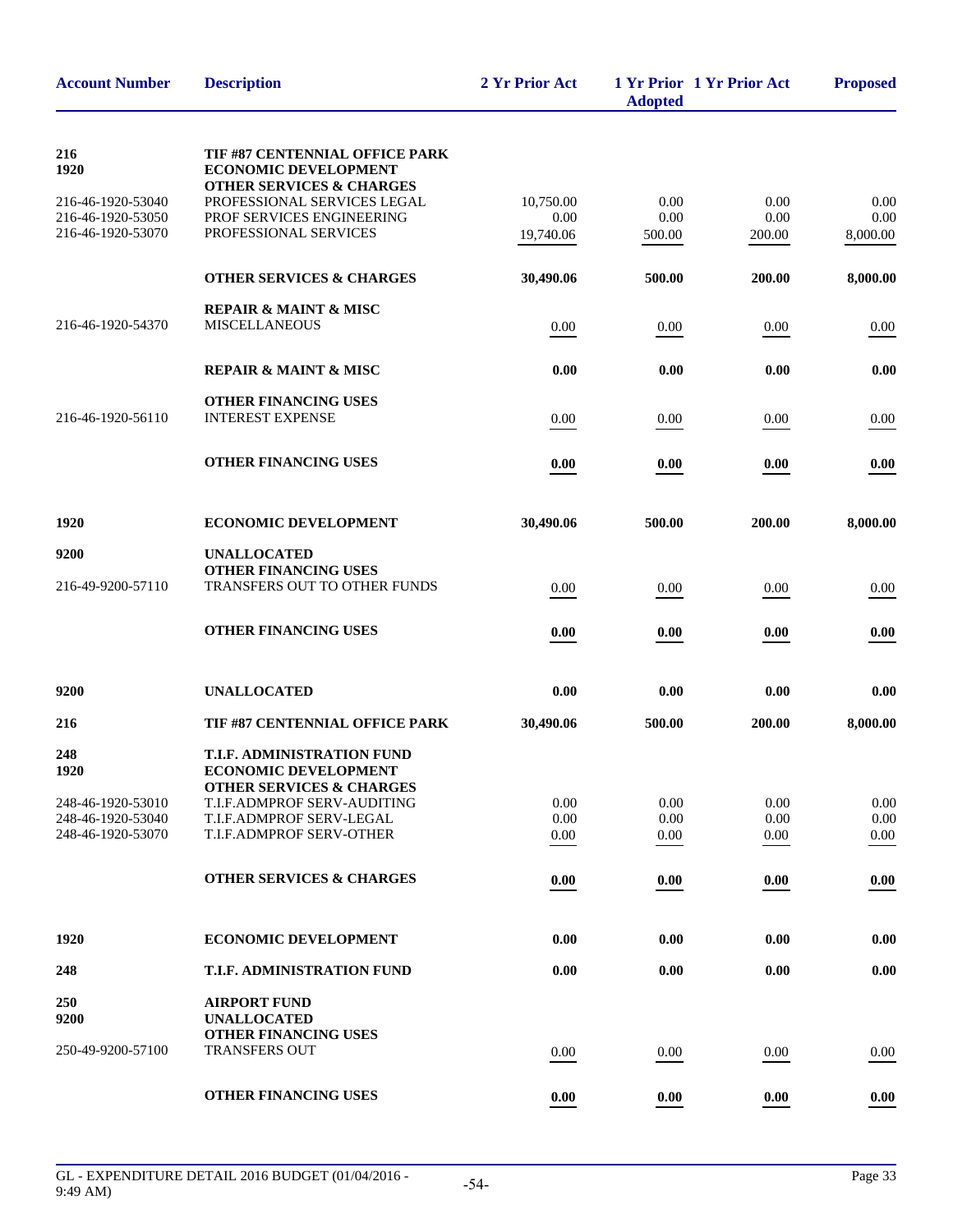| Account Number | Description | 2 Yr Prior Act | 1 Yr Prior Adopted | 1 Yr Prior Act | Proposed |
|---|---|---|---|---|---|
| **216** | **TIF #87 CENTENNIAL OFFICE PARK** | | | | |
| **1920** | **ECONOMIC DEVELOPMENT** | | | | |
| | **OTHER SERVICES & CHARGES** | | | | |
| 216-46-1920-53040 | PROFESSIONAL SERVICES LEGAL | 10,750.00 | 0.00 | 0.00 | 0.00 |
| 216-46-1920-53050 | PROF SERVICES ENGINEERING | 0.00 | 0.00 | 0.00 | 0.00 |
| 216-46-1920-53070 | PROFESSIONAL SERVICES | 19,740.06 | 500.00 | 200.00 | 8,000.00 |
| | **OTHER SERVICES & CHARGES** | **30,490.06** | **500.00** | **200.00** | **8,000.00** |
| | **REPAIR & MAINT & MISC** | | | | |
| 216-46-1920-54370 | MISCELLANEOUS | 0.00 | 0.00 | 0.00 | 0.00 |
| | **REPAIR & MAINT & MISC** | **0.00** | **0.00** | **0.00** | **0.00** |
| | **OTHER FINANCING USES** | | | | |
| 216-46-1920-56110 | INTEREST EXPENSE | 0.00 | 0.00 | 0.00 | 0.00 |
| | **OTHER FINANCING USES** | **0.00** | **0.00** | **0.00** | **0.00** |
| **1920** | **ECONOMIC DEVELOPMENT** | **30,490.06** | **500.00** | **200.00** | **8,000.00** |
| **9200** | **UNALLOCATED** | | | | |
| | **OTHER FINANCING USES** | | | | |
| 216-49-9200-57110 | TRANSFERS OUT TO OTHER FUNDS | 0.00 | 0.00 | 0.00 | 0.00 |
| | **OTHER FINANCING USES** | **0.00** | **0.00** | **0.00** | **0.00** |
| **9200** | **UNALLOCATED** | **0.00** | **0.00** | **0.00** | **0.00** |
| **216** | **TIF #87 CENTENNIAL OFFICE PARK** | **30,490.06** | **500.00** | **200.00** | **8,000.00** |
| **248** | **T.I.F. ADMINISTRATION FUND** | | | | |
| **1920** | **ECONOMIC DEVELOPMENT** | | | | |
| | **OTHER SERVICES & CHARGES** | | | | |
| 248-46-1920-53010 | T.I.F.ADMPROF SERV-AUDITING | 0.00 | 0.00 | 0.00 | 0.00 |
| 248-46-1920-53040 | T.I.F.ADMPROF SERV-LEGAL | 0.00 | 0.00 | 0.00 | 0.00 |
| 248-46-1920-53070 | T.I.F.ADMPROF SERV-OTHER | 0.00 | 0.00 | 0.00 | 0.00 |
| | **OTHER SERVICES & CHARGES** | **0.00** | **0.00** | **0.00** | **0.00** |
| **1920** | **ECONOMIC DEVELOPMENT** | **0.00** | **0.00** | **0.00** | **0.00** |
| **248** | **T.I.F. ADMINISTRATION FUND** | **0.00** | **0.00** | **0.00** | **0.00** |
| **250** | **AIRPORT FUND** | | | | |
| **9200** | **UNALLOCATED** | | | | |
| | **OTHER FINANCING USES** | | | | |
| 250-49-9200-57100 | TRANSFERS OUT | 0.00 | 0.00 | 0.00 | 0.00 |
| | **OTHER FINANCING USES** | **0.00** | **0.00** | **0.00** | **0.00** |

GL - EXPENDITURE DETAIL 2016 BUDGET (01/04/2016 - 9:49 AM)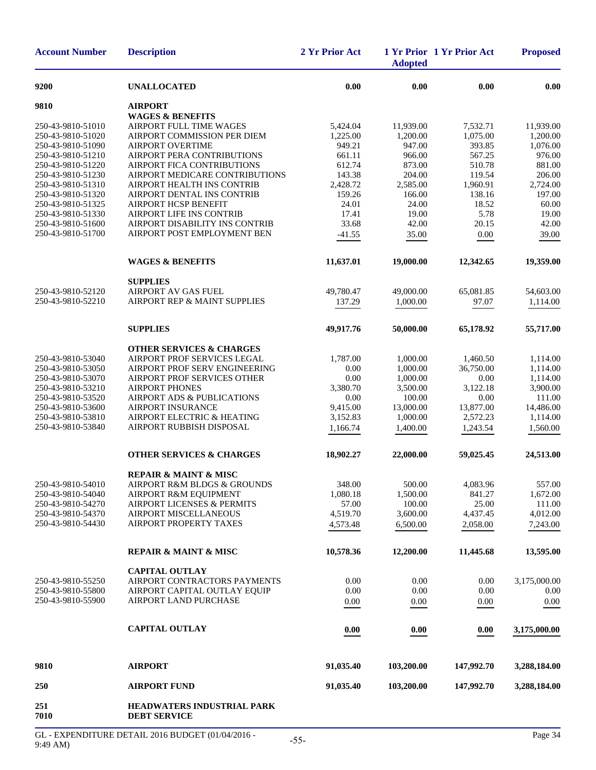| Account Number | Description | 2 Yr Prior Act | 1 Yr Prior Adopted | 1 Yr Prior Act | Proposed |
|---|---|---|---|---|---|
| **9200** | **UNALLOCATED** | **0.00** | **0.00** | **0.00** | **0.00** |
| **9810** | **AIRPORT** | | | | |
| | **WAGES & BENEFITS** | | | | |
| 250-43-9810-51010 | AIRPORT FULL TIME WAGES | 5,424.04 | 11,939.00 | 7,532.71 | 11,939.00 |
| 250-43-9810-51020 | AIRPORT COMMISSION PER DIEM | 1,225.00 | 1,200.00 | 1,075.00 | 1,200.00 |
| 250-43-9810-51090 | AIRPORT OVERTIME | 949.21 | 947.00 | 393.85 | 1,076.00 |
| 250-43-9810-51210 | AIRPORT PERA CONTRIBUTIONS | 661.11 | 966.00 | 567.25 | 976.00 |
| 250-43-9810-51220 | AIRPORT FICA CONTRIBUTIONS | 612.74 | 873.00 | 510.78 | 881.00 |
| 250-43-9810-51230 | AIRPORT MEDICARE CONTRIBUTIONS | 143.38 | 204.00 | 119.54 | 206.00 |
| 250-43-9810-51310 | AIRPORT HEALTH INS CONTRIB | 2,428.72 | 2,585.00 | 1,960.91 | 2,724.00 |
| 250-43-9810-51320 | AIRPORT DENTAL INS CONTRIB | 159.26 | 166.00 | 138.16 | 197.00 |
| 250-43-9810-51325 | AIRPORT HCSP BENEFIT | 24.01 | 24.00 | 18.52 | 60.00 |
| 250-43-9810-51330 | AIRPORT LIFE INS CONTRIB | 17.41 | 19.00 | 5.78 | 19.00 |
| 250-43-9810-51600 | AIRPORT DISABILITY INS CONTRIB | 33.68 | 42.00 | 20.15 | 42.00 |
| 250-43-9810-51700 | AIRPORT POST EMPLOYMENT BEN | -41.55 | 35.00 | 0.00 | 39.00 |
| | **WAGES & BENEFITS** | **11,637.01** | **19,000.00** | **12,342.65** | **19,359.00** |
| | **SUPPLIES** | | | | |
| 250-43-9810-52120 | AIRPORT AV GAS FUEL | 49,780.47 | 49,000.00 | 65,081.85 | 54,603.00 |
| 250-43-9810-52210 | AIRPORT REP & MAINT SUPPLIES | 137.29 | 1,000.00 | 97.07 | 1,114.00 |
| | **SUPPLIES** | **49,917.76** | **50,000.00** | **65,178.92** | **55,717.00** |
| | **OTHER SERVICES & CHARGES** | | | | |
| 250-43-9810-53040 | AIRPORT PROF SERVICES LEGAL | 1,787.00 | 1,000.00 | 1,460.50 | 1,114.00 |
| 250-43-9810-53050 | AIRPORT PROF SERV ENGINEERING | 0.00 | 1,000.00 | 36,750.00 | 1,114.00 |
| 250-43-9810-53070 | AIRPORT PROF SERVICES OTHER | 0.00 | 1,000.00 | 0.00 | 1,114.00 |
| 250-43-9810-53210 | AIRPORT PHONES | 3,380.70 | 3,500.00 | 3,122.18 | 3,900.00 |
| 250-43-9810-53520 | AIRPORT ADS & PUBLICATIONS | 0.00 | 100.00 | 0.00 | 111.00 |
| 250-43-9810-53600 | AIRPORT INSURANCE | 9,415.00 | 13,000.00 | 13,877.00 | 14,486.00 |
| 250-43-9810-53810 | AIRPORT ELECTRIC & HEATING | 3,152.83 | 1,000.00 | 2,572.23 | 1,114.00 |
| 250-43-9810-53840 | AIRPORT RUBBISH DISPOSAL | 1,166.74 | 1,400.00 | 1,243.54 | 1,560.00 |
| | **OTHER SERVICES & CHARGES** | **18,902.27** | **22,000.00** | **59,025.45** | **24,513.00** |
| | **REPAIR & MAINT & MISC** | | | | |
| 250-43-9810-54010 | AIRPORT R&M BLDGS & GROUNDS | 348.00 | 500.00 | 4,083.96 | 557.00 |
| 250-43-9810-54040 | AIRPORT R&M EQUIPMENT | 1,080.18 | 1,500.00 | 841.27 | 1,672.00 |
| 250-43-9810-54270 | AIRPORT LICENSES & PERMITS | 57.00 | 100.00 | 25.00 | 111.00 |
| 250-43-9810-54370 | AIRPORT MISCELLANEOUS | 4,519.70 | 3,600.00 | 4,437.45 | 4,012.00 |
| 250-43-9810-54430 | AIRPORT PROPERTY TAXES | 4,573.48 | 6,500.00 | 2,058.00 | 7,243.00 |
| | **REPAIR & MAINT & MISC** | **10,578.36** | **12,200.00** | **11,445.68** | **13,595.00** |
| | **CAPITAL OUTLAY** | | | | |
| 250-43-9810-55250 | AIRPORT CONTRACTORS PAYMENTS | 0.00 | 0.00 | 0.00 | 3,175,000.00 |
| 250-43-9810-55800 | AIRPORT CAPITAL OUTLAY EQUIP | 0.00 | 0.00 | 0.00 | 0.00 |
| 250-43-9810-55900 | AIRPORT LAND PURCHASE | 0.00 | 0.00 | 0.00 | 0.00 |
| | **CAPITAL OUTLAY** | **0.00** | **0.00** | **0.00** | **3,175,000.00** |
| **9810** | **AIRPORT** | **91,035.40** | **103,200.00** | **147,992.70** | **3,288,184.00** |
| **250** | **AIRPORT FUND** | **91,035.40** | **103,200.00** | **147,992.70** | **3,288,184.00** |
| **251** | **HEADWATERS INDUSTRIAL PARK** | | | | |
| **7010** | **DEBT SERVICE** | | | | |

GL - EXPENDITURE DETAIL 2016 BUDGET (01/04/2016 - 9:49 AM)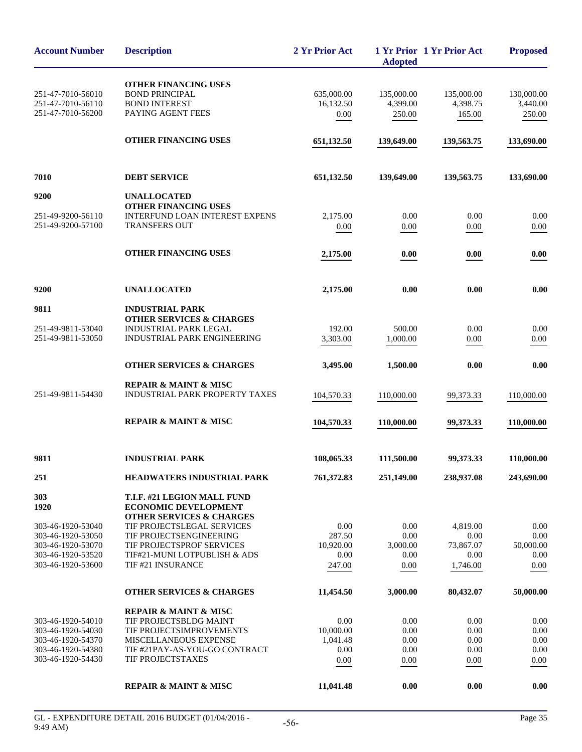| Account Number | Description | 2 Yr Prior Act | 1 Yr Prior Adopted | 1 Yr Prior Act | Proposed |
|---|---|---|---|---|---|
| | **OTHER FINANCING USES** | | | | |
| 251-47-7010-56010 | BOND PRINCIPAL | 635,000.00 | 135,000.00 | 135,000.00 | 130,000.00 |
| 251-47-7010-56110 | BOND INTEREST | 16,132.50 | 4,399.00 | 4,398.75 | 3,440.00 |
| 251-47-7010-56200 | PAYING AGENT FEES | 0.00 | 250.00 | 165.00 | 250.00 |
| | **OTHER FINANCING USES** | **651,132.50** | **139,649.00** | **139,563.75** | **133,690.00** |
| **7010** | **DEBT SERVICE** | **651,132.50** | **139,649.00** | **139,563.75** | **133,690.00** |
| **9200** | **UNALLOCATED** | | | | |
| | **OTHER FINANCING USES** | | | | |
| 251-49-9200-56110 | INTERFUND LOAN INTEREST EXPENS | 2,175.00 | 0.00 | 0.00 | 0.00 |
| 251-49-9200-57100 | TRANSFERS OUT | 0.00 | 0.00 | 0.00 | 0.00 |
| | **OTHER FINANCING USES** | **2,175.00** | **0.00** | **0.00** | **0.00** |
| **9200** | **UNALLOCATED** | **2,175.00** | **0.00** | **0.00** | **0.00** |
| **9811** | **INDUSTRIAL PARK** | | | | |
| | **OTHER SERVICES & CHARGES** | | | | |
| 251-49-9811-53040 | INDUSTRIAL PARK LEGAL | 192.00 | 500.00 | 0.00 | 0.00 |
| 251-49-9811-53050 | INDUSTRIAL PARK ENGINEERING | 3,303.00 | 1,000.00 | 0.00 | 0.00 |
| | **OTHER SERVICES & CHARGES** | **3,495.00** | **1,500.00** | **0.00** | **0.00** |
| | **REPAIR & MAINT & MISC** | | | | |
| 251-49-9811-54430 | INDUSTRIAL PARK PROPERTY TAXES | 104,570.33 | 110,000.00 | 99,373.33 | 110,000.00 |
| | **REPAIR & MAINT & MISC** | **104,570.33** | **110,000.00** | **99,373.33** | **110,000.00** |
| **9811** | **INDUSTRIAL PARK** | **108,065.33** | **111,500.00** | **99,373.33** | **110,000.00** |
| **251** | **HEADWATERS INDUSTRIAL PARK** | **761,372.83** | **251,149.00** | **238,937.08** | **243,690.00** |
| **303** | **T.I.F. #21 LEGION MALL FUND** | | | | |
| **1920** | **ECONOMIC DEVELOPMENT** | | | | |
| | **OTHER SERVICES & CHARGES** | | | | |
| 303-46-1920-53040 | TIF PROJECTSLEGAL SERVICES | 0.00 | 0.00 | 4,819.00 | 0.00 |
| 303-46-1920-53050 | TIF PROJECTSENGINEERING | 287.50 | 0.00 | 0.00 | 0.00 |
| 303-46-1920-53070 | TIF PROJECTSPROF SERVICES | 10,920.00 | 3,000.00 | 73,867.07 | 50,000.00 |
| 303-46-1920-53520 | TIF#21-MUNI LOTPUBLISH & ADS | 0.00 | 0.00 | 0.00 | 0.00 |
| 303-46-1920-53600 | TIF #21 INSURANCE | 247.00 | 0.00 | 1,746.00 | 0.00 |
| | **OTHER SERVICES & CHARGES** | **11,454.50** | **3,000.00** | **80,432.07** | **50,000.00** |
| | **REPAIR & MAINT & MISC** | | | | |
| 303-46-1920-54010 | TIF PROJECTSBLDG MAINT | 0.00 | 0.00 | 0.00 | 0.00 |
| 303-46-1920-54030 | TIF PROJECTSIMPROVEMENTS | 10,000.00 | 0.00 | 0.00 | 0.00 |
| 303-46-1920-54370 | MISCELLANEOUS EXPENSE | 1,041.48 | 0.00 | 0.00 | 0.00 |
| 303-46-1920-54380 | TIF #21PAY-AS-YOU-GO CONTRACT | 0.00 | 0.00 | 0.00 | 0.00 |
| 303-46-1920-54430 | TIF PROJECTSTAXES | 0.00 | 0.00 | 0.00 | 0.00 |
| | **REPAIR & MAINT & MISC** | **11,041.48** | **0.00** | **0.00** | **0.00** |

GL - EXPENDITURE DETAIL 2016 BUDGET (01/04/2016 - 9:49 AM)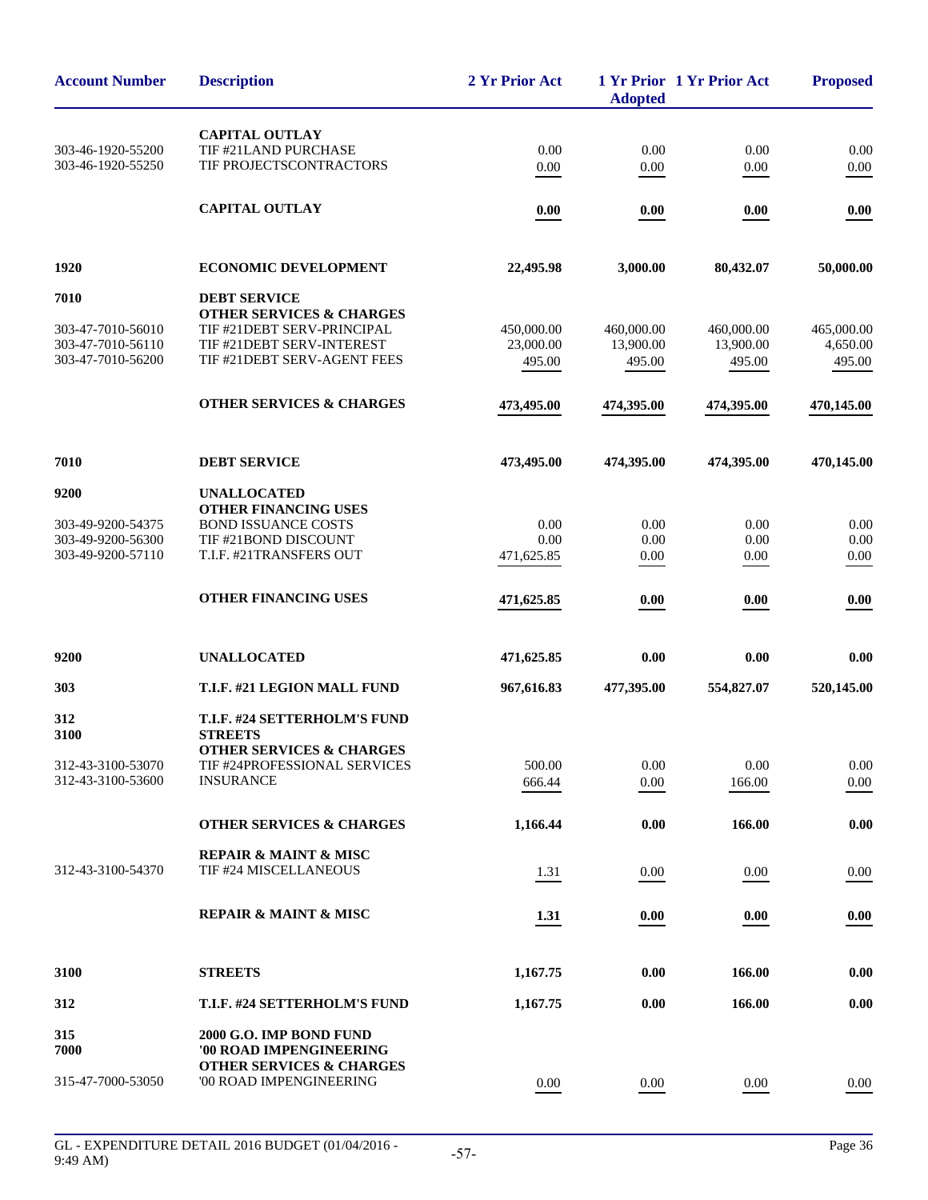| Account Number | Description | 2 Yr Prior Act | 1 Yr Prior Adopted | 1 Yr Prior Act | Proposed |
|---|---|---|---|---|---|
| | **CAPITAL OUTLAY** | | | | |
| 303-46-1920-55200 | TIF #21LAND PURCHASE | 0.00 | 0.00 | 0.00 | 0.00 |
| 303-46-1920-55250 | TIF PROJECTSCONTRACTORS | 0.00 | 0.00 | 0.00 | 0.00 |
| | **CAPITAL OUTLAY** | **0.00** | **0.00** | **0.00** | **0.00** |
| **1920** | **ECONOMIC DEVELOPMENT** | **22,495.98** | **3,000.00** | **80,432.07** | **50,000.00** |
| **7010** | **DEBT SERVICE** | | | | |
| | **OTHER SERVICES & CHARGES** | | | | |
| 303-47-7010-56010 | TIF #21DEBT SERV-PRINCIPAL | 450,000.00 | 460,000.00 | 460,000.00 | 465,000.00 |
| 303-47-7010-56110 | TIF #21DEBT SERV-INTEREST | 23,000.00 | 13,900.00 | 13,900.00 | 4,650.00 |
| 303-47-7010-56200 | TIF #21DEBT SERV-AGENT FEES | 495.00 | 495.00 | 495.00 | 495.00 |
| | **OTHER SERVICES & CHARGES** | **473,495.00** | **474,395.00** | **474,395.00** | **470,145.00** |
| **7010** | **DEBT SERVICE** | **473,495.00** | **474,395.00** | **474,395.00** | **470,145.00** |
| **9200** | **UNALLOCATED** | | | | |
| | **OTHER FINANCING USES** | | | | |
| 303-49-9200-54375 | BOND ISSUANCE COSTS | 0.00 | 0.00 | 0.00 | 0.00 |
| 303-49-9200-56300 | TIF #21BOND DISCOUNT | 0.00 | 0.00 | 0.00 | 0.00 |
| 303-49-9200-57110 | T.I.F. #21TRANSFERS OUT | 471,625.85 | 0.00 | 0.00 | 0.00 |
| | **OTHER FINANCING USES** | **471,625.85** | **0.00** | **0.00** | **0.00** |
| **9200** | **UNALLOCATED** | **471,625.85** | **0.00** | **0.00** | **0.00** |
| **303** | **T.I.F. #21 LEGION MALL FUND** | **967,616.83** | **477,395.00** | **554,827.07** | **520,145.00** |
| **312** | **T.I.F. #24 SETTERHOLM'S FUND** | | | | |
| **3100** | **STREETS** | | | | |
| | **OTHER SERVICES & CHARGES** | | | | |
| 312-43-3100-53070 | TIF #24PROFESSIONAL SERVICES | 500.00 | 0.00 | 0.00 | 0.00 |
| 312-43-3100-53600 | INSURANCE | 666.44 | 0.00 | 166.00 | 0.00 |
| | **OTHER SERVICES & CHARGES** | **1,166.44** | **0.00** | **166.00** | **0.00** |
| | **REPAIR & MAINT & MISC** | | | | |
| 312-43-3100-54370 | TIF #24 MISCELLANEOUS | 1.31 | 0.00 | 0.00 | 0.00 |
| | **REPAIR & MAINT & MISC** | **1.31** | **0.00** | **0.00** | **0.00** |
| **3100** | **STREETS** | **1,167.75** | **0.00** | **166.00** | **0.00** |
| **312** | **T.I.F. #24 SETTERHOLM'S FUND** | **1,167.75** | **0.00** | **166.00** | **0.00** |
| **315** | **2000 G.O. IMP BOND FUND** | | | | |
| **7000** | **'00 ROAD IMPENGINEERING** | | | | |
| | **OTHER SERVICES & CHARGES** | | | | |
| 315-47-7000-53050 | '00 ROAD IMPENGINEERING | 0.00 | 0.00 | 0.00 | 0.00 |

GL - EXPENDITURE DETAIL 2016 BUDGET (01/04/2016 - 9:49 AM)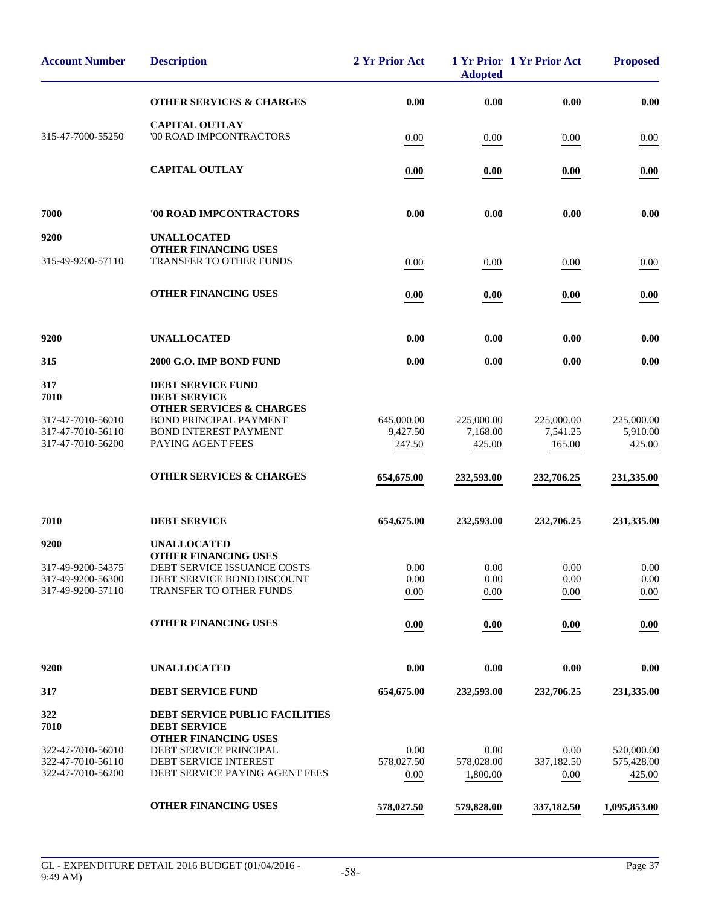| Account Number | Description | 2 Yr Prior Act | 1 Yr Prior Adopted | 1 Yr Prior Act | Proposed |
|---|---|---|---|---|---|
| | **OTHER SERVICES & CHARGES** | **0.00** | **0.00** | **0.00** | **0.00** |
| | **CAPITAL OUTLAY** | | | | |
| 315-47-7000-55250 | '00 ROAD IMPCONTRACTORS | 0.00 | 0.00 | 0.00 | 0.00 |
| | **CAPITAL OUTLAY** | **0.00** | **0.00** | **0.00** | **0.00** |
| **7000** | **'00 ROAD IMPCONTRACTORS** | **0.00** | **0.00** | **0.00** | **0.00** |
| **9200** | **UNALLOCATED** | | | | |
| | **OTHER FINANCING USES** | | | | |
| 315-49-9200-57110 | TRANSFER TO OTHER FUNDS | 0.00 | 0.00 | 0.00 | 0.00 |
| | **OTHER FINANCING USES** | **0.00** | **0.00** | **0.00** | **0.00** |
| **9200** | **UNALLOCATED** | **0.00** | **0.00** | **0.00** | **0.00** |
| **315** | **2000 G.O. IMP BOND FUND** | **0.00** | **0.00** | **0.00** | **0.00** |
| **317** | **DEBT SERVICE FUND** | | | | |
| **7010** | **DEBT SERVICE** | | | | |
| | **OTHER SERVICES & CHARGES** | | | | |
| 317-47-7010-56010 | BOND PRINCIPAL PAYMENT | 645,000.00 | 225,000.00 | 225,000.00 | 225,000.00 |
| 317-47-7010-56110 | BOND INTEREST PAYMENT | 9,427.50 | 7,168.00 | 7,541.25 | 5,910.00 |
| 317-47-7010-56200 | PAYING AGENT FEES | 247.50 | 425.00 | 165.00 | 425.00 |
| | **OTHER SERVICES & CHARGES** | **654,675.00** | **232,593.00** | **232,706.25** | **231,335.00** |
| **7010** | **DEBT SERVICE** | **654,675.00** | **232,593.00** | **232,706.25** | **231,335.00** |
| **9200** | **UNALLOCATED** | | | | |
| | **OTHER FINANCING USES** | | | | |
| 317-49-9200-54375 | DEBT SERVICE ISSUANCE COSTS | 0.00 | 0.00 | 0.00 | 0.00 |
| 317-49-9200-56300 | DEBT SERVICE BOND DISCOUNT | 0.00 | 0.00 | 0.00 | 0.00 |
| 317-49-9200-57110 | TRANSFER TO OTHER FUNDS | 0.00 | 0.00 | 0.00 | 0.00 |
| | **OTHER FINANCING USES** | **0.00** | **0.00** | **0.00** | **0.00** |
| **9200** | **UNALLOCATED** | **0.00** | **0.00** | **0.00** | **0.00** |
| **317** | **DEBT SERVICE FUND** | **654,675.00** | **232,593.00** | **232,706.25** | **231,335.00** |
| **322** | **DEBT SERVICE PUBLIC FACILITIES** | | | | |
| **7010** | **DEBT SERVICE** | | | | |
| | **OTHER FINANCING USES** | | | | |
| 322-47-7010-56010 | DEBT SERVICE PRINCIPAL | 0.00 | 0.00 | 0.00 | 520,000.00 |
| 322-47-7010-56110 | DEBT SERVICE INTEREST | 578,027.50 | 578,028.00 | 337,182.50 | 575,428.00 |
| 322-47-7010-56200 | DEBT SERVICE PAYING AGENT FEES | 0.00 | 1,800.00 | 0.00 | 425.00 |
| | **OTHER FINANCING USES** | **578,027.50** | **579,828.00** | **337,182.50** | **1,095,853.00** |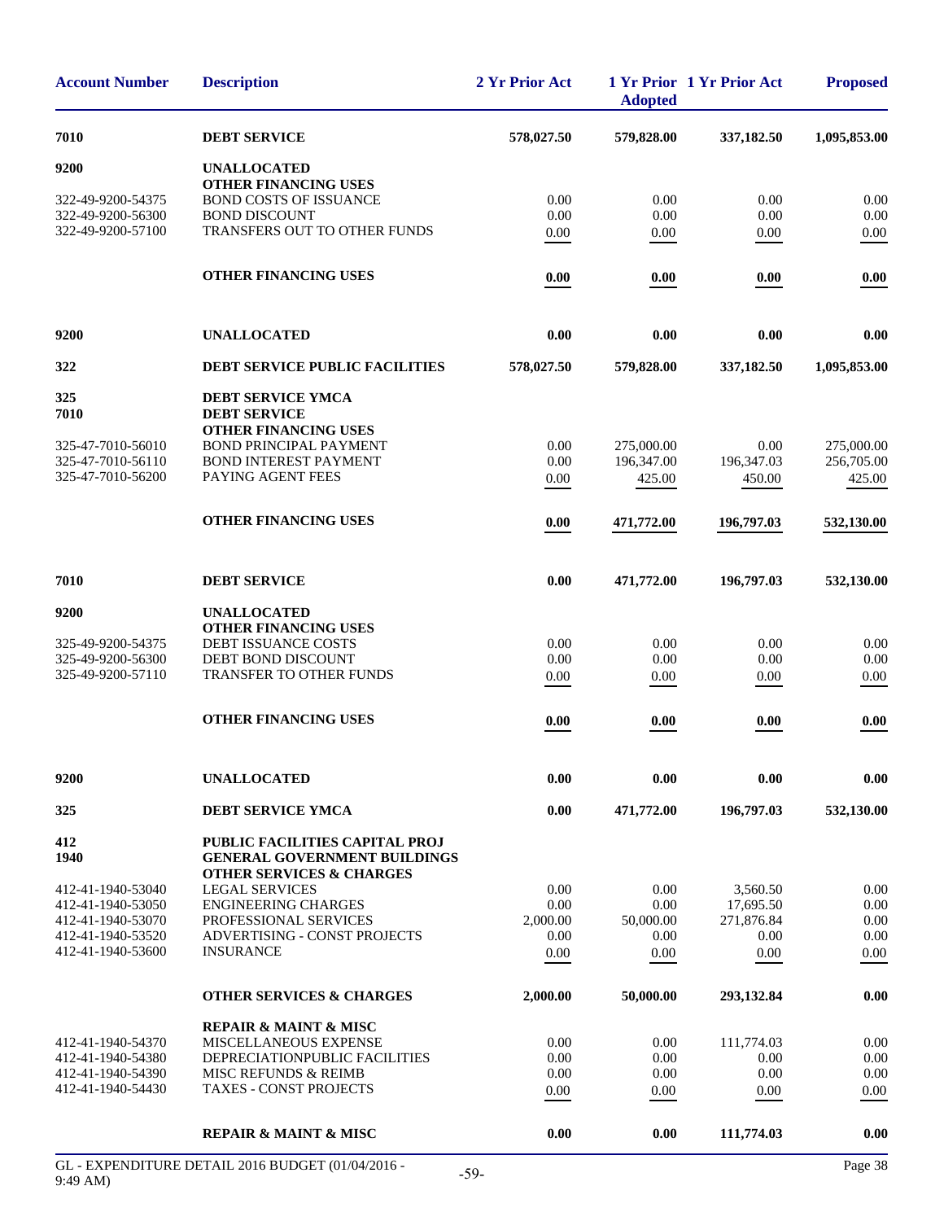| Account Number | Description | 2 Yr Prior Act | 1 Yr Prior Adopted | 1 Yr Prior Act | Proposed |
|---|---|---|---|---|---|
| **7010** | **DEBT SERVICE** | **578,027.50** | **579,828.00** | **337,182.50** | **1,095,853.00** |
| **9200** | **UNALLOCATED** | | | | |
| | **OTHER FINANCING USES** | | | | |
| 322-49-9200-54375 | BOND COSTS OF ISSUANCE | 0.00 | 0.00 | 0.00 | 0.00 |
| 322-49-9200-56300 | BOND DISCOUNT | 0.00 | 0.00 | 0.00 | 0.00 |
| 322-49-9200-57100 | TRANSFERS OUT TO OTHER FUNDS | 0.00 | 0.00 | 0.00 | 0.00 |
| | **OTHER FINANCING USES** | **0.00** | **0.00** | **0.00** | **0.00** |
| **9200** | **UNALLOCATED** | **0.00** | **0.00** | **0.00** | **0.00** |
| **322** | **DEBT SERVICE PUBLIC FACILITIES** | **578,027.50** | **579,828.00** | **337,182.50** | **1,095,853.00** |
| **325** | **DEBT SERVICE YMCA** | | | | |
| **7010** | **DEBT SERVICE** | | | | |
| | **OTHER FINANCING USES** | | | | |
| 325-47-7010-56010 | BOND PRINCIPAL PAYMENT | 0.00 | 275,000.00 | 0.00 | 275,000.00 |
| 325-47-7010-56110 | BOND INTEREST PAYMENT | 0.00 | 196,347.00 | 196,347.03 | 256,705.00 |
| 325-47-7010-56200 | PAYING AGENT FEES | 0.00 | 425.00 | 450.00 | 425.00 |
| | **OTHER FINANCING USES** | **0.00** | **471,772.00** | **196,797.03** | **532,130.00** |
| **7010** | **DEBT SERVICE** | **0.00** | **471,772.00** | **196,797.03** | **532,130.00** |
| **9200** | **UNALLOCATED** | | | | |
| | **OTHER FINANCING USES** | | | | |
| 325-49-9200-54375 | DEBT ISSUANCE COSTS | 0.00 | 0.00 | 0.00 | 0.00 |
| 325-49-9200-56300 | DEBT BOND DISCOUNT | 0.00 | 0.00 | 0.00 | 0.00 |
| 325-49-9200-57110 | TRANSFER TO OTHER FUNDS | 0.00 | 0.00 | 0.00 | 0.00 |
| | **OTHER FINANCING USES** | **0.00** | **0.00** | **0.00** | **0.00** |
| **9200** | **UNALLOCATED** | **0.00** | **0.00** | **0.00** | **0.00** |
| **325** | **DEBT SERVICE YMCA** | **0.00** | **471,772.00** | **196,797.03** | **532,130.00** |
| **412** | **PUBLIC FACILITIES CAPITAL PROJ** | | | | |
| **1940** | **GENERAL GOVERNMENT BUILDINGS** | | | | |
| | **OTHER SERVICES & CHARGES** | | | | |
| 412-41-1940-53040 | LEGAL SERVICES | 0.00 | 0.00 | 3,560.50 | 0.00 |
| 412-41-1940-53050 | ENGINEERING CHARGES | 0.00 | 0.00 | 17,695.50 | 0.00 |
| 412-41-1940-53070 | PROFESSIONAL SERVICES | 2,000.00 | 50,000.00 | 271,876.84 | 0.00 |
| 412-41-1940-53520 | ADVERTISING - CONST PROJECTS | 0.00 | 0.00 | 0.00 | 0.00 |
| 412-41-1940-53600 | INSURANCE | 0.00 | 0.00 | 0.00 | 0.00 |
| | **OTHER SERVICES & CHARGES** | **2,000.00** | **50,000.00** | **293,132.84** | **0.00** |
| | **REPAIR & MAINT & MISC** | | | | |
| 412-41-1940-54370 | MISCELLANEOUS EXPENSE | 0.00 | 0.00 | 111,774.03 | 0.00 |
| 412-41-1940-54380 | DEPRECIATIONPUBLIC FACILITIES | 0.00 | 0.00 | 0.00 | 0.00 |
| 412-41-1940-54390 | MISC REFUNDS & REIMB | 0.00 | 0.00 | 0.00 | 0.00 |
| 412-41-1940-54430 | TAXES - CONST PROJECTS | 0.00 | 0.00 | 0.00 | 0.00 |
| | **REPAIR & MAINT & MISC** | **0.00** | **0.00** | **111,774.03** | **0.00** |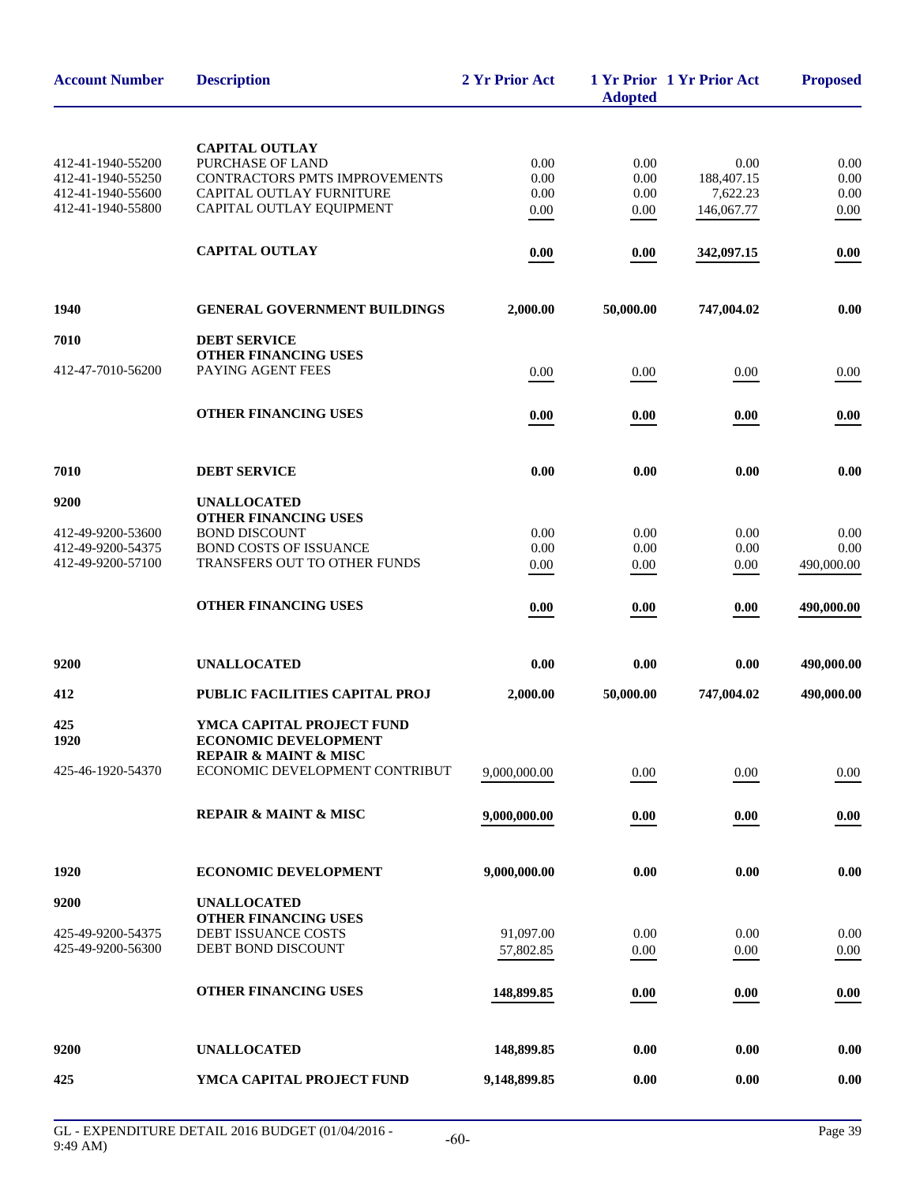| Account Number | Description | 2 Yr Prior Act | 1 Yr Prior Adopted | 1 Yr Prior Act | Proposed |
|---|---|---|---|---|---|
| | **CAPITAL OUTLAY** | | | | |
| 412-41-1940-55200 | PURCHASE OF LAND | 0.00 | 0.00 | 0.00 | 0.00 |
| 412-41-1940-55250 | CONTRACTORS PMTS IMPROVEMENTS | 0.00 | 0.00 | 188,407.15 | 0.00 |
| 412-41-1940-55600 | CAPITAL OUTLAY FURNITURE | 0.00 | 0.00 | 7,622.23 | 0.00 |
| 412-41-1940-55800 | CAPITAL OUTLAY EQUIPMENT | 0.00 | 0.00 | 146,067.77 | 0.00 |
| | **CAPITAL OUTLAY** | **0.00** | **0.00** | **342,097.15** | **0.00** |
| **1940** | **GENERAL GOVERNMENT BUILDINGS** | **2,000.00** | **50,000.00** | **747,004.02** | **0.00** |
| **7010** | **DEBT SERVICE** | | | | |
| | **OTHER FINANCING USES** | | | | |
| 412-47-7010-56200 | PAYING AGENT FEES | 0.00 | 0.00 | 0.00 | 0.00 |
| | **OTHER FINANCING USES** | **0.00** | **0.00** | **0.00** | **0.00** |
| **7010** | **DEBT SERVICE** | **0.00** | **0.00** | **0.00** | **0.00** |
| **9200** | **UNALLOCATED** | | | | |
| | **OTHER FINANCING USES** | | | | |
| 412-49-9200-53600 | BOND DISCOUNT | 0.00 | 0.00 | 0.00 | 0.00 |
| 412-49-9200-54375 | BOND COSTS OF ISSUANCE | 0.00 | 0.00 | 0.00 | 0.00 |
| 412-49-9200-57100 | TRANSFERS OUT TO OTHER FUNDS | 0.00 | 0.00 | 0.00 | 490,000.00 |
| | **OTHER FINANCING USES** | **0.00** | **0.00** | **0.00** | **490,000.00** |
| **9200** | **UNALLOCATED** | **0.00** | **0.00** | **0.00** | **490,000.00** |
| **412** | **PUBLIC FACILITIES CAPITAL PROJ** | **2,000.00** | **50,000.00** | **747,004.02** | **490,000.00** |
| **425** | **YMCA CAPITAL PROJECT FUND** | | | | |
| **1920** | **ECONOMIC DEVELOPMENT** | | | | |
| | **REPAIR & MAINT & MISC** | | | | |
| 425-46-1920-54370 | ECONOMIC DEVELOPMENT CONTRIBUT | 9,000,000.00 | 0.00 | 0.00 | 0.00 |
| | **REPAIR & MAINT & MISC** | **9,000,000.00** | **0.00** | **0.00** | **0.00** |
| **1920** | **ECONOMIC DEVELOPMENT** | **9,000,000.00** | **0.00** | **0.00** | **0.00** |
| **9200** | **UNALLOCATED** | | | | |
| | **OTHER FINANCING USES** | | | | |
| 425-49-9200-54375 | DEBT ISSUANCE COSTS | 91,097.00 | 0.00 | 0.00 | 0.00 |
| 425-49-9200-56300 | DEBT BOND DISCOUNT | 57,802.85 | 0.00 | 0.00 | 0.00 |
| | **OTHER FINANCING USES** | **148,899.85** | **0.00** | **0.00** | **0.00** |
| **9200** | **UNALLOCATED** | **148,899.85** | **0.00** | **0.00** | **0.00** |
| **425** | **YMCA CAPITAL PROJECT FUND** | **9,148,899.85** | **0.00** | **0.00** | **0.00** |

GL - EXPENDITURE DETAIL 2016 BUDGET (01/04/2016 - 9:49 AM)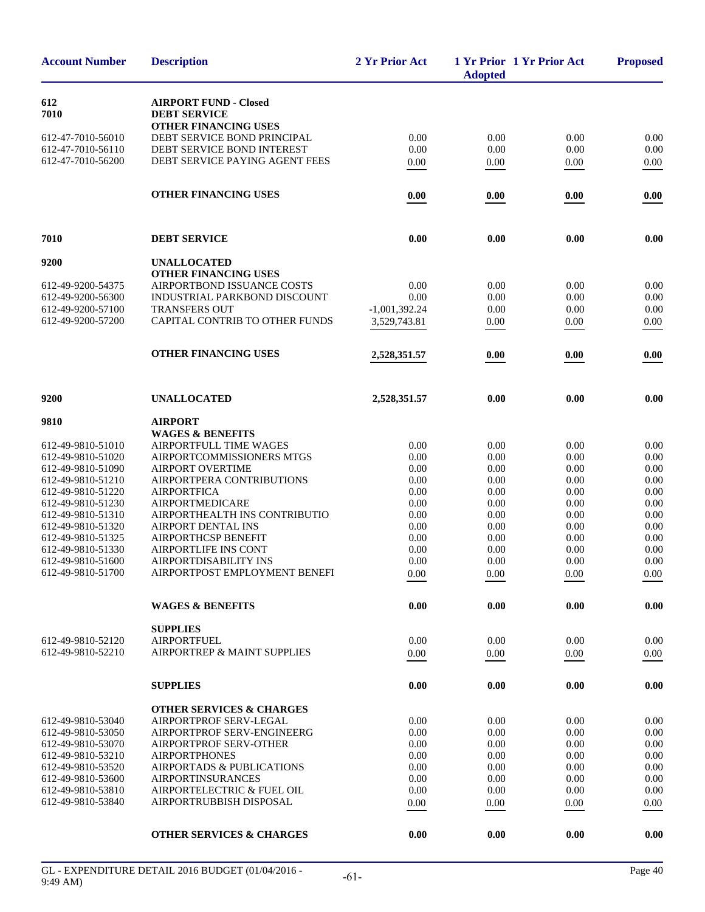| Account Number | Description | 2 Yr Prior Act | 1 Yr Prior Adopted | 1 Yr Prior Act | Proposed |
|---|---|---|---|---|---|
| **612** | **AIRPORT FUND - Closed** | | | | |
| **7010** | **DEBT SERVICE** | | | | |
| | **OTHER FINANCING USES** | | | | |
| 612-47-7010-56010 | DEBT SERVICE BOND PRINCIPAL | 0.00 | 0.00 | 0.00 | 0.00 |
| 612-47-7010-56110 | DEBT SERVICE BOND INTEREST | 0.00 | 0.00 | 0.00 | 0.00 |
| 612-47-7010-56200 | DEBT SERVICE PAYING AGENT FEES | 0.00 | 0.00 | 0.00 | 0.00 |
| | **OTHER FINANCING USES** | **0.00** | **0.00** | **0.00** | **0.00** |
| **7010** | **DEBT SERVICE** | **0.00** | **0.00** | **0.00** | **0.00** |
| **9200** | **UNALLOCATED** | | | | |
| | **OTHER FINANCING USES** | | | | |
| 612-49-9200-54375 | AIRPORTBOND ISSUANCE COSTS | 0.00 | 0.00 | 0.00 | 0.00 |
| 612-49-9200-56300 | INDUSTRIAL PARKBOND DISCOUNT | 0.00 | 0.00 | 0.00 | 0.00 |
| 612-49-9200-57100 | TRANSFERS OUT | -1,001,392.24 | 0.00 | 0.00 | 0.00 |
| 612-49-9200-57200 | CAPITAL CONTRIB TO OTHER FUNDS | 3,529,743.81 | 0.00 | 0.00 | 0.00 |
| | **OTHER FINANCING USES** | **2,528,351.57** | **0.00** | **0.00** | **0.00** |
| **9200** | **UNALLOCATED** | **2,528,351.57** | **0.00** | **0.00** | **0.00** |
| **9810** | **AIRPORT** | | | | |
| | **WAGES & BENEFITS** | | | | |
| 612-49-9810-51010 | AIRPORTFULL TIME WAGES | 0.00 | 0.00 | 0.00 | 0.00 |
| 612-49-9810-51020 | AIRPORTCOMMISSIONERS MTGS | 0.00 | 0.00 | 0.00 | 0.00 |
| 612-49-9810-51090 | AIRPORT OVERTIME | 0.00 | 0.00 | 0.00 | 0.00 |
| 612-49-9810-51210 | AIRPORTPERA CONTRIBUTIONS | 0.00 | 0.00 | 0.00 | 0.00 |
| 612-49-9810-51220 | AIRPORTFICA | 0.00 | 0.00 | 0.00 | 0.00 |
| 612-49-9810-51230 | AIRPORTMEDICARE | 0.00 | 0.00 | 0.00 | 0.00 |
| 612-49-9810-51310 | AIRPORTHEALTH INS CONTRIBUTIO | 0.00 | 0.00 | 0.00 | 0.00 |
| 612-49-9810-51320 | AIRPORT DENTAL INS | 0.00 | 0.00 | 0.00 | 0.00 |
| 612-49-9810-51325 | AIRPORTHCSP BENEFIT | 0.00 | 0.00 | 0.00 | 0.00 |
| 612-49-9810-51330 | AIRPORTLIFE INS CONT | 0.00 | 0.00 | 0.00 | 0.00 |
| 612-49-9810-51600 | AIRPORTDISABILITY INS | 0.00 | 0.00 | 0.00 | 0.00 |
| 612-49-9810-51700 | AIRPORTPOST EMPLOYMENT BENEFI | 0.00 | 0.00 | 0.00 | 0.00 |
| | **WAGES & BENEFITS** | **0.00** | **0.00** | **0.00** | **0.00** |
| | **SUPPLIES** | | | | |
| 612-49-9810-52120 | AIRPORTFUEL | 0.00 | 0.00 | 0.00 | 0.00 |
| 612-49-9810-52210 | AIRPORTREP & MAINT SUPPLIES | 0.00 | 0.00 | 0.00 | 0.00 |
| | **SUPPLIES** | **0.00** | **0.00** | **0.00** | **0.00** |
| | **OTHER SERVICES & CHARGES** | | | | |
| 612-49-9810-53040 | AIRPORTPROF SERV-LEGAL | 0.00 | 0.00 | 0.00 | 0.00 |
| 612-49-9810-53050 | AIRPORTPROF SERV-ENGINEERG | 0.00 | 0.00 | 0.00 | 0.00 |
| 612-49-9810-53070 | AIRPORTPROF SERV-OTHER | 0.00 | 0.00 | 0.00 | 0.00 |
| 612-49-9810-53210 | AIRPORTPHONES | 0.00 | 0.00 | 0.00 | 0.00 |
| 612-49-9810-53520 | AIRPORTADS & PUBLICATIONS | 0.00 | 0.00 | 0.00 | 0.00 |
| 612-49-9810-53600 | AIRPORTINSURANCES | 0.00 | 0.00 | 0.00 | 0.00 |
| 612-49-9810-53810 | AIRPORTELECTRIC & FUEL OIL | 0.00 | 0.00 | 0.00 | 0.00 |
| 612-49-9810-53840 | AIRPORTRUBBISH DISPOSAL | 0.00 | 0.00 | 0.00 | 0.00 |
| | **OTHER SERVICES & CHARGES** | **0.00** | **0.00** | **0.00** | **0.00** |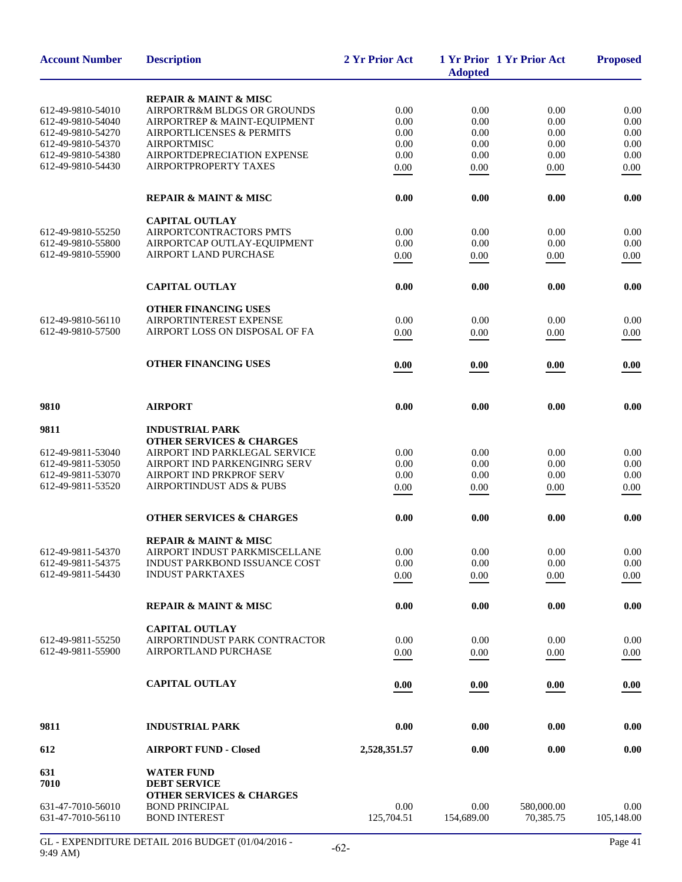| Account Number | Description | 2 Yr Prior Act | 1 Yr Prior Adopted | 1 Yr Prior Act | Proposed |
|---|---|---|---|---|---|
| | **REPAIR & MAINT & MISC** | | | | |
| 612-49-9810-54010 | AIRPORTR&M BLDGS OR GROUNDS | 0.00 | 0.00 | 0.00 | 0.00 |
| 612-49-9810-54040 | AIRPORTREP & MAINT-EQUIPMENT | 0.00 | 0.00 | 0.00 | 0.00 |
| 612-49-9810-54270 | AIRPORTLICENSES & PERMITS | 0.00 | 0.00 | 0.00 | 0.00 |
| 612-49-9810-54370 | AIRPORTMISC | 0.00 | 0.00 | 0.00 | 0.00 |
| 612-49-9810-54380 | AIRPORTDEPRECIATION EXPENSE | 0.00 | 0.00 | 0.00 | 0.00 |
| 612-49-9810-54430 | AIRPORTPROPERTY TAXES | 0.00 | 0.00 | 0.00 | 0.00 |
| | **REPAIR & MAINT & MISC** | **0.00** | **0.00** | **0.00** | **0.00** |
| | **CAPITAL OUTLAY** | | | | |
| 612-49-9810-55250 | AIRPORTCONTRACTORS PMTS | 0.00 | 0.00 | 0.00 | 0.00 |
| 612-49-9810-55800 | AIRPORTCAP OUTLAY-EQUIPMENT | 0.00 | 0.00 | 0.00 | 0.00 |
| 612-49-9810-55900 | AIRPORT LAND PURCHASE | 0.00 | 0.00 | 0.00 | 0.00 |
| | **CAPITAL OUTLAY** | **0.00** | **0.00** | **0.00** | **0.00** |
| | **OTHER FINANCING USES** | | | | |
| 612-49-9810-56110 | AIRPORTINTEREST EXPENSE | 0.00 | 0.00 | 0.00 | 0.00 |
| 612-49-9810-57500 | AIRPORT LOSS ON DISPOSAL OF FA | 0.00 | 0.00 | 0.00 | 0.00 |
| | **OTHER FINANCING USES** | **0.00** | **0.00** | **0.00** | **0.00** |
| **9810** | **AIRPORT** | **0.00** | **0.00** | **0.00** | **0.00** |
| **9811** | **INDUSTRIAL PARK** | | | | |
| | **OTHER SERVICES & CHARGES** | | | | |
| 612-49-9811-53040 | AIRPORT IND PARKLEGAL SERVICE | 0.00 | 0.00 | 0.00 | 0.00 |
| 612-49-9811-53050 | AIRPORT IND PARKENGINRG SERV | 0.00 | 0.00 | 0.00 | 0.00 |
| 612-49-9811-53070 | AIRPORT IND PRKPROF SERV | 0.00 | 0.00 | 0.00 | 0.00 |
| 612-49-9811-53520 | AIRPORTINDUST ADS & PUBS | 0.00 | 0.00 | 0.00 | 0.00 |
| | **OTHER SERVICES & CHARGES** | **0.00** | **0.00** | **0.00** | **0.00** |
| | **REPAIR & MAINT & MISC** | | | | |
| 612-49-9811-54370 | AIRPORT INDUST PARKMISCELLANE | 0.00 | 0.00 | 0.00 | 0.00 |
| 612-49-9811-54375 | INDUST PARKBOND ISSUANCE COST | 0.00 | 0.00 | 0.00 | 0.00 |
| 612-49-9811-54430 | INDUST PARKTAXES | 0.00 | 0.00 | 0.00 | 0.00 |
| | **REPAIR & MAINT & MISC** | **0.00** | **0.00** | **0.00** | **0.00** |
| | **CAPITAL OUTLAY** | | | | |
| 612-49-9811-55250 | AIRPORTINDUST PARK CONTRACTOR | 0.00 | 0.00 | 0.00 | 0.00 |
| 612-49-9811-55900 | AIRPORTLAND PURCHASE | 0.00 | 0.00 | 0.00 | 0.00 |
| | **CAPITAL OUTLAY** | **0.00** | **0.00** | **0.00** | **0.00** |
| **9811** | **INDUSTRIAL PARK** | **0.00** | **0.00** | **0.00** | **0.00** |
| **612** | **AIRPORT FUND - Closed** | **2,528,351.57** | **0.00** | **0.00** | **0.00** |
| **631** | **WATER FUND** | | | | |
| **7010** | **DEBT SERVICE** | | | | |
| | **OTHER SERVICES & CHARGES** | | | | |
| 631-47-7010-56010 | BOND PRINCIPAL | 0.00 | 0.00 | 580,000.00 | 0.00 |
| 631-47-7010-56110 | BOND INTEREST | 125,704.51 | 154,689.00 | 70,385.75 | 105,148.00 |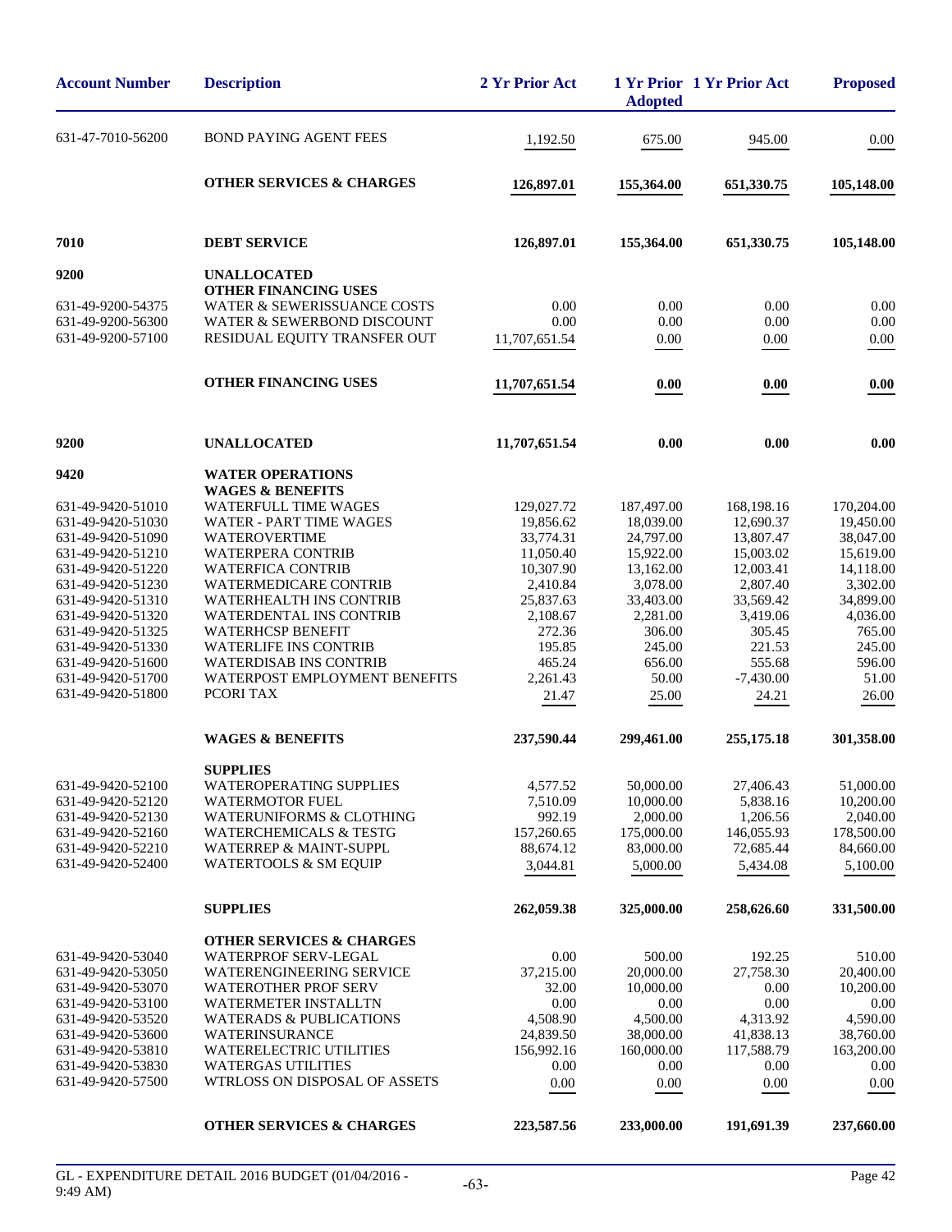| Account Number | Description | 2 Yr Prior Act | 1 Yr Prior Adopted | 1 Yr Prior Act | Proposed |
|---|---|---|---|---|---|
| 631-47-7010-56200 | BOND PAYING AGENT FEES | 1,192.50 | 675.00 | 945.00 | 0.00 |
| | **OTHER SERVICES & CHARGES** | **126,897.01** | **155,364.00** | **651,330.75** | **105,148.00** |
| **7010** | **DEBT SERVICE** | **126,897.01** | **155,364.00** | **651,330.75** | **105,148.00** |
| **9200** | **UNALLOCATED** | | | | |
| | **OTHER FINANCING USES** | | | | |
| 631-49-9200-54375 | WATER & SEWERISSUANCE COSTS | 0.00 | 0.00 | 0.00 | 0.00 |
| 631-49-9200-56300 | WATER & SEWERBOND DISCOUNT | 0.00 | 0.00 | 0.00 | 0.00 |
| 631-49-9200-57100 | RESIDUAL EQUITY TRANSFER OUT | 11,707,651.54 | 0.00 | 0.00 | 0.00 |
| | **OTHER FINANCING USES** | **11,707,651.54** | **0.00** | **0.00** | **0.00** |
| **9200** | **UNALLOCATED** | **11,707,651.54** | **0.00** | **0.00** | **0.00** |
| **9420** | **WATER OPERATIONS** | | | | |
| | **WAGES & BENEFITS** | | | | |
| 631-49-9420-51010 | WATERFULL TIME WAGES | 129,027.72 | 187,497.00 | 168,198.16 | 170,204.00 |
| 631-49-9420-51030 | WATER - PART TIME WAGES | 19,856.62 | 18,039.00 | 12,690.37 | 19,450.00 |
| 631-49-9420-51090 | WATEROVERTIME | 33,774.31 | 24,797.00 | 13,807.47 | 38,047.00 |
| 631-49-9420-51210 | WATERPERA CONTRIB | 11,050.40 | 15,922.00 | 15,003.02 | 15,619.00 |
| 631-49-9420-51220 | WATERFICA CONTRIB | 10,307.90 | 13,162.00 | 12,003.41 | 14,118.00 |
| 631-49-9420-51230 | WATERMEDICARE CONTRIB | 2,410.84 | 3,078.00 | 2,807.40 | 3,302.00 |
| 631-49-9420-51310 | WATERHEALTH INS CONTRIB | 25,837.63 | 33,403.00 | 33,569.42 | 34,899.00 |
| 631-49-9420-51320 | WATERDENTAL INS CONTRIB | 2,108.67 | 2,281.00 | 3,419.06 | 4,036.00 |
| 631-49-9420-51325 | WATERHCSP BENEFIT | 272.36 | 306.00 | 305.45 | 765.00 |
| 631-49-9420-51330 | WATERLIFE INS CONTRIB | 195.85 | 245.00 | 221.53 | 245.00 |
| 631-49-9420-51600 | WATERDISAB INS CONTRIB | 465.24 | 656.00 | 555.68 | 596.00 |
| 631-49-9420-51700 | WATERPOST EMPLOYMENT BENEFITS | 2,261.43 | 50.00 | -7,430.00 | 51.00 |
| 631-49-9420-51800 | PCORI TAX | 21.47 | 25.00 | 24.21 | 26.00 |
| | **WAGES & BENEFITS** | **237,590.44** | **299,461.00** | **255,175.18** | **301,358.00** |
| | **SUPPLIES** | | | | |
| 631-49-9420-52100 | WATEROPERATING SUPPLIES | 4,577.52 | 50,000.00 | 27,406.43 | 51,000.00 |
| 631-49-9420-52120 | WATERMOTOR FUEL | 7,510.09 | 10,000.00 | 5,838.16 | 10,200.00 |
| 631-49-9420-52130 | WATERUNIFORMS & CLOTHING | 992.19 | 2,000.00 | 1,206.56 | 2,040.00 |
| 631-49-9420-52160 | WATERCHEMICALS & TESTG | 157,260.65 | 175,000.00 | 146,055.93 | 178,500.00 |
| 631-49-9420-52210 | WATERREP & MAINT-SUPPL | 88,674.12 | 83,000.00 | 72,685.44 | 84,660.00 |
| 631-49-9420-52400 | WATERTOOLS & SM EQUIP | 3,044.81 | 5,000.00 | 5,434.08 | 5,100.00 |
| | **SUPPLIES** | **262,059.38** | **325,000.00** | **258,626.60** | **331,500.00** |
| | **OTHER SERVICES & CHARGES** | | | | |
| 631-49-9420-53040 | WATERPROF SERV-LEGAL | 0.00 | 500.00 | 192.25 | 510.00 |
| 631-49-9420-53050 | WATERENGINEERING SERVICE | 37,215.00 | 20,000.00 | 27,758.30 | 20,400.00 |
| 631-49-9420-53070 | WATEROTHER PROF SERV | 32.00 | 10,000.00 | 0.00 | 10,200.00 |
| 631-49-9420-53100 | WATERMETER INSTALLTN | 0.00 | 0.00 | 0.00 | 0.00 |
| 631-49-9420-53520 | WATERADS & PUBLICATIONS | 4,508.90 | 4,500.00 | 4,313.92 | 4,590.00 |
| 631-49-9420-53600 | WATERINSURANCE | 24,839.50 | 38,000.00 | 41,838.13 | 38,760.00 |
| 631-49-9420-53810 | WATERELECTRIC UTILITIES | 156,992.16 | 160,000.00 | 117,588.79 | 163,200.00 |
| 631-49-9420-53830 | WATERGAS UTILITIES | 0.00 | 0.00 | 0.00 | 0.00 |
| 631-49-9420-57500 | WTRLOSS ON DISPOSAL OF ASSETS | 0.00 | 0.00 | 0.00 | 0.00 |
| | **OTHER SERVICES & CHARGES** | **223,587.56** | **233,000.00** | **191,691.39** | **237,660.00** |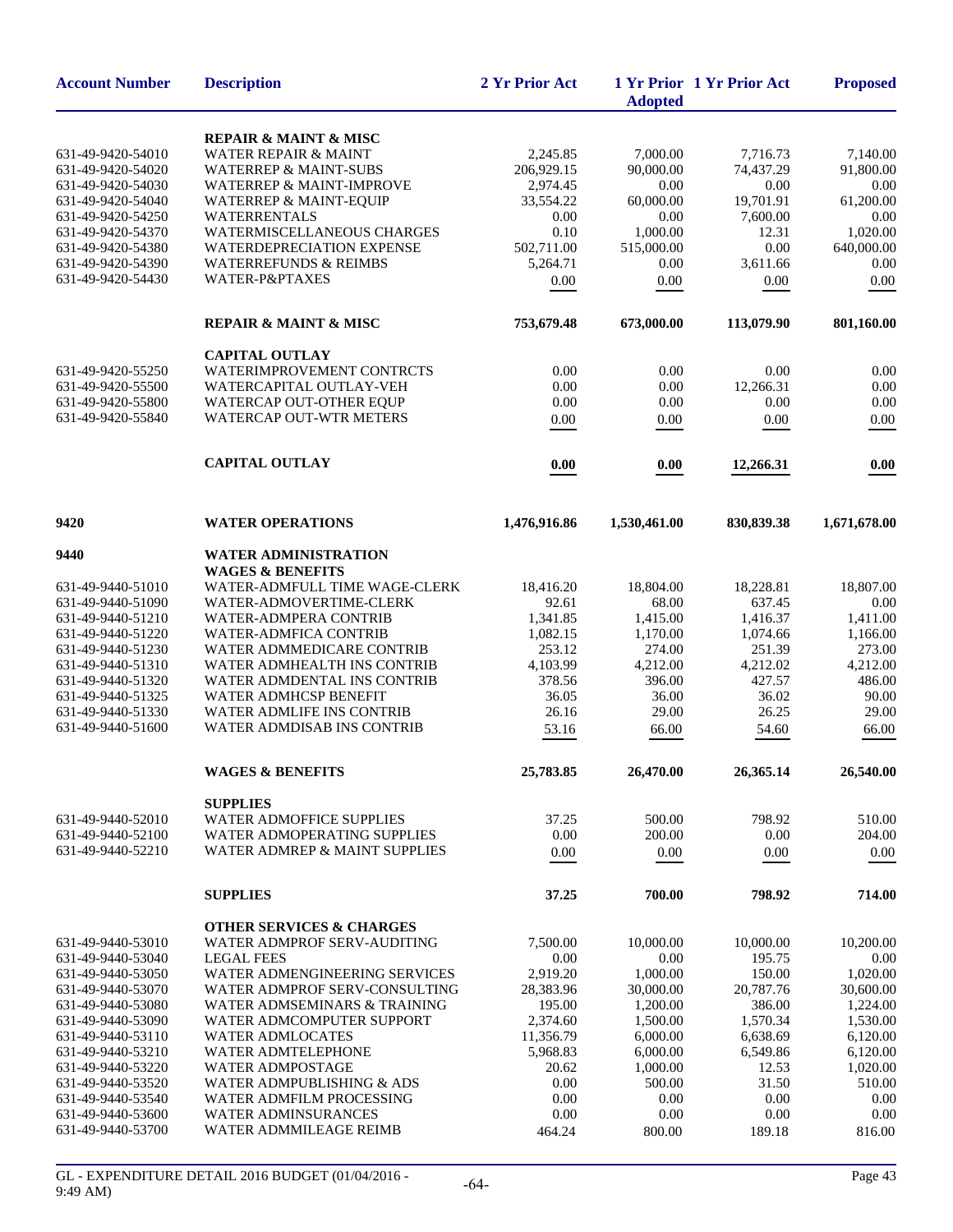| Account Number | Description | 2 Yr Prior Act | 1 Yr Prior Adopted | 1 Yr Prior Act | Proposed |
|---|---|---|---|---|---|
| | **REPAIR & MAINT & MISC** | | | | |
| 631-49-9420-54010 | WATER REPAIR & MAINT | 2,245.85 | 7,000.00 | 7,716.73 | 7,140.00 |
| 631-49-9420-54020 | WATERREP & MAINT-SUBS | 206,929.15 | 90,000.00 | 74,437.29 | 91,800.00 |
| 631-49-9420-54030 | WATERREP & MAINT-IMPROVE | 2,974.45 | 0.00 | 0.00 | 0.00 |
| 631-49-9420-54040 | WATERREP & MAINT-EQUIP | 33,554.22 | 60,000.00 | 19,701.91 | 61,200.00 |
| 631-49-9420-54250 | WATERRENTALS | 0.00 | 0.00 | 7,600.00 | 0.00 |
| 631-49-9420-54370 | WATERMISCELLANEOUS CHARGES | 0.10 | 1,000.00 | 12.31 | 1,020.00 |
| 631-49-9420-54380 | WATERDEPRECIATION EXPENSE | 502,711.00 | 515,000.00 | 0.00 | 640,000.00 |
| 631-49-9420-54390 | WATERREFUNDS & REIMBS | 5,264.71 | 0.00 | 3,611.66 | 0.00 |
| 631-49-9420-54430 | WATER-P&PTAXES | 0.00 | 0.00 | 0.00 | 0.00 |
| | **REPAIR & MAINT & MISC** | **753,679.48** | **673,000.00** | **113,079.90** | **801,160.00** |
| | **CAPITAL OUTLAY** | | | | |
| 631-49-9420-55250 | WATERIMPROVEMENT CONTRCTS | 0.00 | 0.00 | 0.00 | 0.00 |
| 631-49-9420-55500 | WATERCAPITAL OUTLAY-VEH | 0.00 | 0.00 | 12,266.31 | 0.00 |
| 631-49-9420-55800 | WATERCAP OUT-OTHER EQUP | 0.00 | 0.00 | 0.00 | 0.00 |
| 631-49-9420-55840 | WATERCAP OUT-WTR METERS | 0.00 | 0.00 | 0.00 | 0.00 |
| | **CAPITAL OUTLAY** | **0.00** | **0.00** | **12,266.31** | **0.00** |
| **9420** | **WATER OPERATIONS** | **1,476,916.86** | **1,530,461.00** | **830,839.38** | **1,671,678.00** |
| **9440** | **WATER ADMINISTRATION** | | | | |
| | **WAGES & BENEFITS** | | | | |
| 631-49-9440-51010 | WATER-ADMFULL TIME WAGE-CLERK | 18,416.20 | 18,804.00 | 18,228.81 | 18,807.00 |
| 631-49-9440-51090 | WATER-ADMOVERTIME-CLERK | 92.61 | 68.00 | 637.45 | 0.00 |
| 631-49-9440-51210 | WATER-ADMPERA CONTRIB | 1,341.85 | 1,415.00 | 1,416.37 | 1,411.00 |
| 631-49-9440-51220 | WATER-ADMFICA CONTRIB | 1,082.15 | 1,170.00 | 1,074.66 | 1,166.00 |
| 631-49-9440-51230 | WATER ADMMEDICARE CONTRIB | 253.12 | 274.00 | 251.39 | 273.00 |
| 631-49-9440-51310 | WATER ADMHEALTH INS CONTRIB | 4,103.99 | 4,212.00 | 4,212.02 | 4,212.00 |
| 631-49-9440-51320 | WATER ADMDENTAL INS CONTRIB | 378.56 | 396.00 | 427.57 | 486.00 |
| 631-49-9440-51325 | WATER ADMHCSP BENEFIT | 36.05 | 36.00 | 36.02 | 90.00 |
| 631-49-9440-51330 | WATER ADMLIFE INS CONTRIB | 26.16 | 29.00 | 26.25 | 29.00 |
| 631-49-9440-51600 | WATER ADMDISAB INS CONTRIB | 53.16 | 66.00 | 54.60 | 66.00 |
| | **WAGES & BENEFITS** | **25,783.85** | **26,470.00** | **26,365.14** | **26,540.00** |
| | **SUPPLIES** | | | | |
| 631-49-9440-52010 | WATER ADMOFFICE SUPPLIES | 37.25 | 500.00 | 798.92 | 510.00 |
| 631-49-9440-52100 | WATER ADMOPERATING SUPPLIES | 0.00 | 200.00 | 0.00 | 204.00 |
| 631-49-9440-52210 | WATER ADMREP & MAINT SUPPLIES | 0.00 | 0.00 | 0.00 | 0.00 |
| | **SUPPLIES** | **37.25** | **700.00** | **798.92** | **714.00** |
| | **OTHER SERVICES & CHARGES** | | | | |
| 631-49-9440-53010 | WATER ADMPROF SERV-AUDITING | 7,500.00 | 10,000.00 | 10,000.00 | 10,200.00 |
| 631-49-9440-53040 | LEGAL FEES | 0.00 | 0.00 | 195.75 | 0.00 |
| 631-49-9440-53050 | WATER ADMENGINEERING SERVICES | 2,919.20 | 1,000.00 | 150.00 | 1,020.00 |
| 631-49-9440-53070 | WATER ADMPROF SERV-CONSULTING | 28,383.96 | 30,000.00 | 20,787.76 | 30,600.00 |
| 631-49-9440-53080 | WATER ADMSEMINARS & TRAINING | 195.00 | 1,200.00 | 386.00 | 1,224.00 |
| 631-49-9440-53090 | WATER ADMCOMPUTER SUPPORT | 2,374.60 | 1,500.00 | 1,570.34 | 1,530.00 |
| 631-49-9440-53110 | WATER ADMLOCATES | 11,356.79 | 6,000.00 | 6,638.69 | 6,120.00 |
| 631-49-9440-53210 | WATER ADMTELEPHONE | 5,968.83 | 6,000.00 | 6,549.86 | 6,120.00 |
| 631-49-9440-53220 | WATER ADMPOSTAGE | 20.62 | 1,000.00 | 12.53 | 1,020.00 |
| 631-49-9440-53520 | WATER ADMPUBLISHING & ADS | 0.00 | 500.00 | 31.50 | 510.00 |
| 631-49-9440-53540 | WATER ADMFILM PROCESSING | 0.00 | 0.00 | 0.00 | 0.00 |
| 631-49-9440-53600 | WATER ADMINSURANCES | 0.00 | 0.00 | 0.00 | 0.00 |
| 631-49-9440-53700 | WATER ADMMILEAGE REIMB | 464.24 | 800.00 | 189.18 | 816.00 |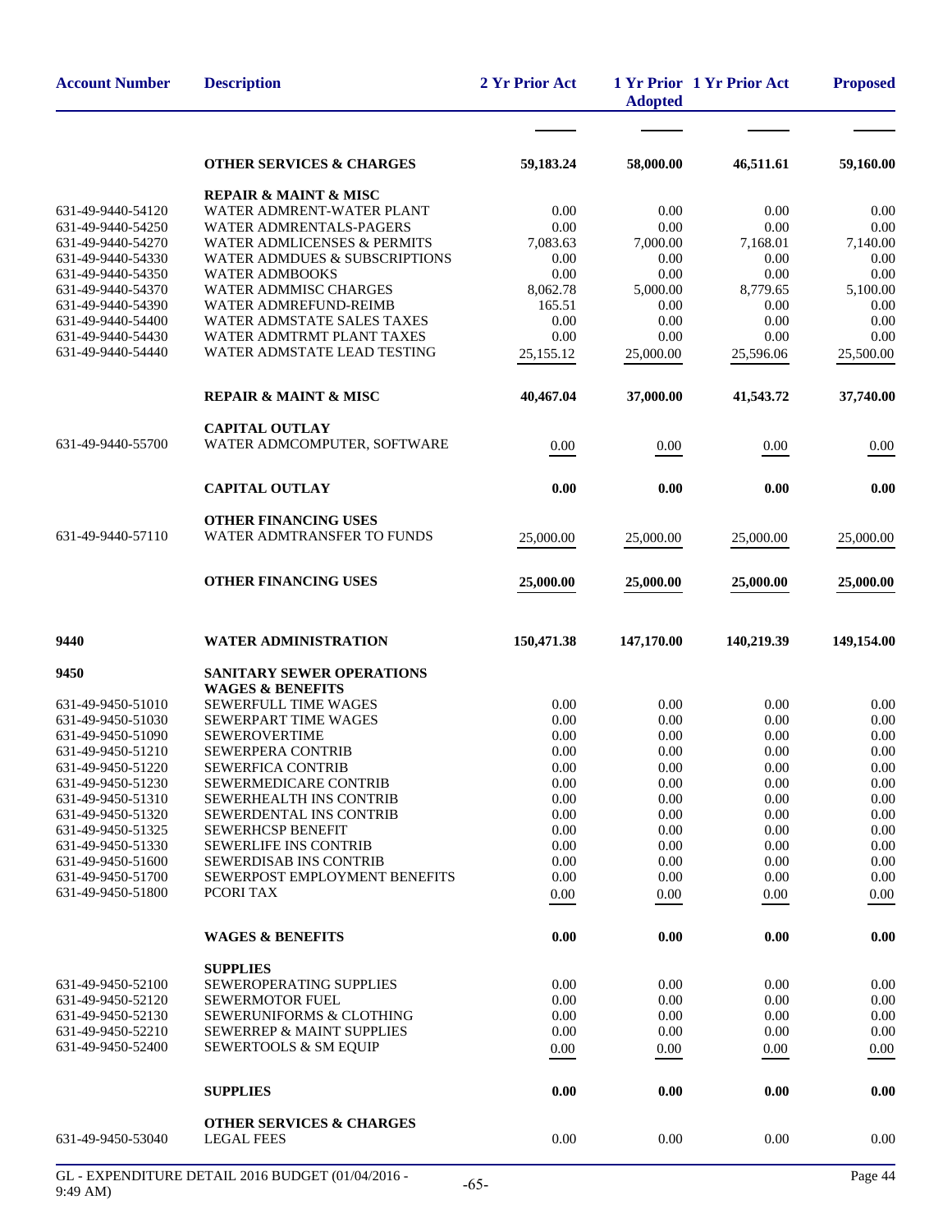| Account Number | Description | 2 Yr Prior Act | 1 Yr Prior Adopted | 1 Yr Prior Act | Proposed |
|---|---|---|---|---|---|
| | **OTHER SERVICES & CHARGES** | **59,183.24** | **58,000.00** | **46,511.61** | **59,160.00** |
| | **REPAIR & MAINT & MISC** | | | | |
| 631-49-9440-54120 | WATER ADMRENT-WATER PLANT | 0.00 | 0.00 | 0.00 | 0.00 |
| 631-49-9440-54250 | WATER ADMRENTALS-PAGERS | 0.00 | 0.00 | 0.00 | 0.00 |
| 631-49-9440-54270 | WATER ADMLICENSES & PERMITS | 7,083.63 | 7,000.00 | 7,168.01 | 7,140.00 |
| 631-49-9440-54330 | WATER ADMDUES & SUBSCRIPTIONS | 0.00 | 0.00 | 0.00 | 0.00 |
| 631-49-9440-54350 | WATER ADMBOOKS | 0.00 | 0.00 | 0.00 | 0.00 |
| 631-49-9440-54370 | WATER ADMMISC CHARGES | 8,062.78 | 5,000.00 | 8,779.65 | 5,100.00 |
| 631-49-9440-54390 | WATER ADMREFUND-REIMB | 165.51 | 0.00 | 0.00 | 0.00 |
| 631-49-9440-54400 | WATER ADMSTATE SALES TAXES | 0.00 | 0.00 | 0.00 | 0.00 |
| 631-49-9440-54430 | WATER ADMTRMT PLANT TAXES | 0.00 | 0.00 | 0.00 | 0.00 |
| 631-49-9440-54440 | WATER ADMSTATE LEAD TESTING | 25,155.12 | 25,000.00 | 25,596.06 | 25,500.00 |
| | **REPAIR & MAINT & MISC** | **40,467.04** | **37,000.00** | **41,543.72** | **37,740.00** |
| | **CAPITAL OUTLAY** | | | | |
| 631-49-9440-55700 | WATER ADMCOMPUTER, SOFTWARE | 0.00 | 0.00 | 0.00 | 0.00 |
| | **CAPITAL OUTLAY** | **0.00** | **0.00** | **0.00** | **0.00** |
| | **OTHER FINANCING USES** | | | | |
| 631-49-9440-57110 | WATER ADMTRANSFER TO FUNDS | 25,000.00 | 25,000.00 | 25,000.00 | 25,000.00 |
| | **OTHER FINANCING USES** | **25,000.00** | **25,000.00** | **25,000.00** | **25,000.00** |
| **9440** | **WATER ADMINISTRATION** | **150,471.38** | **147,170.00** | **140,219.39** | **149,154.00** |
| **9450** | **SANITARY SEWER OPERATIONS** | | | | |
| | **WAGES & BENEFITS** | | | | |
| 631-49-9450-51010 | SEWERFULL TIME WAGES | 0.00 | 0.00 | 0.00 | 0.00 |
| 631-49-9450-51030 | SEWERPART TIME WAGES | 0.00 | 0.00 | 0.00 | 0.00 |
| 631-49-9450-51090 | SEWEROVERTIME | 0.00 | 0.00 | 0.00 | 0.00 |
| 631-49-9450-51210 | SEWERPERA CONTRIB | 0.00 | 0.00 | 0.00 | 0.00 |
| 631-49-9450-51220 | SEWERFICA CONTRIB | 0.00 | 0.00 | 0.00 | 0.00 |
| 631-49-9450-51230 | SEWERMEDICARE CONTRIB | 0.00 | 0.00 | 0.00 | 0.00 |
| 631-49-9450-51310 | SEWERHEALTH INS CONTRIB | 0.00 | 0.00 | 0.00 | 0.00 |
| 631-49-9450-51320 | SEWERDENTAL INS CONTRIB | 0.00 | 0.00 | 0.00 | 0.00 |
| 631-49-9450-51325 | SEWERHCSP BENEFIT | 0.00 | 0.00 | 0.00 | 0.00 |
| 631-49-9450-51330 | SEWERLIFE INS CONTRIB | 0.00 | 0.00 | 0.00 | 0.00 |
| 631-49-9450-51600 | SEWERDISAB INS CONTRIB | 0.00 | 0.00 | 0.00 | 0.00 |
| 631-49-9450-51700 | SEWERPOST EMPLOYMENT BENEFITS | 0.00 | 0.00 | 0.00 | 0.00 |
| 631-49-9450-51800 | PCORI TAX | 0.00 | 0.00 | 0.00 | 0.00 |
| | **WAGES & BENEFITS** | **0.00** | **0.00** | **0.00** | **0.00** |
| | **SUPPLIES** | | | | |
| 631-49-9450-52100 | SEWEROPERATING SUPPLIES | 0.00 | 0.00 | 0.00 | 0.00 |
| 631-49-9450-52120 | SEWERMOTOR FUEL | 0.00 | 0.00 | 0.00 | 0.00 |
| 631-49-9450-52130 | SEWERUNIFORMS & CLOTHING | 0.00 | 0.00 | 0.00 | 0.00 |
| 631-49-9450-52210 | SEWERREP & MAINT SUPPLIES | 0.00 | 0.00 | 0.00 | 0.00 |
| 631-49-9450-52400 | SEWERTOOLS & SM EQUIP | 0.00 | 0.00 | 0.00 | 0.00 |
| | **SUPPLIES** | **0.00** | **0.00** | **0.00** | **0.00** |
| | **OTHER SERVICES & CHARGES** | | | | |
| 631-49-9450-53040 | LEGAL FEES | 0.00 | 0.00 | 0.00 | 0.00 |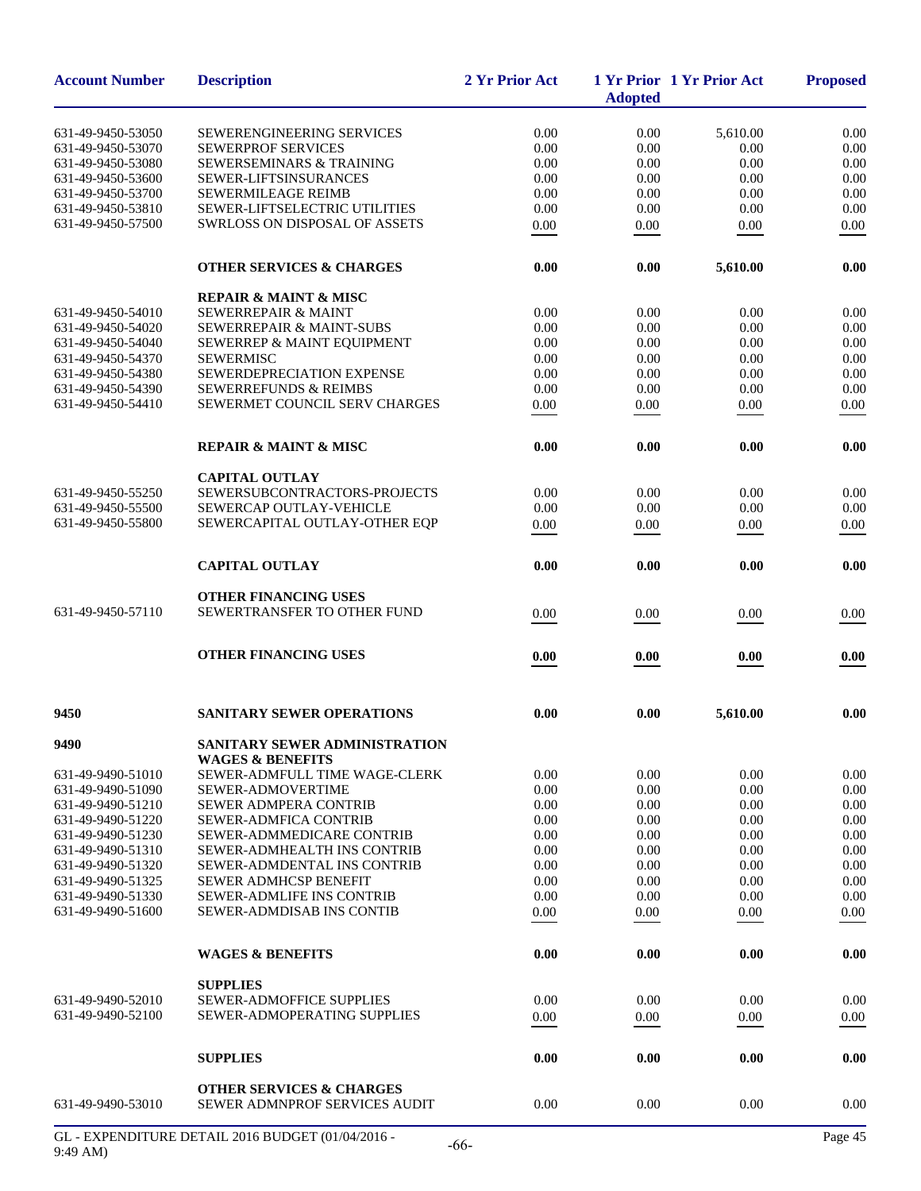| Account Number | Description | 2 Yr Prior Act | 1 Yr Prior Adopted | 1 Yr Prior Act | Proposed |
|---|---|---|---|---|---|
| 631-49-9450-53050 | SEWERENGINEERING SERVICES | 0.00 | 0.00 | 5,610.00 | 0.00 |
| 631-49-9450-53070 | SEWERPROF SERVICES | 0.00 | 0.00 | 0.00 | 0.00 |
| 631-49-9450-53080 | SEWERSEMINARS & TRAINING | 0.00 | 0.00 | 0.00 | 0.00 |
| 631-49-9450-53600 | SEWER-LIFTSINSURANCES | 0.00 | 0.00 | 0.00 | 0.00 |
| 631-49-9450-53700 | SEWERMILEAGE REIMB | 0.00 | 0.00 | 0.00 | 0.00 |
| 631-49-9450-53810 | SEWER-LIFTSELECTRIC UTILITIES | 0.00 | 0.00 | 0.00 | 0.00 |
| 631-49-9450-57500 | SWRLOSS ON DISPOSAL OF ASSETS | 0.00 | 0.00 | 0.00 | 0.00 |
| | **OTHER SERVICES & CHARGES** | **0.00** | **0.00** | **5,610.00** | **0.00** |
| | **REPAIR & MAINT & MISC** | | | | |
| 631-49-9450-54010 | SEWERREPAIR & MAINT | 0.00 | 0.00 | 0.00 | 0.00 |
| 631-49-9450-54020 | SEWERREPAIR & MAINT-SUBS | 0.00 | 0.00 | 0.00 | 0.00 |
| 631-49-9450-54040 | SEWERREP & MAINT EQUIPMENT | 0.00 | 0.00 | 0.00 | 0.00 |
| 631-49-9450-54370 | SEWERMISC | 0.00 | 0.00 | 0.00 | 0.00 |
| 631-49-9450-54380 | SEWERDEPRECIATION EXPENSE | 0.00 | 0.00 | 0.00 | 0.00 |
| 631-49-9450-54390 | SEWERREFUNDS & REIMBS | 0.00 | 0.00 | 0.00 | 0.00 |
| 631-49-9450-54410 | SEWERMET COUNCIL SERV CHARGES | 0.00 | 0.00 | 0.00 | 0.00 |
| | **REPAIR & MAINT & MISC** | **0.00** | **0.00** | **0.00** | **0.00** |
| | **CAPITAL OUTLAY** | | | | |
| 631-49-9450-55250 | SEWERSUBCONTRACTORS-PROJECTS | 0.00 | 0.00 | 0.00 | 0.00 |
| 631-49-9450-55500 | SEWERCAP OUTLAY-VEHICLE | 0.00 | 0.00 | 0.00 | 0.00 |
| 631-49-9450-55800 | SEWERCAPITAL OUTLAY-OTHER EQP | 0.00 | 0.00 | 0.00 | 0.00 |
| | **CAPITAL OUTLAY** | **0.00** | **0.00** | **0.00** | **0.00** |
| | **OTHER FINANCING USES** | | | | |
| 631-49-9450-57110 | SEWERTRANSFER TO OTHER FUND | 0.00 | 0.00 | 0.00 | 0.00 |
| | **OTHER FINANCING USES** | **0.00** | **0.00** | **0.00** | **0.00** |
| **9450** | **SANITARY SEWER OPERATIONS** | **0.00** | **0.00** | **5,610.00** | **0.00** |
| **9490** | **SANITARY SEWER ADMINISTRATION** | | | | |
| | **WAGES & BENEFITS** | | | | |
| 631-49-9490-51010 | SEWER-ADMFULL TIME WAGE-CLERK | 0.00 | 0.00 | 0.00 | 0.00 |
| 631-49-9490-51090 | SEWER-ADMOVERTIME | 0.00 | 0.00 | 0.00 | 0.00 |
| 631-49-9490-51210 | SEWER ADMPERA CONTRIB | 0.00 | 0.00 | 0.00 | 0.00 |
| 631-49-9490-51220 | SEWER-ADMFICA CONTRIB | 0.00 | 0.00 | 0.00 | 0.00 |
| 631-49-9490-51230 | SEWER-ADMMEDICARE CONTRIB | 0.00 | 0.00 | 0.00 | 0.00 |
| 631-49-9490-51310 | SEWER-ADMHEALTH INS CONTRIB | 0.00 | 0.00 | 0.00 | 0.00 |
| 631-49-9490-51320 | SEWER-ADMDENTAL INS CONTRIB | 0.00 | 0.00 | 0.00 | 0.00 |
| 631-49-9490-51325 | SEWER ADMHCSP BENEFIT | 0.00 | 0.00 | 0.00 | 0.00 |
| 631-49-9490-51330 | SEWER-ADMLIFE INS CONTRIB | 0.00 | 0.00 | 0.00 | 0.00 |
| 631-49-9490-51600 | SEWER-ADMDISAB INS CONTIB | 0.00 | 0.00 | 0.00 | 0.00 |
| | **WAGES & BENEFITS** | **0.00** | **0.00** | **0.00** | **0.00** |
| | **SUPPLIES** | | | | |
| 631-49-9490-52010 | SEWER-ADMOFFICE SUPPLIES | 0.00 | 0.00 | 0.00 | 0.00 |
| 631-49-9490-52100 | SEWER-ADMOPERATING SUPPLIES | 0.00 | 0.00 | 0.00 | 0.00 |
| | **SUPPLIES** | **0.00** | **0.00** | **0.00** | **0.00** |
| | **OTHER SERVICES & CHARGES** | | | | |
| 631-49-9490-53010 | SEWER ADMNPROF SERVICES AUDIT | 0.00 | 0.00 | 0.00 | 0.00 |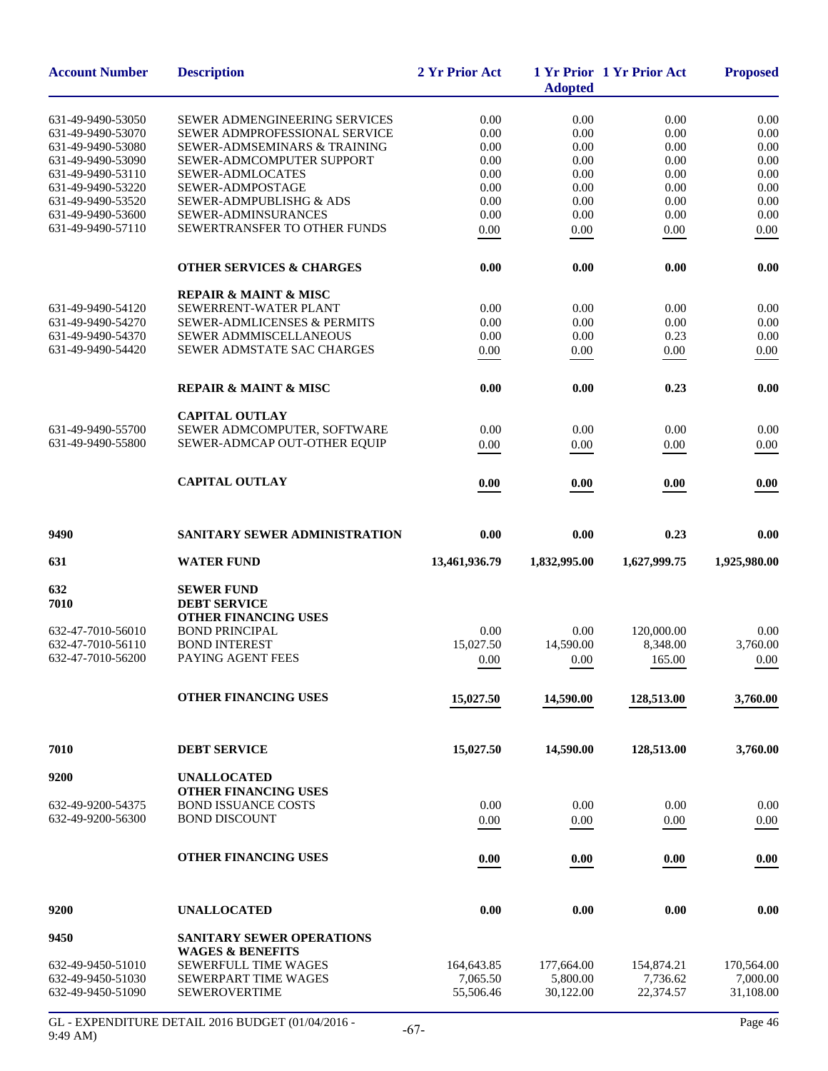| Account Number | Description | 2 Yr Prior Act | 1 Yr Prior Adopted | 1 Yr Prior Act | Proposed |
|---|---|---|---|---|---|
| 631-49-9490-53050 | SEWER ADMENGINEERING SERVICES | 0.00 | 0.00 | 0.00 | 0.00 |
| 631-49-9490-53070 | SEWER ADMPROFESSIONAL SERVICE | 0.00 | 0.00 | 0.00 | 0.00 |
| 631-49-9490-53080 | SEWER-ADMSEMINARS & TRAINING | 0.00 | 0.00 | 0.00 | 0.00 |
| 631-49-9490-53090 | SEWER-ADMCOMPUTER SUPPORT | 0.00 | 0.00 | 0.00 | 0.00 |
| 631-49-9490-53110 | SEWER-ADMLOCATES | 0.00 | 0.00 | 0.00 | 0.00 |
| 631-49-9490-53220 | SEWER-ADMPOSTAGE | 0.00 | 0.00 | 0.00 | 0.00 |
| 631-49-9490-53520 | SEWER-ADMPUBLISHG & ADS | 0.00 | 0.00 | 0.00 | 0.00 |
| 631-49-9490-53600 | SEWER-ADMINSURANCES | 0.00 | 0.00 | 0.00 | 0.00 |
| 631-49-9490-57110 | SEWERTRANSFER TO OTHER FUNDS | 0.00 | 0.00 | 0.00 | 0.00 |
| | **OTHER SERVICES & CHARGES** | **0.00** | **0.00** | **0.00** | **0.00** |
| | **REPAIR & MAINT & MISC** | | | | |
| 631-49-9490-54120 | SEWERRENT-WATER PLANT | 0.00 | 0.00 | 0.00 | 0.00 |
| 631-49-9490-54270 | SEWER-ADMLICENSES & PERMITS | 0.00 | 0.00 | 0.00 | 0.00 |
| 631-49-9490-54370 | SEWER ADMMISCELLANEOUS | 0.00 | 0.00 | 0.23 | 0.00 |
| 631-49-9490-54420 | SEWER ADMSTATE SAC CHARGES | 0.00 | 0.00 | 0.00 | 0.00 |
| | **REPAIR & MAINT & MISC** | **0.00** | **0.00** | **0.23** | **0.00** |
| | **CAPITAL OUTLAY** | | | | |
| 631-49-9490-55700 | SEWER ADMCOMPUTER, SOFTWARE | 0.00 | 0.00 | 0.00 | 0.00 |
| 631-49-9490-55800 | SEWER-ADMCAP OUT-OTHER EQUIP | 0.00 | 0.00 | 0.00 | 0.00 |
| | **CAPITAL OUTLAY** | **0.00** | **0.00** | **0.00** | **0.00** |
| **9490** | **SANITARY SEWER ADMINISTRATION** | **0.00** | **0.00** | **0.23** | **0.00** |
| **631** | **WATER FUND** | **13,461,936.79** | **1,832,995.00** | **1,627,999.75** | **1,925,980.00** |
| **632** | **SEWER FUND** | | | | |
| **7010** | **DEBT SERVICE** | | | | |
| | **OTHER FINANCING USES** | | | | |
| 632-47-7010-56010 | BOND PRINCIPAL | 0.00 | 0.00 | 120,000.00 | 0.00 |
| 632-47-7010-56110 | BOND INTEREST | 15,027.50 | 14,590.00 | 8,348.00 | 3,760.00 |
| 632-47-7010-56200 | PAYING AGENT FEES | 0.00 | 0.00 | 165.00 | 0.00 |
| | **OTHER FINANCING USES** | **15,027.50** | **14,590.00** | **128,513.00** | **3,760.00** |
| **7010** | **DEBT SERVICE** | **15,027.50** | **14,590.00** | **128,513.00** | **3,760.00** |
| **9200** | **UNALLOCATED** | | | | |
| | **OTHER FINANCING USES** | | | | |
| 632-49-9200-54375 | BOND ISSUANCE COSTS | 0.00 | 0.00 | 0.00 | 0.00 |
| 632-49-9200-56300 | BOND DISCOUNT | 0.00 | 0.00 | 0.00 | 0.00 |
| | **OTHER FINANCING USES** | **0.00** | **0.00** | **0.00** | **0.00** |
| **9200** | **UNALLOCATED** | **0.00** | **0.00** | **0.00** | **0.00** |
| **9450** | **SANITARY SEWER OPERATIONS** | | | | |
| | **WAGES & BENEFITS** | | | | |
| 632-49-9450-51010 | SEWERFULL TIME WAGES | 164,643.85 | 177,664.00 | 154,874.21 | 170,564.00 |
| 632-49-9450-51030 | SEWERPART TIME WAGES | 7,065.50 | 5,800.00 | 7,736.62 | 7,000.00 |
| 632-49-9450-51090 | SEWEROVERTIME | 55,506.46 | 30,122.00 | 22,374.57 | 31,108.00 |

GL - EXPENDITURE DETAIL 2016 BUDGET (01/04/2016 - 9:49 AM)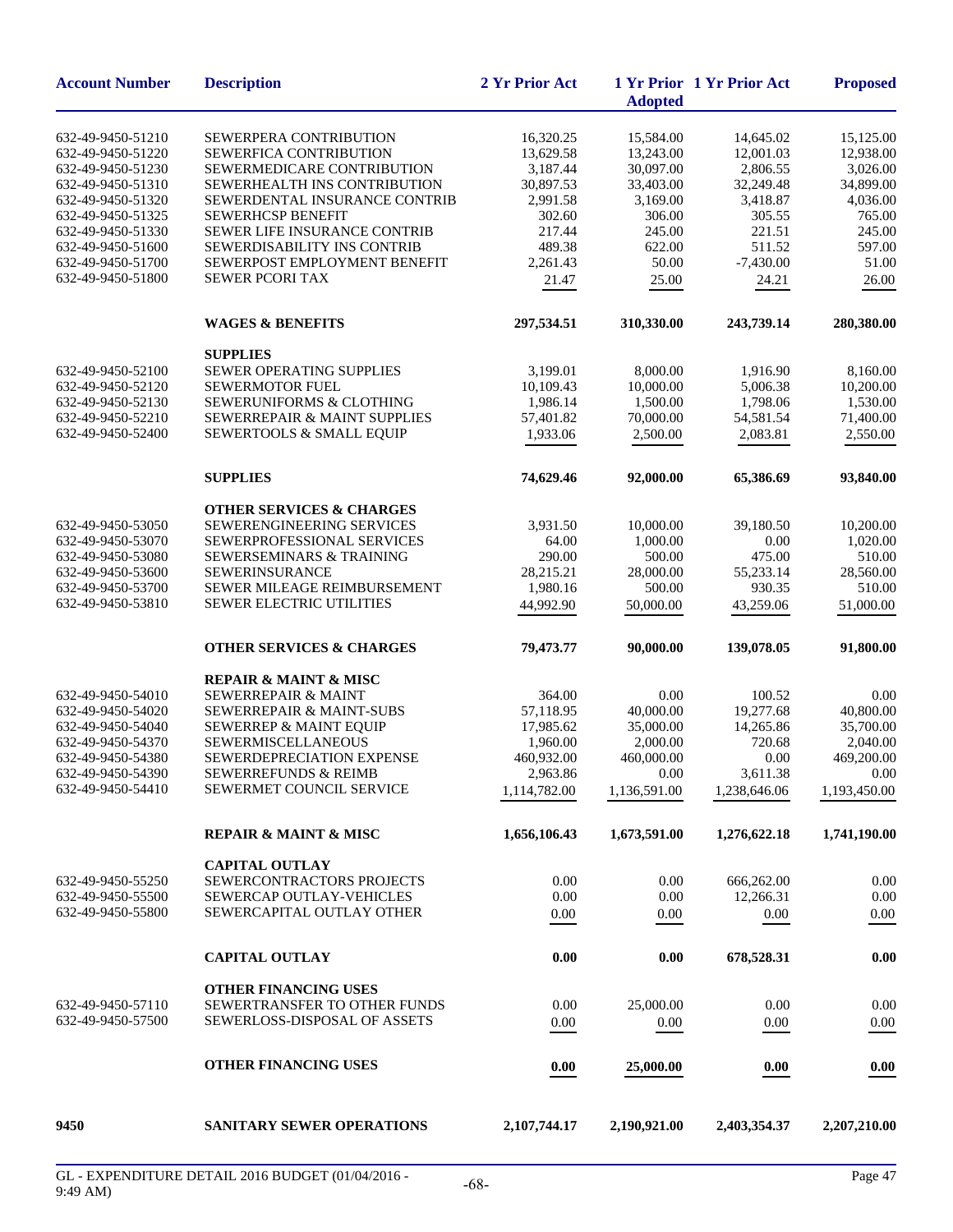| Account Number | Description | 2 Yr Prior Act | 1 Yr Prior Adopted | 1 Yr Prior Act | Proposed |
|---|---|---|---|---|---|
| 632-49-9450-51210 | SEWERPERA CONTRIBUTION | 16,320.25 | 15,584.00 | 14,645.02 | 15,125.00 |
| 632-49-9450-51220 | SEWERFICA CONTRIBUTION | 13,629.58 | 13,243.00 | 12,001.03 | 12,938.00 |
| 632-49-9450-51230 | SEWERMEDICARE CONTRIBUTION | 3,187.44 | 30,097.00 | 2,806.55 | 3,026.00 |
| 632-49-9450-51310 | SEWERHEALTH INS CONTRIBUTION | 30,897.53 | 33,403.00 | 32,249.48 | 34,899.00 |
| 632-49-9450-51320 | SEWERDENTAL INSURANCE CONTRIB | 2,991.58 | 3,169.00 | 3,418.87 | 4,036.00 |
| 632-49-9450-51325 | SEWERHCSP BENEFIT | 302.60 | 306.00 | 305.55 | 765.00 |
| 632-49-9450-51330 | SEWER LIFE INSURANCE CONTRIB | 217.44 | 245.00 | 221.51 | 245.00 |
| 632-49-9450-51600 | SEWERDISABILITY INS CONTRIB | 489.38 | 622.00 | 511.52 | 597.00 |
| 632-49-9450-51700 | SEWERPOST EMPLOYMENT BENEFIT | 2,261.43 | 50.00 | -7,430.00 | 51.00 |
| 632-49-9450-51800 | SEWER PCORI TAX | 21.47 | 25.00 | 24.21 | 26.00 |
| | **WAGES & BENEFITS** | **297,534.51** | **310,330.00** | **243,739.14** | **280,380.00** |
| | **SUPPLIES** | | | | |
| 632-49-9450-52100 | SEWER OPERATING SUPPLIES | 3,199.01 | 8,000.00 | 1,916.90 | 8,160.00 |
| 632-49-9450-52120 | SEWERMOTOR FUEL | 10,109.43 | 10,000.00 | 5,006.38 | 10,200.00 |
| 632-49-9450-52130 | SEWERUNIFORMS & CLOTHING | 1,986.14 | 1,500.00 | 1,798.06 | 1,530.00 |
| 632-49-9450-52210 | SEWERREPAIR & MAINT SUPPLIES | 57,401.82 | 70,000.00 | 54,581.54 | 71,400.00 |
| 632-49-9450-52400 | SEWERTOOLS & SMALL EQUIP | 1,933.06 | 2,500.00 | 2,083.81 | 2,550.00 |
| | **SUPPLIES** | **74,629.46** | **92,000.00** | **65,386.69** | **93,840.00** |
| | **OTHER SERVICES & CHARGES** | | | | |
| 632-49-9450-53050 | SEWERENGINEERING SERVICES | 3,931.50 | 10,000.00 | 39,180.50 | 10,200.00 |
| 632-49-9450-53070 | SEWERPROFESSIONAL SERVICES | 64.00 | 1,000.00 | 0.00 | 1,020.00 |
| 632-49-9450-53080 | SEWERSEMINARS & TRAINING | 290.00 | 500.00 | 475.00 | 510.00 |
| 632-49-9450-53600 | SEWERINSURANCE | 28,215.21 | 28,000.00 | 55,233.14 | 28,560.00 |
| 632-49-9450-53700 | SEWER MILEAGE REIMBURSEMENT | 1,980.16 | 500.00 | 930.35 | 510.00 |
| 632-49-9450-53810 | SEWER ELECTRIC UTILITIES | 44,992.90 | 50,000.00 | 43,259.06 | 51,000.00 |
| | **OTHER SERVICES & CHARGES** | **79,473.77** | **90,000.00** | **139,078.05** | **91,800.00** |
| | **REPAIR & MAINT & MISC** | | | | |
| 632-49-9450-54010 | SEWERREPAIR & MAINT | 364.00 | 0.00 | 100.52 | 0.00 |
| 632-49-9450-54020 | SEWERREPAIR & MAINT-SUBS | 57,118.95 | 40,000.00 | 19,277.68 | 40,800.00 |
| 632-49-9450-54040 | SEWERREP & MAINT EQUIP | 17,985.62 | 35,000.00 | 14,265.86 | 35,700.00 |
| 632-49-9450-54370 | SEWERMISCELLANEOUS | 1,960.00 | 2,000.00 | 720.68 | 2,040.00 |
| 632-49-9450-54380 | SEWERDEPRECIATION EXPENSE | 460,932.00 | 460,000.00 | 0.00 | 469,200.00 |
| 632-49-9450-54390 | SEWERREFUNDS & REIMB | 2,963.86 | 0.00 | 3,611.38 | 0.00 |
| 632-49-9450-54410 | SEWERMET COUNCIL SERVICE | 1,114,782.00 | 1,136,591.00 | 1,238,646.06 | 1,193,450.00 |
| | **REPAIR & MAINT & MISC** | **1,656,106.43** | **1,673,591.00** | **1,276,622.18** | **1,741,190.00** |
| | **CAPITAL OUTLAY** | | | | |
| 632-49-9450-55250 | SEWERCONTRACTORS PROJECTS | 0.00 | 0.00 | 666,262.00 | 0.00 |
| 632-49-9450-55500 | SEWERCAP OUTLAY-VEHICLES | 0.00 | 0.00 | 12,266.31 | 0.00 |
| 632-49-9450-55800 | SEWERCAPITAL OUTLAY OTHER | 0.00 | 0.00 | 0.00 | 0.00 |
| | **CAPITAL OUTLAY** | **0.00** | **0.00** | **678,528.31** | **0.00** |
| | **OTHER FINANCING USES** | | | | |
| 632-49-9450-57110 | SEWERTRANSFER TO OTHER FUNDS | 0.00 | 25,000.00 | 0.00 | 0.00 |
| 632-49-9450-57500 | SEWERLOSS-DISPOSAL OF ASSETS | 0.00 | 0.00 | 0.00 | 0.00 |
| | **OTHER FINANCING USES** | **0.00** | **25,000.00** | **0.00** | **0.00** |
| **9450** | **SANITARY SEWER OPERATIONS** | **2,107,744.17** | **2,190,921.00** | **2,403,354.37** | **2,207,210.00** |

GL - EXPENDITURE DETAIL 2016 BUDGET (01/04/2016 - 9:49 AM)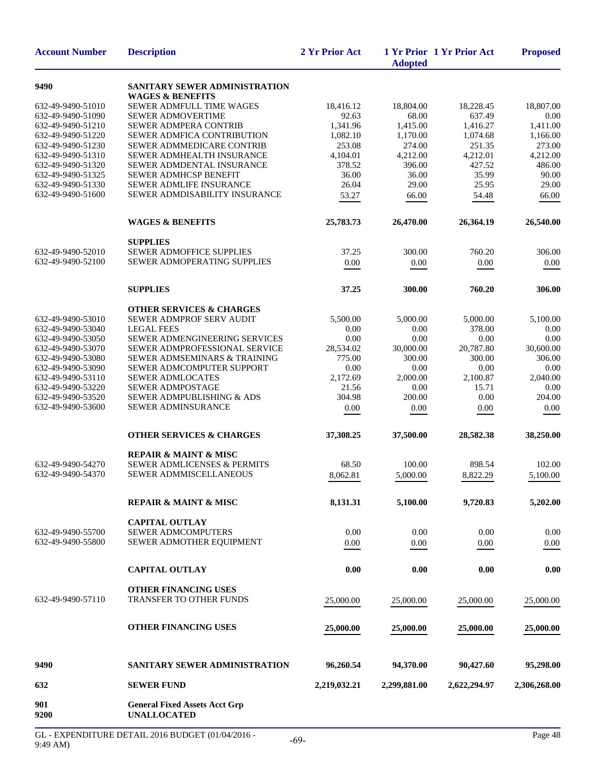| Account Number | Description | 2 Yr Prior Act | 1 Yr Prior Adopted | 1 Yr Prior Act | Proposed |
|---|---|---|---|---|---|
| **9490** | **SANITARY SEWER ADMINISTRATION** | | | | |
| | **WAGES & BENEFITS** | | | | |
| 632-49-9490-51010 | SEWER ADMFULL TIME WAGES | 18,416.12 | 18,804.00 | 18,228.45 | 18,807.00 |
| 632-49-9490-51090 | SEWER ADMOVERTIME | 92.63 | 68.00 | 637.49 | 0.00 |
| 632-49-9490-51210 | SEWER ADMPERA CONTRIB | 1,341.96 | 1,415.00 | 1,416.27 | 1,411.00 |
| 632-49-9490-51220 | SEWER ADMFICA CONTRIBUTION | 1,082.10 | 1,170.00 | 1,074.68 | 1,166.00 |
| 632-49-9490-51230 | SEWER ADMMEDICARE CONTRIB | 253.08 | 274.00 | 251.35 | 273.00 |
| 632-49-9490-51310 | SEWER ADMHEALTH INSURANCE | 4,104.01 | 4,212.00 | 4,212.01 | 4,212.00 |
| 632-49-9490-51320 | SEWER ADMDENTAL INSURANCE | 378.52 | 396.00 | 427.52 | 486.00 |
| 632-49-9490-51325 | SEWER ADMHCSP BENEFIT | 36.00 | 36.00 | 35.99 | 90.00 |
| 632-49-9490-51330 | SEWER ADMLIFE INSURANCE | 26.04 | 29.00 | 25.95 | 29.00 |
| 632-49-9490-51600 | SEWER ADMDISABILITY INSURANCE | 53.27 | 66.00 | 54.48 | 66.00 |
| | **WAGES & BENEFITS** | **25,783.73** | **26,470.00** | **26,364.19** | **26,540.00** |
| | **SUPPLIES** | | | | |
| 632-49-9490-52010 | SEWER ADMOFFICE SUPPLIES | 37.25 | 300.00 | 760.20 | 306.00 |
| 632-49-9490-52100 | SEWER ADMOPERATING SUPPLIES | 0.00 | 0.00 | 0.00 | 0.00 |
| | **SUPPLIES** | **37.25** | **300.00** | **760.20** | **306.00** |
| | **OTHER SERVICES & CHARGES** | | | | |
| 632-49-9490-53010 | SEWER ADMPROF SERV AUDIT | 5,500.00 | 5,000.00 | 5,000.00 | 5,100.00 |
| 632-49-9490-53040 | LEGAL FEES | 0.00 | 0.00 | 378.00 | 0.00 |
| 632-49-9490-53050 | SEWER ADMENGINEERING SERVICES | 0.00 | 0.00 | 0.00 | 0.00 |
| 632-49-9490-53070 | SEWER ADMPROFESSIONAL SERVICE | 28,534.02 | 30,000.00 | 20,787.80 | 30,600.00 |
| 632-49-9490-53080 | SEWER ADMSEMINARS & TRAINING | 775.00 | 300.00 | 300.00 | 306.00 |
| 632-49-9490-53090 | SEWER ADMCOMPUTER SUPPORT | 0.00 | 0.00 | 0.00 | 0.00 |
| 632-49-9490-53110 | SEWER ADMLOCATES | 2,172.69 | 2,000.00 | 2,100.87 | 2,040.00 |
| 632-49-9490-53220 | SEWER ADMPOSTAGE | 21.56 | 0.00 | 15.71 | 0.00 |
| 632-49-9490-53520 | SEWER ADMPUBLISHING & ADS | 304.98 | 200.00 | 0.00 | 204.00 |
| 632-49-9490-53600 | SEWER ADMINSURANCE | 0.00 | 0.00 | 0.00 | 0.00 |
| | **OTHER SERVICES & CHARGES** | **37,308.25** | **37,500.00** | **28,582.38** | **38,250.00** |
| | **REPAIR & MAINT & MISC** | | | | |
| 632-49-9490-54270 | SEWER ADMLICENSES & PERMITS | 68.50 | 100.00 | 898.54 | 102.00 |
| 632-49-9490-54370 | SEWER ADMMISCELLANEOUS | 8,062.81 | 5,000.00 | 8,822.29 | 5,100.00 |
| | **REPAIR & MAINT & MISC** | **8,131.31** | **5,100.00** | **9,720.83** | **5,202.00** |
| | **CAPITAL OUTLAY** | | | | |
| 632-49-9490-55700 | SEWER ADMCOMPUTERS | 0.00 | 0.00 | 0.00 | 0.00 |
| 632-49-9490-55800 | SEWER ADMOTHER EQUIPMENT | 0.00 | 0.00 | 0.00 | 0.00 |
| | **CAPITAL OUTLAY** | **0.00** | **0.00** | **0.00** | **0.00** |
| | **OTHER FINANCING USES** | | | | |
| 632-49-9490-57110 | TRANSFER TO OTHER FUNDS | 25,000.00 | 25,000.00 | 25,000.00 | 25,000.00 |
| | **OTHER FINANCING USES** | **25,000.00** | **25,000.00** | **25,000.00** | **25,000.00** |
| **9490** | **SANITARY SEWER ADMINISTRATION** | **96,260.54** | **94,370.00** | **90,427.60** | **95,298.00** |
| **632** | **SEWER FUND** | **2,219,032.21** | **2,299,881.00** | **2,622,294.97** | **2,306,268.00** |
| **901** | **General Fixed Assets Acct Grp** | | | | |
| **9200** | **UNALLOCATED** | | | | |

GL - EXPENDITURE DETAIL 2016 BUDGET (01/04/2016 - 9:49 AM)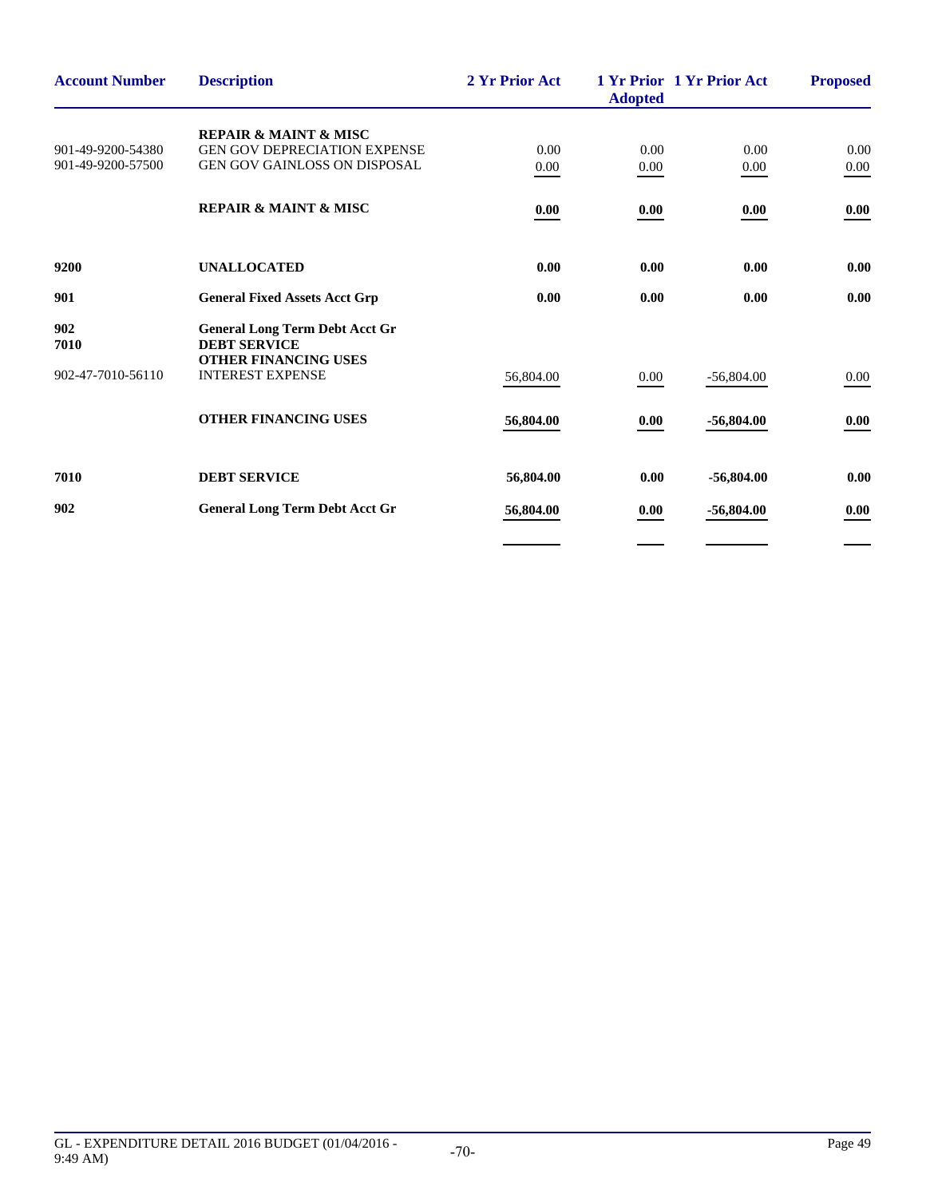| Account Number | Description | 2 Yr Prior Act | 1 Yr Prior Adopted | 1 Yr Prior Act | Proposed |
|---|---|---|---|---|---|
| | **REPAIR & MAINT & MISC** | | | | |
| 901-49-9200-54380 | GEN GOV DEPRECIATION EXPENSE | 0.00 | 0.00 | 0.00 | 0.00 |
| 901-49-9200-57500 | GEN GOV GAINLOSS ON DISPOSAL | 0.00 | 0.00 | 0.00 | 0.00 |
| | **REPAIR & MAINT & MISC** | **0.00** | **0.00** | **0.00** | **0.00** |
| **9200** | **UNALLOCATED** | **0.00** | **0.00** | **0.00** | **0.00** |
| **901** | **General Fixed Assets Acct Grp** | **0.00** | **0.00** | **0.00** | **0.00** |
| **902** | **General Long Term Debt Acct Gr** | | | | |
| **7010** | **DEBT SERVICE** | | | | |
| | **OTHER FINANCING USES** | | | | |
| 902-47-7010-56110 | INTEREST EXPENSE | 56,804.00 | 0.00 | -56,804.00 | 0.00 |
| | **OTHER FINANCING USES** | **56,804.00** | **0.00** | **-56,804.00** | **0.00** |
| **7010** | **DEBT SERVICE** | **56,804.00** | **0.00** | **-56,804.00** | **0.00** |
| **902** | **General Long Term Debt Acct Gr** | **56,804.00** | **0.00** | **-56,804.00** | **0.00** |

GL - EXPENDITURE DETAIL 2016 BUDGET (01/04/2016 - 9:49 AM)